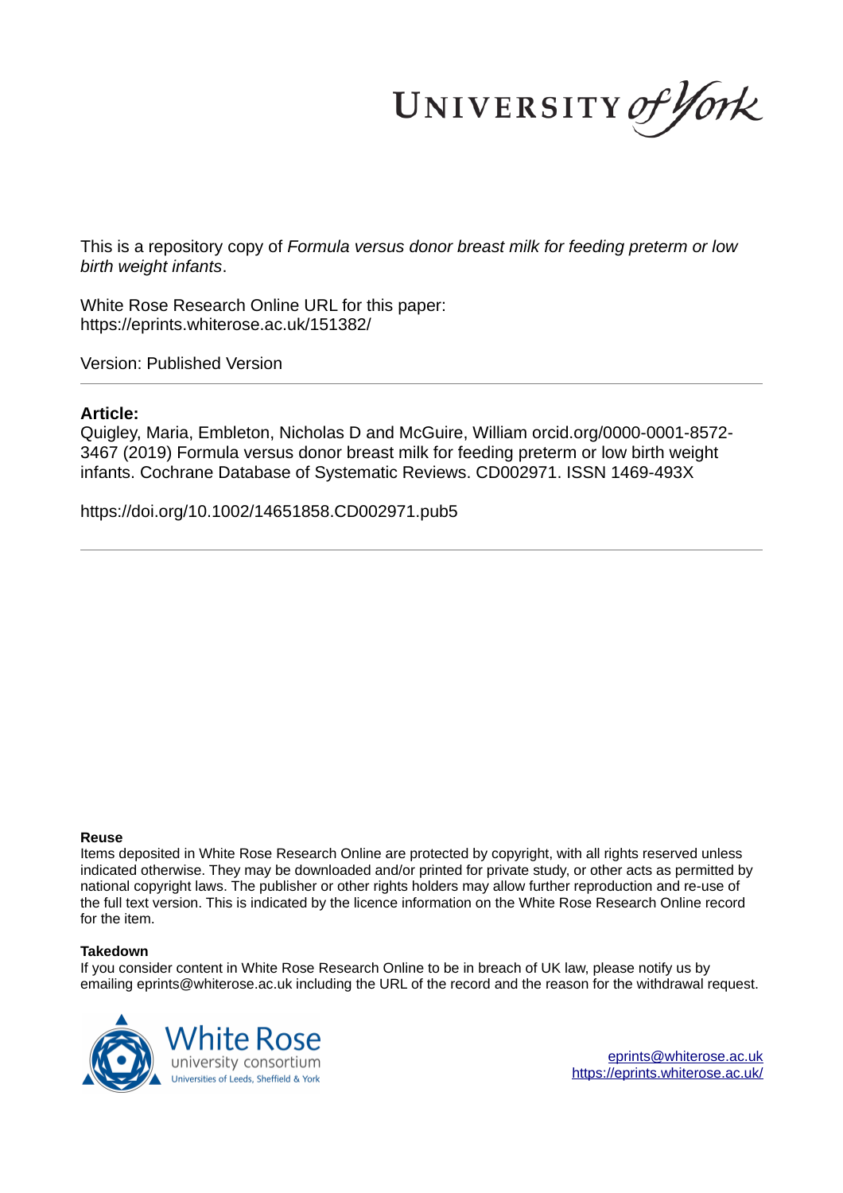This is a repository copy of *Formula versus donor breast milk for feeding preterm or low birth weight infants*.

White Rose Research Online URL for this paper:
https://eprints.whiterose.ac.uk/151382/

Version: Published Version

**Article:**

Quigley, Maria, Embleton, Nicholas D and McGuire, William orcid.org/0000-0001-8572-3467 (2019) Formula versus donor breast milk for feeding preterm or low birth weight infants. Cochrane Database of Systematic Reviews. CD002971. ISSN 1469-493X

https://doi.org/10.1002/14651858.CD002971.pub5

**Reuse**

Items deposited in White Rose Research Online are protected by copyright, with all rights reserved unless indicated otherwise. They may be downloaded and/or printed for private study, or other acts as permitted by national copyright laws. The publisher or other rights holders may allow further reproduction and re-use of the full text version. This is indicated by the licence information on the White Rose Research Online record for the item.

**Takedown**

If you consider content in White Rose Research Online to be in breach of UK law, please notify us by emailing eprints@whiterose.ac.uk including the URL of the record and the reason for the withdrawal request.

eprints@whiterose.ac.uk
https://eprints.whiterose.ac.uk/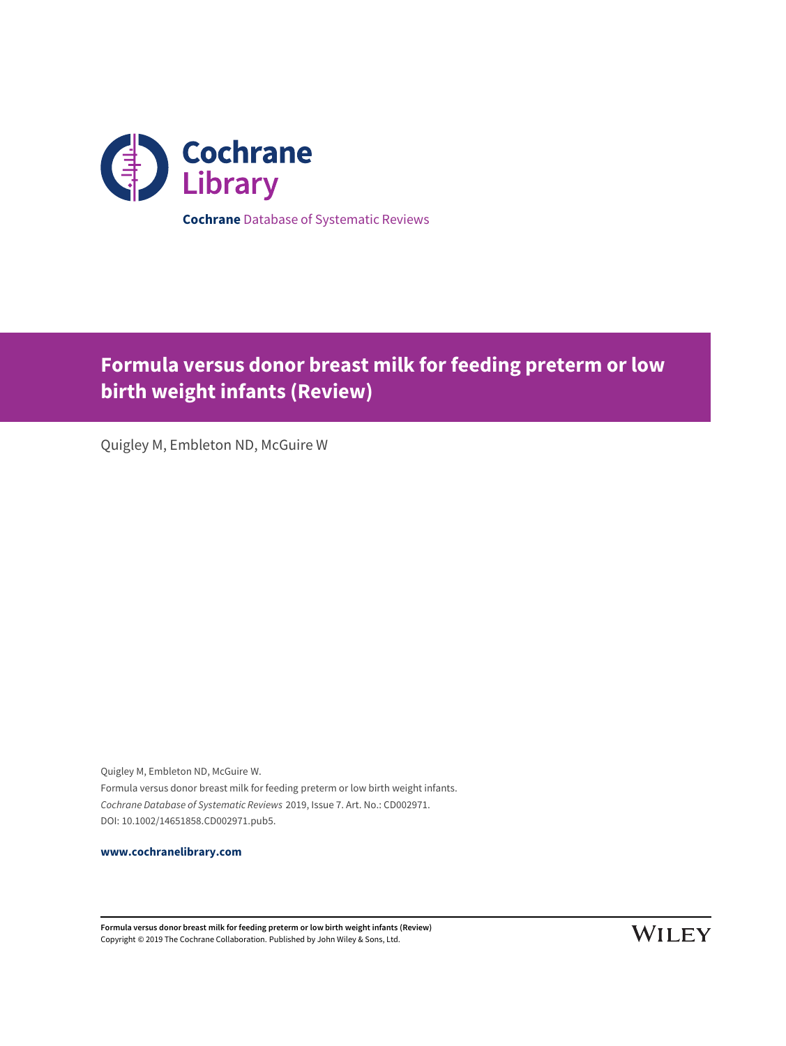Cochrane Library

**Cochrane** Database of Systematic Reviews

# Formula versus donor breast milk for feeding preterm or low birth weight infants (Review)

Quigley M, Embleton ND, McGuire W

Quigley M, Embleton ND, McGuire W.
Formula versus donor breast milk for feeding preterm or low birth weight infants.
*Cochrane Database of Systematic Reviews* 2019, Issue 7. Art. No.: CD002971.
DOI: 10.1002/14651858.CD002971.pub5.

**www.cochranelibrary.com**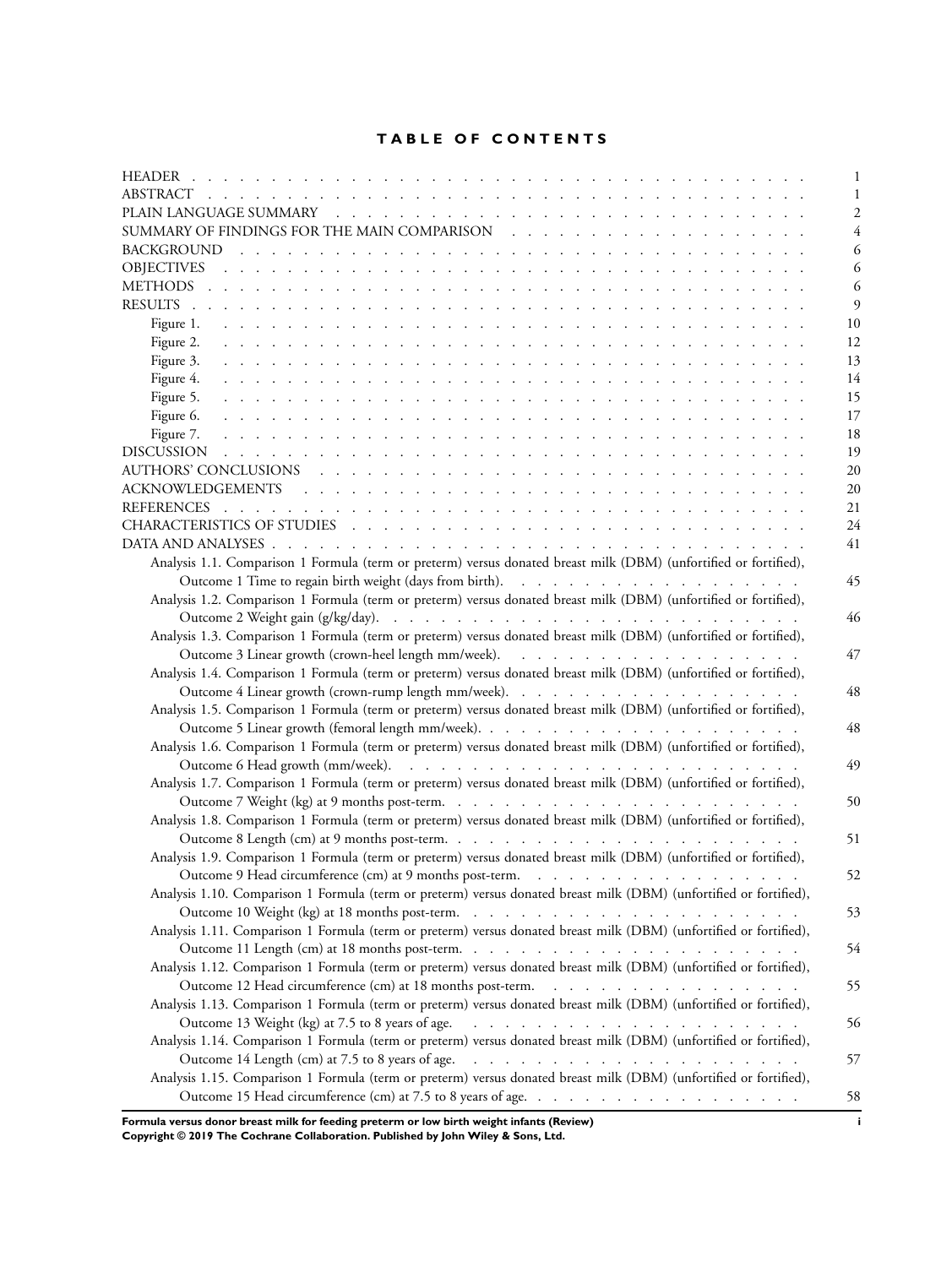# TABLE OF CONTENTS

| | |
|---|---|
| HEADER | 1 |
| ABSTRACT | 1 |
| PLAIN LANGUAGE SUMMARY | 2 |
| SUMMARY OF FINDINGS FOR THE MAIN COMPARISON | 4 |
| BACKGROUND | 6 |
| OBJECTIVES | 6 |
| METHODS | 6 |
| RESULTS | 9 |
| Figure 1. | 10 |
| Figure 2. | 12 |
| Figure 3. | 13 |
| Figure 4. | 14 |
| Figure 5. | 15 |
| Figure 6. | 17 |
| Figure 7. | 18 |
| DISCUSSION | 19 |
| AUTHORS' CONCLUSIONS | 20 |
| ACKNOWLEDGEMENTS | 20 |
| REFERENCES | 21 |
| CHARACTERISTICS OF STUDIES | 24 |
| DATA AND ANALYSES | 41 |
| Analysis 1.1. Comparison 1 Formula (term or preterm) versus donated breast milk (DBM) (unfortified or fortified), Outcome 1 Time to regain birth weight (days from birth). | 45 |
| Analysis 1.2. Comparison 1 Formula (term or preterm) versus donated breast milk (DBM) (unfortified or fortified), Outcome 2 Weight gain (g/kg/day). | 46 |
| Analysis 1.3. Comparison 1 Formula (term or preterm) versus donated breast milk (DBM) (unfortified or fortified), Outcome 3 Linear growth (crown-heel length mm/week). | 47 |
| Analysis 1.4. Comparison 1 Formula (term or preterm) versus donated breast milk (DBM) (unfortified or fortified), Outcome 4 Linear growth (crown-rump length mm/week). | 48 |
| Analysis 1.5. Comparison 1 Formula (term or preterm) versus donated breast milk (DBM) (unfortified or fortified), Outcome 5 Linear growth (femoral length mm/week). | 48 |
| Analysis 1.6. Comparison 1 Formula (term or preterm) versus donated breast milk (DBM) (unfortified or fortified), Outcome 6 Head growth (mm/week). | 49 |
| Analysis 1.7. Comparison 1 Formula (term or preterm) versus donated breast milk (DBM) (unfortified or fortified), Outcome 7 Weight (kg) at 9 months post-term. | 50 |
| Analysis 1.8. Comparison 1 Formula (term or preterm) versus donated breast milk (DBM) (unfortified or fortified), Outcome 8 Length (cm) at 9 months post-term. | 51 |
| Analysis 1.9. Comparison 1 Formula (term or preterm) versus donated breast milk (DBM) (unfortified or fortified), Outcome 9 Head circumference (cm) at 9 months post-term. | 52 |
| Analysis 1.10. Comparison 1 Formula (term or preterm) versus donated breast milk (DBM) (unfortified or fortified), Outcome 10 Weight (kg) at 18 months post-term. | 53 |
| Analysis 1.11. Comparison 1 Formula (term or preterm) versus donated breast milk (DBM) (unfortified or fortified), Outcome 11 Length (cm) at 18 months post-term. | 54 |
| Analysis 1.12. Comparison 1 Formula (term or preterm) versus donated breast milk (DBM) (unfortified or fortified), Outcome 12 Head circumference (cm) at 18 months post-term. | 55 |
| Analysis 1.13. Comparison 1 Formula (term or preterm) versus donated breast milk (DBM) (unfortified or fortified), Outcome 13 Weight (kg) at 7.5 to 8 years of age. | 56 |
| Analysis 1.14. Comparison 1 Formula (term or preterm) versus donated breast milk (DBM) (unfortified or fortified), Outcome 14 Length (cm) at 7.5 to 8 years of age. | 57 |
| Analysis 1.15. Comparison 1 Formula (term or preterm) versus donated breast milk (DBM) (unfortified or fortified), Outcome 15 Head circumference (cm) at 7.5 to 8 years of age. | 58 |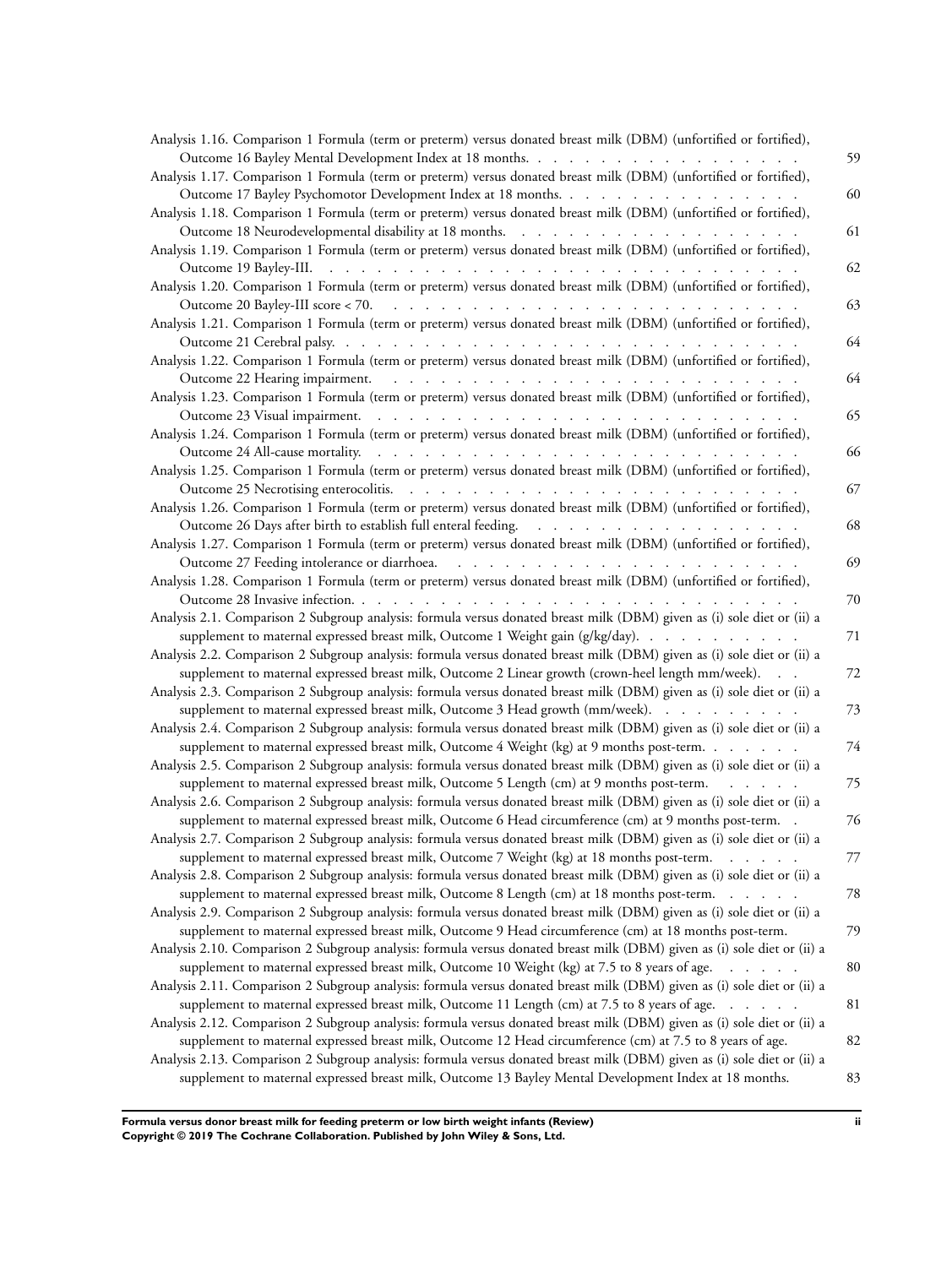Analysis 1.16. Comparison 1 Formula (term or preterm) versus donated breast milk (DBM) (unfortified or fortified), Outcome 16 Bayley Mental Development Index at 18 months. . . . . . . . . . . . . . . . . . . 59

Analysis 1.17. Comparison 1 Formula (term or preterm) versus donated breast milk (DBM) (unfortified or fortified), Outcome 17 Bayley Psychomotor Development Index at 18 months. . . . . . . . . . . . . . . . . 60

Analysis 1.18. Comparison 1 Formula (term or preterm) versus donated breast milk (DBM) (unfortified or fortified), Outcome 18 Neurodevelopmental disability at 18 months. . . . . . . . . . . . . . . . . . . . 61

Analysis 1.19. Comparison 1 Formula (term or preterm) versus donated breast milk (DBM) (unfortified or fortified), Outcome 19 Bayley-III. . . . . . . . . . . . . . . . . . . . . . . . . . . . . . 62

Analysis 1.20. Comparison 1 Formula (term or preterm) versus donated breast milk (DBM) (unfortified or fortified), Outcome 20 Bayley-III score < 70. . . . . . . . . . . . . . . . . . . . . . . . . . 63

Analysis 1.21. Comparison 1 Formula (term or preterm) versus donated breast milk (DBM) (unfortified or fortified), Outcome 21 Cerebral palsy. . . . . . . . . . . . . . . . . . . . . . . . . . . . . 64

Analysis 1.22. Comparison 1 Formula (term or preterm) versus donated breast milk (DBM) (unfortified or fortified), Outcome 22 Hearing impairment. . . . . . . . . . . . . . . . . . . . . . . . . . 64

Analysis 1.23. Comparison 1 Formula (term or preterm) versus donated breast milk (DBM) (unfortified or fortified), Outcome 23 Visual impairment. . . . . . . . . . . . . . . . . . . . . . . . . . . 65

Analysis 1.24. Comparison 1 Formula (term or preterm) versus donated breast milk (DBM) (unfortified or fortified), Outcome 24 All-cause mortality. . . . . . . . . . . . . . . . . . . . . . . . . . . 66

Analysis 1.25. Comparison 1 Formula (term or preterm) versus donated breast milk (DBM) (unfortified or fortified), Outcome 25 Necrotising enterocolitis. . . . . . . . . . . . . . . . . . . . . . . . . 67

Analysis 1.26. Comparison 1 Formula (term or preterm) versus donated breast milk (DBM) (unfortified or fortified), Outcome 26 Days after birth to establish full enteral feeding. . . . . . . . . . . . . . . . . . 68

Analysis 1.27. Comparison 1 Formula (term or preterm) versus donated breast milk (DBM) (unfortified or fortified), Outcome 27 Feeding intolerance or diarrhoea. . . . . . . . . . . . . . . . . . . . . . . 69

Analysis 1.28. Comparison 1 Formula (term or preterm) versus donated breast milk (DBM) (unfortified or fortified), Outcome 28 Invasive infection. . . . . . . . . . . . . . . . . . . . . . . . . . . . . 70

Analysis 2.1. Comparison 2 Subgroup analysis: formula versus donated breast milk (DBM) given as (i) sole diet or (ii) a supplement to maternal expressed breast milk, Outcome 1 Weight gain (g/kg/day). . . . . . . . . . . 71

Analysis 2.2. Comparison 2 Subgroup analysis: formula versus donated breast milk (DBM) given as (i) sole diet or (ii) a supplement to maternal expressed breast milk, Outcome 2 Linear growth (crown-heel length mm/week). . . 72

Analysis 2.3. Comparison 2 Subgroup analysis: formula versus donated breast milk (DBM) given as (i) sole diet or (ii) a supplement to maternal expressed breast milk, Outcome 3 Head growth (mm/week). . . . . . . . . . 73

Analysis 2.4. Comparison 2 Subgroup analysis: formula versus donated breast milk (DBM) given as (i) sole diet or (ii) a supplement to maternal expressed breast milk, Outcome 4 Weight (kg) at 9 months post-term. . . . . . . 74

Analysis 2.5. Comparison 2 Subgroup analysis: formula versus donated breast milk (DBM) given as (i) sole diet or (ii) a supplement to maternal expressed breast milk, Outcome 5 Length (cm) at 9 months post-term. . . . . . 75

Analysis 2.6. Comparison 2 Subgroup analysis: formula versus donated breast milk (DBM) given as (i) sole diet or (ii) a supplement to maternal expressed breast milk, Outcome 6 Head circumference (cm) at 9 months post-term. . 76

Analysis 2.7. Comparison 2 Subgroup analysis: formula versus donated breast milk (DBM) given as (i) sole diet or (ii) a supplement to maternal expressed breast milk, Outcome 7 Weight (kg) at 18 months post-term. . . . . . 77

Analysis 2.8. Comparison 2 Subgroup analysis: formula versus donated breast milk (DBM) given as (i) sole diet or (ii) a supplement to maternal expressed breast milk, Outcome 8 Length (cm) at 18 months post-term. . . . . . 78

Analysis 2.9. Comparison 2 Subgroup analysis: formula versus donated breast milk (DBM) given as (i) sole diet or (ii) a supplement to maternal expressed breast milk, Outcome 9 Head circumference (cm) at 18 months post-term. 79

Analysis 2.10. Comparison 2 Subgroup analysis: formula versus donated breast milk (DBM) given as (i) sole diet or (ii) a supplement to maternal expressed breast milk, Outcome 10 Weight (kg) at 7.5 to 8 years of age. . . . . . 80

Analysis 2.11. Comparison 2 Subgroup analysis: formula versus donated breast milk (DBM) given as (i) sole diet or (ii) a supplement to maternal expressed breast milk, Outcome 11 Length (cm) at 7.5 to 8 years of age. . . . . . 81

Analysis 2.12. Comparison 2 Subgroup analysis: formula versus donated breast milk (DBM) given as (i) sole diet or (ii) a supplement to maternal expressed breast milk, Outcome 12 Head circumference (cm) at 7.5 to 8 years of age. 82

Analysis 2.13. Comparison 2 Subgroup analysis: formula versus donated breast milk (DBM) given as (i) sole diet or (ii) a supplement to maternal expressed breast milk, Outcome 13 Bayley Mental Development Index at 18 months. 83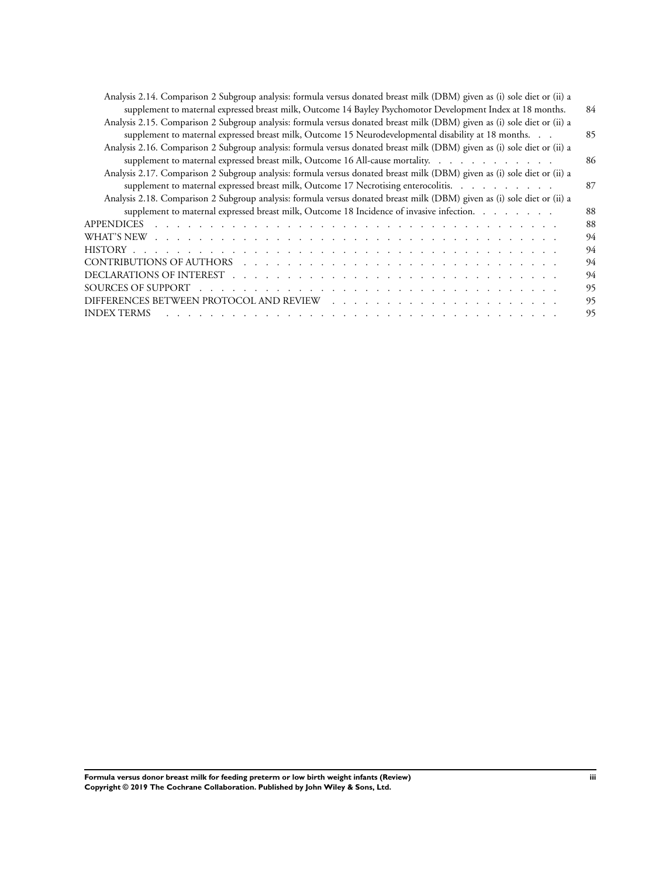Analysis 2.14. Comparison 2 Subgroup analysis: formula versus donated breast milk (DBM) given as (i) sole diet or (ii) a supplement to maternal expressed breast milk, Outcome 14 Bayley Psychomotor Development Index at 18 months. . . . 84

Analysis 2.15. Comparison 2 Subgroup analysis: formula versus donated breast milk (DBM) given as (i) sole diet or (ii) a supplement to maternal expressed breast milk, Outcome 15 Neurodevelopmental disability at 18 months. . . . 85

Analysis 2.16. Comparison 2 Subgroup analysis: formula versus donated breast milk (DBM) given as (i) sole diet or (ii) a supplement to maternal expressed breast milk, Outcome 16 All-cause mortality. . . . 86

Analysis 2.17. Comparison 2 Subgroup analysis: formula versus donated breast milk (DBM) given as (i) sole diet or (ii) a supplement to maternal expressed breast milk, Outcome 17 Necrotising enterocolitis. . . . 87

Analysis 2.18. Comparison 2 Subgroup analysis: formula versus donated breast milk (DBM) given as (i) sole diet or (ii) a supplement to maternal expressed breast milk, Outcome 18 Incidence of invasive infection. . . . 88

APPENDICES . . . 88

WHAT'S NEW . . . 94

HISTORY . . . 94

CONTRIBUTIONS OF AUTHORS . . . 94

DECLARATIONS OF INTEREST . . . 94

SOURCES OF SUPPORT . . . 95

DIFFERENCES BETWEEN PROTOCOL AND REVIEW . . . 95

INDEX TERMS . . . 95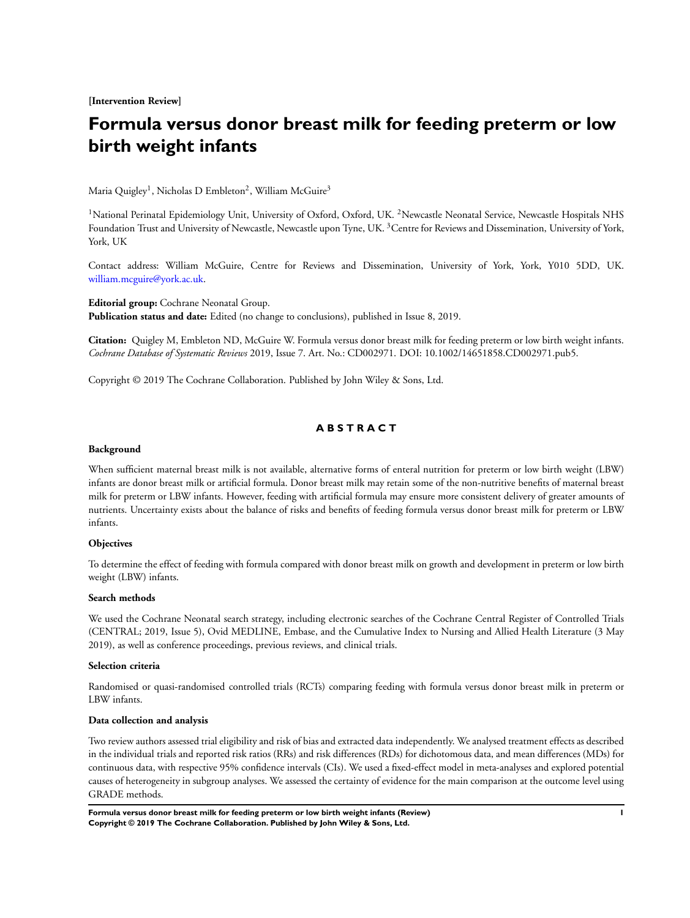**[Intervention Review]**

# Formula versus donor breast milk for feeding preterm or low birth weight infants

Maria Quigley[1], Nicholas D Embleton[2], William McGuire[3]

[1]National Perinatal Epidemiology Unit, University of Oxford, Oxford, UK. [2]Newcastle Neonatal Service, Newcastle Hospitals NHS Foundation Trust and University of Newcastle, Newcastle upon Tyne, UK. [3]Centre for Reviews and Dissemination, University of York, York, UK

Contact address: William McGuire, Centre for Reviews and Dissemination, University of York, York, Y010 5DD, UK. william.mcguire@york.ac.uk.

**Editorial group:** Cochrane Neonatal Group.
**Publication status and date:** Edited (no change to conclusions), published in Issue 8, 2019.

**Citation:** Quigley M, Embleton ND, McGuire W. Formula versus donor breast milk for feeding preterm or low birth weight infants. *Cochrane Database of Systematic Reviews* 2019, Issue 7. Art. No.: CD002971. DOI: 10.1002/14651858.CD002971.pub5.

Copyright © 2019 The Cochrane Collaboration. Published by John Wiley & Sons, Ltd.

## ABSTRACT

### Background

When sufficient maternal breast milk is not available, alternative forms of enteral nutrition for preterm or low birth weight (LBW) infants are donor breast milk or artificial formula. Donor breast milk may retain some of the non-nutritive benefits of maternal breast milk for preterm or LBW infants. However, feeding with artificial formula may ensure more consistent delivery of greater amounts of nutrients. Uncertainty exists about the balance of risks and benefits of feeding formula versus donor breast milk for preterm or LBW infants.

### Objectives

To determine the effect of feeding with formula compared with donor breast milk on growth and development in preterm or low birth weight (LBW) infants.

### Search methods

We used the Cochrane Neonatal search strategy, including electronic searches of the Cochrane Central Register of Controlled Trials (CENTRAL; 2019, Issue 5), Ovid MEDLINE, Embase, and the Cumulative Index to Nursing and Allied Health Literature (3 May 2019), as well as conference proceedings, previous reviews, and clinical trials.

### Selection criteria

Randomised or quasi-randomised controlled trials (RCTs) comparing feeding with formula versus donor breast milk in preterm or LBW infants.

### Data collection and analysis

Two review authors assessed trial eligibility and risk of bias and extracted data independently. We analysed treatment effects as described in the individual trials and reported risk ratios (RRs) and risk differences (RDs) for dichotomous data, and mean differences (MDs) for continuous data, with respective 95% confidence intervals (CIs). We used a fixed-effect model in meta-analyses and explored potential causes of heterogeneity in subgroup analyses. We assessed the certainty of evidence for the main comparison at the outcome level using GRADE methods.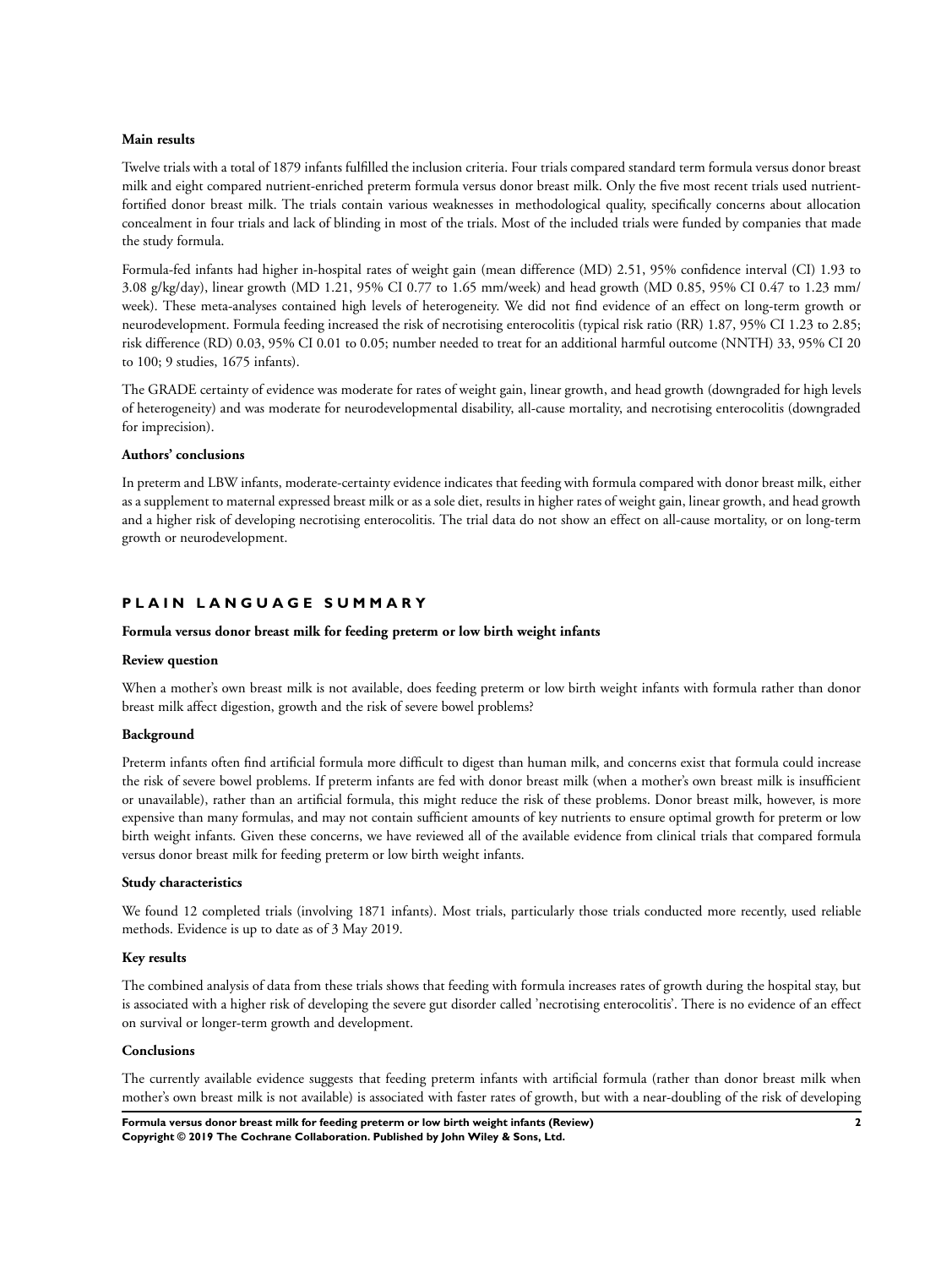**Main results**

Twelve trials with a total of 1879 infants fulfilled the inclusion criteria. Four trials compared standard term formula versus donor breast milk and eight compared nutrient-enriched preterm formula versus donor breast milk. Only the five most recent trials used nutrient-fortified donor breast milk. The trials contain various weaknesses in methodological quality, specifically concerns about allocation concealment in four trials and lack of blinding in most of the trials. Most of the included trials were funded by companies that made the study formula.

Formula-fed infants had higher in-hospital rates of weight gain (mean difference (MD) 2.51, 95% confidence interval (CI) 1.93 to 3.08 g/kg/day), linear growth (MD 1.21, 95% CI 0.77 to 1.65 mm/week) and head growth (MD 0.85, 95% CI 0.47 to 1.23 mm/week). These meta-analyses contained high levels of heterogeneity. We did not find evidence of an effect on long-term growth or neurodevelopment. Formula feeding increased the risk of necrotising enterocolitis (typical risk ratio (RR) 1.87, 95% CI 1.23 to 2.85; risk difference (RD) 0.03, 95% CI 0.01 to 0.05; number needed to treat for an additional harmful outcome (NNTH) 33, 95% CI 20 to 100; 9 studies, 1675 infants).

The GRADE certainty of evidence was moderate for rates of weight gain, linear growth, and head growth (downgraded for high levels of heterogeneity) and was moderate for neurodevelopmental disability, all-cause mortality, and necrotising enterocolitis (downgraded for imprecision).

**Authors' conclusions**

In preterm and LBW infants, moderate-certainty evidence indicates that feeding with formula compared with donor breast milk, either as a supplement to maternal expressed breast milk or as a sole diet, results in higher rates of weight gain, linear growth, and head growth and a higher risk of developing necrotising enterocolitis. The trial data do not show an effect on all-cause mortality, or on long-term growth or neurodevelopment.

## PLAIN LANGUAGE SUMMARY

**Formula versus donor breast milk for feeding preterm or low birth weight infants**

**Review question**

When a mother's own breast milk is not available, does feeding preterm or low birth weight infants with formula rather than donor breast milk affect digestion, growth and the risk of severe bowel problems?

**Background**

Preterm infants often find artificial formula more difficult to digest than human milk, and concerns exist that formula could increase the risk of severe bowel problems. If preterm infants are fed with donor breast milk (when a mother's own breast milk is insufficient or unavailable), rather than an artificial formula, this might reduce the risk of these problems. Donor breast milk, however, is more expensive than many formulas, and may not contain sufficient amounts of key nutrients to ensure optimal growth for preterm or low birth weight infants. Given these concerns, we have reviewed all of the available evidence from clinical trials that compared formula versus donor breast milk for feeding preterm or low birth weight infants.

**Study characteristics**

We found 12 completed trials (involving 1871 infants). Most trials, particularly those trials conducted more recently, used reliable methods. Evidence is up to date as of 3 May 2019.

**Key results**

The combined analysis of data from these trials shows that feeding with formula increases rates of growth during the hospital stay, but is associated with a higher risk of developing the severe gut disorder called 'necrotising enterocolitis'. There is no evidence of an effect on survival or longer-term growth and development.

**Conclusions**

The currently available evidence suggests that feeding preterm infants with artificial formula (rather than donor breast milk when mother's own breast milk is not available) is associated with faster rates of growth, but with a near-doubling of the risk of developing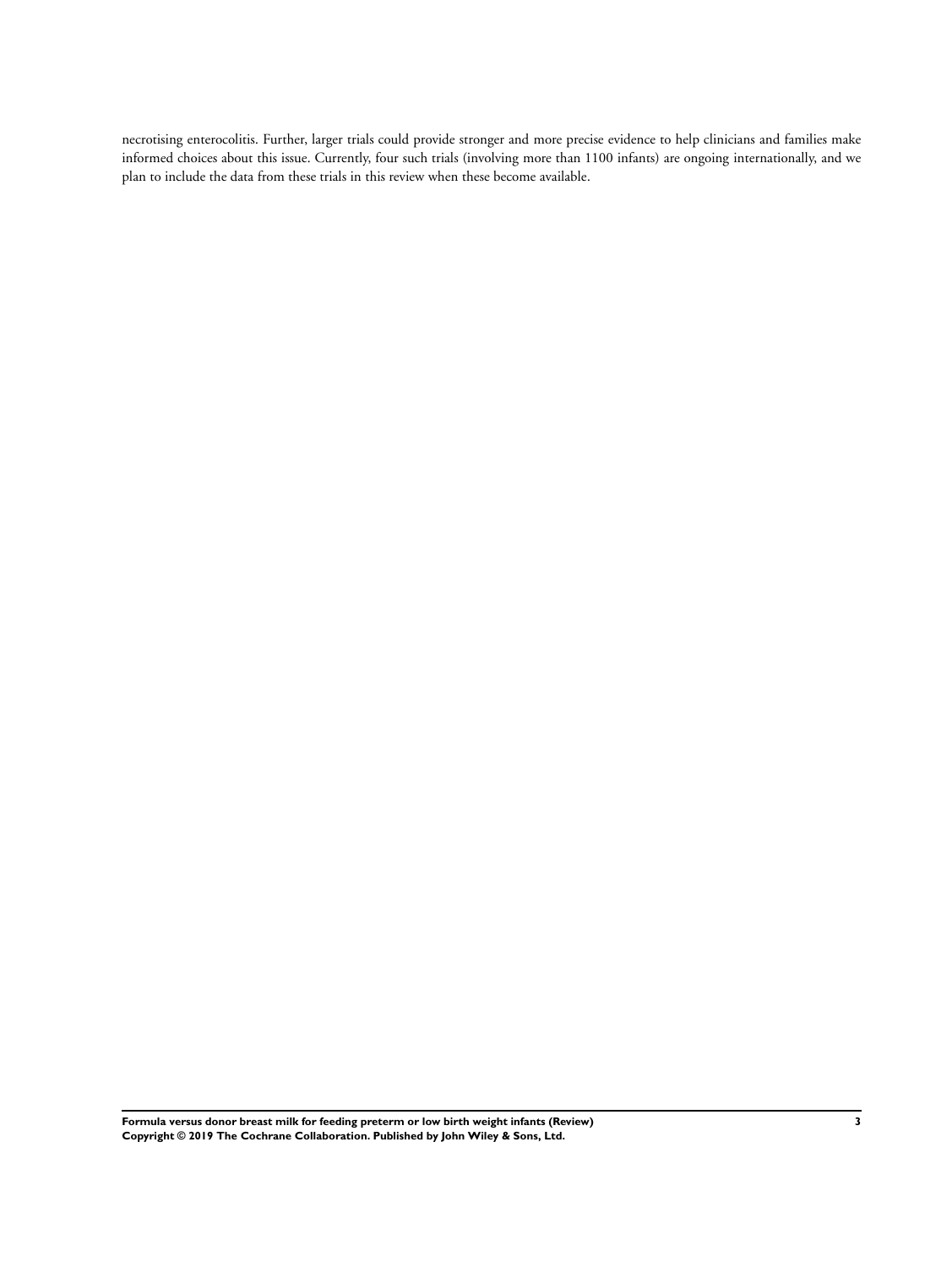necrotising enterocolitis. Further, larger trials could provide stronger and more precise evidence to help clinicians and families make informed choices about this issue. Currently, four such trials (involving more than 1100 infants) are ongoing internationally, and we plan to include the data from these trials in this review when these become available.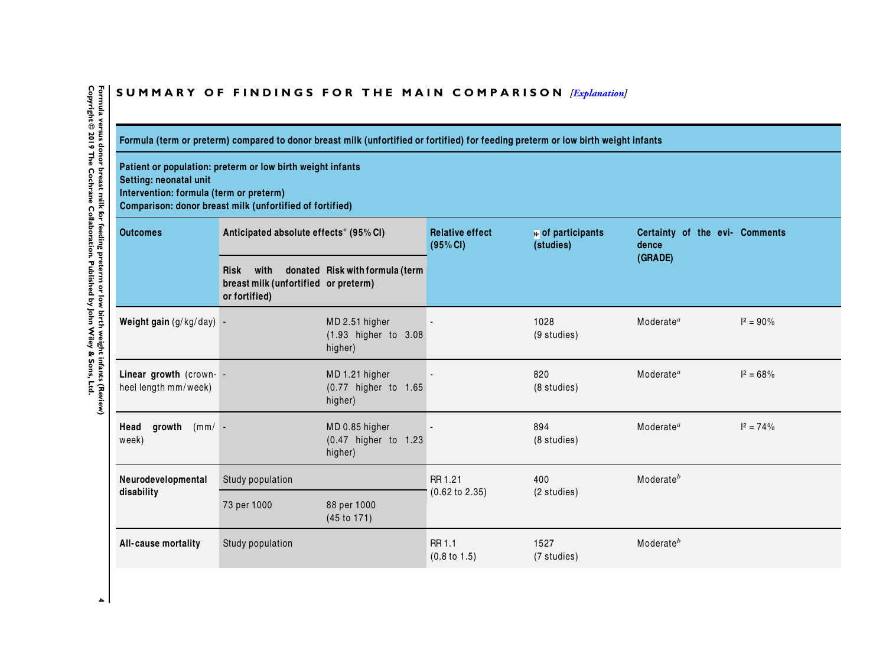## SUMMARY OF FINDINGS FOR THE MAIN COMPARISON *[Explanation]*

| Formula (term or preterm) compared to donor breast milk (unfortified or fortified) for feeding preterm or low birth weight infants | | | | | | |
|---|---|---|---|---|---|---|
| **Patient or population: preterm or low birth weight infants**<br>**Setting: neonatal unit**<br>**Intervention: formula (term or preterm)**<br>**Comparison: donor breast milk (unfortified of fortified)** | | | | | | |
| **Outcomes** | **Anticipated absolute effects\* (95% CI)** | | **Relative effect (95% CI)** | **№ of participants (studies)** | **Certainty of the evidence (GRADE)** | **Comments** |
| | **Risk with donated breast milk (unfortified or fortified)** | **Risk with formula (term or preterm)** | | | | |
| **Weight gain** (g/kg/day) | - | MD 2.51 higher (1.93 higher to 3.08 higher) | - | 1028 (9 studies) | Moderate[a] | $I^2$ = 90% |
| **Linear growth** (crown-heel length mm/week) | - | MD 1.21 higher (0.77 higher to 1.65 higher) | - | 820 (8 studies) | Moderate[a] | $I^2$ = 68% |
| **Head growth** (mm/week) | - | MD 0.85 higher (0.47 higher to 1.23 higher) | - | 894 (8 studies) | Moderate[a] | $I^2$ = 74% |
| **Neurodevelopmental disability** | Study population | | RR 1.21 (0.62 to 2.35) | 400 (2 studies) | Moderate[b] | |
| | 73 per 1000 | 88 per 1000 (45 to 171) | | | | |
| **All-cause mortality** | Study population | | RR 1.1 (0.8 to 1.5) | 1527 (7 studies) | Moderate[b] | |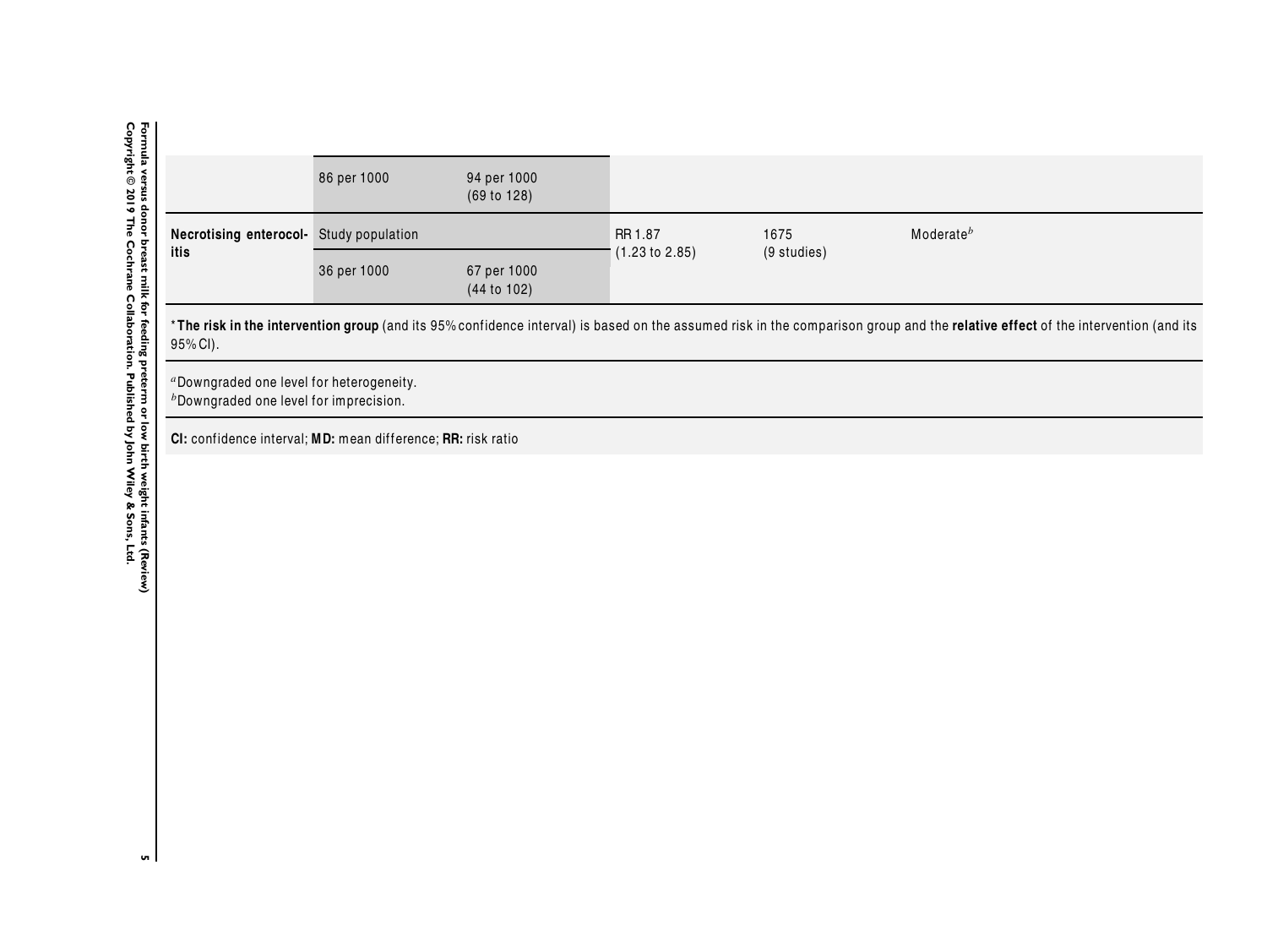| | | | | | |
|---|---|---|---|---|---|
| | 86 per 1000 | 94 per 1000 (69 to 128) | | | |
| **Necrotising enterocolitis** | Study population | | RR 1.87 (1.23 to 2.85) | 1675 (9 studies) | Moderate[b] |
| | 36 per 1000 | 67 per 1000 (44 to 102) | | | |

*__The risk in the intervention group__ (and its 95% confidence interval) is based on the assumed risk in the comparison group and the **relative effect** of the intervention (and its 95% CI).

[a]Downgraded one level for heterogeneity.
[b]Downgraded one level for imprecision.

**CI:** confidence interval; **MD:** mean difference; **RR:** risk ratio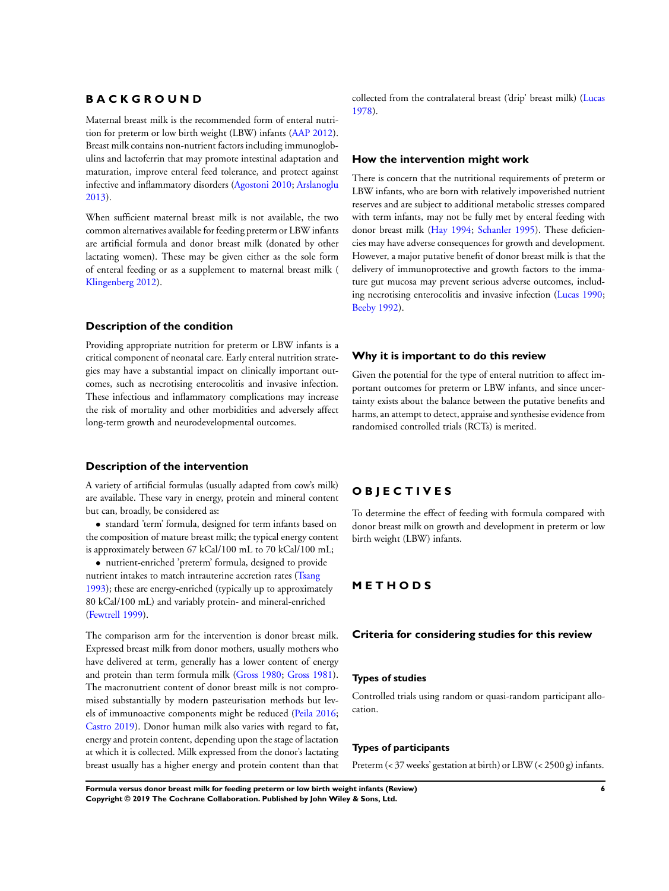# BACKGROUND

Maternal breast milk is the recommended form of enteral nutrition for preterm or low birth weight (LBW) infants (AAP 2012). Breast milk contains non-nutrient factors including immunoglobulins and lactoferrin that may promote intestinal adaptation and maturation, improve enteral feed tolerance, and protect against infective and inflammatory disorders (Agostoni 2010; Arslanoglu 2013).

When sufficient maternal breast milk is not available, the two common alternatives available for feeding preterm or LBW infants are artificial formula and donor breast milk (donated by other lactating women). These may be given either as the sole form of enteral feeding or as a supplement to maternal breast milk ( Klingenberg 2012).

## Description of the condition

Providing appropriate nutrition for preterm or LBW infants is a critical component of neonatal care. Early enteral nutrition strategies may have a substantial impact on clinically important outcomes, such as necrotising enterocolitis and invasive infection. These infectious and inflammatory complications may increase the risk of mortality and other morbidities and adversely affect long-term growth and neurodevelopmental outcomes.

## Description of the intervention

A variety of artificial formulas (usually adapted from cow's milk) are available. These vary in energy, protein and mineral content but can, broadly, be considered as:

- standard 'term' formula, designed for term infants based on the composition of mature breast milk; the typical energy content is approximately between 67 kCal/100 mL to 70 kCal/100 mL;
- nutrient-enriched 'preterm' formula, designed to provide nutrient intakes to match intrauterine accretion rates (Tsang 1993); these are energy-enriched (typically up to approximately 80 kCal/100 mL) and variably protein- and mineral-enriched (Fewtrell 1999).

The comparison arm for the intervention is donor breast milk. Expressed breast milk from donor mothers, usually mothers who have delivered at term, generally has a lower content of energy and protein than term formula milk (Gross 1980; Gross 1981). The macronutrient content of donor breast milk is not compromised substantially by modern pasteurisation methods but levels of immunoactive components might be reduced (Peila 2016; Castro 2019). Donor human milk also varies with regard to fat, energy and protein content, depending upon the stage of lactation at which it is collected. Milk expressed from the donor's lactating breast usually has a higher energy and protein content than that collected from the contralateral breast ('drip' breast milk) (Lucas 1978).

## How the intervention might work

There is concern that the nutritional requirements of preterm or LBW infants, who are born with relatively impoverished nutrient reserves and are subject to additional metabolic stresses compared with term infants, may not be fully met by enteral feeding with donor breast milk (Hay 1994; Schanler 1995). These deficiencies may have adverse consequences for growth and development. However, a major putative benefit of donor breast milk is that the delivery of immunoprotective and growth factors to the immature gut mucosa may prevent serious adverse outcomes, including necrotising enterocolitis and invasive infection (Lucas 1990; Beeby 1992).

## Why it is important to do this review

Given the potential for the type of enteral nutrition to affect important outcomes for preterm or LBW infants, and since uncertainty exists about the balance between the putative benefits and harms, an attempt to detect, appraise and synthesise evidence from randomised controlled trials (RCTs) is merited.

# OBJECTIVES

To determine the effect of feeding with formula compared with donor breast milk on growth and development in preterm or low birth weight (LBW) infants.

# METHODS

## Criteria for considering studies for this review

### Types of studies

Controlled trials using random or quasi-random participant allocation.

### Types of participants

Preterm (< 37 weeks' gestation at birth) or LBW (< 2500 g) infants.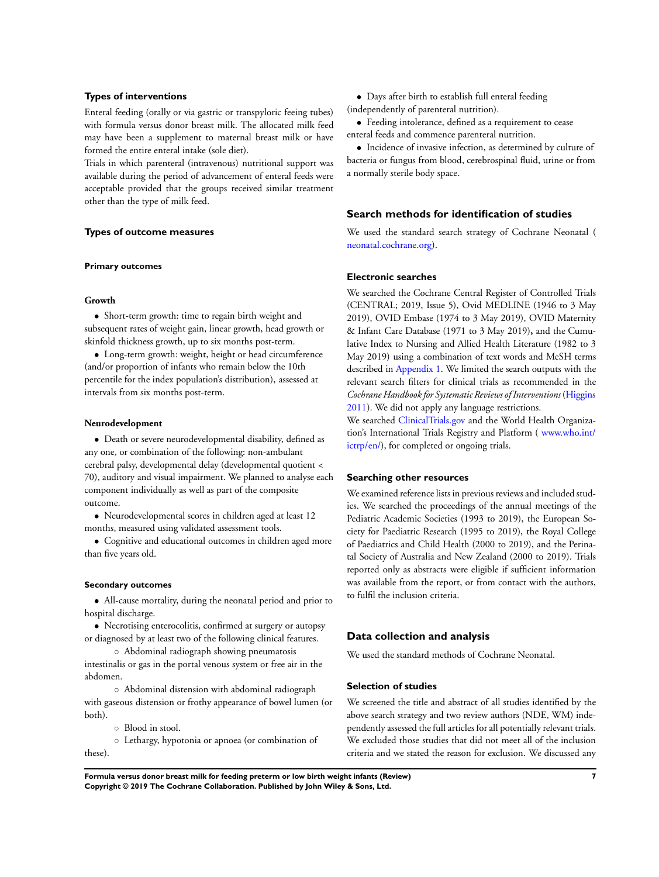### Types of interventions

Enteral feeding (orally or via gastric or transpyloric feeing tubes) with formula versus donor breast milk. The allocated milk feed may have been a supplement to maternal breast milk or have formed the entire enteral intake (sole diet).

Trials in which parenteral (intravenous) nutritional support was available during the period of advancement of enteral feeds were acceptable provided that the groups received similar treatment other than the type of milk feed.

### Types of outcome measures

#### Primary outcomes

##### Growth

- Short-term growth: time to regain birth weight and subsequent rates of weight gain, linear growth, head growth or skinfold thickness growth, up to six months post-term.
- Long-term growth: weight, height or head circumference (and/or proportion of infants who remain below the 10th percentile for the index population's distribution), assessed at intervals from six months post-term.

##### Neurodevelopment

- Death or severe neurodevelopmental disability, defined as any one, or combination of the following: non-ambulant cerebral palsy, developmental delay (developmental quotient < 70), auditory and visual impairment. We planned to analyse each component individually as well as part of the composite outcome.
- Neurodevelopmental scores in children aged at least 12 months, measured using validated assessment tools.
- Cognitive and educational outcomes in children aged more than five years old.

#### Secondary outcomes

- All-cause mortality, during the neonatal period and prior to hospital discharge.
- Necrotising enterocolitis, confirmed at surgery or autopsy or diagnosed by at least two of the following clinical features.
  - Abdominal radiograph showing pneumatosis intestinalis or gas in the portal venous system or free air in the abdomen.
  - Abdominal distension with abdominal radiograph with gaseous distension or frothy appearance of bowel lumen (or both).
  - Blood in stool.
  - Lethargy, hypotonia or apnoea (or combination of these).
- Days after birth to establish full enteral feeding (independently of parenteral nutrition).
- Feeding intolerance, defined as a requirement to cease enteral feeds and commence parenteral nutrition.
- Incidence of invasive infection, as determined by culture of bacteria or fungus from blood, cerebrospinal fluid, urine or from a normally sterile body space.

## Search methods for identification of studies

We used the standard search strategy of Cochrane Neonatal ( neonatal.cochrane.org).

### Electronic searches

We searched the Cochrane Central Register of Controlled Trials (CENTRAL; 2019, Issue 5), Ovid MEDLINE (1946 to 3 May 2019), OVID Embase (1974 to 3 May 2019), OVID Maternity & Infant Care Database (1971 to 3 May 2019), and the Cumulative Index to Nursing and Allied Health Literature (1982 to 3 May 2019) using a combination of text words and MeSH terms described in Appendix 1. We limited the search outputs with the relevant search filters for clinical trials as recommended in the *Cochrane Handbook for Systematic Reviews of Interventions* (Higgins 2011). We did not apply any language restrictions.

We searched ClinicalTrials.gov and the World Health Organization's International Trials Registry and Platform ( www.who.int/ictrp/en/), for completed or ongoing trials.

### Searching other resources

We examined reference lists in previous reviews and included studies. We searched the proceedings of the annual meetings of the Pediatric Academic Societies (1993 to 2019), the European Society for Paediatric Research (1995 to 2019), the Royal College of Paediatrics and Child Health (2000 to 2019), and the Perinatal Society of Australia and New Zealand (2000 to 2019). Trials reported only as abstracts were eligible if sufficient information was available from the report, or from contact with the authors, to fulfil the inclusion criteria.

## Data collection and analysis

We used the standard methods of Cochrane Neonatal.

### Selection of studies

We screened the title and abstract of all studies identified by the above search strategy and two review authors (NDE, WM) independently assessed the full articles for all potentially relevant trials. We excluded those studies that did not meet all of the inclusion criteria and we stated the reason for exclusion. We discussed any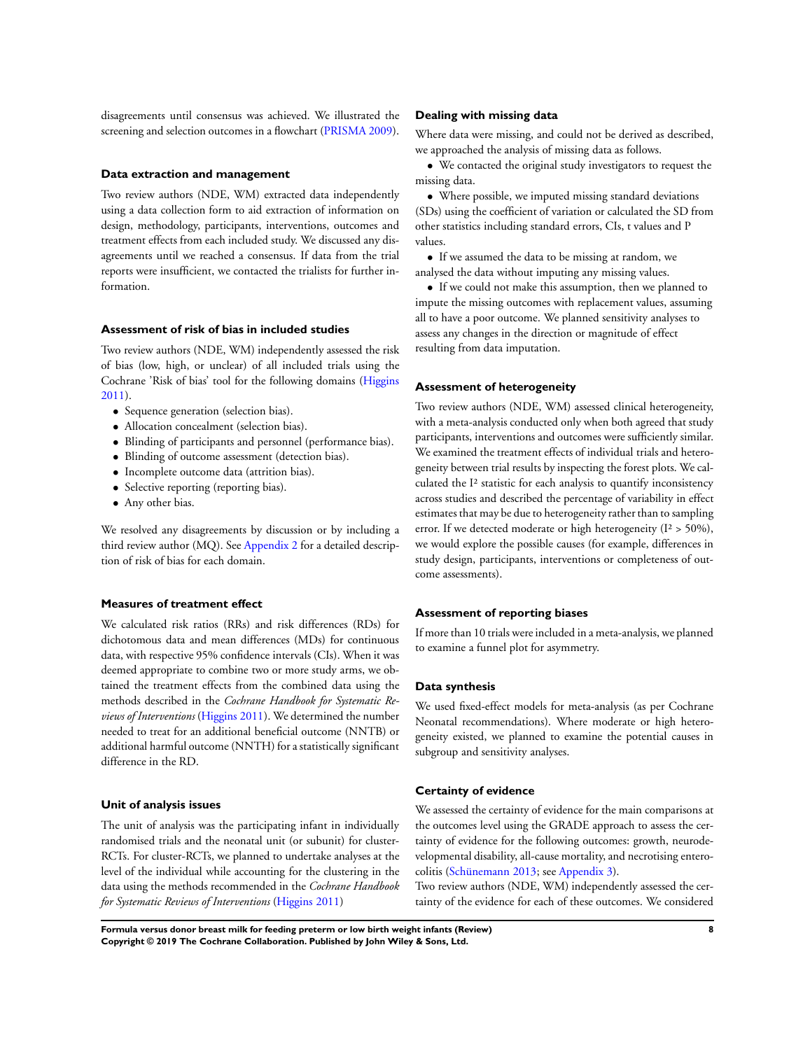disagreements until consensus was achieved. We illustrated the screening and selection outcomes in a flowchart (PRISMA 2009).

### Data extraction and management

Two review authors (NDE, WM) extracted data independently using a data collection form to aid extraction of information on design, methodology, participants, interventions, outcomes and treatment effects from each included study. We discussed any disagreements until we reached a consensus. If data from the trial reports were insufficient, we contacted the trialists for further information.

### Assessment of risk of bias in included studies

Two review authors (NDE, WM) independently assessed the risk of bias (low, high, or unclear) of all included trials using the Cochrane 'Risk of bias' tool for the following domains (Higgins 2011).

- Sequence generation (selection bias).
- Allocation concealment (selection bias).
- Blinding of participants and personnel (performance bias).
- Blinding of outcome assessment (detection bias).
- Incomplete outcome data (attrition bias).
- Selective reporting (reporting bias).
- Any other bias.

We resolved any disagreements by discussion or by including a third review author (MQ). See Appendix 2 for a detailed description of risk of bias for each domain.

### Measures of treatment effect

We calculated risk ratios (RRs) and risk differences (RDs) for dichotomous data and mean differences (MDs) for continuous data, with respective 95% confidence intervals (CIs). When it was deemed appropriate to combine two or more study arms, we obtained the treatment effects from the combined data using the methods described in the *Cochrane Handbook for Systematic Reviews of Interventions* (Higgins 2011). We determined the number needed to treat for an additional beneficial outcome (NNTB) or additional harmful outcome (NNTH) for a statistically significant difference in the RD.

### Unit of analysis issues

The unit of analysis was the participating infant in individually randomised trials and the neonatal unit (or subunit) for cluster-RCTs. For cluster-RCTs, we planned to undertake analyses at the level of the individual while accounting for the clustering in the data using the methods recommended in the *Cochrane Handbook for Systematic Reviews of Interventions* (Higgins 2011)

### Dealing with missing data

Where data were missing, and could not be derived as described, we approached the analysis of missing data as follows.

- We contacted the original study investigators to request the missing data.
- Where possible, we imputed missing standard deviations (SDs) using the coefficient of variation or calculated the SD from other statistics including standard errors, CIs, t values and P values.
- If we assumed the data to be missing at random, we analysed the data without imputing any missing values.
- If we could not make this assumption, then we planned to impute the missing outcomes with replacement values, assuming all to have a poor outcome. We planned sensitivity analyses to assess any changes in the direction or magnitude of effect resulting from data imputation.

### Assessment of heterogeneity

Two review authors (NDE, WM) assessed clinical heterogeneity, with a meta-analysis conducted only when both agreed that study participants, interventions and outcomes were sufficiently similar. We examined the treatment effects of individual trials and heterogeneity between trial results by inspecting the forest plots. We calculated the $I^2$ statistic for each analysis to quantify inconsistency across studies and described the percentage of variability in effect estimates that may be due to heterogeneity rather than to sampling error. If we detected moderate or high heterogeneity ($I^2 > 50\%$), we would explore the possible causes (for example, differences in study design, participants, interventions or completeness of outcome assessments).

### Assessment of reporting biases

If more than 10 trials were included in a meta-analysis, we planned to examine a funnel plot for asymmetry.

### Data synthesis

We used fixed-effect models for meta-analysis (as per Cochrane Neonatal recommendations). Where moderate or high heterogeneity existed, we planned to examine the potential causes in subgroup and sensitivity analyses.

### Certainty of evidence

We assessed the certainty of evidence for the main comparisons at the outcomes level using the GRADE approach to assess the certainty of evidence for the following outcomes: growth, neurodevelopmental disability, all-cause mortality, and necrotising enterocolitis (Schünemann 2013; see Appendix 3).

Two review authors (NDE, WM) independently assessed the certainty of the evidence for each of these outcomes. We considered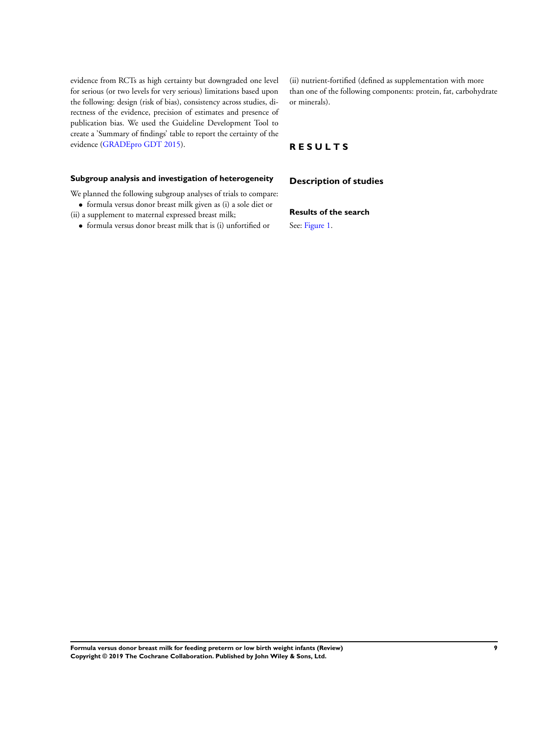evidence from RCTs as high certainty but downgraded one level for serious (or two levels for very serious) limitations based upon the following: design (risk of bias), consistency across studies, directness of the evidence, precision of estimates and presence of publication bias. We used the Guideline Development Tool to create a 'Summary of findings' table to report the certainty of the evidence (GRADEpro GDT 2015).

### Subgroup analysis and investigation of heterogeneity

We planned the following subgroup analyses of trials to compare:

- formula versus donor breast milk given as (i) a sole diet or (ii) a supplement to maternal expressed breast milk;
- formula versus donor breast milk that is (i) unfortified or (ii) nutrient-fortified (defined as supplementation with more than one of the following components: protein, fat, carbohydrate or minerals).

# RESULTS

## Description of studies

### Results of the search

See: Figure 1.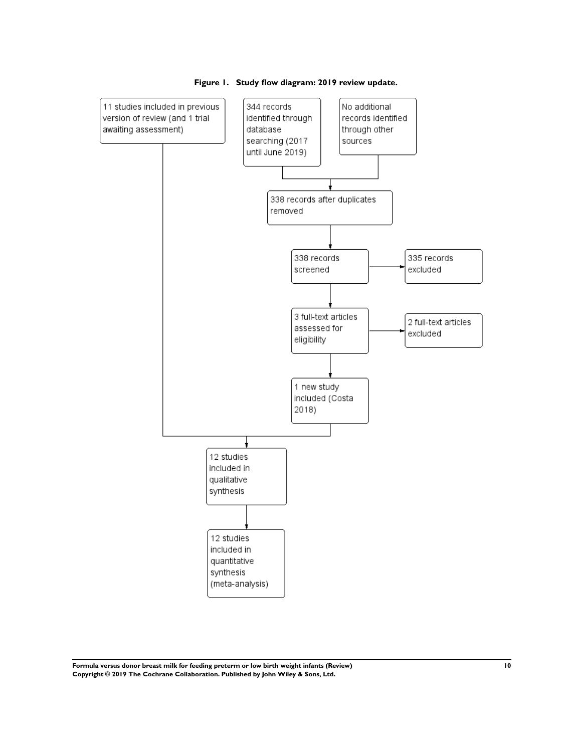**Figure 1. Study flow diagram: 2019 review update.**

11 studies included in previous version of review (and 1 trial awaiting assessment)

344 records identified through database searching (2017 until June 2019)

No additional records identified through other sources

338 records after duplicates removed

338 records screened

335 records excluded

3 full-text articles assessed for eligibility

2 full-text articles excluded

1 new study included (Costa 2018)

12 studies included in qualitative synthesis

12 studies included in quantitative synthesis (meta-analysis)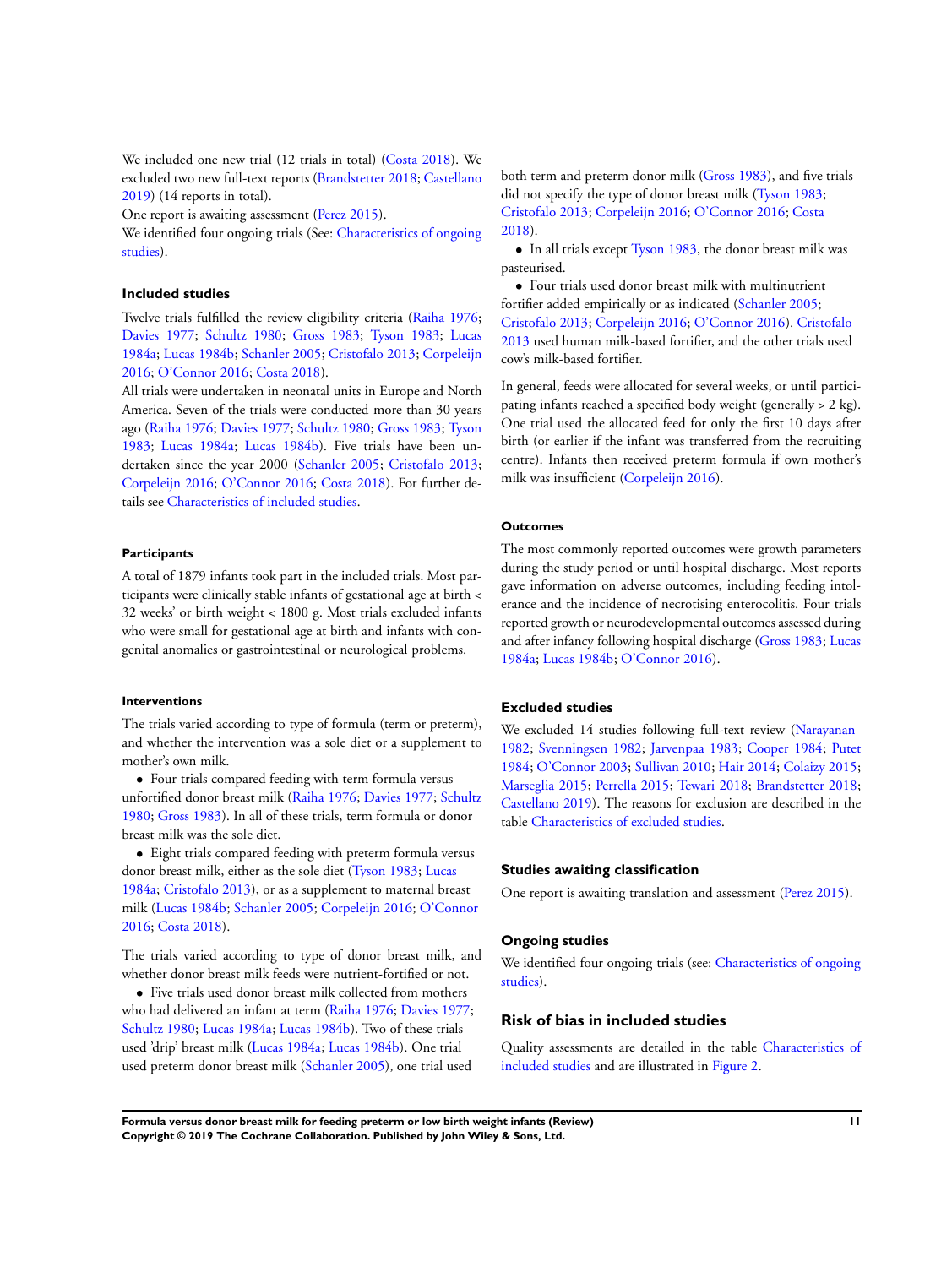We included one new trial (12 trials in total) (Costa 2018). We excluded two new full-text reports (Brandstetter 2018; Castellano 2019) (14 reports in total).

One report is awaiting assessment (Perez 2015).

We identified four ongoing trials (See: Characteristics of ongoing studies).

## Included studies

Twelve trials fulfilled the review eligibility criteria (Raiha 1976; Davies 1977; Schultz 1980; Gross 1983; Tyson 1983; Lucas 1984a; Lucas 1984b; Schanler 2005; Cristofalo 2013; Corpeleijn 2016; O'Connor 2016; Costa 2018).

All trials were undertaken in neonatal units in Europe and North America. Seven of the trials were conducted more than 30 years ago (Raiha 1976; Davies 1977; Schultz 1980; Gross 1983; Tyson 1983; Lucas 1984a; Lucas 1984b). Five trials have been undertaken since the year 2000 (Schanler 2005; Cristofalo 2013; Corpeleijn 2016; O'Connor 2016; Costa 2018). For further details see Characteristics of included studies.

#### Participants

A total of 1879 infants took part in the included trials. Most participants were clinically stable infants of gestational age at birth < 32 weeks' or birth weight < 1800 g. Most trials excluded infants who were small for gestational age at birth and infants with congenital anomalies or gastrointestinal or neurological problems.

#### Interventions

The trials varied according to type of formula (term or preterm), and whether the intervention was a sole diet or a supplement to mother's own milk.

- Four trials compared feeding with term formula versus unfortified donor breast milk (Raiha 1976; Davies 1977; Schultz 1980; Gross 1983). In all of these trials, term formula or donor breast milk was the sole diet.
- Eight trials compared feeding with preterm formula versus donor breast milk, either as the sole diet (Tyson 1983; Lucas 1984a; Cristofalo 2013), or as a supplement to maternal breast milk (Lucas 1984b; Schanler 2005; Corpeleijn 2016; O'Connor 2016; Costa 2018).

The trials varied according to type of donor breast milk, and whether donor breast milk feeds were nutrient-fortified or not.

- Five trials used donor breast milk collected from mothers who had delivered an infant at term (Raiha 1976; Davies 1977; Schultz 1980; Lucas 1984a; Lucas 1984b). Two of these trials used 'drip' breast milk (Lucas 1984a; Lucas 1984b). One trial used preterm donor breast milk (Schanler 2005), one trial used both term and preterm donor milk (Gross 1983), and five trials did not specify the type of donor breast milk (Tyson 1983; Cristofalo 2013; Corpeleijn 2016; O'Connor 2016; Costa 2018).
- In all trials except Tyson 1983, the donor breast milk was pasteurised.
- Four trials used donor breast milk with multinutrient fortifier added empirically or as indicated (Schanler 2005; Cristofalo 2013; Corpeleijn 2016; O'Connor 2016). Cristofalo 2013 used human milk-based fortifier, and the other trials used cow's milk-based fortifier.

In general, feeds were allocated for several weeks, or until participating infants reached a specified body weight (generally > 2 kg). One trial used the allocated feed for only the first 10 days after birth (or earlier if the infant was transferred from the recruiting centre). Infants then received preterm formula if own mother's milk was insufficient (Corpeleijn 2016).

#### Outcomes

The most commonly reported outcomes were growth parameters during the study period or until hospital discharge. Most reports gave information on adverse outcomes, including feeding intolerance and the incidence of necrotising enterocolitis. Four trials reported growth or neurodevelopmental outcomes assessed during and after infancy following hospital discharge (Gross 1983; Lucas 1984a; Lucas 1984b; O'Connor 2016).

## Excluded studies

We excluded 14 studies following full-text review (Narayanan 1982; Svenningsen 1982; Jarvenpaa 1983; Cooper 1984; Putet 1984; O'Connor 2003; Sullivan 2010; Hair 2014; Colaizy 2015; Marseglia 2015; Perrella 2015; Tewari 2018; Brandstetter 2018; Castellano 2019). The reasons for exclusion are described in the table Characteristics of excluded studies.

## Studies awaiting classification

One report is awaiting translation and assessment (Perez 2015).

## Ongoing studies

We identified four ongoing trials (see: Characteristics of ongoing studies).

# Risk of bias in included studies

Quality assessments are detailed in the table Characteristics of included studies and are illustrated in Figure 2.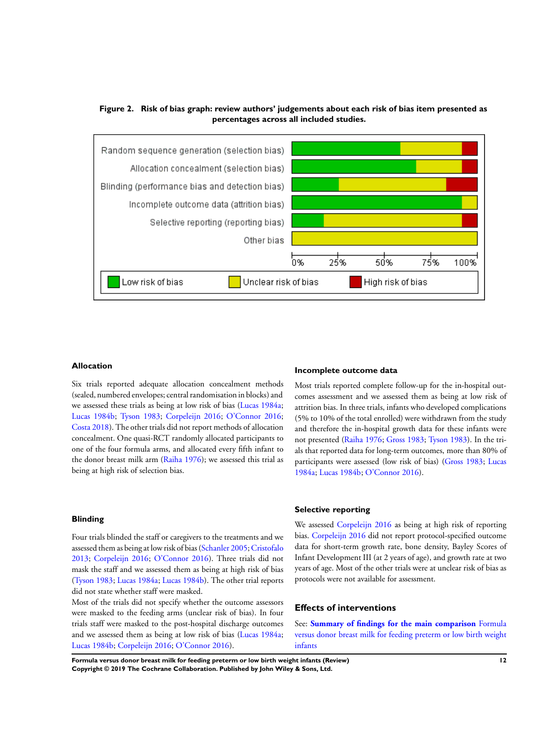**Figure 2. Risk of bias graph: review authors' judgements about each risk of bias item presented as percentages across all included studies.**

### Allocation

Six trials reported adequate allocation concealment methods (sealed, numbered envelopes; central randomisation in blocks) and we assessed these trials as being at low risk of bias (Lucas 1984a; Lucas 1984b; Tyson 1983; Corpeleijn 2016; O'Connor 2016; Costa 2018). The other trials did not report methods of allocation concealment. One quasi-RCT randomly allocated participants to one of the four formula arms, and allocated every fifth infant to the donor breast milk arm (Raiha 1976); we assessed this trial as being at high risk of selection bias.

### Blinding

Four trials blinded the staff or caregivers to the treatments and we assessed them as being at low risk of bias (Schanler 2005; Cristofalo 2013; Corpeleijn 2016; O'Connor 2016). Three trials did not mask the staff and we assessed them as being at high risk of bias (Tyson 1983; Lucas 1984a; Lucas 1984b). The other trial reports did not state whether staff were masked.

Most of the trials did not specify whether the outcome assessors were masked to the feeding arms (unclear risk of bias). In four trials staff were masked to the post-hospital discharge outcomes and we assessed them as being at low risk of bias (Lucas 1984a; Lucas 1984b; Corpeleijn 2016; O'Connor 2016).

### Incomplete outcome data

Most trials reported complete follow-up for the in-hospital outcomes assessment and we assessed them as being at low risk of attrition bias. In three trials, infants who developed complications (5% to 10% of the total enrolled) were withdrawn from the study and therefore the in-hospital growth data for these infants were not presented (Raiha 1976; Gross 1983; Tyson 1983). In the trials that reported data for long-term outcomes, more than 80% of participants were assessed (low risk of bias) (Gross 1983; Lucas 1984a; Lucas 1984b; O'Connor 2016).

### Selective reporting

We assessed Corpeleijn 2016 as being at high risk of reporting bias. Corpeleijn 2016 did not report protocol-specified outcome data for short-term growth rate, bone density, Bayley Scores of Infant Development III (at 2 years of age), and growth rate at two years of age. Most of the other trials were at unclear risk of bias as protocols were not available for assessment.

## Effects of interventions

See: **Summary of findings for the main comparison** Formula versus donor breast milk for feeding preterm or low birth weight infants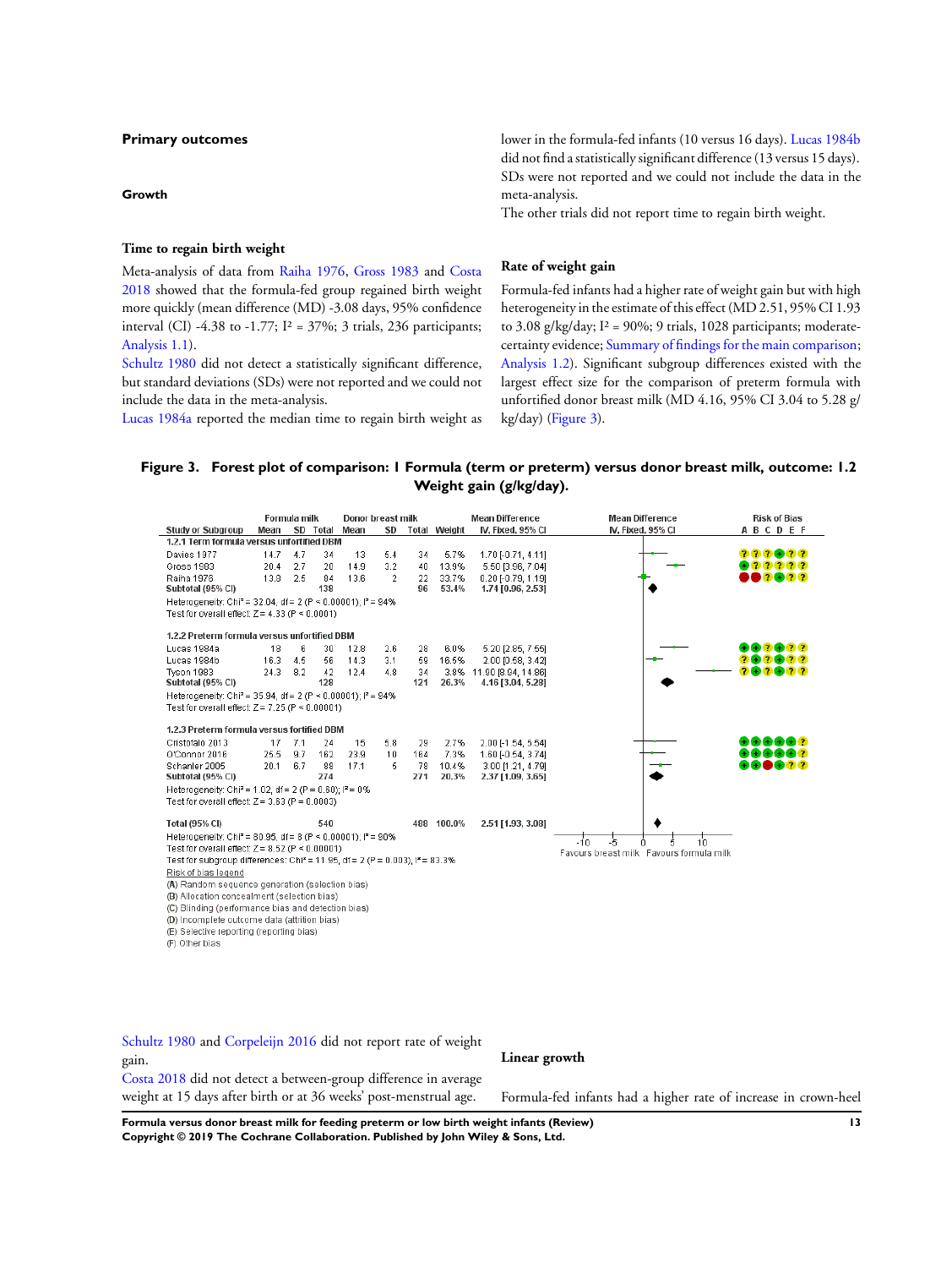## Primary outcomes

### Growth

#### Time to regain birth weight

Meta-analysis of data from Raiha 1976, Gross 1983 and Costa 2018 showed that the formula-fed group regained birth weight more quickly (mean difference (MD) -3.08 days, 95% confidence interval (CI) -4.38 to -1.77; $I^2$ = 37%; 3 trials, 236 participants; Analysis 1.1).

Schultz 1980 did not detect a statistically significant difference, but standard deviations (SDs) were not reported and we could not include the data in the meta-analysis.

Lucas 1984a reported the median time to regain birth weight as lower in the formula-fed infants (10 versus 16 days). Lucas 1984b did not find a statistically significant difference (13 versus 15 days). SDs were not reported and we could not include the data in the meta-analysis.

The other trials did not report time to regain birth weight.

#### Rate of weight gain

Formula-fed infants had a higher rate of weight gain but with high heterogeneity in the estimate of this effect (MD 2.51, 95% CI 1.93 to 3.08 g/kg/day; $I^2$ = 90%; 9 trials, 1028 participants; moderate-certainty evidence; Summary of findings for the main comparison; Analysis 1.2). Significant subgroup differences existed with the largest effect size for the comparison of preterm formula with unfortified donor breast milk (MD 4.16, 95% CI 3.04 to 5.28 g/kg/day) (Figure 3).

**Figure 3. Forest plot of comparison: 1 Formula (term or preterm) versus donor breast milk, outcome: 1.2 Weight gain (g/kg/day).**

| Study or Subgroup | Formula milk Mean | SD | Total | Donor breast milk Mean | SD | Total | Weight | Mean Difference IV, Fixed, 95% CI | Risk of Bias A B C D E F |
|---|---|---|---|---|---|---|---|---|---|
| **1.2.1 Term formula versus unfortified DBM** | | | | | | | | | |
| Davies 1977 | 14.7 | 4.7 | 34 | 13 | 5.4 | 34 | 5.7% | 1.70 [-0.71, 4.11] | ? ? ? + ? ? |
| Gross 1983 | 20.4 | 2.7 | 20 | 14.9 | 3.2 | 40 | 13.9% | 5.50 [3.96, 7.04] | + ? ? ? ? ? |
| Raiha 1976 | 13.8 | 2.5 | 84 | 13.6 | 2 | 22 | 33.7% | 0.20 [-0.79, 1.19] | − − ? + ? ? |
| **Subtotal (95% CI)** | | | **138** | | | **96** | **53.4%** | **1.74 [0.96, 2.53]** | |
| Heterogeneity: $Chi^2$ = 32.04, df = 2 (P < 0.00001); $I^2$ = 94% | | | | | | | | | |
| Test for overall effect: Z = 4.33 (P < 0.0001) | | | | | | | | | |
| **1.2.2 Preterm formula versus unfortified DBM** | | | | | | | | | |
| Lucas 1984a | 18 | 6 | 30 | 12.8 | 2.6 | 28 | 6.0% | 5.20 [2.85, 7.55] | + + ? + ? ? |
| Lucas 1984b | 16.3 | 4.5 | 56 | 14.3 | 3.1 | 59 | 16.5% | 2.00 [0.58, 3.42] | ? + ? + ? ? |
| Tyson 1983 | 24.3 | 8.2 | 42 | 12.4 | 4.8 | 34 | 3.8% | 11.00 [8.94, 14.86] | ? + ? + ? ? |
| **Subtotal (95% CI)** | | | **128** | | | **121** | **26.3%** | **4.16 [3.04, 5.28]** | |
| Heterogeneity: $Chi^2$ = 35.94, df = 2 (P < 0.00001); $I^2$ = 94% | | | | | | | | | |
| Test for overall effect: Z = 7.25 (P < 0.00001) | | | | | | | | | |
| **1.2.3 Preterm formula versus fortified DBM** | | | | | | | | | |
| Cristofalo 2013 | 17 | 7.1 | 24 | 15 | 5.8 | 29 | 2.7% | 2.00 [-1.54, 5.54] | + + + + + ? |
| O'Connor 2016 | 25.5 | 9.7 | 162 | 23.9 | 10 | 164 | 7.3% | 1.60 [-0.54, 3.74] | + + + + + ? |
| Schanler 2005 | 20.1 | 6.7 | 88 | 17.1 | 5 | 78 | 10.4% | 3.00 [1.21, 4.79] | + + − + ? ? |
| **Subtotal (95% CI)** | | | **274** | | | **271** | **20.3%** | **2.37 [1.09, 3.65]** | |
| Heterogeneity: $Chi^2$ = 1.02, df = 2 (P = 0.60); $I^2$ = 0% | | | | | | | | | |
| Test for overall effect: Z = 3.63 (P = 0.0003) | | | | | | | | | |
| **Total (95% CI)** | | | **540** | | | **488** | **100.0%** | **2.51 [1.93, 3.08]** | |
| Heterogeneity: $Chi^2$ = 80.95, df = 8 (P < 0.00001); $I^2$ = 90% | | | | | | | | | |
| Test for overall effect: Z = 8.52 (P < 0.00001) | | | | | | | | | |
| Test for subgroup differences: $Chi^2$ = 11.95, df = 2 (P = 0.003), $I^2$ = 83.3% | | | | | | | | | |

Axis: -10, -5, 0, 5, 10 — Favours breast milk / Favours formula milk

Risk of bias legend
(A) Random sequence generation (selection bias)
(B) Allocation concealment (selection bias)
(C) Blinding (performance bias and detection bias)
(D) Incomplete outcome data (attrition bias)
(E) Selective reporting (reporting bias)
(F) Other bias

Schultz 1980 and Corpeleijn 2016 did not report rate of weight gain.

Costa 2018 did not detect a between-group difference in average weight at 15 days after birth or at 36 weeks' post-menstrual age.

#### Linear growth

Formula-fed infants had a higher rate of increase in crown-heel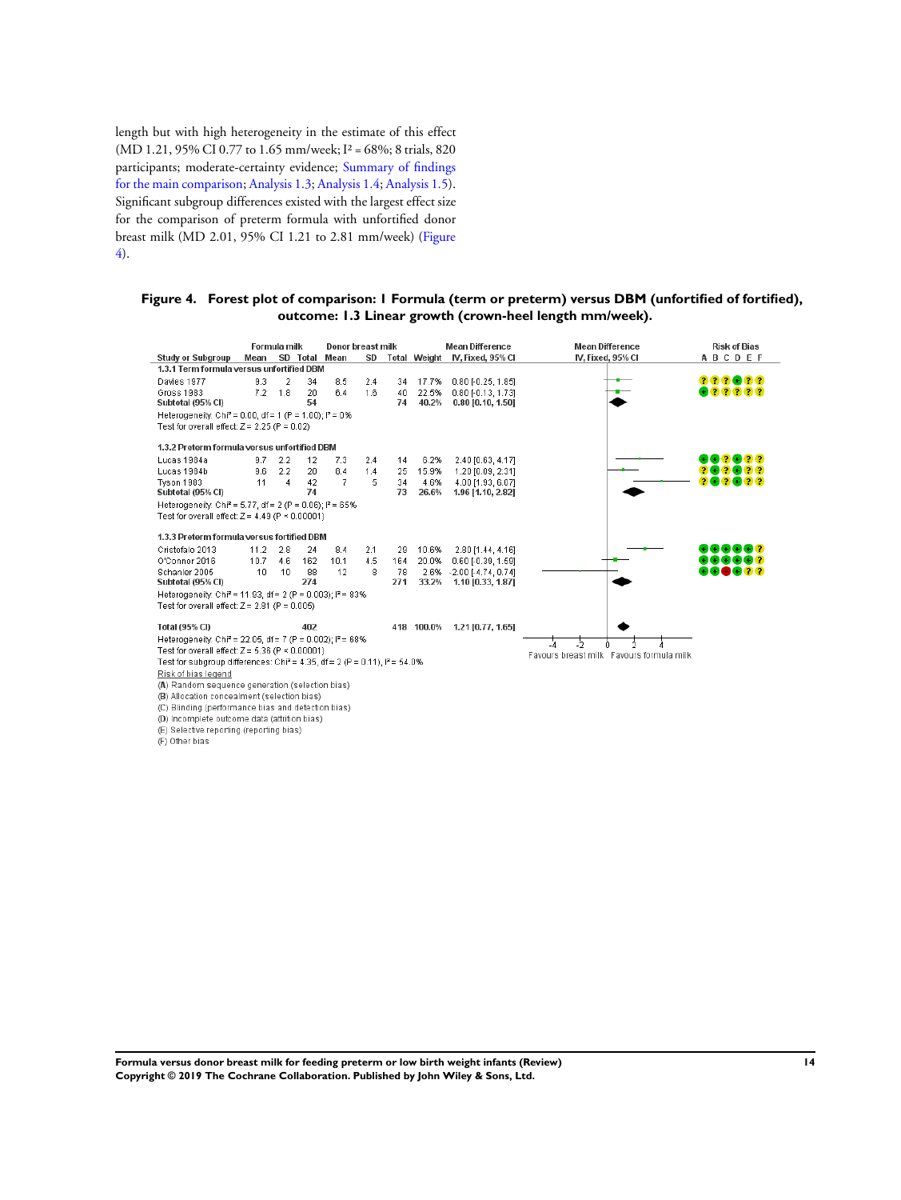length but with high heterogeneity in the estimate of this effect (MD 1.21, 95% CI 0.77 to 1.65 mm/week; $I^2$ = 68%; 8 trials, 820 participants; moderate-certainty evidence; Summary of findings for the main comparison; Analysis 1.3; Analysis 1.4; Analysis 1.5). Significant subgroup differences existed with the largest effect size for the comparison of preterm formula with unfortified donor breast milk (MD 2.01, 95% CI 1.21 to 2.81 mm/week) (Figure 4).

**Figure 4. Forest plot of comparison: 1 Formula (term or preterm) versus DBM (unfortified of fortified), outcome: 1.3 Linear growth (crown-heel length mm/week).**

| Study or Subgroup | Formula milk Mean | Formula milk SD | Formula milk Total | Donor breast milk Mean | Donor breast milk SD | Donor breast milk Total | Weight | Mean Difference IV, Fixed, 95% CI | Risk of Bias A B C D E F |
|---|---|---|---|---|---|---|---|---|---|
| **1.3.1 Term formula versus unfortified DBM** | | | | | | | | | |
| Davies 1977 | 9.3 | 2 | 34 | 8.5 | 2.4 | 34 | 17.7% | 0.80 [-0.25, 1.85] | ? ? ? + ? ? |
| Gross 1983 | 7.2 | 1.8 | 20 | 6.4 | 1.6 | 40 | 22.5% | 0.80 [-0.13, 1.73] | + ? ? ? ? ? |
| **Subtotal (95% CI)** | | | **54** | | | **74** | **40.2%** | **0.80 [0.10, 1.50]** | |
| Heterogeneity: $Chi^2$ = 0.00, df = 1 (P = 1.00); $I^2$ = 0% | | | | | | | | | |
| Test for overall effect: Z = 2.25 (P = 0.02) | | | | | | | | | |
| **1.3.2 Preterm formula versus unfortified DBM** | | | | | | | | | |
| Lucas 1984a | 9.7 | 2.2 | 12 | 7.3 | 2.4 | 14 | 6.2% | 2.40 [0.63, 4.17] | + + ? + ? ? |
| Lucas 1984b | 9.6 | 2.2 | 20 | 8.4 | 1.4 | 25 | 15.9% | 1.20 [0.09, 2.31] | ? + ? + ? ? |
| Tyson 1983 | 11 | 4 | 42 | 7 | 5 | 34 | 4.6% | 4.00 [1.93, 6.07] | ? + ? + ? ? |
| **Subtotal (95% CI)** | | | **74** | | | **73** | **26.6%** | **1.96 [1.10, 2.82]** | |
| Heterogeneity: $Chi^2$ = 5.77, df = 2 (P = 0.06); $I^2$ = 65% | | | | | | | | | |
| Test for overall effect: Z = 4.49 (P < 0.00001) | | | | | | | | | |
| **1.3.3 Preterm formula versus fortified DBM** | | | | | | | | | |
| Cristofalo 2013 | 11.2 | 2.8 | 24 | 8.4 | 2.1 | 29 | 10.6% | 2.80 [1.44, 4.16] | + + + + + ? |
| O'Connor 2016 | 10.7 | 4.6 | 162 | 10.1 | 4.5 | 164 | 20.0% | 0.60 [-0.39, 1.59] | + + + + + ? |
| Schanler 2005 | 10 | 10 | 88 | 12 | 8 | 78 | 2.6% | -2.00 [-4.74, 0.74] | + + − + ? ? |
| **Subtotal (95% CI)** | | | **274** | | | **271** | **33.2%** | **1.10 [0.33, 1.87]** | |
| Heterogeneity: $Chi^2$ = 11.93, df = 2 (P = 0.003); $I^2$ = 83% | | | | | | | | | |
| Test for overall effect: Z = 2.81 (P = 0.005) | | | | | | | | | |
| **Total (95% CI)** | | | **402** | | | **418** | **100.0%** | **1.21 [0.77, 1.65]** | |
| Heterogeneity: $Chi^2$ = 22.05, df = 7 (P = 0.002); $I^2$ = 68% | | | | | | | | | |
| Test for overall effect: Z = 5.36 (P < 0.00001) | | | | | | | | | |
| Test for subgroup differences: $Chi^2$ = 4.35, df = 2 (P = 0.11), $I^2$ = 54.0% | | | | | | | | | |

-4 -2 0 2 4
Favours breast milk    Favours formula milk

Risk of bias legend
(A) Random sequence generation (selection bias)
(B) Allocation concealment (selection bias)
(C) Blinding (performance bias and detection bias)
(D) Incomplete outcome data (attrition bias)
(E) Selective reporting (reporting bias)
(F) Other bias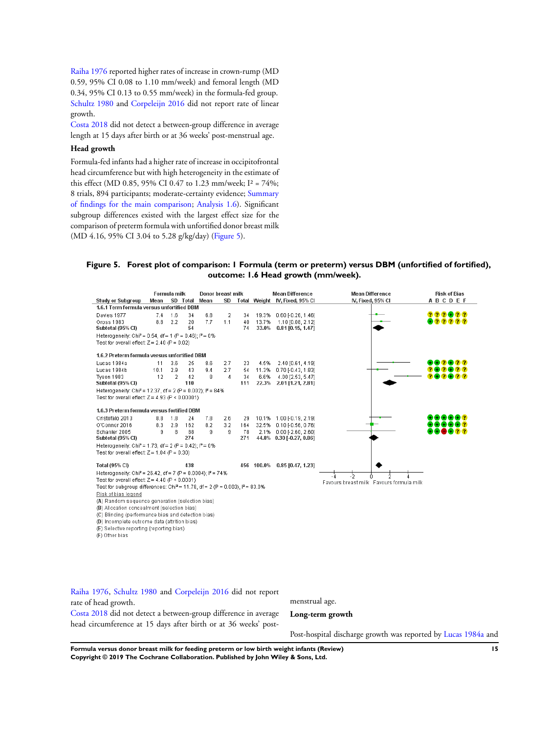Raiha 1976 reported higher rates of increase in crown-rump (MD 0.59, 95% CI 0.08 to 1.10 mm/week) and femoral length (MD 0.34, 95% CI 0.13 to 0.55 mm/week) in the formula-fed group. Schultz 1980 and Corpeleijn 2016 did not report rate of linear growth.

Costa 2018 did not detect a between-group difference in average length at 15 days after birth or at 36 weeks' post-menstrual age.

### Head growth

Formula-fed infants had a higher rate of increase in occipitofrontal head circumference but with high heterogeneity in the estimate of this effect (MD 0.85, 95% CI 0.47 to 1.23 mm/week; $I^2$ = 74%; 8 trials, 894 participants; moderate-certainty evidence; Summary of findings for the main comparison; Analysis 1.6). Significant subgroup differences existed with the largest effect size for the comparison of preterm formula with unfortified donor breast milk (MD 4.16, 95% CI 3.04 to 5.28 g/kg/day) (Figure 5).

**Figure 5. Forest plot of comparison: 1 Formula (term or preterm) versus DBM (unfortified of fortified), outcome: 1.6 Head growth (mm/week).**

| Study or Subgroup | Formula milk Mean | Formula milk SD | Formula milk Total | Donor breast milk Mean | Donor breast milk SD | Donor breast milk Total | Weight | Mean Difference IV, Fixed, 95% CI | Risk of Bias A B C D E F |
|---|---|---|---|---|---|---|---|---|---|
| **1.6.1 Term formula versus unfortified DBM** | | | | | | | | | |
| Davies 1977 | 7.4 | 1.6 | 34 | 6.8 | 2 | 34 | 19.3% | 0.60 [-0.26, 1.46] | ? ? ? + ? ? |
| Gross 1983 | 8.8 | 2.2 | 20 | 7.7 | 1.1 | 40 | 13.7% | 1.10 [0.08, 2.12] | + ? ? ? ? ? |
| **Subtotal (95% CI)** | | | **54** | | | **74** | **33.0%** | **0.81 [0.15, 1.47]** | |
| Heterogeneity: $Chi^2$ = 0.54, df = 1 (P = 0.46); $I^2$ = 0% | | | | | | | | | |
| Test for overall effect: Z = 2.40 (P = 0.02) | | | | | | | | | |
| **1.6.2 Preterm formula versus unfortified DBM** | | | | | | | | | |
| Lucas 1984a | 11 | 3.6 | 25 | 8.6 | 2.7 | 23 | 4.5% | 2.40 [0.61, 4.19] | + + ? + ? ? |
| Lucas 1984b | 10.1 | 2.9 | 43 | 9.4 | 2.7 | 54 | 11.3% | 0.70 [-0.43, 1.83] | ? + ? + ? ? |
| Tyson 1983 | 12 | 2 | 42 | 8 | 4 | 34 | 6.6% | 4.00 [2.53, 5.47] | ? + ? + ? ? |
| **Subtotal (95% CI)** | | | **110** | | | **111** | **22.3%** | **2.01 [1.21, 2.81]** | |
| Heterogeneity: $Chi^2$ = 12.37, df = 2 (P = 0.002); $I^2$ = 84% | | | | | | | | | |
| Test for overall effect: Z = 4.93 (P < 0.00001) | | | | | | | | | |
| **1.6.3 Preterm formula versus fortified DBM** | | | | | | | | | |
| Cristofalo 2013 | 8.8 | 1.8 | 24 | 7.8 | 2.6 | 29 | 10.1% | 1.00 [-0.19, 2.19] | + + + + + ? |
| O'Connor 2016 | 8.3 | 2.9 | 162 | 8.2 | 3.2 | 164 | 32.5% | 0.10 [-0.56, 0.76] | + + + + + ? |
| Schanler 2005 | 9 | 8 | 88 | 9 | 9 | 78 | 2.1% | 0.00 [-2.60, 2.60] | + + − + ? ? |
| **Subtotal (95% CI)** | | | **274** | | | **271** | **44.8%** | **0.30 [-0.27, 0.86]** | |
| Heterogeneity: $Chi^2$ = 1.73, df = 2 (P = 0.42); $I^2$ = 0% | | | | | | | | | |
| Test for overall effect: Z = 1.04 (P = 0.30) | | | | | | | | | |
| **Total (95% CI)** | | | **438** | | | **456** | **100.0%** | **0.85 [0.47, 1.23]** | |
| Heterogeneity: $Chi^2$ = 26.42, df = 7 (P = 0.0004); $I^2$ = 74% | | | | | | | | | |
| Test for overall effect: Z = 4.40 (P < 0.0001) | | | | | | | | | |
| Test for subgroup differences: $Chi^2$ = 11.78, df = 2 (P = 0.003), $I^2$ = 83.0% | | | | | | | | | |

Axis: -4, -2, 0, 2, 4 — Favours breast milk / Favours formula milk

Risk of bias legend
(A) Random sequence generation (selection bias)
(B) Allocation concealment (selection bias)
(C) Blinding (performance bias and detection bias)
(D) Incomplete outcome data (attrition bias)
(E) Selective reporting (reporting bias)
(F) Other bias

Raiha 1976, Schultz 1980 and Corpeleijn 2016 did not report rate of head growth.

Costa 2018 did not detect a between-group difference in average head circumference at 15 days after birth or at 36 weeks' post-menstrual age.

### Long-term growth

Post-hospital discharge growth was reported by Lucas 1984a and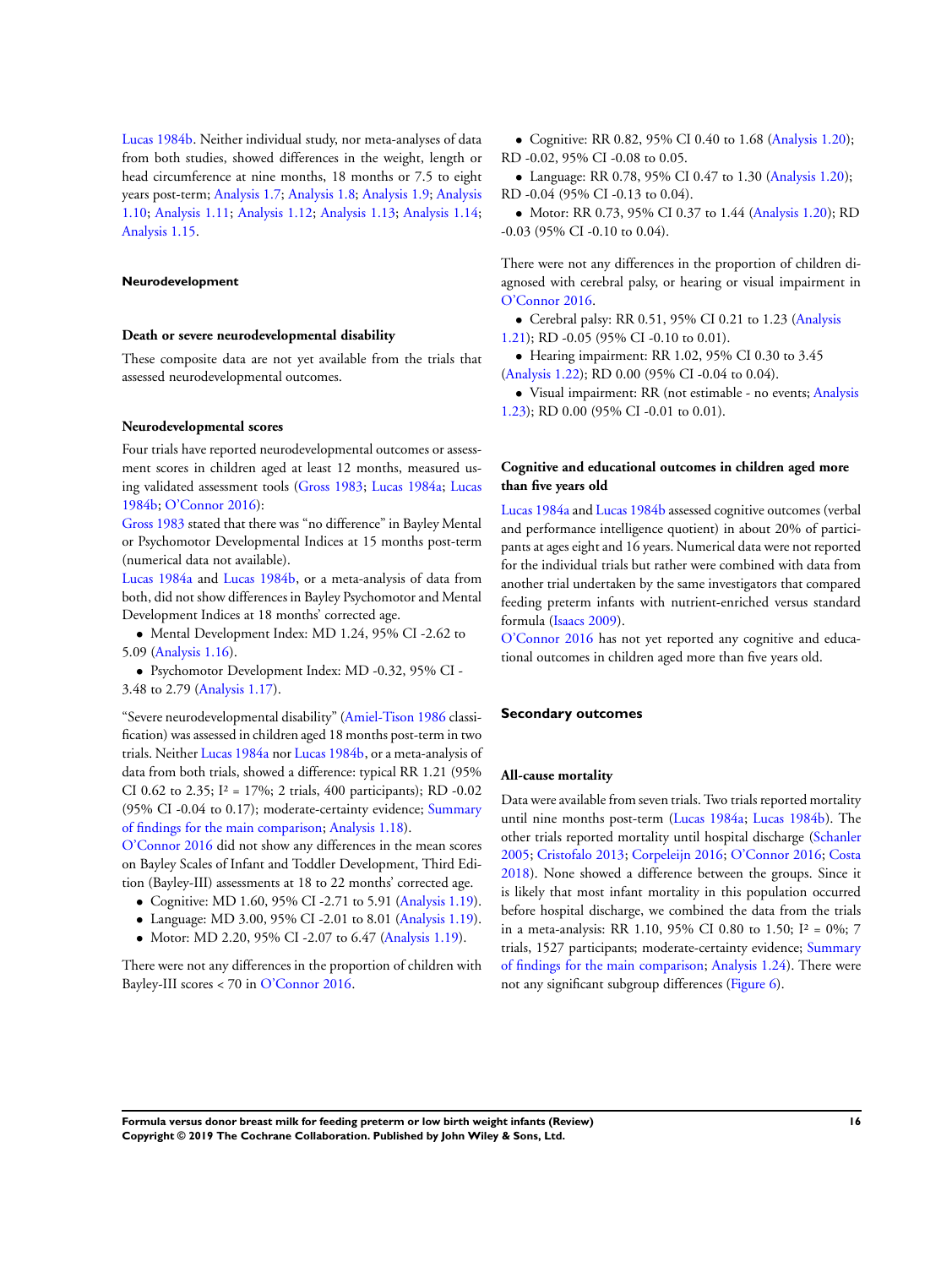Lucas 1984b. Neither individual study, nor meta-analyses of data from both studies, showed differences in the weight, length or head circumference at nine months, 18 months or 7.5 to eight years post-term; Analysis 1.7; Analysis 1.8; Analysis 1.9; Analysis 1.10; Analysis 1.11; Analysis 1.12; Analysis 1.13; Analysis 1.14; Analysis 1.15.

#### Neurodevelopment

##### Death or severe neurodevelopmental disability

These composite data are not yet available from the trials that assessed neurodevelopmental outcomes.

##### Neurodevelopmental scores

Four trials have reported neurodevelopmental outcomes or assessment scores in children aged at least 12 months, measured using validated assessment tools (Gross 1983; Lucas 1984a; Lucas 1984b; O'Connor 2016):

Gross 1983 stated that there was "no difference" in Bayley Mental or Psychomotor Developmental Indices at 15 months post-term (numerical data not available).

Lucas 1984a and Lucas 1984b, or a meta-analysis of data from both, did not show differences in Bayley Psychomotor and Mental Development Indices at 18 months' corrected age.

- Mental Development Index: MD 1.24, 95% CI -2.62 to 5.09 (Analysis 1.16).
- Psychomotor Development Index: MD -0.32, 95% CI -3.48 to 2.79 (Analysis 1.17).

"Severe neurodevelopmental disability" (Amiel-Tison 1986 classification) was assessed in children aged 18 months post-term in two trials. Neither Lucas 1984a nor Lucas 1984b, or a meta-analysis of data from both trials, showed a difference: typical RR 1.21 (95% CI 0.62 to 2.35; I² = 17%; 2 trials, 400 participants); RD -0.02 (95% CI -0.04 to 0.17); moderate-certainty evidence; Summary of findings for the main comparison; Analysis 1.18).

O'Connor 2016 did not show any differences in the mean scores on Bayley Scales of Infant and Toddler Development, Third Edition (Bayley-III) assessments at 18 to 22 months' corrected age.

- Cognitive: MD 1.60, 95% CI -2.71 to 5.91 (Analysis 1.19).
- Language: MD 3.00, 95% CI -2.01 to 8.01 (Analysis 1.19).
- Motor: MD 2.20, 95% CI -2.07 to 6.47 (Analysis 1.19).

There were not any differences in the proportion of children with Bayley-III scores < 70 in O'Connor 2016.

- Cognitive: RR 0.82, 95% CI 0.40 to 1.68 (Analysis 1.20); RD -0.02, 95% CI -0.08 to 0.05.
- Language: RR 0.78, 95% CI 0.47 to 1.30 (Analysis 1.20); RD -0.04 (95% CI -0.13 to 0.04).
- Motor: RR 0.73, 95% CI 0.37 to 1.44 (Analysis 1.20); RD -0.03 (95% CI -0.10 to 0.04).

There were not any differences in the proportion of children diagnosed with cerebral palsy, or hearing or visual impairment in O'Connor 2016.

- Cerebral palsy: RR 0.51, 95% CI 0.21 to 1.23 (Analysis 1.21); RD -0.05 (95% CI -0.10 to 0.01).
- Hearing impairment: RR 1.02, 95% CI 0.30 to 3.45 (Analysis 1.22); RD 0.00 (95% CI -0.04 to 0.04).
- Visual impairment: RR (not estimable - no events; Analysis 1.23); RD 0.00 (95% CI -0.01 to 0.01).

##### Cognitive and educational outcomes in children aged more than five years old

Lucas 1984a and Lucas 1984b assessed cognitive outcomes (verbal and performance intelligence quotient) in about 20% of participants at ages eight and 16 years. Numerical data were not reported for the individual trials but rather were combined with data from another trial undertaken by the same investigators that compared feeding preterm infants with nutrient-enriched versus standard formula (Isaacs 2009).

O'Connor 2016 has not yet reported any cognitive and educational outcomes in children aged more than five years old.

### Secondary outcomes

##### All-cause mortality

Data were available from seven trials. Two trials reported mortality until nine months post-term (Lucas 1984a; Lucas 1984b). The other trials reported mortality until hospital discharge (Schanler 2005; Cristofalo 2013; Corpeleijn 2016; O'Connor 2016; Costa 2018). None showed a difference between the groups. Since it is likely that most infant mortality in this population occurred before hospital discharge, we combined the data from the trials in a meta-analysis: RR 1.10, 95% CI 0.80 to 1.50; I² = 0%; 7 trials, 1527 participants; moderate-certainty evidence; Summary of findings for the main comparison; Analysis 1.24). There were not any significant subgroup differences (Figure 6).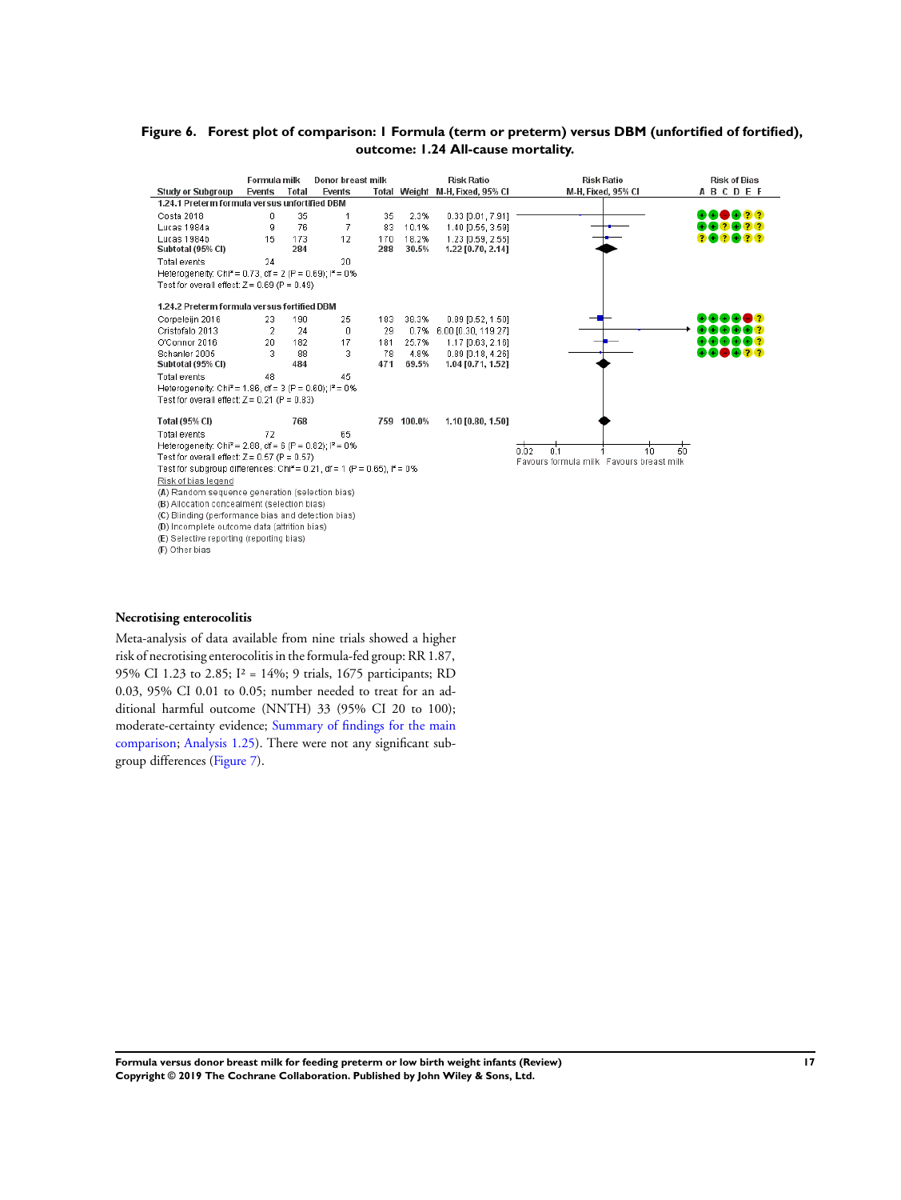**Figure 6. Forest plot of comparison: 1 Formula (term or preterm) versus DBM (unfortified of fortified), outcome: 1.24 All-cause mortality.**

| Study or Subgroup | Formula milk Events | Formula milk Total | Donor breast milk Events | Donor breast milk Total | Weight | Risk Ratio M-H, Fixed, 95% CI | Risk of Bias A B C D E F |
|---|---|---|---|---|---|---|---|
| **1.24.1 Preterm formula versus unfortified DBM** | | | | | | | |
| Costa 2018 | 0 | 35 | 1 | 35 | 2.3% | 0.33 [0.01, 7.91] | + + − + ? ? |
| Lucas 1984a | 9 | 76 | 7 | 83 | 10.1% | 1.40 [0.55, 3.59] | + + ? + ? ? |
| Lucas 1984b | 15 | 173 | 12 | 170 | 18.2% | 1.23 [0.59, 2.55] | ? + ? + ? ? |
| **Subtotal (95% CI)** | | **284** | | **288** | **30.5%** | **1.22 [0.70, 2.14]** | |
| Total events | 24 | | 20 | | | | |
| Heterogeneity: $Chi^2 = 0.73$, df = 2 (P = 0.69); $I^2 = 0\%$ | | | | | | | |
| Test for overall effect: Z = 0.69 (P = 0.49) | | | | | | | |
| **1.24.2 Preterm formula versus fortified DBM** | | | | | | | |
| Corpeleijn 2016 | 23 | 190 | 25 | 183 | 38.3% | 0.89 [0.52, 1.50] | + + + + − ? |
| Cristofalo 2013 | 2 | 24 | 0 | 29 | 0.7% | 6.00 [0.30, 119.27] | + + + + + ? |
| O'Connor 2016 | 20 | 182 | 17 | 181 | 25.7% | 1.17 [0.63, 2.16] | + + + + + ? |
| Schanler 2005 | 3 | 88 | 3 | 78 | 4.8% | 0.89 [0.18, 4.26] | + + − + ? ? |
| **Subtotal (95% CI)** | | **484** | | **471** | **69.5%** | **1.04 [0.71, 1.52]** | |
| Total events | 48 | | 45 | | | | |
| Heterogeneity: $Chi^2 = 1.86$, df = 3 (P = 0.60); $I^2 = 0\%$ | | | | | | | |
| Test for overall effect: Z = 0.21 (P = 0.83) | | | | | | | |
| **Total (95% CI)** | | **768** | | **759** | **100.0%** | **1.10 [0.80, 1.50]** | |
| Total events | 72 | | 65 | | | | |
| Heterogeneity: $Chi^2 = 2.68$, df = 6 (P = 0.85); $I^2 = 0\%$ | | | | | | | |
| Test for overall effect: Z = 0.57 (P = 0.57) | | | | | | | |
| Test for subgroup differences: $Chi^2 = 0.21$, df = 1 (P = 0.65), $I^2 = 0\%$ | | | | | | | |

Axis: 0.02, 0.1, 1, 10, 50 — Favours formula milk / Favours breast milk

Risk of bias legend
(A) Random sequence generation (selection bias)
(B) Allocation concealment (selection bias)
(C) Blinding (performance bias and detection bias)
(D) Incomplete outcome data (attrition bias)
(E) Selective reporting (reporting bias)
(F) Other bias

### Necrotising enterocolitis

Meta-analysis of data available from nine trials showed a higher risk of necrotising enterocolitis in the formula-fed group: RR 1.87, 95% CI 1.23 to 2.85; $I^2 = 14\%$; 9 trials, 1675 participants; RD 0.03, 95% CI 0.01 to 0.05; number needed to treat for an additional harmful outcome (NNTH) 33 (95% CI 20 to 100); moderate-certainty evidence; Summary of findings for the main comparison; Analysis 1.25). There were not any significant subgroup differences (Figure 7).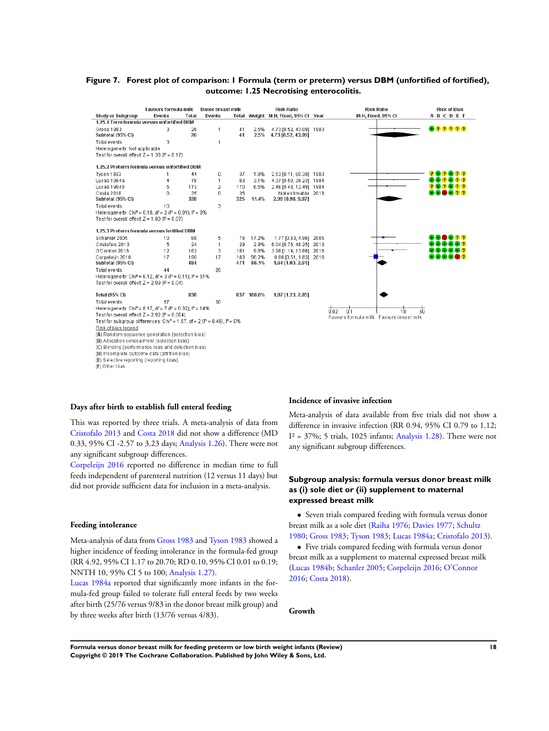**Figure 7. Forest plot of comparison: 1 Formula (term or preterm) versus DBM (unfortified of fortified), outcome: 1.25 Necrotising enterocolitis.**

| Study or Subgroup | Favours formula milk Events | Total | Donor breast milk Events | Total | Weight | Risk Ratio M-H, Fixed, 95% CI | Year | Risk of Bias A B C D E F |
|---|---|---|---|---|---|---|---|---|
| **1.25.1 Term formula versus unfortified DBM** | | | | | | | | |
| Gross 1983 | 3 | 26 | 1 | 41 | 2.5% | 4.73 [0.52, 43.09] | 1983 | + ? ? ? ? ? |
| **Subtotal (95% CI)** | | 26 | | 41 | 2.5% | **4.73 [0.52, 43.09]** | | |
| Total events | 3 | | 1 | | | | | |
| Heterogeneity: Not applicable | | | | | | | | |
| Test for overall effect: Z = 1.38 (P = 0.17) | | | | | | | | |
| **1.25.2 Preterm formula versus unfortified DBM** | | | | | | | | |
| Tyson 1983 | 1 | 44 | 0 | 37 | 1.8% | 2.53 [0.11, 60.39] | 1983 | ? + ? + ? ? |
| Lucas 1984a | 4 | 76 | 1 | 83 | 3.1% | 4.37 [0.50, 38.23] | 1984 | + + ? + ? ? |
| Lucas 1984b | 5 | 173 | 2 | 170 | 6.5% | 2.46 [0.48, 12.49] | 1984 | ? + ? + ? ? |
| Costa 2018 | 0 | 35 | 0 | 35 | | Not estimable | 2018 | + + − + ? ? |
| **Subtotal (95% CI)** | | 328 | | 325 | 11.4% | **2.99 [0.90, 9.87]** | | |
| Total events | 10 | | 3 | | | | | |
| Heterogeneity: Chi² = 0.10, df = 2 (P = 0.91); I² = 0% | | | | | | | | |
| Test for overall effect: Z = 1.80 (P = 0.07) | | | | | | | | |
| **1.25.3 Preterm formula versus fortified DBM** | | | | | | | | |
| Schanler 2005 | 10 | 88 | 5 | 78 | 17.2% | 1.77 [0.63, 4.96] | 2005 | + + − + ? ? |
| Cristofalo 2013 | 5 | 24 | 1 | 29 | 2.9% | 6.04 [0.76, 48.25] | 2013 | + + + + + ? |
| O'Connor 2016 | 12 | 182 | 3 | 181 | 9.8% | 3.98 [1.14, 13.86] | 2016 | + + + + + ? |
| Corpeleijn 2016 | 17 | 190 | 17 | 183 | 56.2% | 0.96 [0.51, 1.83] | 2016 | + + + + − ? |
| **Subtotal (95% CI)** | | 484 | | 471 | 86.1% | **1.64 [1.03, 2.61]** | | |
| Total events | 44 | | 26 | | | | | |
| Heterogeneity: Chi² = 6.12, df = 3 (P = 0.11); I² = 51% | | | | | | | | |
| Test for overall effect: Z = 2.08 (P = 0.04) | | | | | | | | |
| **Total (95% CI)** | | 838 | | 837 | 100.0% | **1.87 [1.23, 2.85]** | | |
| Total events | 57 | | 30 | | | | | |
| Heterogeneity: Chi² = 8.17, df = 7 (P = 0.32); I² = 14% | | | | | | | | |
| Test for overall effect: Z = 2.92 (P = 0.004) | | | | | | | | |
| Test for subgroup differences: Chi² = 1.57, df = 2 (P = 0.46), I² = 0% | | | | | | | | |

Axis: 0.02, 0.1, 1, 10, 50 — Favours formula milk / Favours breast milk

Risk of bias legend
(A) Random sequence generation (selection bias)
(B) Allocation concealment (selection bias)
(C) Blinding (performance bias and detection bias)
(D) Incomplete outcome data (attrition bias)
(E) Selective reporting (reporting bias)
(F) Other bias

#### Days after birth to establish full enteral feeding

This was reported by three trials. A meta-analysis of data from Cristofalo 2013 and Costa 2018 did not show a difference (MD 0.33, 95% CI -2.57 to 3.23 days; Analysis 1.26). There were not any significant subgroup differences.

Corpeleijn 2016 reported no difference in median time to full feeds independent of parenteral nutrition (12 versus 11 days) but did not provide sufficient data for inclusion in a meta-analysis.

#### Feeding intolerance

Meta-analysis of data from Gross 1983 and Tyson 1983 showed a higher incidence of feeding intolerance in the formula-fed group (RR 4.92, 95% CI 1.17 to 20.70; RD 0.10, 95% CI 0.01 to 0.19; NNTH 10, 95% CI 5 to 100; Analysis 1.27).

Lucas 1984a reported that significantly more infants in the formula-fed group failed to tolerate full enteral feeds by two weeks after birth (25/76 versus 9/83 in the donor breast milk group) and by three weeks after birth (13/76 versus 4/83).

#### Incidence of invasive infection

Meta-analysis of data available from five trials did not show a difference in invasive infection (RR 0.94, 95% CI 0.79 to 1.12; I² = 37%; 5 trials, 1025 infants; Analysis 1.28). There were not any significant subgroup differences.

### Subgroup analysis: formula versus donor breast milk as (i) sole diet or (ii) supplement to maternal expressed breast milk

- Seven trials compared feeding with formula versus donor breast milk as a sole diet (Raiha 1976; Davies 1977; Schultz 1980; Gross 1983; Tyson 1983; Lucas 1984a; Cristofalo 2013).
- Five trials compared feeding with formula versus donor breast milk as a supplement to maternal expressed breast milk (Lucas 1984b; Schanler 2005; Corpeleijn 2016; O'Connor 2016; Costa 2018).

#### Growth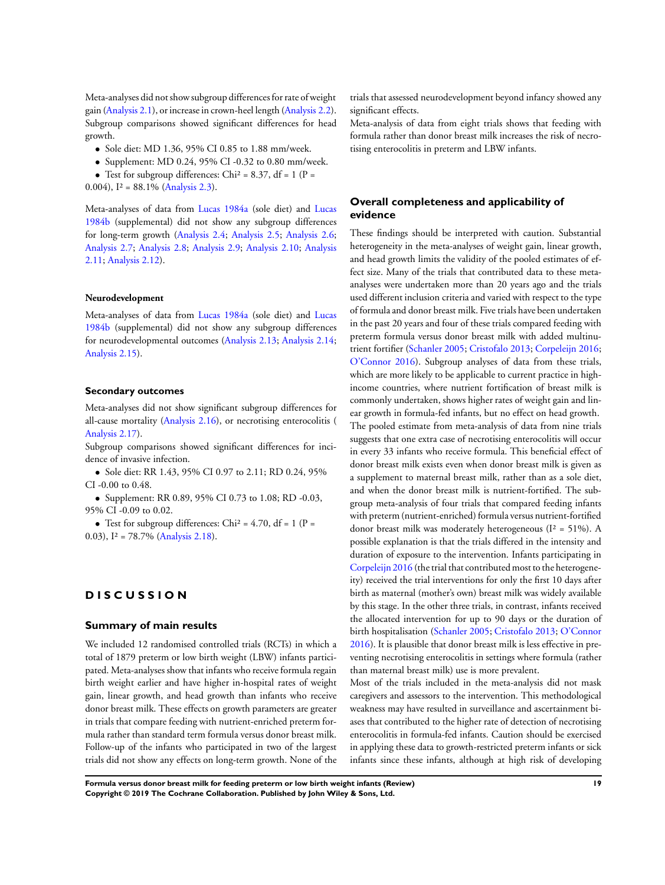Meta-analyses did not show subgroup differences for rate of weight gain (Analysis 2.1), or increase in crown-heel length (Analysis 2.2). Subgroup comparisons showed significant differences for head growth.

- Sole diet: MD 1.36, 95% CI 0.85 to 1.88 mm/week.
- Supplement: MD 0.24, 95% CI -0.32 to 0.80 mm/week.
- Test for subgroup differences: Chi² = 8.37, df = 1 (P = 0.004), I² = 88.1% (Analysis 2.3).

Meta-analyses of data from Lucas 1984a (sole diet) and Lucas 1984b (supplemental) did not show any subgroup differences for long-term growth (Analysis 2.4; Analysis 2.5; Analysis 2.6; Analysis 2.7; Analysis 2.8; Analysis 2.9; Analysis 2.10; Analysis 2.11; Analysis 2.12).

#### Neurodevelopment

Meta-analyses of data from Lucas 1984a (sole diet) and Lucas 1984b (supplemental) did not show any subgroup differences for neurodevelopmental outcomes (Analysis 2.13; Analysis 2.14; Analysis 2.15).

### Secondary outcomes

Meta-analyses did not show significant subgroup differences for all-cause mortality (Analysis 2.16), or necrotising enterocolitis (Analysis 2.17).

Subgroup comparisons showed significant differences for incidence of invasive infection.

- Sole diet: RR 1.43, 95% CI 0.97 to 2.11; RD 0.24, 95% CI -0.00 to 0.48.
- Supplement: RR 0.89, 95% CI 0.73 to 1.08; RD -0.03, 95% CI -0.09 to 0.02.
- Test for subgroup differences: Chi² = 4.70, df = 1 (P = 0.03), I² = 78.7% (Analysis 2.18).

# DISCUSSION

## Summary of main results

We included 12 randomised controlled trials (RCTs) in which a total of 1879 preterm or low birth weight (LBW) infants participated. Meta-analyses show that infants who receive formula regain birth weight earlier and have higher in-hospital rates of weight gain, linear growth, and head growth than infants who receive donor breast milk. These effects on growth parameters are greater in trials that compare feeding with nutrient-enriched preterm formula rather than standard term formula versus donor breast milk. Follow-up of the infants who participated in two of the largest trials did not show any effects on long-term growth. None of the trials that assessed neurodevelopment beyond infancy showed any significant effects.

Meta-analysis of data from eight trials shows that feeding with formula rather than donor breast milk increases the risk of necrotising enterocolitis in preterm and LBW infants.

## Overall completeness and applicability of evidence

These findings should be interpreted with caution. Substantial heterogeneity in the meta-analyses of weight gain, linear growth, and head growth limits the validity of the pooled estimates of effect size. Many of the trials that contributed data to these meta-analyses were undertaken more than 20 years ago and the trials used different inclusion criteria and varied with respect to the type of formula and donor breast milk. Five trials have been undertaken in the past 20 years and four of these trials compared feeding with preterm formula versus donor breast milk with added multinutrient fortifier (Schanler 2005; Cristofalo 2013; Corpeleijn 2016; O'Connor 2016). Subgroup analyses of data from these trials, which are more likely to be applicable to current practice in high-income countries, where nutrient fortification of breast milk is commonly undertaken, shows higher rates of weight gain and linear growth in formula-fed infants, but no effect on head growth. The pooled estimate from meta-analysis of data from nine trials suggests that one extra case of necrotising enterocolitis will occur in every 33 infants who receive formula. This beneficial effect of donor breast milk exists even when donor breast milk is given as a supplement to maternal breast milk, rather than as a sole diet, and when the donor breast milk is nutrient-fortified. The subgroup meta-analysis of four trials that compared feeding infants with preterm (nutrient-enriched) formula versus nutrient-fortified donor breast milk was moderately heterogeneous (I² = 51%). A possible explanation is that the trials differed in the intensity and duration of exposure to the intervention. Infants participating in Corpeleijn 2016 (the trial that contributed most to the heterogeneity) received the trial interventions for only the first 10 days after birth as maternal (mother's own) breast milk was widely available by this stage. In the other three trials, in contrast, infants received the allocated intervention for up to 90 days or the duration of birth hospitalisation (Schanler 2005; Cristofalo 2013; O'Connor 2016). It is plausible that donor breast milk is less effective in preventing necrotising enterocolitis in settings where formula (rather than maternal breast milk) use is more prevalent.

Most of the trials included in the meta-analysis did not mask caregivers and assessors to the intervention. This methodological weakness may have resulted in surveillance and ascertainment biases that contributed to the higher rate of detection of necrotising enterocolitis in formula-fed infants. Caution should be exercised in applying these data to growth-restricted preterm infants or sick infants since these infants, although at high risk of developing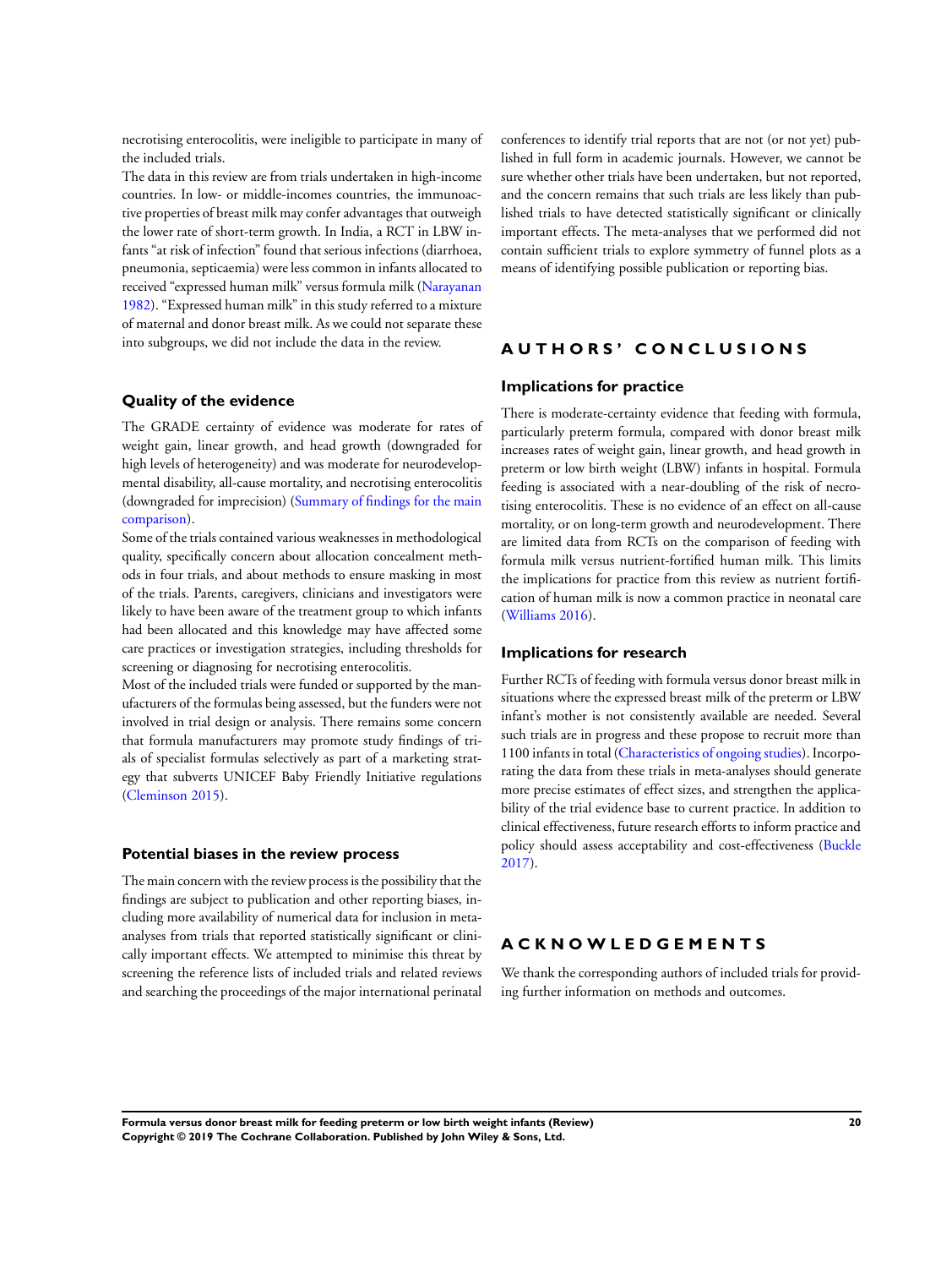necrotising enterocolitis, were ineligible to participate in many of the included trials.

The data in this review are from trials undertaken in high-income countries. In low- or middle-incomes countries, the immunoactive properties of breast milk may confer advantages that outweigh the lower rate of short-term growth. In India, a RCT in LBW infants "at risk of infection" found that serious infections (diarrhoea, pneumonia, septicaemia) were less common in infants allocated to received "expressed human milk" versus formula milk (Narayanan 1982). "Expressed human milk" in this study referred to a mixture of maternal and donor breast milk. As we could not separate these into subgroups, we did not include the data in the review.

### Quality of the evidence

The GRADE certainty of evidence was moderate for rates of weight gain, linear growth, and head growth (downgraded for high levels of heterogeneity) and was moderate for neurodevelopmental disability, all-cause mortality, and necrotising enterocolitis (downgraded for imprecision) (Summary of findings for the main comparison).

Some of the trials contained various weaknesses in methodological quality, specifically concern about allocation concealment methods in four trials, and about methods to ensure masking in most of the trials. Parents, caregivers, clinicians and investigators were likely to have been aware of the treatment group to which infants had been allocated and this knowledge may have affected some care practices or investigation strategies, including thresholds for screening or diagnosing for necrotising enterocolitis.

Most of the included trials were funded or supported by the manufacturers of the formulas being assessed, but the funders were not involved in trial design or analysis. There remains some concern that formula manufacturers may promote study findings of trials of specialist formulas selectively as part of a marketing strategy that subverts UNICEF Baby Friendly Initiative regulations (Cleminson 2015).

### Potential biases in the review process

The main concern with the review process is the possibility that the findings are subject to publication and other reporting biases, including more availability of numerical data for inclusion in meta-analyses from trials that reported statistically significant or clinically important effects. We attempted to minimise this threat by screening the reference lists of included trials and related reviews and searching the proceedings of the major international perinatal conferences to identify trial reports that are not (or not yet) published in full form in academic journals. However, we cannot be sure whether other trials have been undertaken, but not reported, and the concern remains that such trials are less likely than published trials to have detected statistically significant or clinically important effects. The meta-analyses that we performed did not contain sufficient trials to explore symmetry of funnel plots as a means of identifying possible publication or reporting bias.

## AUTHORS' CONCLUSIONS

### Implications for practice

There is moderate-certainty evidence that feeding with formula, particularly preterm formula, compared with donor breast milk increases rates of weight gain, linear growth, and head growth in preterm or low birth weight (LBW) infants in hospital. Formula feeding is associated with a near-doubling of the risk of necrotising enterocolitis. These is no evidence of an effect on all-cause mortality, or on long-term growth and neurodevelopment. There are limited data from RCTs on the comparison of feeding with formula milk versus nutrient-fortified human milk. This limits the implications for practice from this review as nutrient fortification of human milk is now a common practice in neonatal care (Williams 2016).

### Implications for research

Further RCTs of feeding with formula versus donor breast milk in situations where the expressed breast milk of the preterm or LBW infant's mother is not consistently available are needed. Several such trials are in progress and these propose to recruit more than 1100 infants in total (Characteristics of ongoing studies). Incorporating the data from these trials in meta-analyses should generate more precise estimates of effect sizes, and strengthen the applicability of the trial evidence base to current practice. In addition to clinical effectiveness, future research efforts to inform practice and policy should assess acceptability and cost-effectiveness (Buckle 2017).

## ACKNOWLEDGEMENTS

We thank the corresponding authors of included trials for providing further information on methods and outcomes.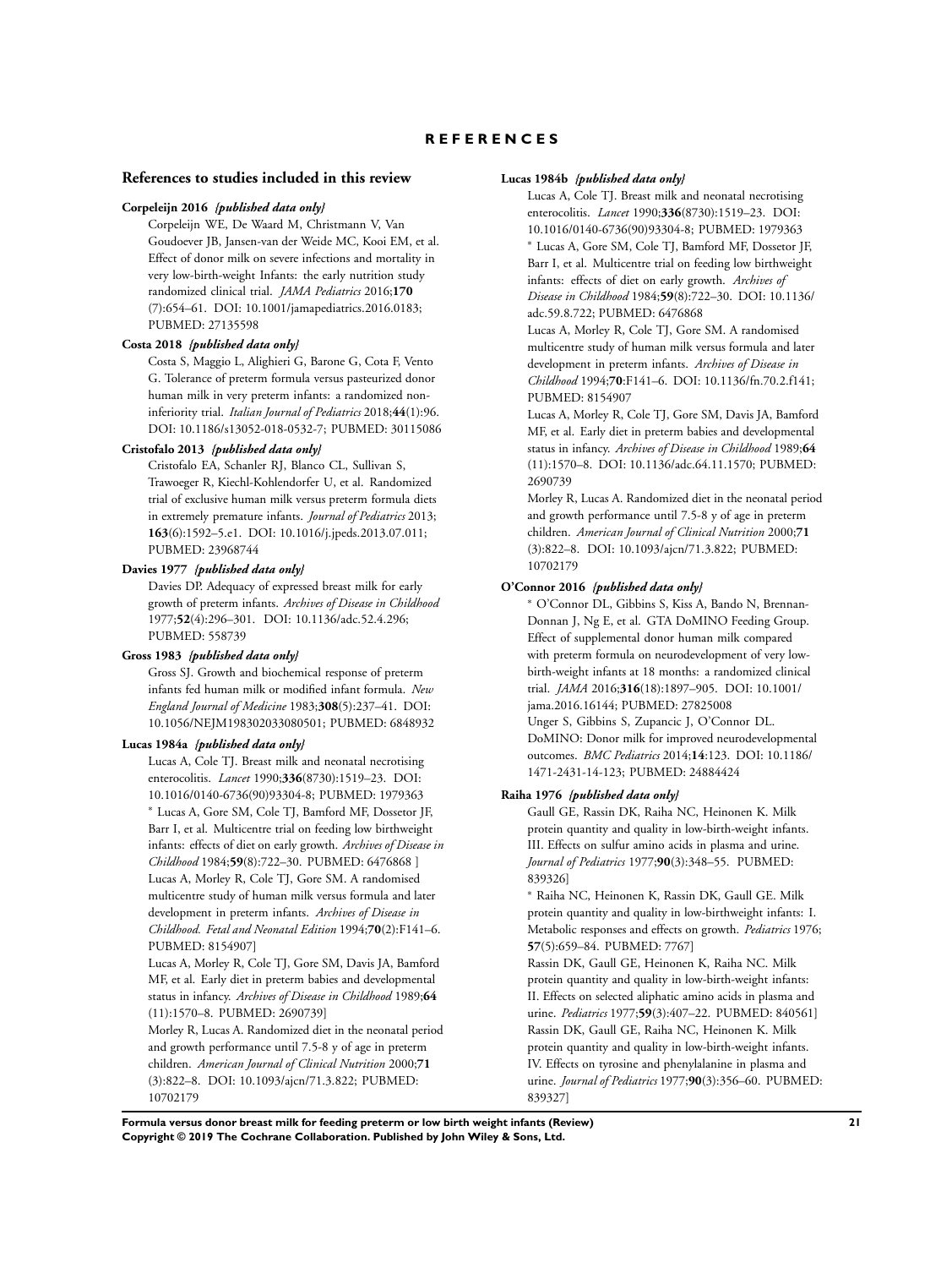# REFERENCES

## References to studies included in this review

**Corpeleijn 2016** *{published data only}*

Corpeleijn WE, De Waard M, Christmann V, Van Goudoever JB, Jansen-van der Weide MC, Kooi EM, et al. Effect of donor milk on severe infections and mortality in very low-birth-weight Infants: the early nutrition study randomized clinical trial. *JAMA Pediatrics* 2016;**170** (7):654–61. DOI: 10.1001/jamapediatrics.2016.0183; PUBMED: 27135598

**Costa 2018** *{published data only}*

Costa S, Maggio L, Alighieri G, Barone G, Cota F, Vento G. Tolerance of preterm formula versus pasteurized donor human milk in very preterm infants: a randomized non-inferiority trial. *Italian Journal of Pediatrics* 2018;**44**(1):96. DOI: 10.1186/s13052-018-0532-7; PUBMED: 30115086

**Cristofalo 2013** *{published data only}*

Cristofalo EA, Schanler RJ, Blanco CL, Sullivan S, Trawoeger R, Kiechl-Kohlendorfer U, et al. Randomized trial of exclusive human milk versus preterm formula diets in extremely premature infants. *Journal of Pediatrics* 2013; **163**(6):1592–5.e1. DOI: 10.1016/j.jpeds.2013.07.011; PUBMED: 23968744

**Davies 1977** *{published data only}*

Davies DP. Adequacy of expressed breast milk for early growth of preterm infants. *Archives of Disease in Childhood* 1977;**52**(4):296–301. DOI: 10.1136/adc.52.4.296; PUBMED: 558739

**Gross 1983** *{published data only}*

Gross SJ. Growth and biochemical response of preterm infants fed human milk or modified infant formula. *New England Journal of Medicine* 1983;**308**(5):237–41. DOI: 10.1056/NEJM198302033080501; PUBMED: 6848932

**Lucas 1984a** *{published data only}*

Lucas A, Cole TJ. Breast milk and neonatal necrotising enterocolitis. *Lancet* 1990;**336**(8730):1519–23. DOI: 10.1016/0140-6736(90)93304-8; PUBMED: 1979363

* Lucas A, Gore SM, Cole TJ, Bamford MF, Dossetor JF, Barr I, et al. Multicentre trial on feeding low birthweight infants: effects of diet on early growth. *Archives of Disease in Childhood* 1984;**59**(8):722–30. PUBMED: 6476868 ]

Lucas A, Morley R, Cole TJ, Gore SM. A randomised multicentre study of human milk versus formula and later development in preterm infants. *Archives of Disease in Childhood. Fetal and Neonatal Edition* 1994;**70**(2):F141–6. PUBMED: 8154907]

Lucas A, Morley R, Cole TJ, Gore SM, Davis JA, Bamford MF, et al. Early diet in preterm babies and developmental status in infancy. *Archives of Disease in Childhood* 1989;**64** (11):1570–8. PUBMED: 2690739]

Morley R, Lucas A. Randomized diet in the neonatal period and growth performance until 7.5-8 y of age in preterm children. *American Journal of Clinical Nutrition* 2000;**71** (3):822–8. DOI: 10.1093/ajcn/71.3.822; PUBMED: 10702179

**Lucas 1984b** *{published data only}*

Lucas A, Cole TJ. Breast milk and neonatal necrotising enterocolitis. *Lancet* 1990;**336**(8730):1519–23. DOI: 10.1016/0140-6736(90)93304-8; PUBMED: 1979363

* Lucas A, Gore SM, Cole TJ, Bamford MF, Dossetor JF, Barr I, et al. Multicentre trial on feeding low birthweight infants: effects of diet on early growth. *Archives of Disease in Childhood* 1984;**59**(8):722–30. DOI: 10.1136/adc.59.8.722; PUBMED: 6476868

Lucas A, Morley R, Cole TJ, Gore SM. A randomised multicentre study of human milk versus formula and later development in preterm infants. *Archives of Disease in Childhood* 1994;**70**:F141–6. DOI: 10.1136/fn.70.2.f141; PUBMED: 8154907

Lucas A, Morley R, Cole TJ, Gore SM, Davis JA, Bamford MF, et al. Early diet in preterm babies and developmental status in infancy. *Archives of Disease in Childhood* 1989;**64** (11):1570–8. DOI: 10.1136/adc.64.11.1570; PUBMED: 2690739

Morley R, Lucas A. Randomized diet in the neonatal period and growth performance until 7.5-8 y of age in preterm children. *American Journal of Clinical Nutrition* 2000;**71** (3):822–8. DOI: 10.1093/ajcn/71.3.822; PUBMED: 10702179

**O'Connor 2016** *{published data only}*

* O'Connor DL, Gibbins S, Kiss A, Bando N, Brennan-Donnan J, Ng E, et al. GTA DoMINO Feeding Group. Effect of supplemental donor human milk compared with preterm formula on neurodevelopment of very low-birth-weight infants at 18 months: a randomized clinical trial. *JAMA* 2016;**316**(18):1897–905. DOI: 10.1001/jama.2016.16144; PUBMED: 27825008

Unger S, Gibbins S, Zupancic J, O'Connor DL. DoMINO: Donor milk for improved neurodevelopmental outcomes. *BMC Pediatrics* 2014;**14**:123. DOI: 10.1186/1471-2431-14-123; PUBMED: 24884424

**Raiha 1976** *{published data only}*

Gaull GE, Rassin DK, Raiha NC, Heinonen K. Milk protein quantity and quality in low-birth-weight infants. III. Effects on sulfur amino acids in plasma and urine. *Journal of Pediatrics* 1977;**90**(3):348–55. PUBMED: 839326]

* Raiha NC, Heinonen K, Rassin DK, Gaull GE. Milk protein quantity and quality in low-birthweight infants: I. Metabolic responses and effects on growth. *Pediatrics* 1976; **57**(5):659–84. PUBMED: 7767]

Rassin DK, Gaull GE, Heinonen K, Raiha NC. Milk protein quantity and quality in low-birth-weight infants: II. Effects on selected aliphatic amino acids in plasma and urine. *Pediatrics* 1977;**59**(3):407–22. PUBMED: 840561]

Rassin DK, Gaull GE, Raiha NC, Heinonen K. Milk protein quantity and quality in low-birth-weight infants. IV. Effects on tyrosine and phenylalanine in plasma and urine. *Journal of Pediatrics* 1977;**90**(3):356–60. PUBMED: 839327]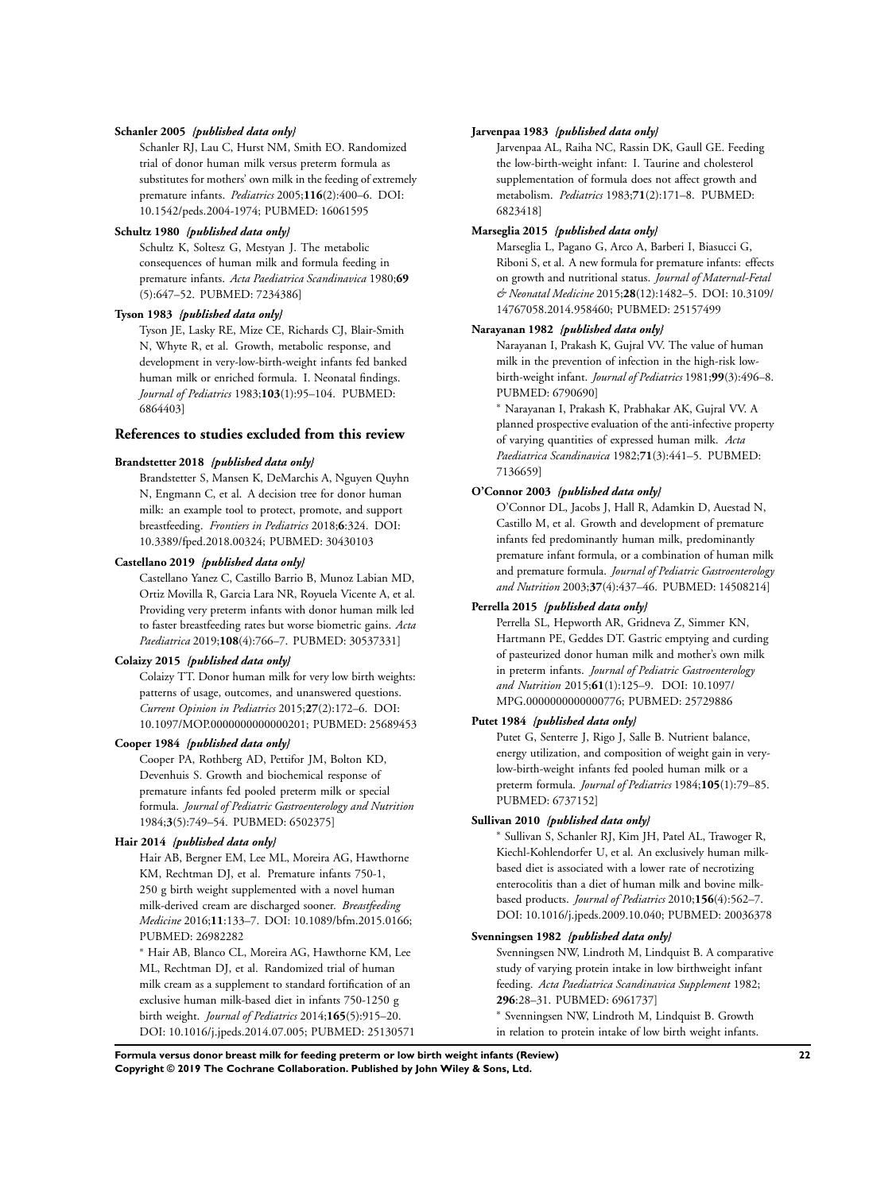**Schanler 2005** *{published data only}*

Schanler RJ, Lau C, Hurst NM, Smith EO. Randomized trial of donor human milk versus preterm formula as substitutes for mothers' own milk in the feeding of extremely premature infants. *Pediatrics* 2005;**116**(2):400–6. DOI: 10.1542/peds.2004-1974; PUBMED: 16061595

**Schultz 1980** *{published data only}*

Schultz K, Soltesz G, Mestyan J. The metabolic consequences of human milk and formula feeding in premature infants. *Acta Paediatrica Scandinavica* 1980;**69** (5):647–52. PUBMED: 7234386]

**Tyson 1983** *{published data only}*

Tyson JE, Lasky RE, Mize CE, Richards CJ, Blair-Smith N, Whyte R, et al. Growth, metabolic response, and development in very-low-birth-weight infants fed banked human milk or enriched formula. I. Neonatal findings. *Journal of Pediatrics* 1983;**103**(1):95–104. PUBMED: 6864403]

## References to studies excluded from this review

**Brandstetter 2018** *{published data only}*

Brandstetter S, Mansen K, DeMarchis A, Nguyen Quyhn N, Engmann C, et al. A decision tree for donor human milk: an example tool to protect, promote, and support breastfeeding. *Frontiers in Pediatrics* 2018;**6**:324. DOI: 10.3389/fped.2018.00324; PUBMED: 30430103

**Castellano 2019** *{published data only}*

Castellano Yanez C, Castillo Barrio B, Munoz Labian MD, Ortiz Movilla R, Garcia Lara NR, Royuela Vicente A, et al. Providing very preterm infants with donor human milk led to faster breastfeeding rates but worse biometric gains. *Acta Paediatrica* 2019;**108**(4):766–7. PUBMED: 30537331]

**Colaizy 2015** *{published data only}*

Colaizy TT. Donor human milk for very low birth weights: patterns of usage, outcomes, and unanswered questions. *Current Opinion in Pediatrics* 2015;**27**(2):172–6. DOI: 10.1097/MOP.0000000000000201; PUBMED: 25689453

**Cooper 1984** *{published data only}*

Cooper PA, Rothberg AD, Pettifor JM, Bolton KD, Devenhuis S. Growth and biochemical response of premature infants fed pooled preterm milk or special formula. *Journal of Pediatric Gastroenterology and Nutrition* 1984;**3**(5):749–54. PUBMED: 6502375]

**Hair 2014** *{published data only}*

Hair AB, Bergner EM, Lee ML, Moreira AG, Hawthorne KM, Rechtman DJ, et al. Premature infants 750-1, 250 g birth weight supplemented with a novel human milk-derived cream are discharged sooner. *Breastfeeding Medicine* 2016;**11**:133–7. DOI: 10.1089/bfm.2015.0166; PUBMED: 26982282

* Hair AB, Blanco CL, Moreira AG, Hawthorne KM, Lee ML, Rechtman DJ, et al. Randomized trial of human milk cream as a supplement to standard fortification of an exclusive human milk-based diet in infants 750-1250 g birth weight. *Journal of Pediatrics* 2014;**165**(5):915–20. DOI: 10.1016/j.jpeds.2014.07.005; PUBMED: 25130571

**Jarvenpaa 1983** *{published data only}*

Jarvenpaa AL, Raiha NC, Rassin DK, Gaull GE. Feeding the low-birth-weight infant: I. Taurine and cholesterol supplementation of formula does not affect growth and metabolism. *Pediatrics* 1983;**71**(2):171–8. PUBMED: 6823418]

**Marseglia 2015** *{published data only}*

Marseglia L, Pagano G, Arco A, Barberi I, Biasucci G, Riboni S, et al. A new formula for premature infants: effects on growth and nutritional status. *Journal of Maternal-Fetal & Neonatal Medicine* 2015;**28**(12):1482–5. DOI: 10.3109/14767058.2014.958460; PUBMED: 25157499

**Narayanan 1982** *{published data only}*

Narayanan I, Prakash K, Gujral VV. The value of human milk in the prevention of infection in the high-risk low-birth-weight infant. *Journal of Pediatrics* 1981;**99**(3):496–8. PUBMED: 6790690]

* Narayanan I, Prakash K, Prabhakar AK, Gujral VV. A planned prospective evaluation of the anti-infective property of varying quantities of expressed human milk. *Acta Paediatrica Scandinavica* 1982;**71**(3):441–5. PUBMED: 7136659]

**O'Connor 2003** *{published data only}*

O'Connor DL, Jacobs J, Hall R, Adamkin D, Auestad N, Castillo M, et al. Growth and development of premature infants fed predominantly human milk, predominantly premature infant formula, or a combination of human milk and premature formula. *Journal of Pediatric Gastroenterology and Nutrition* 2003;**37**(4):437–46. PUBMED: 14508214]

**Perrella 2015** *{published data only}*

Perrella SL, Hepworth AR, Gridneva Z, Simmer KN, Hartmann PE, Geddes DT. Gastric emptying and curding of pasteurized donor human milk and mother's own milk in preterm infants. *Journal of Pediatric Gastroenterology and Nutrition* 2015;**61**(1):125–9. DOI: 10.1097/MPG.0000000000000776; PUBMED: 25729886

**Putet 1984** *{published data only}*

Putet G, Senterre J, Rigo J, Salle B. Nutrient balance, energy utilization, and composition of weight gain in very-low-birth-weight infants fed pooled human milk or a preterm formula. *Journal of Pediatrics* 1984;**105**(1):79–85. PUBMED: 6737152]

**Sullivan 2010** *{published data only}*

* Sullivan S, Schanler RJ, Kim JH, Patel AL, Trawoger R, Kiechl-Kohlendorfer U, et al. An exclusively human milk-based diet is associated with a lower rate of necrotizing enterocolitis than a diet of human milk and bovine milk-based products. *Journal of Pediatrics* 2010;**156**(4):562–7. DOI: 10.1016/j.jpeds.2009.10.040; PUBMED: 20036378

**Svenningsen 1982** *{published data only}*

Svenningsen NW, Lindroth M, Lindquist B. A comparative study of varying protein intake in low birthweight infant feeding. *Acta Paediatrica Scandinavica Supplement* 1982; **296**:28–31. PUBMED: 6961737]

* Svenningsen NW, Lindroth M, Lindquist B. Growth in relation to protein intake of low birth weight infants.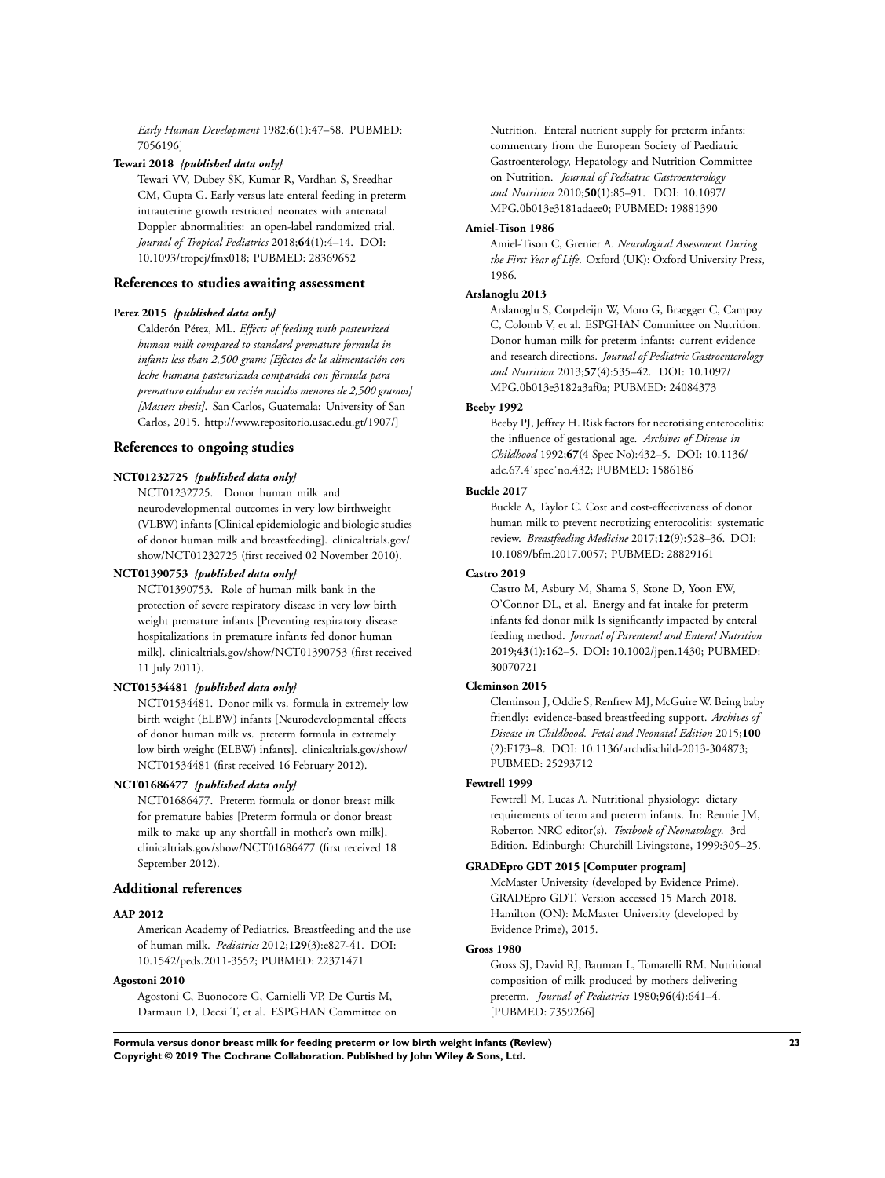*Early Human Development* 1982;**6**(1):47–58. PUBMED: 7056196]

**Tewari 2018** *{published data only}*

Tewari VV, Dubey SK, Kumar R, Vardhan S, Sreedhar CM, Gupta G. Early versus late enteral feeding in preterm intrauterine growth restricted neonates with antenatal Doppler abnormalities: an open-label randomized trial. *Journal of Tropical Pediatrics* 2018;**64**(1):4–14. DOI: 10.1093/tropej/fmx018; PUBMED: 28369652

## References to studies awaiting assessment

**Perez 2015** *{published data only}*

Calderón Pérez, ML. *Effects of feeding with pasteurized human milk compared to standard premature formula in infants less than 2,500 grams [Efectos de la alimentación con leche humana pasteurizada comparada con fórmula para prematuro estándar en recién nacidos menores de 2,500 gramos] [Masters thesis]*. San Carlos, Guatemala: University of San Carlos, 2015. http://www.repositorio.usac.edu.gt/1907/]

## References to ongoing studies

**NCT01232725** *{published data only}*

NCT01232725. Donor human milk and neurodevelopmental outcomes in very low birthweight (VLBW) infants [Clinical epidemiologic and biologic studies of donor human milk and breastfeeding]. clinicaltrials.gov/show/NCT01232725 (first received 02 November 2010).

**NCT01390753** *{published data only}*

NCT01390753. Role of human milk bank in the protection of severe respiratory disease in very low birth weight premature infants [Preventing respiratory disease hospitalizations in premature infants fed donor human milk]. clinicaltrials.gov/show/NCT01390753 (first received 11 July 2011).

**NCT01534481** *{published data only}*

NCT01534481. Donor milk vs. formula in extremely low birth weight (ELBW) infants [Neurodevelopmental effects of donor human milk vs. preterm formula in extremely low birth weight (ELBW) infants]. clinicaltrials.gov/show/NCT01534481 (first received 16 February 2012).

**NCT01686477** *{published data only}*

NCT01686477. Preterm formula or donor breast milk for premature babies [Preterm formula or donor breast milk to make up any shortfall in mother's own milk]. clinicaltrials.gov/show/NCT01686477 (first received 18 September 2012).

## Additional references

**AAP 2012**

American Academy of Pediatrics. Breastfeeding and the use of human milk. *Pediatrics* 2012;**129**(3):e827-41. DOI: 10.1542/peds.2011-3552; PUBMED: 22371471

**Agostoni 2010**

Agostoni C, Buonocore G, Carnielli VP, De Curtis M, Darmaun D, Decsi T, et al. ESPGHAN Committee on Nutrition. Enteral nutrient supply for preterm infants: commentary from the European Society of Paediatric Gastroenterology, Hepatology and Nutrition Committee on Nutrition. *Journal of Pediatric Gastroenterology and Nutrition* 2010;**50**(1):85–91. DOI: 10.1097/MPG.0b013e3181adaee0; PUBMED: 19881390

**Amiel-Tison 1986**

Amiel-Tison C, Grenier A. *Neurological Assessment During the First Year of Life*. Oxford (UK): Oxford University Press, 1986.

**Arslanoglu 2013**

Arslanoglu S, Corpeleijn W, Moro G, Braegger C, Campoy C, Colomb V, et al. ESPGHAN Committee on Nutrition. Donor human milk for preterm infants: current evidence and research directions. *Journal of Pediatric Gastroenterology and Nutrition* 2013;**57**(4):535–42. DOI: 10.1097/MPG.0b013e3182a3af0a; PUBMED: 24084373

**Beeby 1992**

Beeby PJ, Jeffrey H. Risk factors for necrotising enterocolitis: the influence of gestational age. *Archives of Disease in Childhood* 1992;**67**(4 Spec No):432–5. DOI: 10.1136/adc.67.4˙spec˙no.432; PUBMED: 1586186

**Buckle 2017**

Buckle A, Taylor C. Cost and cost-effectiveness of donor human milk to prevent necrotizing enterocolitis: systematic review. *Breastfeeding Medicine* 2017;**12**(9):528–36. DOI: 10.1089/bfm.2017.0057; PUBMED: 28829161

**Castro 2019**

Castro M, Asbury M, Shama S, Stone D, Yoon EW, O'Connor DL, et al. Energy and fat intake for preterm infants fed donor milk Is significantly impacted by enteral feeding method. *Journal of Parenteral and Enteral Nutrition* 2019;**43**(1):162–5. DOI: 10.1002/jpen.1430; PUBMED: 30070721

**Cleminson 2015**

Cleminson J, Oddie S, Renfrew MJ, McGuire W. Being baby friendly: evidence-based breastfeeding support. *Archives of Disease in Childhood. Fetal and Neonatal Edition* 2015;**100** (2):F173–8. DOI: 10.1136/archdischild-2013-304873; PUBMED: 25293712

**Fewtrell 1999**

Fewtrell M, Lucas A. Nutritional physiology: dietary requirements of term and preterm infants. In: Rennie JM, Roberton NRC editor(s). *Textbook of Neonatology*. 3rd Edition. Edinburgh: Churchill Livingstone, 1999:305–25.

**GRADEpro GDT 2015 [Computer program]**

McMaster University (developed by Evidence Prime). GRADEpro GDT. Version accessed 15 March 2018. Hamilton (ON): McMaster University (developed by Evidence Prime), 2015.

**Gross 1980**

Gross SJ, David RJ, Bauman L, Tomarelli RM. Nutritional composition of milk produced by mothers delivering preterm. *Journal of Pediatrics* 1980;**96**(4):641–4. [PUBMED: 7359266]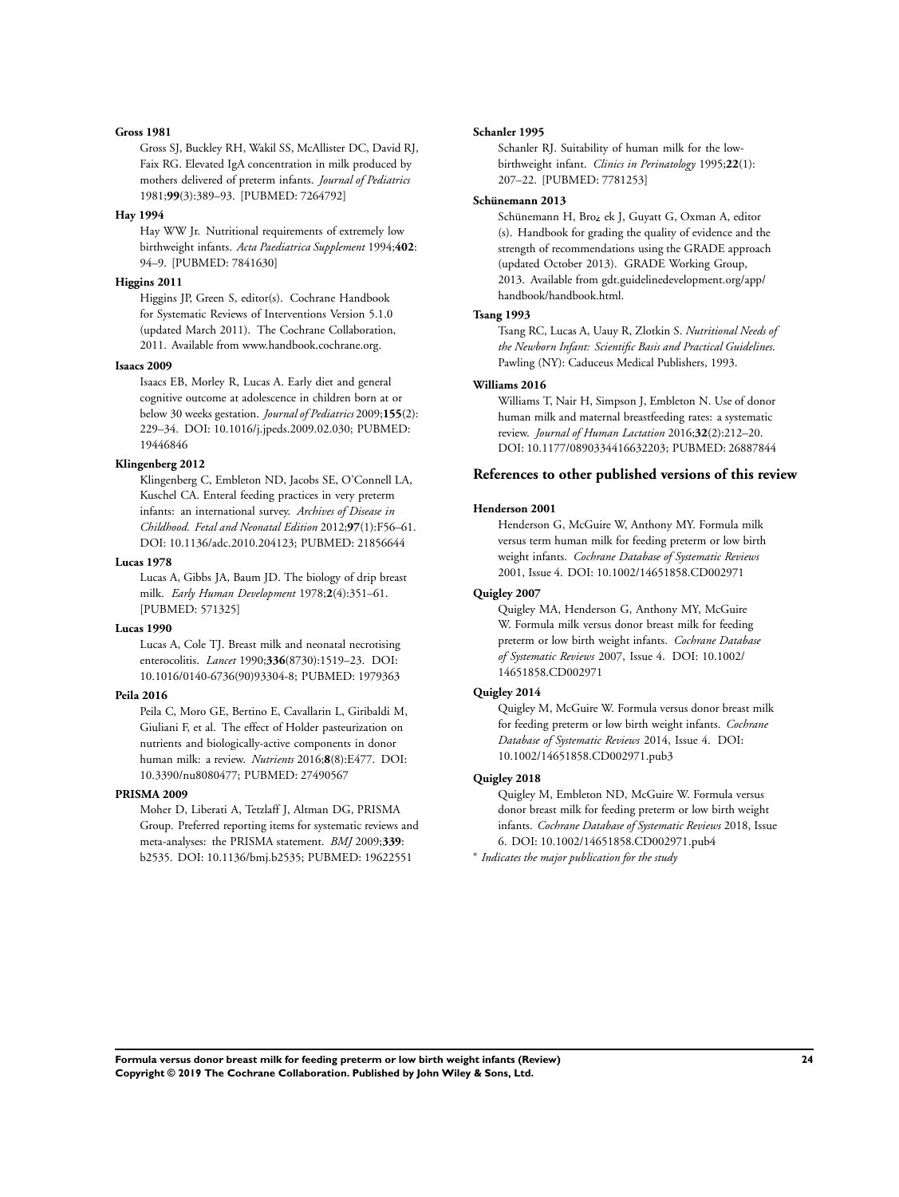**Gross 1981**

Gross SJ, Buckley RH, Wakil SS, McAllister DC, David RJ, Faix RG. Elevated IgA concentration in milk produced by mothers delivered of preterm infants. *Journal of Pediatrics* 1981;**99**(3):389–93. [PUBMED: 7264792]

**Hay 1994**

Hay WW Jr. Nutritional requirements of extremely low birthweight infants. *Acta Paediatrica Supplement* 1994;**402**: 94–9. [PUBMED: 7841630]

**Higgins 2011**

Higgins JP, Green S, editor(s). Cochrane Handbook for Systematic Reviews of Interventions Version 5.1.0 (updated March 2011). The Cochrane Collaboration, 2011. Available from www.handbook.cochrane.org.

**Isaacs 2009**

Isaacs EB, Morley R, Lucas A. Early diet and general cognitive outcome at adolescence in children born at or below 30 weeks gestation. *Journal of Pediatrics* 2009;**155**(2): 229–34. DOI: 10.1016/j.jpeds.2009.02.030; PUBMED: 19446846

**Klingenberg 2012**

Klingenberg C, Embleton ND, Jacobs SE, O'Connell LA, Kuschel CA. Enteral feeding practices in very preterm infants: an international survey. *Archives of Disease in Childhood. Fetal and Neonatal Edition* 2012;**97**(1):F56–61. DOI: 10.1136/adc.2010.204123; PUBMED: 21856644

**Lucas 1978**

Lucas A, Gibbs JA, Baum JD. The biology of drip breast milk. *Early Human Development* 1978;**2**(4):351–61. [PUBMED: 571325]

**Lucas 1990**

Lucas A, Cole TJ. Breast milk and neonatal necrotising enterocolitis. *Lancet* 1990;**336**(8730):1519–23. DOI: 10.1016/0140-6736(90)93304-8; PUBMED: 1979363

**Peila 2016**

Peila C, Moro GE, Bertino E, Cavallarin L, Giribaldi M, Giuliani F, et al. The effect of Holder pasteurization on nutrients and biologically-active components in donor human milk: a review. *Nutrients* 2016;**8**(8):E477. DOI: 10.3390/nu8080477; PUBMED: 27490567

**PRISMA 2009**

Moher D, Liberati A, Tetzlaff J, Altman DG, PRISMA Group. Preferred reporting items for systematic reviews and meta-analyses: the PRISMA statement. *BMJ* 2009;**339**: b2535. DOI: 10.1136/bmj.b2535; PUBMED: 19622551

**Schanler 1995**

Schanler RJ. Suitability of human milk for the low-birthweight infant. *Clinics in Perinatology* 1995;**22**(1): 207–22. [PUBMED: 7781253]

**Schünemann 2013**

Schünemann H, Bro¿ ek J, Guyatt G, Oxman A, editor (s). Handbook for grading the quality of evidence and the strength of recommendations using the GRADE approach (updated October 2013). GRADE Working Group, 2013. Available from gdt.guidelinedevelopment.org/app/handbook/handbook.html.

**Tsang 1993**

Tsang RC, Lucas A, Uauy R, Zlotkin S. *Nutritional Needs of the Newborn Infant: Scientific Basis and Practical Guidelines*. Pawling (NY): Caduceus Medical Publishers, 1993.

**Williams 2016**

Williams T, Nair H, Simpson J, Embleton N. Use of donor human milk and maternal breastfeeding rates: a systematic review. *Journal of Human Lactation* 2016;**32**(2):212–20. DOI: 10.1177/0890334416632203; PUBMED: 26887844

## References to other published versions of this review

**Henderson 2001**

Henderson G, McGuire W, Anthony MY. Formula milk versus term human milk for feeding preterm or low birth weight infants. *Cochrane Database of Systematic Reviews* 2001, Issue 4. DOI: 10.1002/14651858.CD002971

**Quigley 2007**

Quigley MA, Henderson G, Anthony MY, McGuire W. Formula milk versus donor breast milk for feeding preterm or low birth weight infants. *Cochrane Database of Systematic Reviews* 2007, Issue 4. DOI: 10.1002/14651858.CD002971

**Quigley 2014**

Quigley M, McGuire W. Formula versus donor breast milk for feeding preterm or low birth weight infants. *Cochrane Database of Systematic Reviews* 2014, Issue 4. DOI: 10.1002/14651858.CD002971.pub3

**Quigley 2018**

Quigley M, Embleton ND, McGuire W. Formula versus donor breast milk for feeding preterm or low birth weight infants. *Cochrane Database of Systematic Reviews* 2018, Issue 6. DOI: 10.1002/14651858.CD002971.pub4

\* *Indicates the major publication for the study*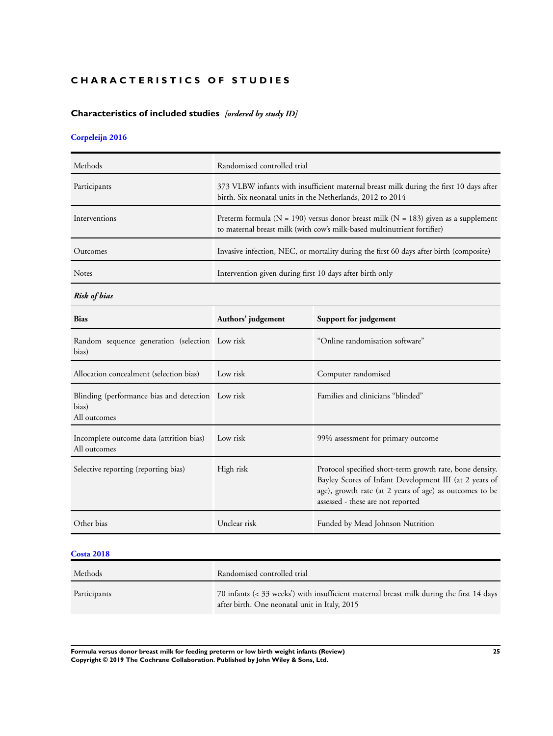# CHARACTERISTICS OF STUDIES

## Characteristics of included studies *[ordered by study ID]*

### Corpeleijn 2016

| | |
|---|---|
| Methods | Randomised controlled trial |
| Participants | 373 VLBW infants with insufficient maternal breast milk during the first 10 days after birth. Six neonatal units in the Netherlands, 2012 to 2014 |
| Interventions | Preterm formula (N = 190) versus donor breast milk (N = 183) given as a supplement to maternal breast milk (with cow's milk-based multinutrient fortifier) |
| Outcomes | Invasive infection, NEC, or mortality during the first 60 days after birth (composite) |
| Notes | Intervention given during first 10 days after birth only |

***Risk of bias***

| Bias | Authors' judgement | Support for judgement |
|---|---|---|
| Random sequence generation (selection bias) | Low risk | "Online randomisation software" |
| Allocation concealment (selection bias) | Low risk | Computer randomised |
| Blinding (performance bias and detection bias)<br>All outcomes | Low risk | Families and clinicians "blinded" |
| Incomplete outcome data (attrition bias)<br>All outcomes | Low risk | 99% assessment for primary outcome |
| Selective reporting (reporting bias) | High risk | Protocol specified short-term growth rate, bone density. Bayley Scores of Infant Development III (at 2 years of age), growth rate (at 2 years of age) as outcomes to be assessed - these are not reported |
| Other bias | Unclear risk | Funded by Mead Johnson Nutrition |

### Costa 2018

| | |
|---|---|
| Methods | Randomised controlled trial |
| Participants | 70 infants (< 33 weeks') with insufficient maternal breast milk during the first 14 days after birth. One neonatal unit in Italy, 2015 |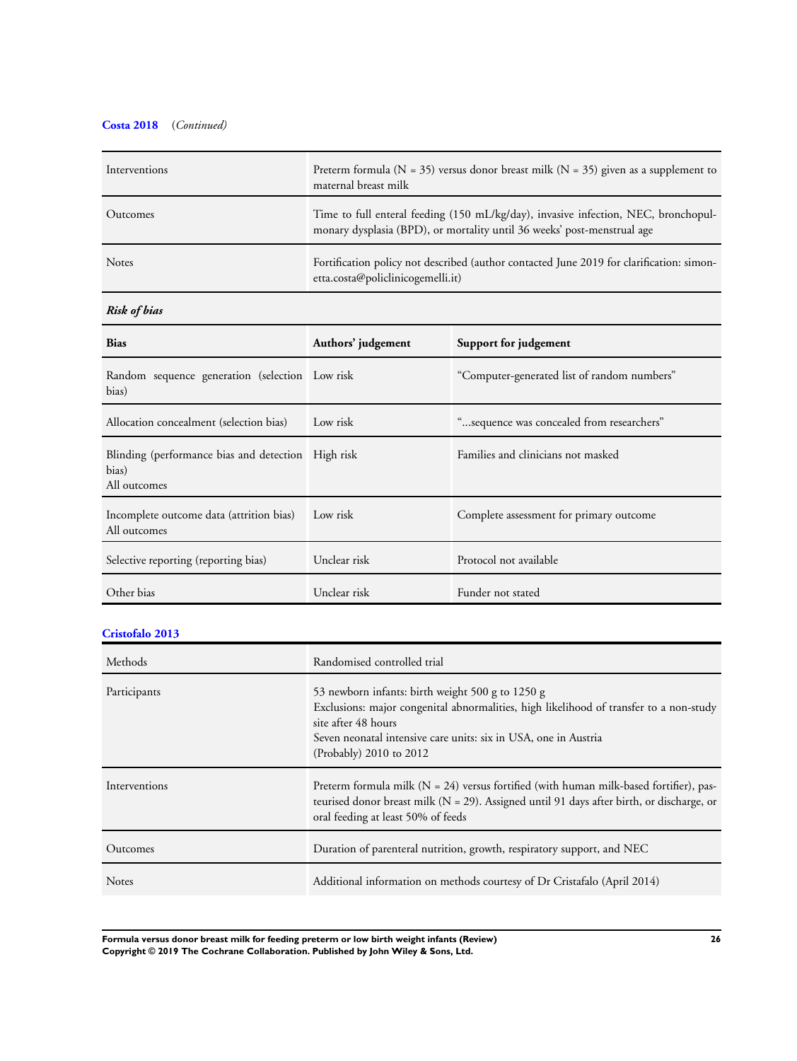**Costa 2018** (*Continued*)

| | |
|---|---|
| Interventions | Preterm formula (N = 35) versus donor breast milk (N = 35) given as a supplement to maternal breast milk |
| Outcomes | Time to full enteral feeding (150 mL/kg/day), invasive infection, NEC, bronchopulmonary dysplasia (BPD), or mortality until 36 weeks' post-menstrual age |
| Notes | Fortification policy not described (author contacted June 2019 for clarification: simonetta.costa@policlinicogemelli.it) |

***Risk of bias***

| Bias | Authors' judgement | Support for judgement |
|---|---|---|
| Random sequence generation (selection bias) | Low risk | "Computer-generated list of random numbers" |
| Allocation concealment (selection bias) | Low risk | "...sequence was concealed from researchers" |
| Blinding (performance bias and detection bias)<br>All outcomes | High risk | Families and clinicians not masked |
| Incomplete outcome data (attrition bias)<br>All outcomes | Low risk | Complete assessment for primary outcome |
| Selective reporting (reporting bias) | Unclear risk | Protocol not available |
| Other bias | Unclear risk | Funder not stated |

**Cristofalo 2013**

| | |
|---|---|
| Methods | Randomised controlled trial |
| Participants | 53 newborn infants: birth weight 500 g to 1250 g<br>Exclusions: major congenital abnormalities, high likelihood of transfer to a non-study site after 48 hours<br>Seven neonatal intensive care units: six in USA, one in Austria<br>(Probably) 2010 to 2012 |
| Interventions | Preterm formula milk (N = 24) versus fortified (with human milk-based fortifier), pasteurised donor breast milk (N = 29). Assigned until 91 days after birth, or discharge, or oral feeding at least 50% of feeds |
| Outcomes | Duration of parenteral nutrition, growth, respiratory support, and NEC |
| Notes | Additional information on methods courtesy of Dr Cristafalo (April 2014) |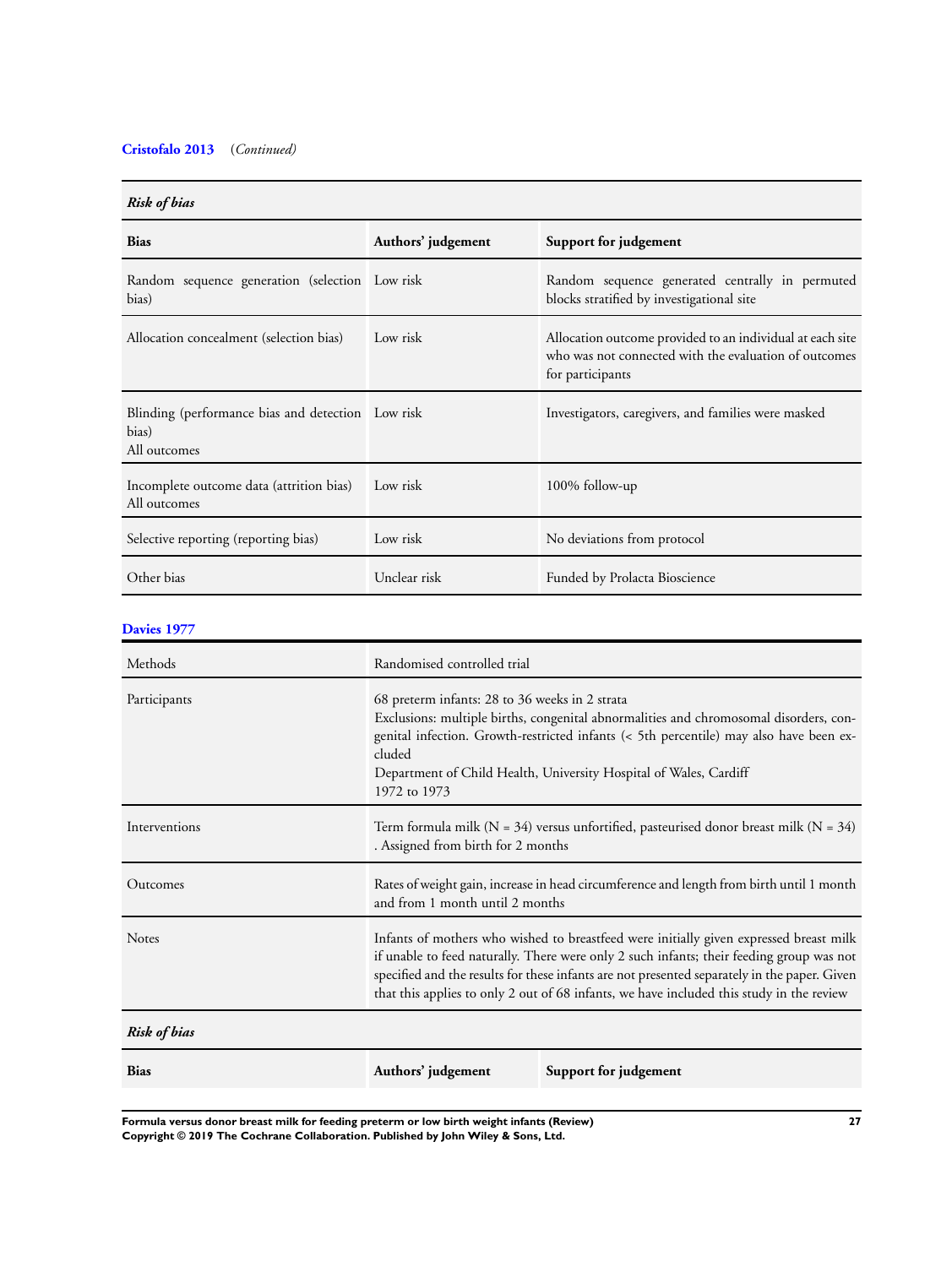**Cristofalo 2013** (*Continued*)

*Risk of bias*

| Bias | Authors' judgement | Support for judgement |
|---|---|---|
| Random sequence generation (selection bias) | Low risk | Random sequence generated centrally in permuted blocks stratified by investigational site |
| Allocation concealment (selection bias) | Low risk | Allocation outcome provided to an individual at each site who was not connected with the evaluation of outcomes for participants |
| Blinding (performance bias and detection bias)<br>All outcomes | Low risk | Investigators, caregivers, and families were masked |
| Incomplete outcome data (attrition bias)<br>All outcomes | Low risk | 100% follow-up |
| Selective reporting (reporting bias) | Low risk | No deviations from protocol |
| Other bias | Unclear risk | Funded by Prolacta Bioscience |

**Davies 1977**

| | |
|---|---|
| Methods | Randomised controlled trial |
| Participants | 68 preterm infants: 28 to 36 weeks in 2 strata<br>Exclusions: multiple births, congenital abnormalities and chromosomal disorders, congenital infection. Growth-restricted infants (< 5th percentile) may also have been excluded<br>Department of Child Health, University Hospital of Wales, Cardiff<br>1972 to 1973 |
| Interventions | Term formula milk (N = 34) versus unfortified, pasteurised donor breast milk (N = 34). Assigned from birth for 2 months |
| Outcomes | Rates of weight gain, increase in head circumference and length from birth until 1 month and from 1 month until 2 months |
| Notes | Infants of mothers who wished to breastfeed were initially given expressed breast milk if unable to feed naturally. There were only 2 such infants; their feeding group was not specified and the results for these infants are not presented separately in the paper. Given that this applies to only 2 out of 68 infants, we have included this study in the review |

*Risk of bias*

| Bias | Authors' judgement | Support for judgement |
|---|---|---|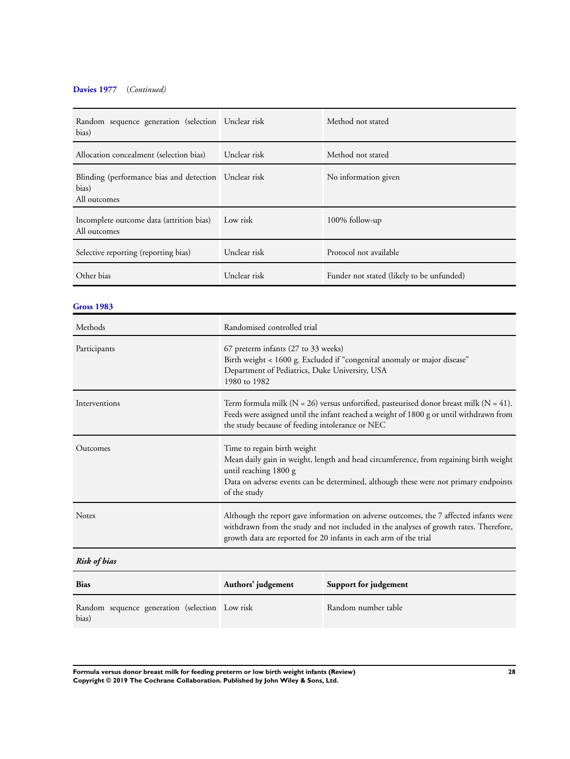**Davies 1977** (*Continued)*

| | | |
|---|---|---|
| Random sequence generation (selection bias) | Unclear risk | Method not stated |
| Allocation concealment (selection bias) | Unclear risk | Method not stated |
| Blinding (performance bias and detection bias)<br>All outcomes | Unclear risk | No information given |
| Incomplete outcome data (attrition bias)<br>All outcomes | Low risk | 100% follow-up |
| Selective reporting (reporting bias) | Unclear risk | Protocol not available |
| Other bias | Unclear risk | Funder not stated (likely to be unfunded) |

**Gross 1983**

| | |
|---|---|
| Methods | Randomised controlled trial |
| Participants | 67 preterm infants (27 to 33 weeks)<br>Birth weight < 1600 g. Excluded if "congenital anomaly or major disease"<br>Department of Pediatrics, Duke University, USA<br>1980 to 1982 |
| Interventions | Term formula milk (N = 26) versus unfortified, pasteurised donor breast milk (N = 41). Feeds were assigned until the infant reached a weight of 1800 g or until withdrawn from the study because of feeding intolerance or NEC |
| Outcomes | Time to regain birth weight<br>Mean daily gain in weight, length and head circumference, from regaining birth weight until reaching 1800 g<br>Data on adverse events can be determined, although these were not primary endpoints of the study |
| Notes | Although the report gave information on adverse outcomes, the 7 affected infants were withdrawn from the study and not included in the analyses of growth rates. Therefore, growth data are reported for 20 infants in each arm of the trial |

***Risk of bias***

| Bias | Authors' judgement | Support for judgement |
|---|---|---|
| Random sequence generation (selection bias) | Low risk | Random number table |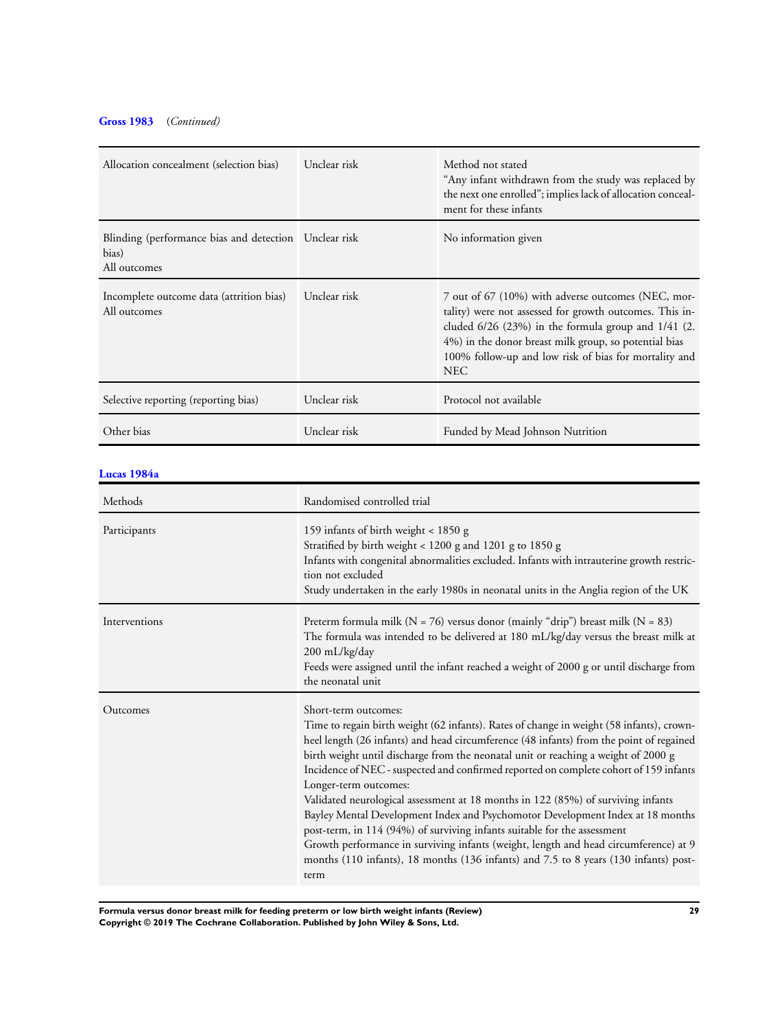**Gross 1983** (*Continued*)

| | | |
|---|---|---|
| Allocation concealment (selection bias) | Unclear risk | Method not stated<br>"Any infant withdrawn from the study was replaced by the next one enrolled"; implies lack of allocation concealment for these infants |
| Blinding (performance bias and detection bias)<br>All outcomes | Unclear risk | No information given |
| Incomplete outcome data (attrition bias)<br>All outcomes | Unclear risk | 7 out of 67 (10%) with adverse outcomes (NEC, mortality) were not assessed for growth outcomes. This included 6/26 (23%) in the formula group and 1/41 (2.4%) in the donor breast milk group, so potential bias<br>100% follow-up and low risk of bias for mortality and NEC |
| Selective reporting (reporting bias) | Unclear risk | Protocol not available |
| Other bias | Unclear risk | Funded by Mead Johnson Nutrition |

**Lucas 1984a**

| | |
|---|---|
| Methods | Randomised controlled trial |
| Participants | 159 infants of birth weight < 1850 g<br>Stratified by birth weight < 1200 g and 1201 g to 1850 g<br>Infants with congenital abnormalities excluded. Infants with intrauterine growth restriction not excluded<br>Study undertaken in the early 1980s in neonatal units in the Anglia region of the UK |
| Interventions | Preterm formula milk (N = 76) versus donor (mainly "drip") breast milk (N = 83)<br>The formula was intended to be delivered at 180 mL/kg/day versus the breast milk at 200 mL/kg/day<br>Feeds were assigned until the infant reached a weight of 2000 g or until discharge from the neonatal unit |
| Outcomes | Short-term outcomes:<br>Time to regain birth weight (62 infants). Rates of change in weight (58 infants), crown-heel length (26 infants) and head circumference (48 infants) from the point of regained birth weight until discharge from the neonatal unit or reaching a weight of 2000 g<br>Incidence of NEC - suspected and confirmed reported on complete cohort of 159 infants<br>Longer-term outcomes:<br>Validated neurological assessment at 18 months in 122 (85%) of surviving infants<br>Bayley Mental Development Index and Psychomotor Development Index at 18 months post-term, in 114 (94%) of surviving infants suitable for the assessment<br>Growth performance in surviving infants (weight, length and head circumference) at 9 months (110 infants), 18 months (136 infants) and 7.5 to 8 years (130 infants) post-term |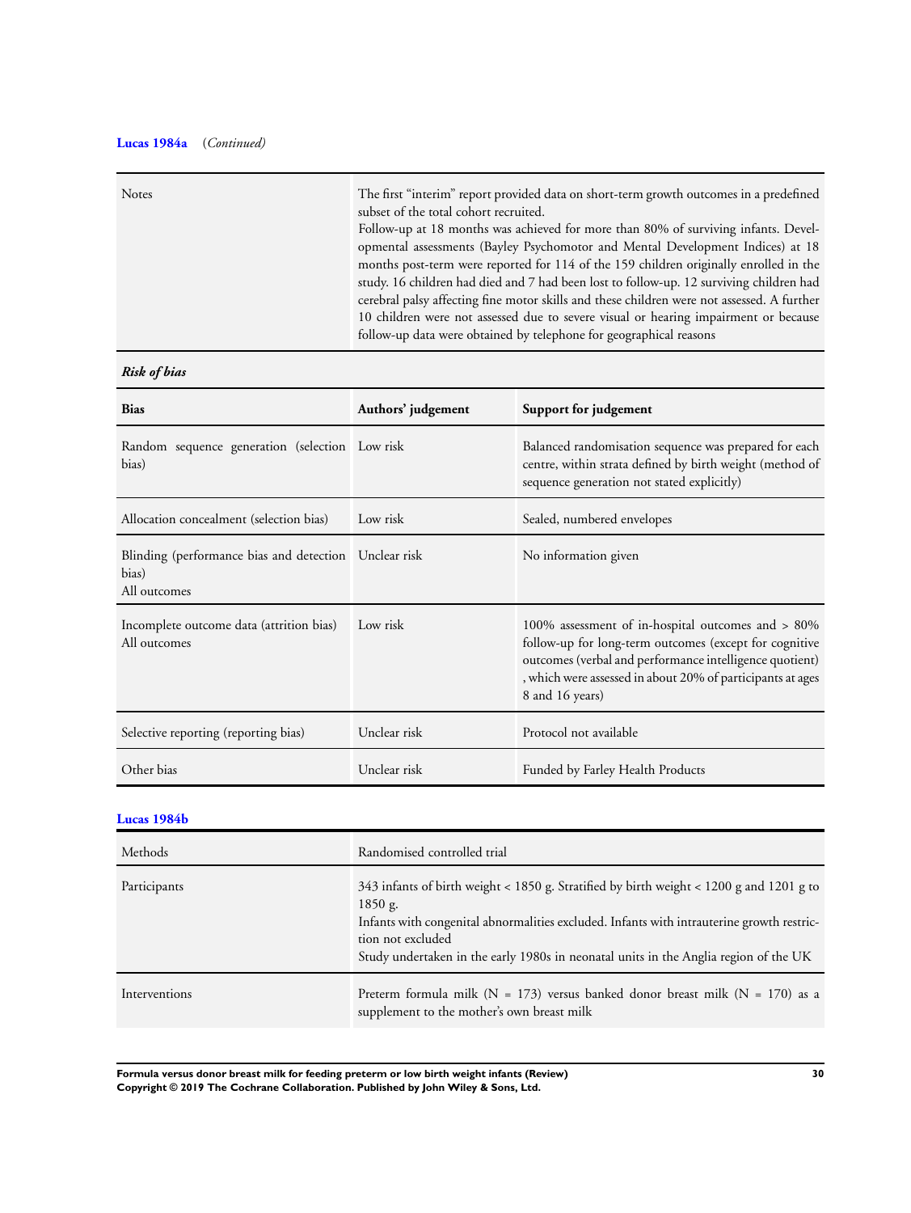**Lucas 1984a** (*Continued*)

| | |
|---|---|
| Notes | The first "interim" report provided data on short-term growth outcomes in a predefined subset of the total cohort recruited.<br>Follow-up at 18 months was achieved for more than 80% of surviving infants. Developmental assessments (Bayley Psychomotor and Mental Development Indices) at 18 months post-term were reported for 114 of the 159 children originally enrolled in the study. 16 children had died and 7 had been lost to follow-up. 12 surviving children had cerebral palsy affecting fine motor skills and these children were not assessed. A further 10 children were not assessed due to severe visual or hearing impairment or because follow-up data were obtained by telephone for geographical reasons |

***Risk of bias***

| Bias | Authors' judgement | Support for judgement |
|---|---|---|
| Random sequence generation (selection bias) | Low risk | Balanced randomisation sequence was prepared for each centre, within strata defined by birth weight (method of sequence generation not stated explicitly) |
| Allocation concealment (selection bias) | Low risk | Sealed, numbered envelopes |
| Blinding (performance bias and detection bias)<br>All outcomes | Unclear risk | No information given |
| Incomplete outcome data (attrition bias)<br>All outcomes | Low risk | 100% assessment of in-hospital outcomes and > 80% follow-up for long-term outcomes (except for cognitive outcomes (verbal and performance intelligence quotient), which were assessed in about 20% of participants at ages 8 and 16 years) |
| Selective reporting (reporting bias) | Unclear risk | Protocol not available |
| Other bias | Unclear risk | Funded by Farley Health Products |

**Lucas 1984b**

| | |
|---|---|
| Methods | Randomised controlled trial |
| Participants | 343 infants of birth weight < 1850 g. Stratified by birth weight < 1200 g and 1201 g to 1850 g.<br>Infants with congenital abnormalities excluded. Infants with intrauterine growth restriction not excluded<br>Study undertaken in the early 1980s in neonatal units in the Anglia region of the UK |
| Interventions | Preterm formula milk (N = 173) versus banked donor breast milk (N = 170) as a supplement to the mother's own breast milk |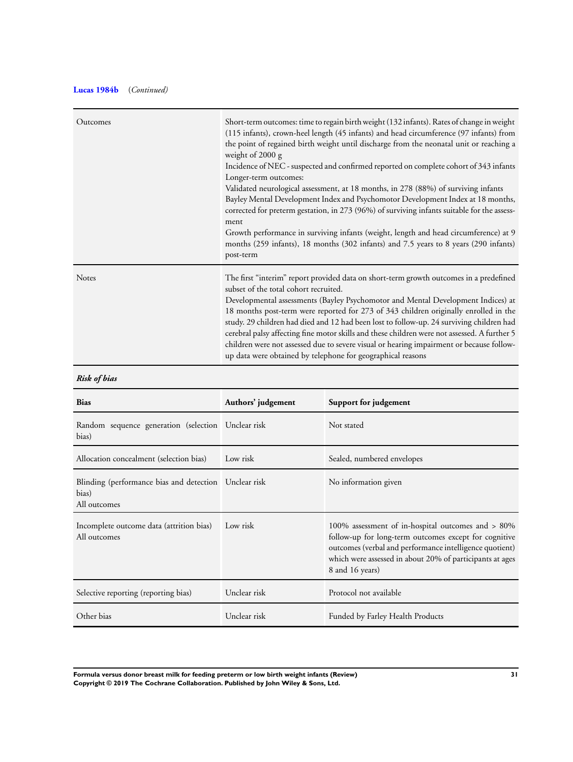**Lucas 1984b** *(Continued)*

| | |
|---|---|
| Outcomes | Short-term outcomes: time to regain birth weight (132 infants). Rates of change in weight (115 infants), crown-heel length (45 infants) and head circumference (97 infants) from the point of regained birth weight until discharge from the neonatal unit or reaching a weight of 2000 g<br>Incidence of NEC - suspected and confirmed reported on complete cohort of 343 infants<br>Longer-term outcomes:<br>Validated neurological assessment, at 18 months, in 278 (88%) of surviving infants<br>Bayley Mental Development Index and Psychomotor Development Index at 18 months, corrected for preterm gestation, in 273 (96%) of surviving infants suitable for the assessment<br>Growth performance in surviving infants (weight, length and head circumference) at 9 months (259 infants), 18 months (302 infants) and 7.5 years to 8 years (290 infants) post-term |
| Notes | The first "interim" report provided data on short-term growth outcomes in a predefined subset of the total cohort recruited.<br>Developmental assessments (Bayley Psychomotor and Mental Development Indices) at 18 months post-term were reported for 273 of 343 children originally enrolled in the study. 29 children had died and 12 had been lost to follow-up. 24 surviving children had cerebral palsy affecting fine motor skills and these children were not assessed. A further 5 children were not assessed due to severe visual or hearing impairment or because follow-up data were obtained by telephone for geographical reasons |

***Risk of bias***

| Bias | Authors' judgement | Support for judgement |
|---|---|---|
| Random sequence generation (selection bias) | Unclear risk | Not stated |
| Allocation concealment (selection bias) | Low risk | Sealed, numbered envelopes |
| Blinding (performance bias and detection bias)<br>All outcomes | Unclear risk | No information given |
| Incomplete outcome data (attrition bias)<br>All outcomes | Low risk | 100% assessment of in-hospital outcomes and > 80% follow-up for long-term outcomes except for cognitive outcomes (verbal and performance intelligence quotient) which were assessed in about 20% of participants at ages 8 and 16 years) |
| Selective reporting (reporting bias) | Unclear risk | Protocol not available |
| Other bias | Unclear risk | Funded by Farley Health Products |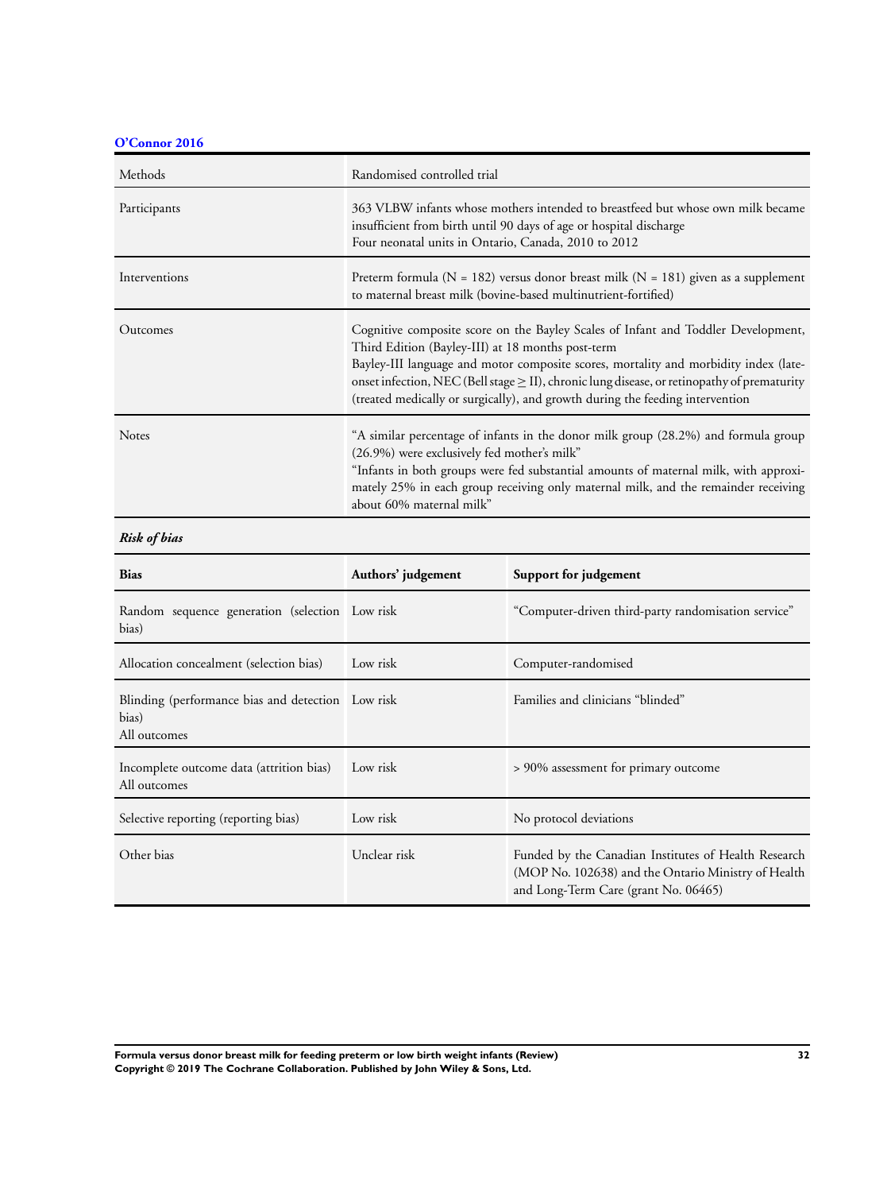### O'Connor 2016

| | |
|---|---|
| Methods | Randomised controlled trial |
| Participants | 363 VLBW infants whose mothers intended to breastfeed but whose own milk became insufficient from birth until 90 days of age or hospital discharge<br>Four neonatal units in Ontario, Canada, 2010 to 2012 |
| Interventions | Preterm formula (N = 182) versus donor breast milk (N = 181) given as a supplement to maternal breast milk (bovine-based multinutrient-fortified) |
| Outcomes | Cognitive composite score on the Bayley Scales of Infant and Toddler Development, Third Edition (Bayley-III) at 18 months post-term<br>Bayley-III language and motor composite scores, mortality and morbidity index (late-onset infection, NEC (Bell stage ≥ II), chronic lung disease, or retinopathy of prematurity (treated medically or surgically), and growth during the feeding intervention |
| Notes | "A similar percentage of infants in the donor milk group (28.2%) and formula group (26.9%) were exclusively fed mother's milk"<br>"Infants in both groups were fed substantial amounts of maternal milk, with approximately 25% in each group receiving only maternal milk, and the remainder receiving about 60% maternal milk" |

*Risk of bias*

| Bias | Authors' judgement | Support for judgement |
|---|---|---|
| Random sequence generation (selection bias) | Low risk | "Computer-driven third-party randomisation service" |
| Allocation concealment (selection bias) | Low risk | Computer-randomised |
| Blinding (performance bias and detection bias)<br>All outcomes | Low risk | Families and clinicians "blinded" |
| Incomplete outcome data (attrition bias)<br>All outcomes | Low risk | > 90% assessment for primary outcome |
| Selective reporting (reporting bias) | Low risk | No protocol deviations |
| Other bias | Unclear risk | Funded by the Canadian Institutes of Health Research (MOP No. 102638) and the Ontario Ministry of Health and Long-Term Care (grant No. 06465) |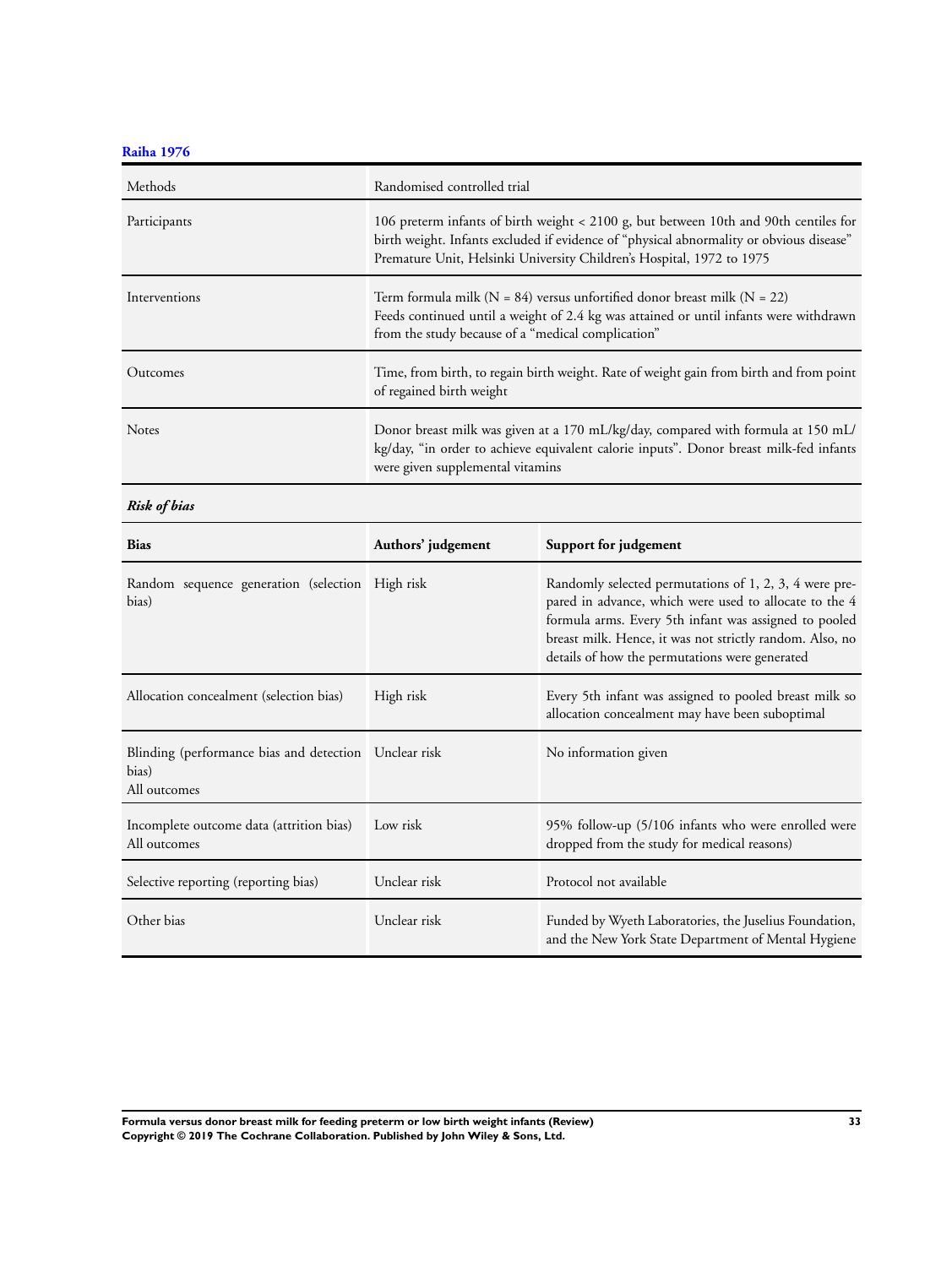**Raiha 1976**

| | |
|---|---|
| Methods | Randomised controlled trial |
| Participants | 106 preterm infants of birth weight < 2100 g, but between 10th and 90th centiles for birth weight. Infants excluded if evidence of "physical abnormality or obvious disease" Premature Unit, Helsinki University Children's Hospital, 1972 to 1975 |
| Interventions | Term formula milk (N = 84) versus unfortified donor breast milk (N = 22) Feeds continued until a weight of 2.4 kg was attained or until infants were withdrawn from the study because of a "medical complication" |
| Outcomes | Time, from birth, to regain birth weight. Rate of weight gain from birth and from point of regained birth weight |
| Notes | Donor breast milk was given at a 170 mL/kg/day, compared with formula at 150 mL/kg/day, "in order to achieve equivalent calorie inputs". Donor breast milk-fed infants were given supplemental vitamins |

***Risk of bias***

| Bias | Authors' judgement | Support for judgement |
|---|---|---|
| Random sequence generation (selection bias) | High risk | Randomly selected permutations of 1, 2, 3, 4 were prepared in advance, which were used to allocate to the 4 formula arms. Every 5th infant was assigned to pooled breast milk. Hence, it was not strictly random. Also, no details of how the permutations were generated |
| Allocation concealment (selection bias) | High risk | Every 5th infant was assigned to pooled breast milk so allocation concealment may have been suboptimal |
| Blinding (performance bias and detection bias) All outcomes | Unclear risk | No information given |
| Incomplete outcome data (attrition bias) All outcomes | Low risk | 95% follow-up (5/106 infants who were enrolled were dropped from the study for medical reasons) |
| Selective reporting (reporting bias) | Unclear risk | Protocol not available |
| Other bias | Unclear risk | Funded by Wyeth Laboratories, the Juselius Foundation, and the New York State Department of Mental Hygiene |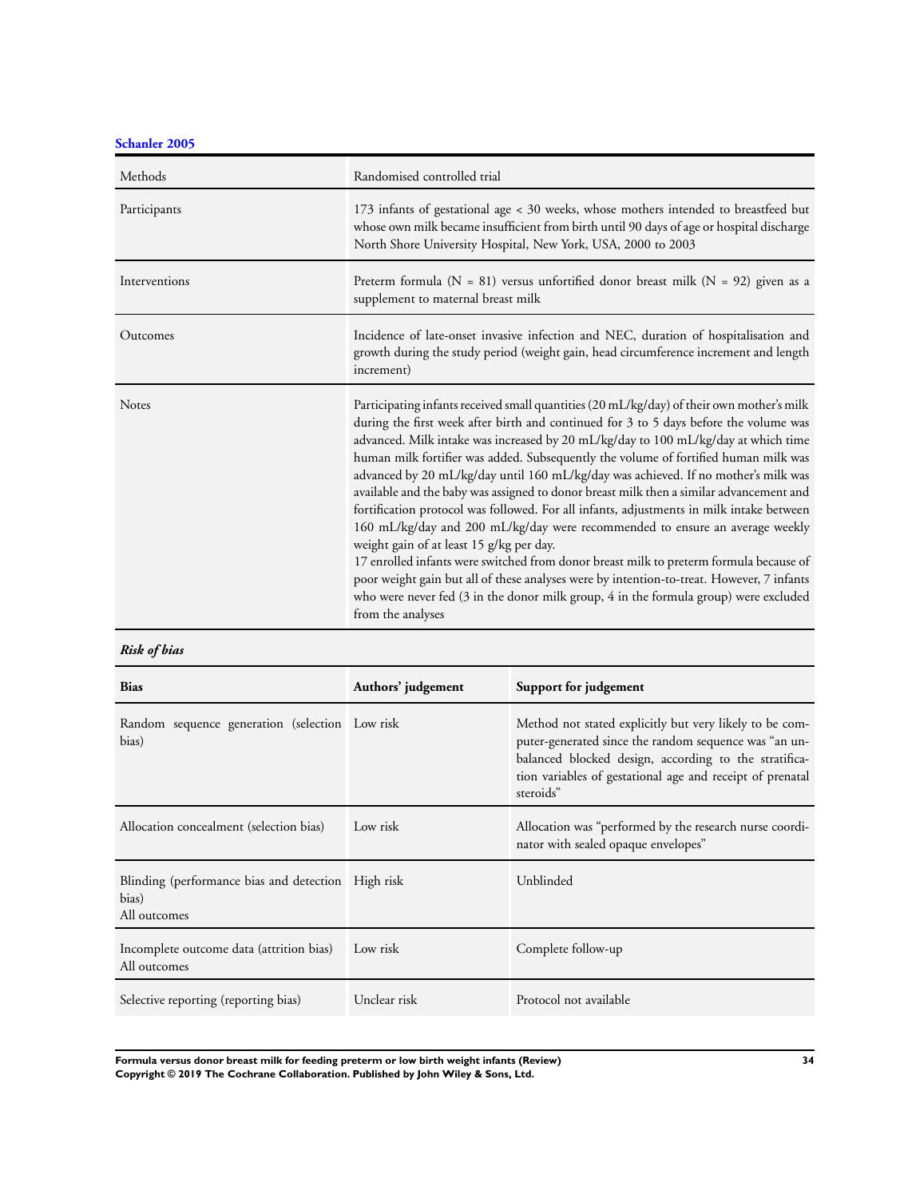**Schanler 2005**

| | |
|---|---|
| Methods | Randomised controlled trial |
| Participants | 173 infants of gestational age < 30 weeks, whose mothers intended to breastfeed but whose own milk became insufficient from birth until 90 days of age or hospital discharge<br>North Shore University Hospital, New York, USA, 2000 to 2003 |
| Interventions | Preterm formula (N = 81) versus unfortified donor breast milk (N = 92) given as a supplement to maternal breast milk |
| Outcomes | Incidence of late-onset invasive infection and NEC, duration of hospitalisation and growth during the study period (weight gain, head circumference increment and length increment) |
| Notes | Participating infants received small quantities (20 mL/kg/day) of their own mother's milk during the first week after birth and continued for 3 to 5 days before the volume was advanced. Milk intake was increased by 20 mL/kg/day to 100 mL/kg/day at which time human milk fortifier was added. Subsequently the volume of fortified human milk was advanced by 20 mL/kg/day until 160 mL/kg/day was achieved. If no mother's milk was available and the baby was assigned to donor breast milk then a similar advancement and fortification protocol was followed. For all infants, adjustments in milk intake between 160 mL/kg/day and 200 mL/kg/day were recommended to ensure an average weekly weight gain of at least 15 g/kg per day.<br>17 enrolled infants were switched from donor breast milk to preterm formula because of poor weight gain but all of these analyses were by intention-to-treat. However, 7 infants who were never fed (3 in the donor milk group, 4 in the formula group) were excluded from the analyses |

***Risk of bias***

| Bias | Authors' judgement | Support for judgement |
|---|---|---|
| Random sequence generation (selection bias) | Low risk | Method not stated explicitly but very likely to be computer-generated since the random sequence was "an unbalanced blocked design, according to the stratification variables of gestational age and receipt of prenatal steroids" |
| Allocation concealment (selection bias) | Low risk | Allocation was "performed by the research nurse coordinator with sealed opaque envelopes" |
| Blinding (performance bias and detection bias)<br>All outcomes | High risk | Unblinded |
| Incomplete outcome data (attrition bias)<br>All outcomes | Low risk | Complete follow-up |
| Selective reporting (reporting bias) | Unclear risk | Protocol not available |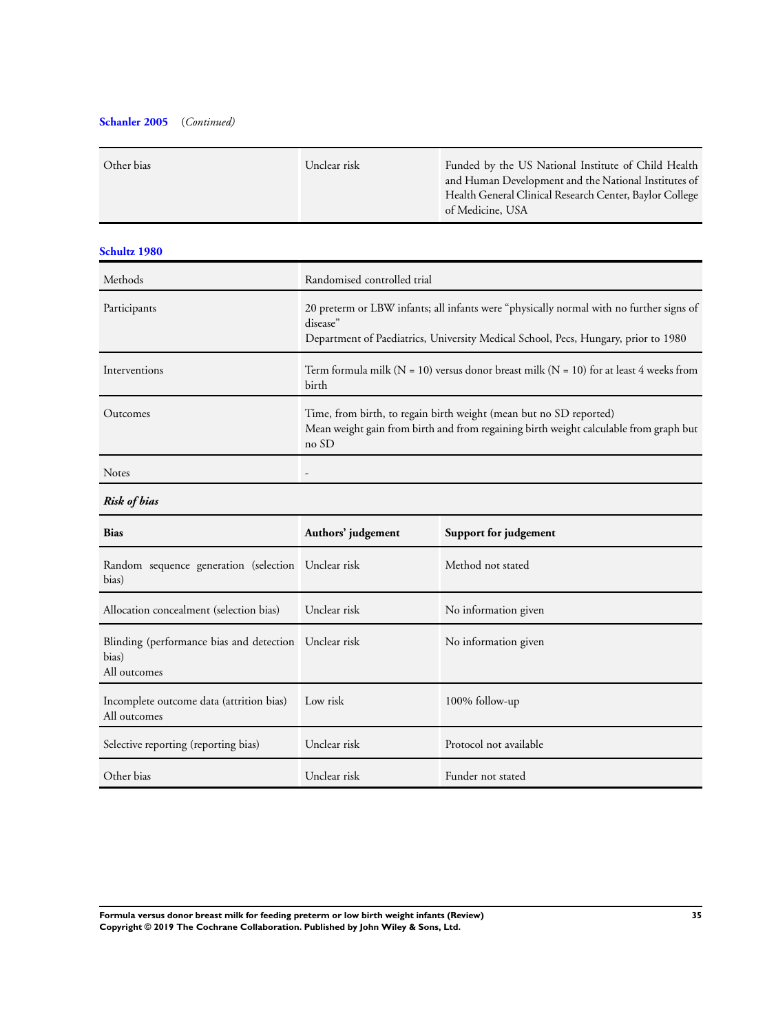**Schanler 2005** (*Continued*)

| | | |
|---|---|---|
| Other bias | Unclear risk | Funded by the US National Institute of Child Health and Human Development and the National Institutes of Health General Clinical Research Center, Baylor College of Medicine, USA |

**Schultz 1980**

| | |
|---|---|
| Methods | Randomised controlled trial |
| Participants | 20 preterm or LBW infants; all infants were "physically normal with no further signs of disease"<br>Department of Paediatrics, University Medical School, Pecs, Hungary, prior to 1980 |
| Interventions | Term formula milk (N = 10) versus donor breast milk (N = 10) for at least 4 weeks from birth |
| Outcomes | Time, from birth, to regain birth weight (mean but no SD reported)<br>Mean weight gain from birth and from regaining birth weight calculable from graph but no SD |
| Notes | - |

***Risk of bias***

| Bias | Authors' judgement | Support for judgement |
|---|---|---|
| Random sequence generation (selection bias) | Unclear risk | Method not stated |
| Allocation concealment (selection bias) | Unclear risk | No information given |
| Blinding (performance bias and detection bias)<br>All outcomes | Unclear risk | No information given |
| Incomplete outcome data (attrition bias)<br>All outcomes | Low risk | 100% follow-up |
| Selective reporting (reporting bias) | Unclear risk | Protocol not available |
| Other bias | Unclear risk | Funder not stated |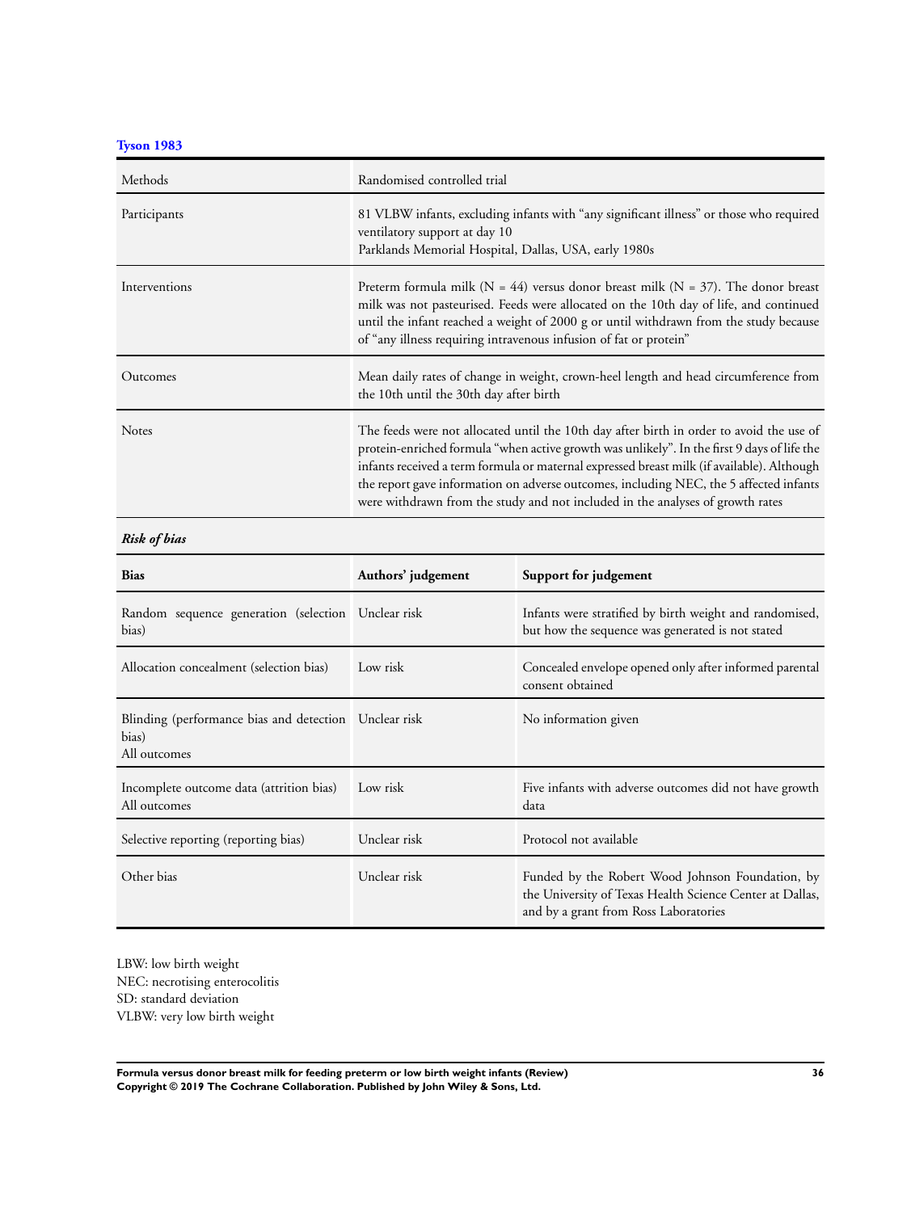**Tyson 1983**

| Methods | Randomised controlled trial |
|---|---|
| Participants | 81 VLBW infants, excluding infants with "any significant illness" or those who required ventilatory support at day 10<br>Parklands Memorial Hospital, Dallas, USA, early 1980s |
| Interventions | Preterm formula milk (N = 44) versus donor breast milk (N = 37). The donor breast milk was not pasteurised. Feeds were allocated on the 10th day of life, and continued until the infant reached a weight of 2000 g or until withdrawn from the study because of "any illness requiring intravenous infusion of fat or protein" |
| Outcomes | Mean daily rates of change in weight, crown-heel length and head circumference from the 10th until the 30th day after birth |
| Notes | The feeds were not allocated until the 10th day after birth in order to avoid the use of protein-enriched formula "when active growth was unlikely". In the first 9 days of life the infants received a term formula or maternal expressed breast milk (if available). Although the report gave information on adverse outcomes, including NEC, the 5 affected infants were withdrawn from the study and not included in the analyses of growth rates |

***Risk of bias***

| Bias | Authors' judgement | Support for judgement |
|---|---|---|
| Random sequence generation (selection bias) | Unclear risk | Infants were stratified by birth weight and randomised, but how the sequence was generated is not stated |
| Allocation concealment (selection bias) | Low risk | Concealed envelope opened only after informed parental consent obtained |
| Blinding (performance bias and detection bias)<br>All outcomes | Unclear risk | No information given |
| Incomplete outcome data (attrition bias)<br>All outcomes | Low risk | Five infants with adverse outcomes did not have growth data |
| Selective reporting (reporting bias) | Unclear risk | Protocol not available |
| Other bias | Unclear risk | Funded by the Robert Wood Johnson Foundation, by the University of Texas Health Science Center at Dallas, and by a grant from Ross Laboratories |

LBW: low birth weight
NEC: necrotising enterocolitis
SD: standard deviation
VLBW: very low birth weight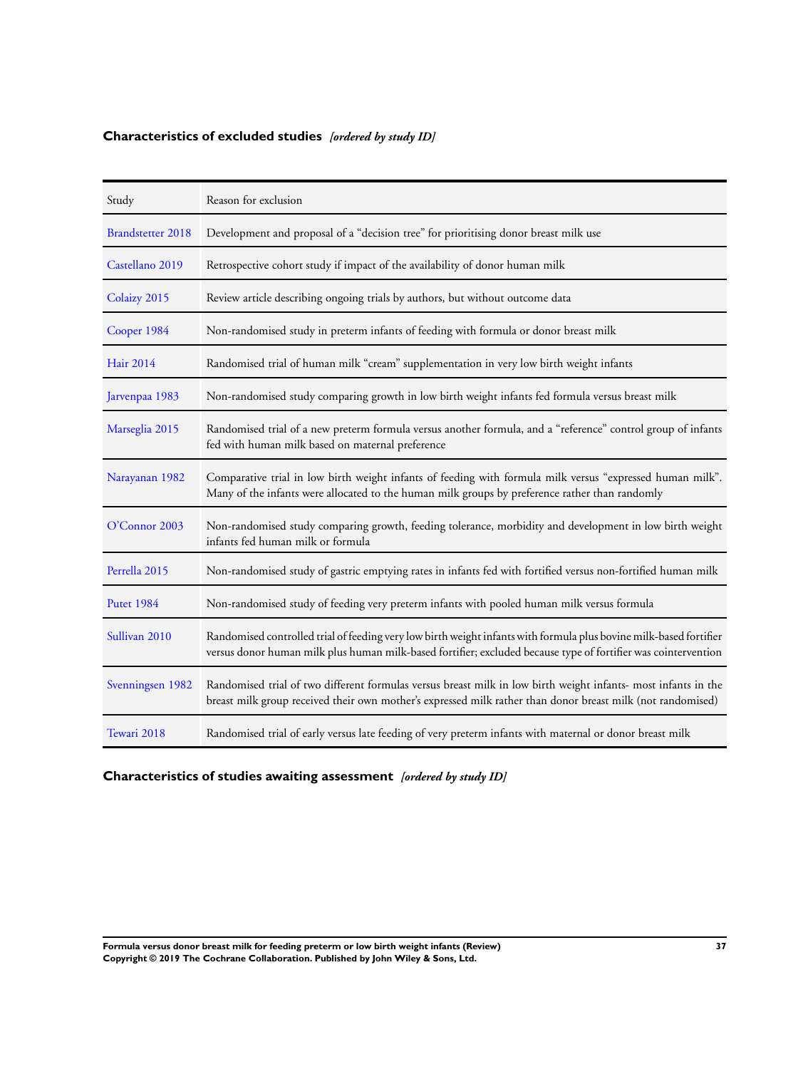## Characteristics of excluded studies *[ordered by study ID]*

| Study | Reason for exclusion |
|---|---|
| Brandstetter 2018 | Development and proposal of a “decision tree” for prioritising donor breast milk use |
| Castellano 2019 | Retrospective cohort study if impact of the availability of donor human milk |
| Colaizy 2015 | Review article describing ongoing trials by authors, but without outcome data |
| Cooper 1984 | Non-randomised study in preterm infants of feeding with formula or donor breast milk |
| Hair 2014 | Randomised trial of human milk “cream” supplementation in very low birth weight infants |
| Jarvenpaa 1983 | Non-randomised study comparing growth in low birth weight infants fed formula versus breast milk |
| Marseglia 2015 | Randomised trial of a new preterm formula versus another formula, and a “reference” control group of infants fed with human milk based on maternal preference |
| Narayanan 1982 | Comparative trial in low birth weight infants of feeding with formula milk versus “expressed human milk”. Many of the infants were allocated to the human milk groups by preference rather than randomly |
| O’Connor 2003 | Non-randomised study comparing growth, feeding tolerance, morbidity and development in low birth weight infants fed human milk or formula |
| Perrella 2015 | Non-randomised study of gastric emptying rates in infants fed with fortified versus non-fortified human milk |
| Putet 1984 | Non-randomised study of feeding very preterm infants with pooled human milk versus formula |
| Sullivan 2010 | Randomised controlled trial of feeding very low birth weight infants with formula plus bovine milk-based fortifier versus donor human milk plus human milk-based fortifier; excluded because type of fortifier was cointervention |
| Svenningsen 1982 | Randomised trial of two different formulas versus breast milk in low birth weight infants- most infants in the breast milk group received their own mother’s expressed milk rather than donor breast milk (not randomised) |
| Tewari 2018 | Randomised trial of early versus late feeding of very preterm infants with maternal or donor breast milk |

## Characteristics of studies awaiting assessment *[ordered by study ID]*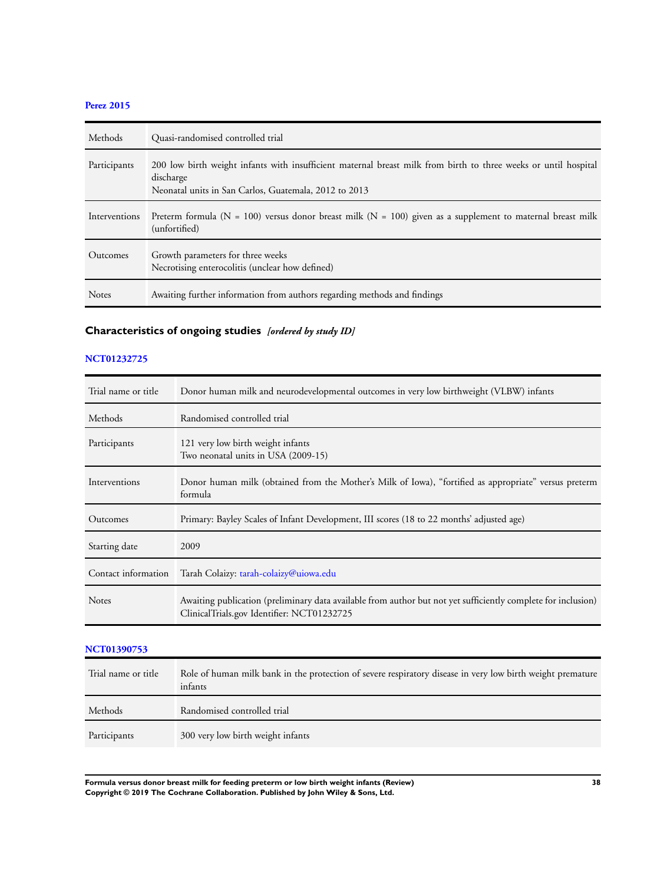**Perez 2015**

| | |
|---|---|
| Methods | Quasi-randomised controlled trial |
| Participants | 200 low birth weight infants with insufficient maternal breast milk from birth to three weeks or until hospital discharge<br>Neonatal units in San Carlos, Guatemala, 2012 to 2013 |
| Interventions | Preterm formula (N = 100) versus donor breast milk (N = 100) given as a supplement to maternal breast milk (unfortified) |
| Outcomes | Growth parameters for three weeks<br>Necrotising enterocolitis (unclear how defined) |
| Notes | Awaiting further information from authors regarding methods and findings |

## Characteristics of ongoing studies *[ordered by study ID]*

**NCT01232725**

| | |
|---|---|
| Trial name or title | Donor human milk and neurodevelopmental outcomes in very low birthweight (VLBW) infants |
| Methods | Randomised controlled trial |
| Participants | 121 very low birth weight infants<br>Two neonatal units in USA (2009-15) |
| Interventions | Donor human milk (obtained from the Mother's Milk of Iowa), "fortified as appropriate" versus preterm formula |
| Outcomes | Primary: Bayley Scales of Infant Development, III scores (18 to 22 months' adjusted age) |
| Starting date | 2009 |
| Contact information | Tarah Colaizy: tarah-colaizy@uiowa.edu |
| Notes | Awaiting publication (preliminary data available from author but not yet sufficiently complete for inclusion)<br>ClinicalTrials.gov Identifier: NCT01232725 |

**NCT01390753**

| | |
|---|---|
| Trial name or title | Role of human milk bank in the protection of severe respiratory disease in very low birth weight premature infants |
| Methods | Randomised controlled trial |
| Participants | 300 very low birth weight infants |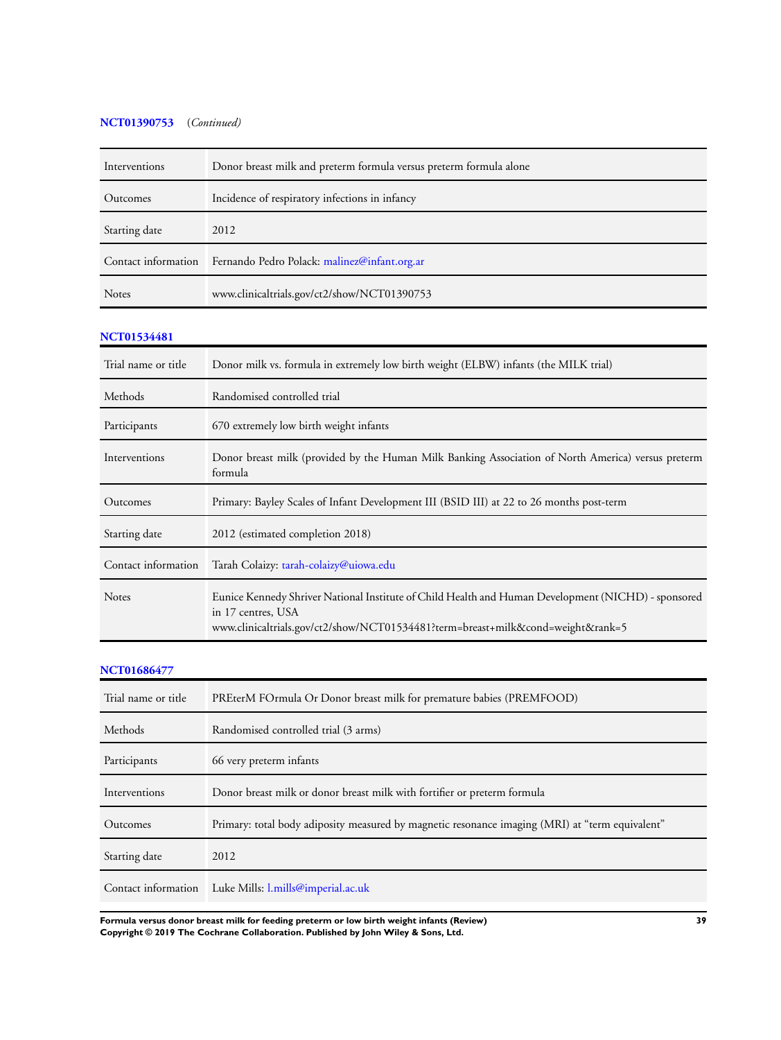**NCT01390753** (*Continued*)

| | |
|---|---|
| Interventions | Donor breast milk and preterm formula versus preterm formula alone |
| Outcomes | Incidence of respiratory infections in infancy |
| Starting date | 2012 |
| Contact information | Fernando Pedro Polack: malinez@infant.org.ar |
| Notes | www.clinicaltrials.gov/ct2/show/NCT01390753 |

**NCT01534481**

| | |
|---|---|
| Trial name or title | Donor milk vs. formula in extremely low birth weight (ELBW) infants (the MILK trial) |
| Methods | Randomised controlled trial |
| Participants | 670 extremely low birth weight infants |
| Interventions | Donor breast milk (provided by the Human Milk Banking Association of North America) versus preterm formula |
| Outcomes | Primary: Bayley Scales of Infant Development III (BSID III) at 22 to 26 months post-term |
| Starting date | 2012 (estimated completion 2018) |
| Contact information | Tarah Colaizy: tarah-colaizy@uiowa.edu |
| Notes | Eunice Kennedy Shriver National Institute of Child Health and Human Development (NICHD) - sponsored in 17 centres, USA<br>www.clinicaltrials.gov/ct2/show/NCT01534481?term=breast+milk&cond=weight&rank=5 |

**NCT01686477**

| | |
|---|---|
| Trial name or title | PREterM FOrmula Or Donor breast milk for premature babies (PREMFOOD) |
| Methods | Randomised controlled trial (3 arms) |
| Participants | 66 very preterm infants |
| Interventions | Donor breast milk or donor breast milk with fortifier or preterm formula |
| Outcomes | Primary: total body adiposity measured by magnetic resonance imaging (MRI) at "term equivalent" |
| Starting date | 2012 |
| Contact information | Luke Mills: l.mills@imperial.ac.uk |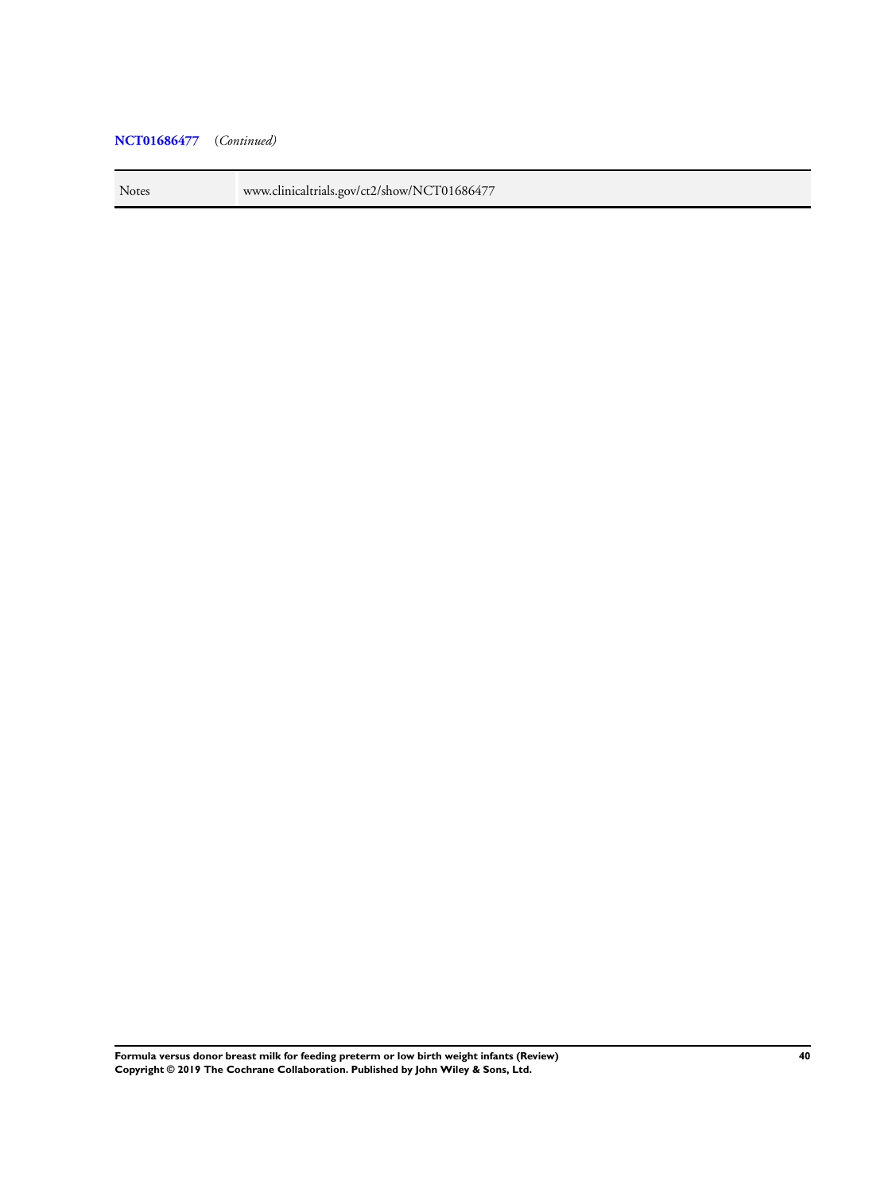**NCT01686477** *(Continued)*

| | |
|---|---|
| Notes | www.clinicaltrials.gov/ct2/show/NCT01686477 |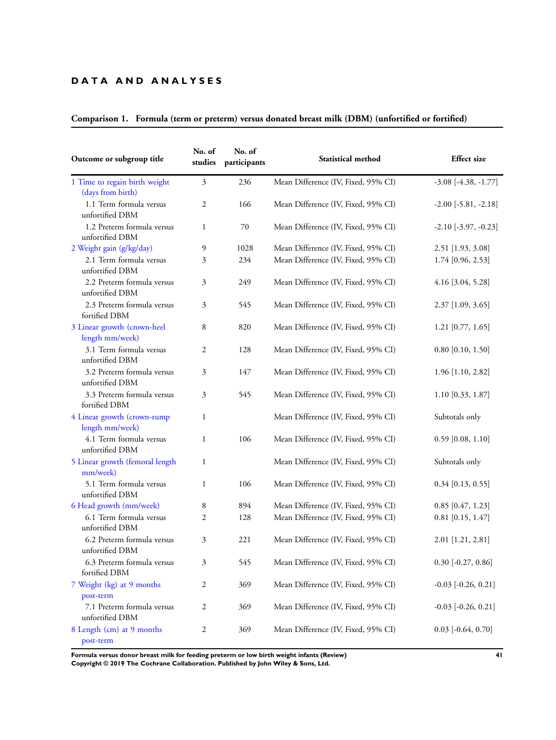# DATA AND ANALYSES

## Comparison 1. Formula (term or preterm) versus donated breast milk (DBM) (unfortified or fortified)

| Outcome or subgroup title | No. of studies | No. of participants | Statistical method | Effect size |
|---|---|---|---|---|
| 1 Time to regain birth weight (days from birth) | 3 | 236 | Mean Difference (IV, Fixed, 95% CI) | -3.08 [-4.38, -1.77] |
| 1.1 Term formula versus unfortified DBM | 2 | 166 | Mean Difference (IV, Fixed, 95% CI) | -2.00 [-5.81, -2.18] |
| 1.2 Preterm formula versus unfortified DBM | 1 | 70 | Mean Difference (IV, Fixed, 95% CI) | -2.10 [-3.97, -0.23] |
| 2 Weight gain (g/kg/day) | 9 | 1028 | Mean Difference (IV, Fixed, 95% CI) | 2.51 [1.93, 3.08] |
| 2.1 Term formula versus unfortified DBM | 3 | 234 | Mean Difference (IV, Fixed, 95% CI) | 1.74 [0.96, 2.53] |
| 2.2 Preterm formula versus unfortified DBM | 3 | 249 | Mean Difference (IV, Fixed, 95% CI) | 4.16 [3.04, 5.28] |
| 2.3 Preterm formula versus fortified DBM | 3 | 545 | Mean Difference (IV, Fixed, 95% CI) | 2.37 [1.09, 3.65] |
| 3 Linear growth (crown-heel length mm/week) | 8 | 820 | Mean Difference (IV, Fixed, 95% CI) | 1.21 [0.77, 1.65] |
| 3.1 Term formula versus unfortified DBM | 2 | 128 | Mean Difference (IV, Fixed, 95% CI) | 0.80 [0.10, 1.50] |
| 3.2 Preterm formula versus unfortified DBM | 3 | 147 | Mean Difference (IV, Fixed, 95% CI) | 1.96 [1.10, 2.82] |
| 3.3 Preterm formula versus fortified DBM | 3 | 545 | Mean Difference (IV, Fixed, 95% CI) | 1.10 [0.33, 1.87] |
| 4 Linear growth (crown-rump length mm/week) | 1 | | Mean Difference (IV, Fixed, 95% CI) | Subtotals only |
| 4.1 Term formula versus unfortified DBM | 1 | 106 | Mean Difference (IV, Fixed, 95% CI) | 0.59 [0.08, 1.10] |
| 5 Linear growth (femoral length mm/week) | 1 | | Mean Difference (IV, Fixed, 95% CI) | Subtotals only |
| 5.1 Term formula versus unfortified DBM | 1 | 106 | Mean Difference (IV, Fixed, 95% CI) | 0.34 [0.13, 0.55] |
| 6 Head growth (mm/week) | 8 | 894 | Mean Difference (IV, Fixed, 95% CI) | 0.85 [0.47, 1.23] |
| 6.1 Term formula versus unfortified DBM | 2 | 128 | Mean Difference (IV, Fixed, 95% CI) | 0.81 [0.15, 1.47] |
| 6.2 Preterm formula versus unfortified DBM | 3 | 221 | Mean Difference (IV, Fixed, 95% CI) | 2.01 [1.21, 2.81] |
| 6.3 Preterm formula versus fortified DBM | 3 | 545 | Mean Difference (IV, Fixed, 95% CI) | 0.30 [-0.27, 0.86] |
| 7 Weight (kg) at 9 months post-term | 2 | 369 | Mean Difference (IV, Fixed, 95% CI) | -0.03 [-0.26, 0.21] |
| 7.1 Preterm formula versus unfortified DBM | 2 | 369 | Mean Difference (IV, Fixed, 95% CI) | -0.03 [-0.26, 0.21] |
| 8 Length (cm) at 9 months post-term | 2 | 369 | Mean Difference (IV, Fixed, 95% CI) | 0.03 [-0.64, 0.70] |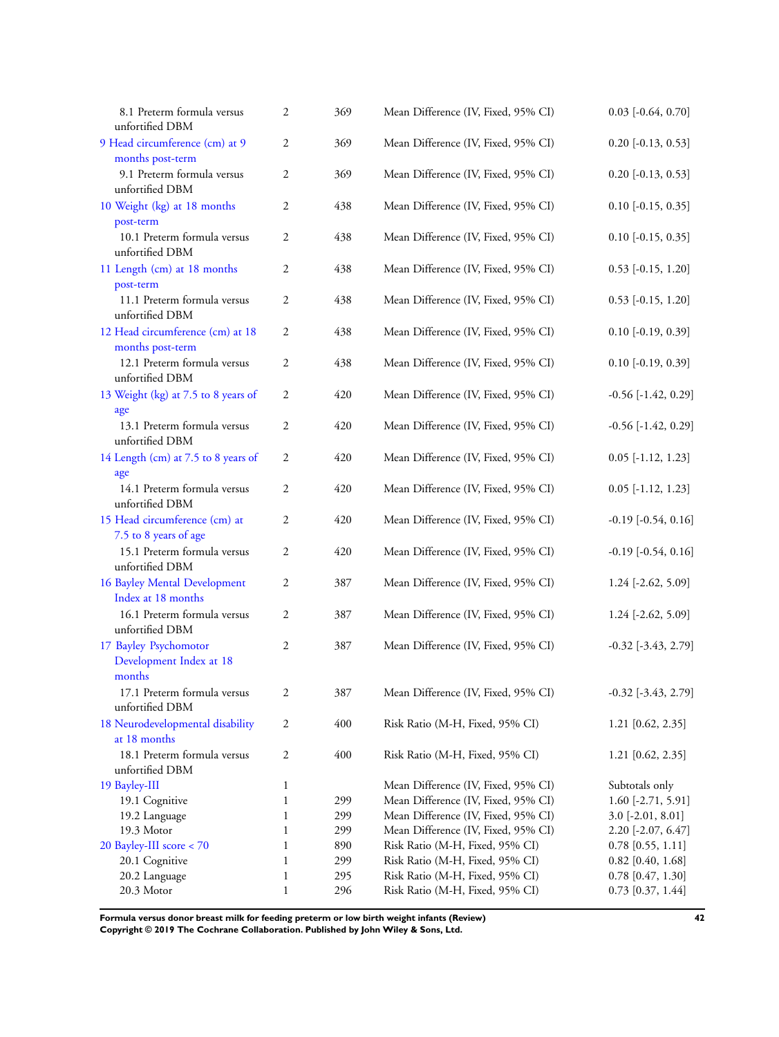| | | | | |
|---|---|---|---|---|
| 8.1 Preterm formula versus unfortified DBM | 2 | 369 | Mean Difference (IV, Fixed, 95% CI) | 0.03 [-0.64, 0.70] |
| 9 Head circumference (cm) at 9 months post-term | 2 | 369 | Mean Difference (IV, Fixed, 95% CI) | 0.20 [-0.13, 0.53] |
| 9.1 Preterm formula versus unfortified DBM | 2 | 369 | Mean Difference (IV, Fixed, 95% CI) | 0.20 [-0.13, 0.53] |
| 10 Weight (kg) at 18 months post-term | 2 | 438 | Mean Difference (IV, Fixed, 95% CI) | 0.10 [-0.15, 0.35] |
| 10.1 Preterm formula versus unfortified DBM | 2 | 438 | Mean Difference (IV, Fixed, 95% CI) | 0.10 [-0.15, 0.35] |
| 11 Length (cm) at 18 months post-term | 2 | 438 | Mean Difference (IV, Fixed, 95% CI) | 0.53 [-0.15, 1.20] |
| 11.1 Preterm formula versus unfortified DBM | 2 | 438 | Mean Difference (IV, Fixed, 95% CI) | 0.53 [-0.15, 1.20] |
| 12 Head circumference (cm) at 18 months post-term | 2 | 438 | Mean Difference (IV, Fixed, 95% CI) | 0.10 [-0.19, 0.39] |
| 12.1 Preterm formula versus unfortified DBM | 2 | 438 | Mean Difference (IV, Fixed, 95% CI) | 0.10 [-0.19, 0.39] |
| 13 Weight (kg) at 7.5 to 8 years of age | 2 | 420 | Mean Difference (IV, Fixed, 95% CI) | -0.56 [-1.42, 0.29] |
| 13.1 Preterm formula versus unfortified DBM | 2 | 420 | Mean Difference (IV, Fixed, 95% CI) | -0.56 [-1.42, 0.29] |
| 14 Length (cm) at 7.5 to 8 years of age | 2 | 420 | Mean Difference (IV, Fixed, 95% CI) | 0.05 [-1.12, 1.23] |
| 14.1 Preterm formula versus unfortified DBM | 2 | 420 | Mean Difference (IV, Fixed, 95% CI) | 0.05 [-1.12, 1.23] |
| 15 Head circumference (cm) at 7.5 to 8 years of age | 2 | 420 | Mean Difference (IV, Fixed, 95% CI) | -0.19 [-0.54, 0.16] |
| 15.1 Preterm formula versus unfortified DBM | 2 | 420 | Mean Difference (IV, Fixed, 95% CI) | -0.19 [-0.54, 0.16] |
| 16 Bayley Mental Development Index at 18 months | 2 | 387 | Mean Difference (IV, Fixed, 95% CI) | 1.24 [-2.62, 5.09] |
| 16.1 Preterm formula versus unfortified DBM | 2 | 387 | Mean Difference (IV, Fixed, 95% CI) | 1.24 [-2.62, 5.09] |
| 17 Bayley Psychomotor Development Index at 18 months | 2 | 387 | Mean Difference (IV, Fixed, 95% CI) | -0.32 [-3.43, 2.79] |
| 17.1 Preterm formula versus unfortified DBM | 2 | 387 | Mean Difference (IV, Fixed, 95% CI) | -0.32 [-3.43, 2.79] |
| 18 Neurodevelopmental disability at 18 months | 2 | 400 | Risk Ratio (M-H, Fixed, 95% CI) | 1.21 [0.62, 2.35] |
| 18.1 Preterm formula versus unfortified DBM | 2 | 400 | Risk Ratio (M-H, Fixed, 95% CI) | 1.21 [0.62, 2.35] |
| 19 Bayley-III | 1 | | Mean Difference (IV, Fixed, 95% CI) | Subtotals only |
| 19.1 Cognitive | 1 | 299 | Mean Difference (IV, Fixed, 95% CI) | 1.60 [-2.71, 5.91] |
| 19.2 Language | 1 | 299 | Mean Difference (IV, Fixed, 95% CI) | 3.0 [-2.01, 8.01] |
| 19.3 Motor | 1 | 299 | Mean Difference (IV, Fixed, 95% CI) | 2.20 [-2.07, 6.47] |
| 20 Bayley-III score < 70 | 1 | 890 | Risk Ratio (M-H, Fixed, 95% CI) | 0.78 [0.55, 1.11] |
| 20.1 Cognitive | 1 | 299 | Risk Ratio (M-H, Fixed, 95% CI) | 0.82 [0.40, 1.68] |
| 20.2 Language | 1 | 295 | Risk Ratio (M-H, Fixed, 95% CI) | 0.78 [0.47, 1.30] |
| 20.3 Motor | 1 | 296 | Risk Ratio (M-H, Fixed, 95% CI) | 0.73 [0.37, 1.44] |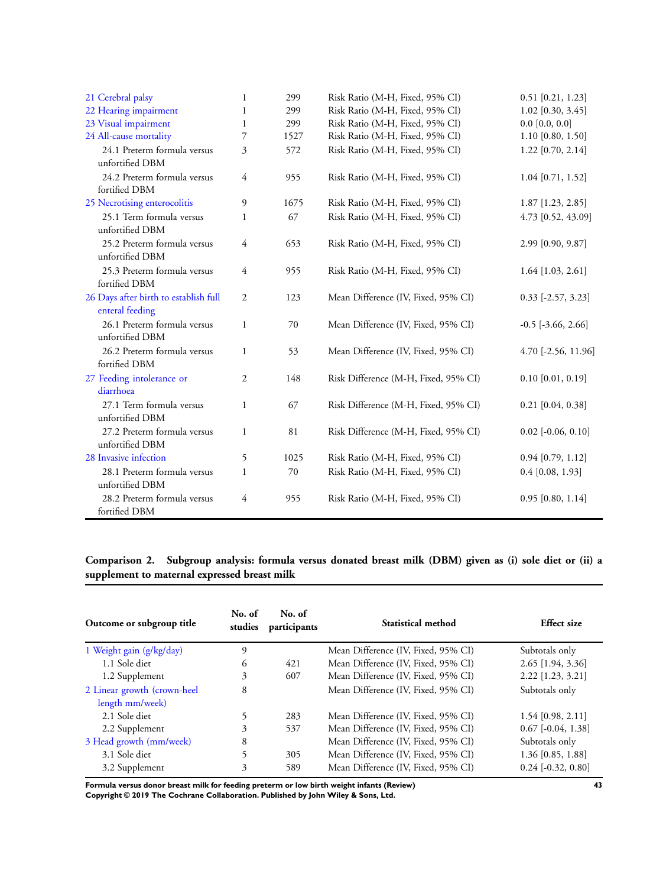| Outcome or subgroup title | No. of studies | No. of participants | Statistical method | Effect size |
|---|---|---|---|---|
| 21 Cerebral palsy | 1 | 299 | Risk Ratio (M-H, Fixed, 95% CI) | 0.51 [0.21, 1.23] |
| 22 Hearing impairment | 1 | 299 | Risk Ratio (M-H, Fixed, 95% CI) | 1.02 [0.30, 3.45] |
| 23 Visual impairment | 1 | 299 | Risk Ratio (M-H, Fixed, 95% CI) | 0.0 [0.0, 0.0] |
| 24 All-cause mortality | 7 | 1527 | Risk Ratio (M-H, Fixed, 95% CI) | 1.10 [0.80, 1.50] |
| 24.1 Preterm formula versus unfortified DBM | 3 | 572 | Risk Ratio (M-H, Fixed, 95% CI) | 1.22 [0.70, 2.14] |
| 24.2 Preterm formula versus fortified DBM | 4 | 955 | Risk Ratio (M-H, Fixed, 95% CI) | 1.04 [0.71, 1.52] |
| 25 Necrotising enterocolitis | 9 | 1675 | Risk Ratio (M-H, Fixed, 95% CI) | 1.87 [1.23, 2.85] |
| 25.1 Term formula versus unfortified DBM | 1 | 67 | Risk Ratio (M-H, Fixed, 95% CI) | 4.73 [0.52, 43.09] |
| 25.2 Preterm formula versus unfortified DBM | 4 | 653 | Risk Ratio (M-H, Fixed, 95% CI) | 2.99 [0.90, 9.87] |
| 25.3 Preterm formula versus fortified DBM | 4 | 955 | Risk Ratio (M-H, Fixed, 95% CI) | 1.64 [1.03, 2.61] |
| 26 Days after birth to establish full enteral feeding | 2 | 123 | Mean Difference (IV, Fixed, 95% CI) | 0.33 [-2.57, 3.23] |
| 26.1 Preterm formula versus unfortified DBM | 1 | 70 | Mean Difference (IV, Fixed, 95% CI) | -0.5 [-3.66, 2.66] |
| 26.2 Preterm formula versus fortified DBM | 1 | 53 | Mean Difference (IV, Fixed, 95% CI) | 4.70 [-2.56, 11.96] |
| 27 Feeding intolerance or diarrhoea | 2 | 148 | Risk Difference (M-H, Fixed, 95% CI) | 0.10 [0.01, 0.19] |
| 27.1 Term formula versus unfortified DBM | 1 | 67 | Risk Difference (M-H, Fixed, 95% CI) | 0.21 [0.04, 0.38] |
| 27.2 Preterm formula versus unfortified DBM | 1 | 81 | Risk Difference (M-H, Fixed, 95% CI) | 0.02 [-0.06, 0.10] |
| 28 Invasive infection | 5 | 1025 | Risk Ratio (M-H, Fixed, 95% CI) | 0.94 [0.79, 1.12] |
| 28.1 Preterm formula versus unfortified DBM | 1 | 70 | Risk Ratio (M-H, Fixed, 95% CI) | 0.4 [0.08, 1.93] |
| 28.2 Preterm formula versus fortified DBM | 4 | 955 | Risk Ratio (M-H, Fixed, 95% CI) | 0.95 [0.80, 1.14] |

### Comparison 2. Subgroup analysis: formula versus donated breast milk (DBM) given as (i) sole diet or (ii) a supplement to maternal expressed breast milk

| Outcome or subgroup title | No. of studies | No. of participants | Statistical method | Effect size |
|---|---|---|---|---|
| 1 Weight gain (g/kg/day) | 9 | | Mean Difference (IV, Fixed, 95% CI) | Subtotals only |
| 1.1 Sole diet | 6 | 421 | Mean Difference (IV, Fixed, 95% CI) | 2.65 [1.94, 3.36] |
| 1.2 Supplement | 3 | 607 | Mean Difference (IV, Fixed, 95% CI) | 2.22 [1.23, 3.21] |
| 2 Linear growth (crown-heel length mm/week) | 8 | | Mean Difference (IV, Fixed, 95% CI) | Subtotals only |
| 2.1 Sole diet | 5 | 283 | Mean Difference (IV, Fixed, 95% CI) | 1.54 [0.98, 2.11] |
| 2.2 Supplement | 3 | 537 | Mean Difference (IV, Fixed, 95% CI) | 0.67 [-0.04, 1.38] |
| 3 Head growth (mm/week) | 8 | | Mean Difference (IV, Fixed, 95% CI) | Subtotals only |
| 3.1 Sole diet | 5 | 305 | Mean Difference (IV, Fixed, 95% CI) | 1.36 [0.85, 1.88] |
| 3.2 Supplement | 3 | 589 | Mean Difference (IV, Fixed, 95% CI) | 0.24 [-0.32, 0.80] |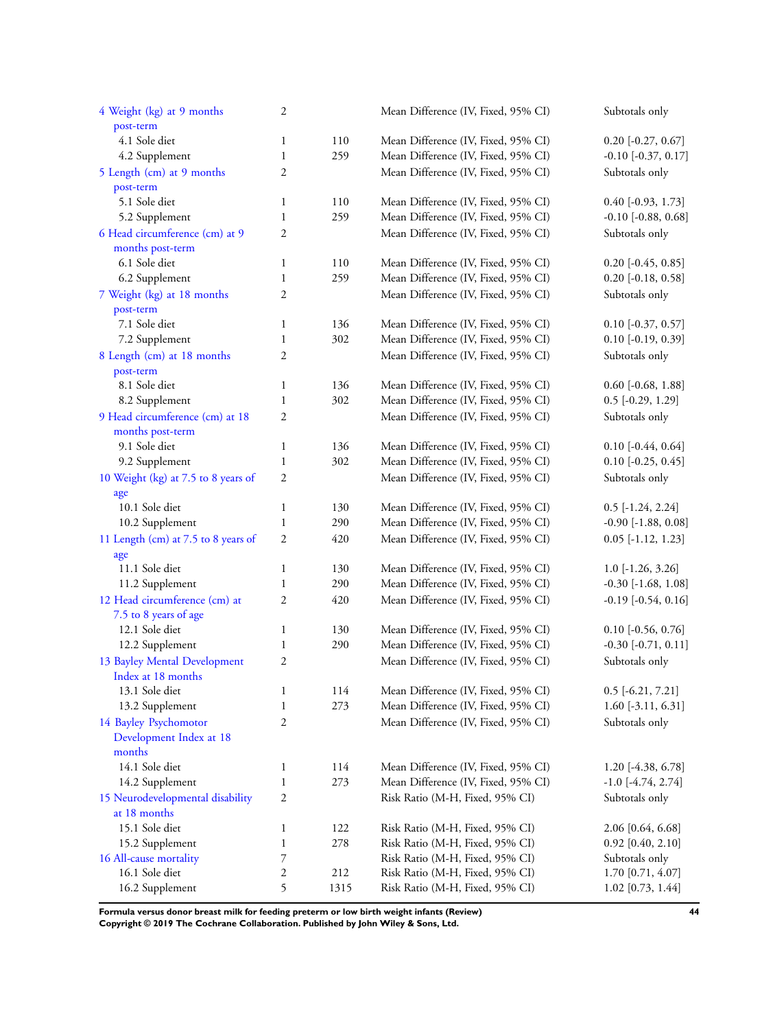| | | | | |
|---|---|---|---|---|
| 4 Weight (kg) at 9 months post-term | 2 | | Mean Difference (IV, Fixed, 95% CI) | Subtotals only |
| 4.1 Sole diet | 1 | 110 | Mean Difference (IV, Fixed, 95% CI) | 0.20 [-0.27, 0.67] |
| 4.2 Supplement | 1 | 259 | Mean Difference (IV, Fixed, 95% CI) | -0.10 [-0.37, 0.17] |
| 5 Length (cm) at 9 months post-term | 2 | | Mean Difference (IV, Fixed, 95% CI) | Subtotals only |
| 5.1 Sole diet | 1 | 110 | Mean Difference (IV, Fixed, 95% CI) | 0.40 [-0.93, 1.73] |
| 5.2 Supplement | 1 | 259 | Mean Difference (IV, Fixed, 95% CI) | -0.10 [-0.88, 0.68] |
| 6 Head circumference (cm) at 9 months post-term | 2 | | Mean Difference (IV, Fixed, 95% CI) | Subtotals only |
| 6.1 Sole diet | 1 | 110 | Mean Difference (IV, Fixed, 95% CI) | 0.20 [-0.45, 0.85] |
| 6.2 Supplement | 1 | 259 | Mean Difference (IV, Fixed, 95% CI) | 0.20 [-0.18, 0.58] |
| 7 Weight (kg) at 18 months post-term | 2 | | Mean Difference (IV, Fixed, 95% CI) | Subtotals only |
| 7.1 Sole diet | 1 | 136 | Mean Difference (IV, Fixed, 95% CI) | 0.10 [-0.37, 0.57] |
| 7.2 Supplement | 1 | 302 | Mean Difference (IV, Fixed, 95% CI) | 0.10 [-0.19, 0.39] |
| 8 Length (cm) at 18 months post-term | 2 | | Mean Difference (IV, Fixed, 95% CI) | Subtotals only |
| 8.1 Sole diet | 1 | 136 | Mean Difference (IV, Fixed, 95% CI) | 0.60 [-0.68, 1.88] |
| 8.2 Supplement | 1 | 302 | Mean Difference (IV, Fixed, 95% CI) | 0.5 [-0.29, 1.29] |
| 9 Head circumference (cm) at 18 months post-term | 2 | | Mean Difference (IV, Fixed, 95% CI) | Subtotals only |
| 9.1 Sole diet | 1 | 136 | Mean Difference (IV, Fixed, 95% CI) | 0.10 [-0.44, 0.64] |
| 9.2 Supplement | 1 | 302 | Mean Difference (IV, Fixed, 95% CI) | 0.10 [-0.25, 0.45] |
| 10 Weight (kg) at 7.5 to 8 years of age | 2 | | Mean Difference (IV, Fixed, 95% CI) | Subtotals only |
| 10.1 Sole diet | 1 | 130 | Mean Difference (IV, Fixed, 95% CI) | 0.5 [-1.24, 2.24] |
| 10.2 Supplement | 1 | 290 | Mean Difference (IV, Fixed, 95% CI) | -0.90 [-1.88, 0.08] |
| 11 Length (cm) at 7.5 to 8 years of age | 2 | 420 | Mean Difference (IV, Fixed, 95% CI) | 0.05 [-1.12, 1.23] |
| 11.1 Sole diet | 1 | 130 | Mean Difference (IV, Fixed, 95% CI) | 1.0 [-1.26, 3.26] |
| 11.2 Supplement | 1 | 290 | Mean Difference (IV, Fixed, 95% CI) | -0.30 [-1.68, 1.08] |
| 12 Head circumference (cm) at 7.5 to 8 years of age | 2 | 420 | Mean Difference (IV, Fixed, 95% CI) | -0.19 [-0.54, 0.16] |
| 12.1 Sole diet | 1 | 130 | Mean Difference (IV, Fixed, 95% CI) | 0.10 [-0.56, 0.76] |
| 12.2 Supplement | 1 | 290 | Mean Difference (IV, Fixed, 95% CI) | -0.30 [-0.71, 0.11] |
| 13 Bayley Mental Development Index at 18 months | 2 | | Mean Difference (IV, Fixed, 95% CI) | Subtotals only |
| 13.1 Sole diet | 1 | 114 | Mean Difference (IV, Fixed, 95% CI) | 0.5 [-6.21, 7.21] |
| 13.2 Supplement | 1 | 273 | Mean Difference (IV, Fixed, 95% CI) | 1.60 [-3.11, 6.31] |
| 14 Bayley Psychomotor Development Index at 18 months | 2 | | Mean Difference (IV, Fixed, 95% CI) | Subtotals only |
| 14.1 Sole diet | 1 | 114 | Mean Difference (IV, Fixed, 95% CI) | 1.20 [-4.38, 6.78] |
| 14.2 Supplement | 1 | 273 | Mean Difference (IV, Fixed, 95% CI) | -1.0 [-4.74, 2.74] |
| 15 Neurodevelopmental disability at 18 months | 2 | | Risk Ratio (M-H, Fixed, 95% CI) | Subtotals only |
| 15.1 Sole diet | 1 | 122 | Risk Ratio (M-H, Fixed, 95% CI) | 2.06 [0.64, 6.68] |
| 15.2 Supplement | 1 | 278 | Risk Ratio (M-H, Fixed, 95% CI) | 0.92 [0.40, 2.10] |
| 16 All-cause mortality | 7 | | Risk Ratio (M-H, Fixed, 95% CI) | Subtotals only |
| 16.1 Sole diet | 2 | 212 | Risk Ratio (M-H, Fixed, 95% CI) | 1.70 [0.71, 4.07] |
| 16.2 Supplement | 5 | 1315 | Risk Ratio (M-H, Fixed, 95% CI) | 1.02 [0.73, 1.44] |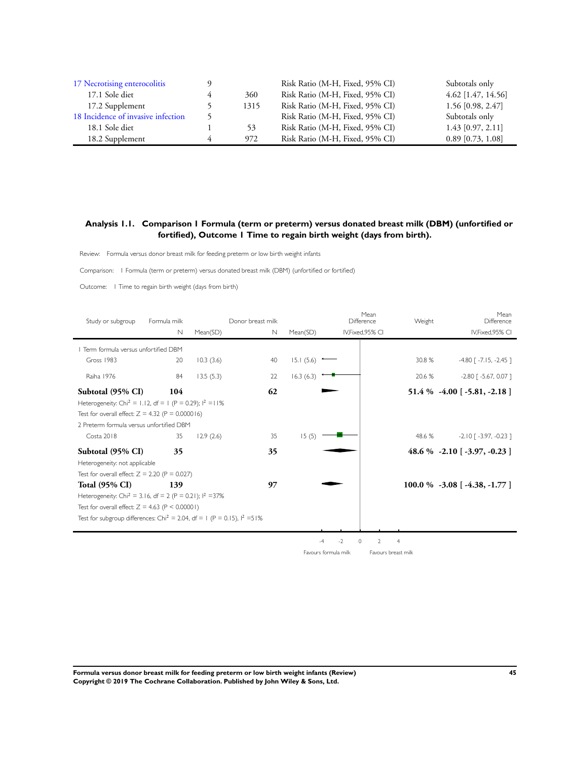| | | | | |
|---|---|---|---|---|
| 17 Necrotising enterocolitis | 9 | | Risk Ratio (M-H, Fixed, 95% CI) | Subtotals only |
| 17.1 Sole diet | 4 | 360 | Risk Ratio (M-H, Fixed, 95% CI) | 4.62 [1.47, 14.56] |
| 17.2 Supplement | 5 | 1315 | Risk Ratio (M-H, Fixed, 95% CI) | 1.56 [0.98, 2.47] |
| 18 Incidence of invasive infection | 5 | | Risk Ratio (M-H, Fixed, 95% CI) | Subtotals only |
| 18.1 Sole diet | 1 | 53 | Risk Ratio (M-H, Fixed, 95% CI) | 1.43 [0.97, 2.11] |
| 18.2 Supplement | 4 | 972 | Risk Ratio (M-H, Fixed, 95% CI) | 0.89 [0.73, 1.08] |

### Analysis 1.1. Comparison 1 Formula (term or preterm) versus donated breast milk (DBM) (unfortified or fortified), Outcome 1 Time to regain birth weight (days from birth).

Review: Formula versus donor breast milk for feeding preterm or low birth weight infants

Comparison: 1 Formula (term or preterm) versus donated breast milk (DBM) (unfortified or fortified)

Outcome: 1 Time to regain birth weight (days from birth)

| Study or subgroup | Formula milk N | Mean(SD) | Donor breast milk N | Mean(SD) | Mean Difference IV,Fixed,95% CI | Weight | Mean Difference IV,Fixed,95% CI |
|---|---|---|---|---|---|---|---|
| 1 Term formula versus unfortified DBM | | | | | | | |
| Gross 1983 | 20 | 10.3 (3.6) | 40 | 15.1 (5.6) | | 30.8 % | -4.80 [ -7.15, -2.45 ] |
| Raiha 1976 | 84 | 13.5 (5.3) | 22 | 16.3 (6.3) | | 20.6 % | -2.80 [ -5.67, 0.07 ] |
| **Subtotal (95% CI)** | **104** | | **62** | | | **51.4 %** | **-4.00 [ -5.81, -2.18 ]** |
| Heterogeneity: $Chi^2 = 1.12$, df = 1 (P = 0.29); $I^2$ =11% | | | | | | | |
| Test for overall effect: Z = 4.32 (P = 0.000016) | | | | | | | |
| 2 Preterm formula versus unfortified DBM | | | | | | | |
| Costa 2018 | 35 | 12.9 (2.6) | 35 | 15 (5) | | 48.6 % | -2.10 [ -3.97, -0.23 ] |
| **Subtotal (95% CI)** | **35** | | **35** | | | **48.6 %** | **-2.10 [ -3.97, -0.23 ]** |
| Heterogeneity: not applicable | | | | | | | |
| Test for overall effect: Z = 2.20 (P = 0.027) | | | | | | | |
| **Total (95% CI)** | **139** | | **97** | | | **100.0 %** | **-3.08 [ -4.38, -1.77 ]** |
| Heterogeneity: $Chi^2 = 3.16$, df = 2 (P = 0.21); $I^2$ =37% | | | | | | | |
| Test for overall effect: Z = 4.63 (P < 0.00001) | | | | | | | |
| Test for subgroup differences: $Chi^2 = 2.04$, df = 1 (P = 0.15), $I^2$ =51% | | | | | | | |

-4 -2 0 2 4

Favours formula milk Favours breast milk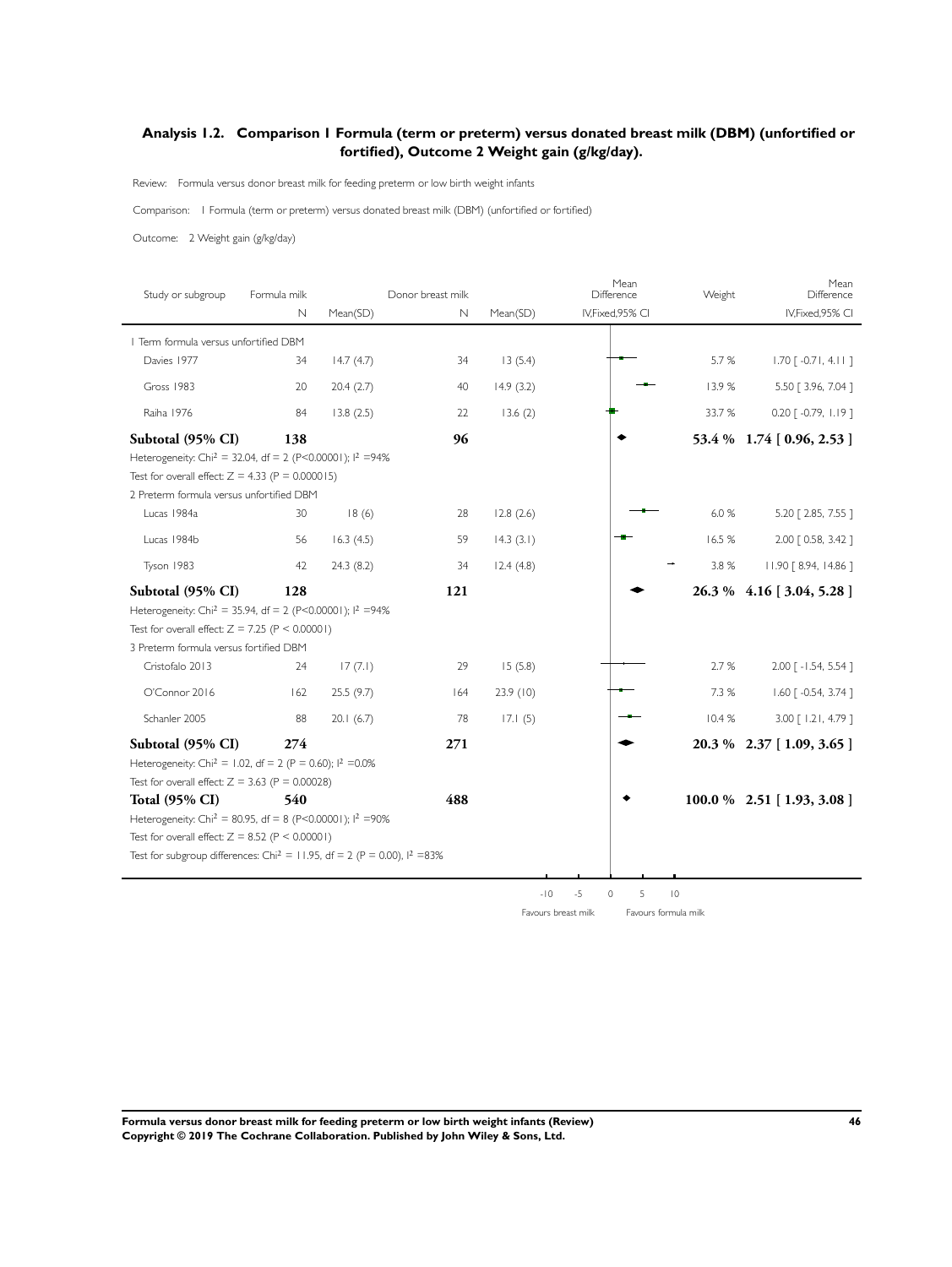### Analysis 1.2. Comparison 1 Formula (term or preterm) versus donated breast milk (DBM) (unfortified or fortified), Outcome 2 Weight gain (g/kg/day).

Review: Formula versus donor breast milk for feeding preterm or low birth weight infants

Comparison: 1 Formula (term or preterm) versus donated breast milk (DBM) (unfortified or fortified)

Outcome: 2 Weight gain (g/kg/day)

| Study or subgroup | Formula milk N | Formula milk Mean(SD) | Donor breast milk N | Donor breast milk Mean(SD) | Mean Difference IV,Fixed,95% CI | Weight | Mean Difference IV,Fixed,95% CI |
|---|---|---|---|---|---|---|---|
| 1 Term formula versus unfortified DBM | | | | | | | |
| Davies 1977 | 34 | 14.7 (4.7) | 34 | 13 (5.4) | | 5.7 % | 1.70 [ -0.71, 4.11 ] |
| Gross 1983 | 20 | 20.4 (2.7) | 40 | 14.9 (3.2) | | 13.9 % | 5.50 [ 3.96, 7.04 ] |
| Raiha 1976 | 84 | 13.8 (2.5) | 22 | 13.6 (2) | | 33.7 % | 0.20 [ -0.79, 1.19 ] |
| **Subtotal (95% CI)** | **138** | | **96** | | | **53.4 %** | **1.74 [ 0.96, 2.53 ]** |
| Heterogeneity: $Chi^2 = 32.04$, df = 2 (P<0.00001); $I^2$ =94% | | | | | | | |
| Test for overall effect: Z = 4.33 (P = 0.000015) | | | | | | | |
| 2 Preterm formula versus unfortified DBM | | | | | | | |
| Lucas 1984a | 30 | 18 (6) | 28 | 12.8 (2.6) | | 6.0 % | 5.20 [ 2.85, 7.55 ] |
| Lucas 1984b | 56 | 16.3 (4.5) | 59 | 14.3 (3.1) | | 16.5 % | 2.00 [ 0.58, 3.42 ] |
| Tyson 1983 | 42 | 24.3 (8.2) | 34 | 12.4 (4.8) | | 3.8 % | 11.90 [ 8.94, 14.86 ] |
| **Subtotal (95% CI)** | **128** | | **121** | | | **26.3 %** | **4.16 [ 3.04, 5.28 ]** |
| Heterogeneity: $Chi^2 = 35.94$, df = 2 (P<0.00001); $I^2$ =94% | | | | | | | |
| Test for overall effect: Z = 7.25 (P < 0.00001) | | | | | | | |
| 3 Preterm formula versus fortified DBM | | | | | | | |
| Cristofalo 2013 | 24 | 17 (7.1) | 29 | 15 (5.8) | | 2.7 % | 2.00 [ -1.54, 5.54 ] |
| O'Connor 2016 | 162 | 25.5 (9.7) | 164 | 23.9 (10) | | 7.3 % | 1.60 [ -0.54, 3.74 ] |
| Schanler 2005 | 88 | 20.1 (6.7) | 78 | 17.1 (5) | | 10.4 % | 3.00 [ 1.21, 4.79 ] |
| **Subtotal (95% CI)** | **274** | | **271** | | | **20.3 %** | **2.37 [ 1.09, 3.65 ]** |
| Heterogeneity: $Chi^2 = 1.02$, df = 2 (P = 0.60); $I^2$ =0.0% | | | | | | | |
| Test for overall effect: Z = 3.63 (P = 0.00028) | | | | | | | |
| **Total (95% CI)** | **540** | | **488** | | | **100.0 %** | **2.51 [ 1.93, 3.08 ]** |
| Heterogeneity: $Chi^2 = 80.95$, df = 8 (P<0.00001); $I^2$ =90% | | | | | | | |
| Test for overall effect: Z = 8.52 (P < 0.00001) | | | | | | | |
| Test for subgroup differences: $Chi^2 = 11.95$, df = 2 (P = 0.00), $I^2$ =83% | | | | | | | |

-10 -5 0 5 10

Favours breast milk Favours formula milk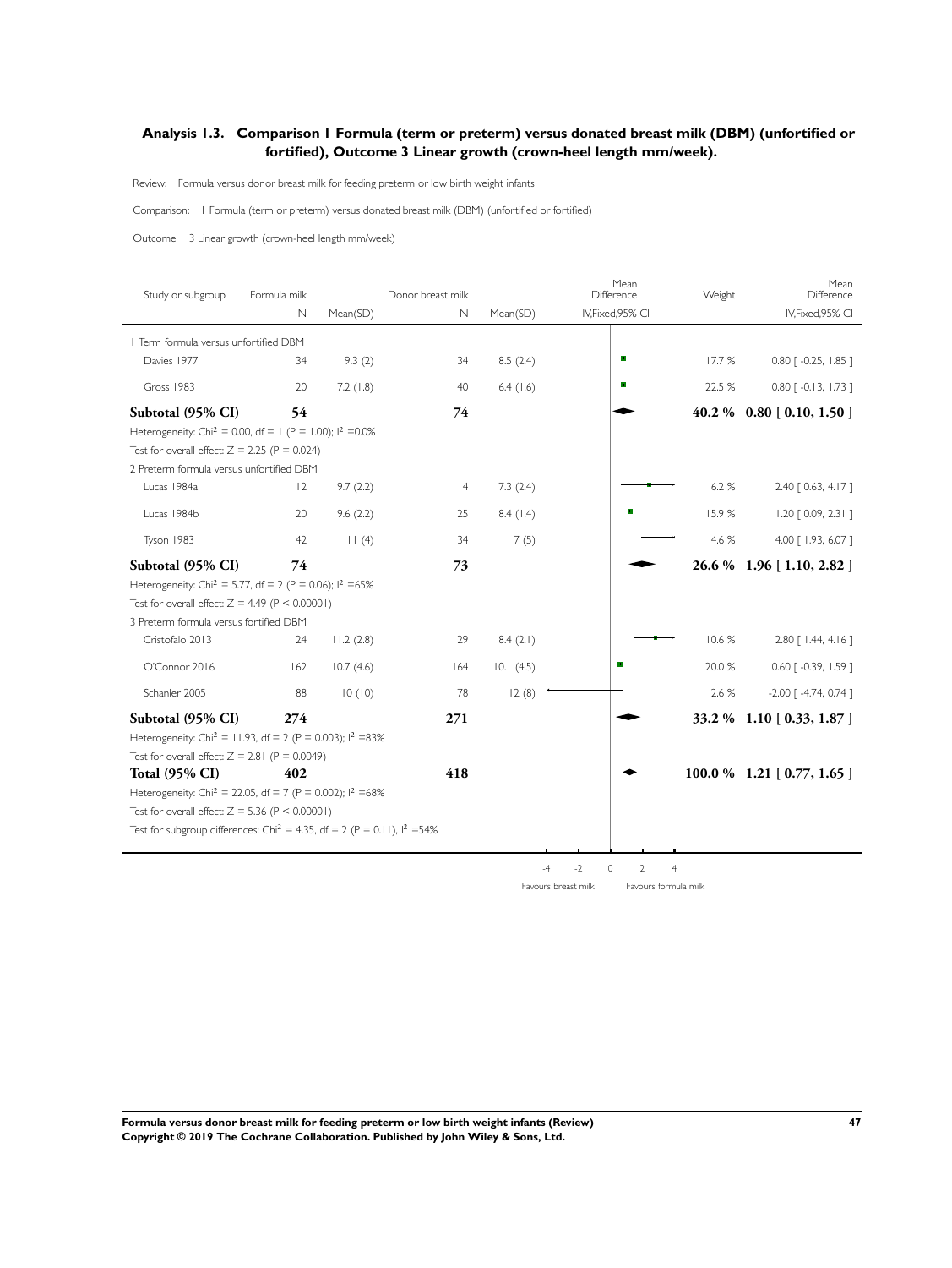### Analysis 1.3. Comparison 1 Formula (term or preterm) versus donated breast milk (DBM) (unfortified or fortified), Outcome 3 Linear growth (crown-heel length mm/week).

Review: Formula versus donor breast milk for feeding preterm or low birth weight infants

Comparison: 1 Formula (term or preterm) versus donated breast milk (DBM) (unfortified or fortified)

Outcome: 3 Linear growth (crown-heel length mm/week)

| Study or subgroup | Formula milk N | Formula milk Mean(SD) | Donor breast milk N | Donor breast milk Mean(SD) | Mean Difference IV,Fixed,95% CI | Weight | Mean Difference IV,Fixed,95% CI |
|---|---|---|---|---|---|---|---|
| 1 Term formula versus unfortified DBM | | | | | | | |
| Davies 1977 | 34 | 9.3 (2) | 34 | 8.5 (2.4) | | 17.7 % | 0.80 [ -0.25, 1.85 ] |
| Gross 1983 | 20 | 7.2 (1.8) | 40 | 6.4 (1.6) | | 22.5 % | 0.80 [ -0.13, 1.73 ] |
| **Subtotal (95% CI)** | **54** | | **74** | | | **40.2 %** | **0.80 [ 0.10, 1.50 ]** |
| Heterogeneity: $Chi^2 = 0.00$, df = 1 (P = 1.00); $I^2 = 0.0\%$ | | | | | | | |
| Test for overall effect: Z = 2.25 (P = 0.024) | | | | | | | |
| 2 Preterm formula versus unfortified DBM | | | | | | | |
| Lucas 1984a | 12 | 9.7 (2.2) | 14 | 7.3 (2.4) | | 6.2 % | 2.40 [ 0.63, 4.17 ] |
| Lucas 1984b | 20 | 9.6 (2.2) | 25 | 8.4 (1.4) | | 15.9 % | 1.20 [ 0.09, 2.31 ] |
| Tyson 1983 | 42 | 11 (4) | 34 | 7 (5) | | 4.6 % | 4.00 [ 1.93, 6.07 ] |
| **Subtotal (95% CI)** | **74** | | **73** | | | **26.6 %** | **1.96 [ 1.10, 2.82 ]** |
| Heterogeneity: $Chi^2 = 5.77$, df = 2 (P = 0.06); $I^2 = 65\%$ | | | | | | | |
| Test for overall effect: Z = 4.49 (P < 0.00001) | | | | | | | |
| 3 Preterm formula versus fortified DBM | | | | | | | |
| Cristofalo 2013 | 24 | 11.2 (2.8) | 29 | 8.4 (2.1) | | 10.6 % | 2.80 [ 1.44, 4.16 ] |
| O'Connor 2016 | 162 | 10.7 (4.6) | 164 | 10.1 (4.5) | | 20.0 % | 0.60 [ -0.39, 1.59 ] |
| Schanler 2005 | 88 | 10 (10) | 78 | 12 (8) | | 2.6 % | -2.00 [ -4.74, 0.74 ] |
| **Subtotal (95% CI)** | **274** | | **271** | | | **33.2 %** | **1.10 [ 0.33, 1.87 ]** |
| Heterogeneity: $Chi^2 = 11.93$, df = 2 (P = 0.003); $I^2 = 83\%$ | | | | | | | |
| Test for overall effect: Z = 2.81 (P = 0.0049) | | | | | | | |
| **Total (95% CI)** | **402** | | **418** | | | **100.0 %** | **1.21 [ 0.77, 1.65 ]** |
| Heterogeneity: $Chi^2 = 22.05$, df = 7 (P = 0.002); $I^2 = 68\%$ | | | | | | | |
| Test for overall effect: Z = 5.36 (P < 0.00001) | | | | | | | |
| Test for subgroup differences: $Chi^2 = 4.35$, df = 2 (P = 0.11), $I^2 = 54\%$ | | | | | | | |

-4 -2 0 2 4

Favours breast milk Favours formula milk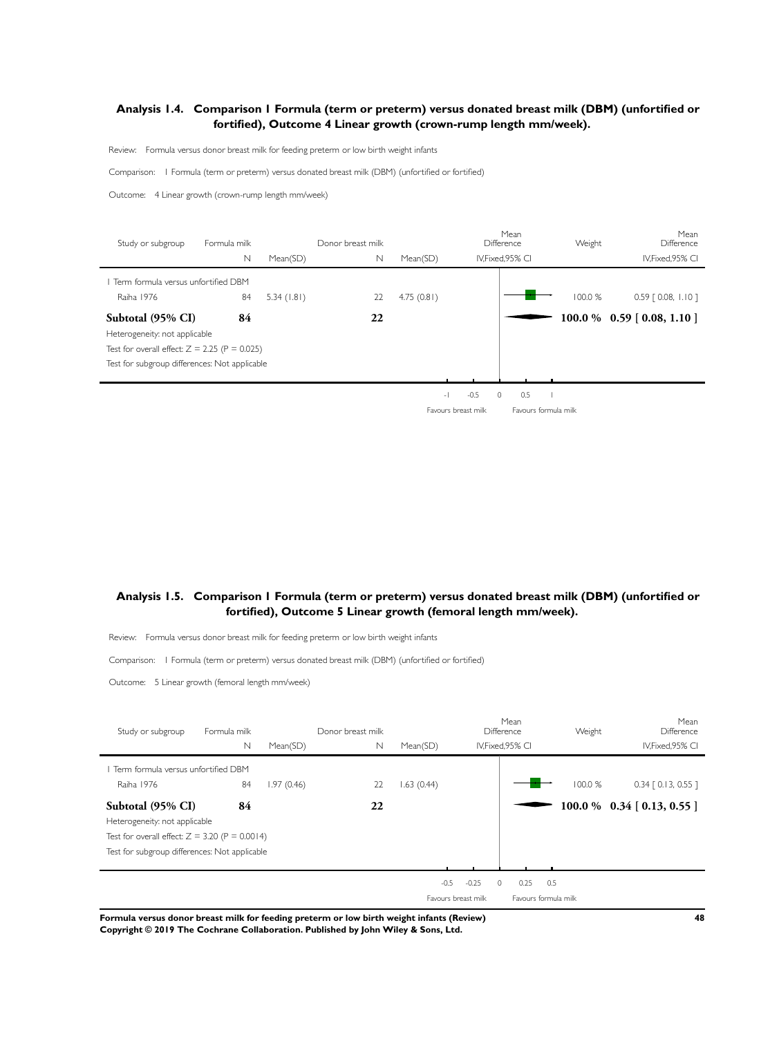## Analysis 1.4. Comparison 1 Formula (term or preterm) versus donated breast milk (DBM) (unfortified or fortified), Outcome 4 Linear growth (crown-rump length mm/week).

Review: Formula versus donor breast milk for feeding preterm or low birth weight infants

Comparison: 1 Formula (term or preterm) versus donated breast milk (DBM) (unfortified or fortified)

Outcome: 4 Linear growth (crown-rump length mm/week)

| Study or subgroup | Formula milk N | Mean(SD) | Donor breast milk N | Mean(SD) | Mean Difference IV,Fixed,95% CI | Weight | Mean Difference IV,Fixed,95% CI |
|---|---|---|---|---|---|---|---|
| 1 Term formula versus unfortified DBM | | | | | | | |
| Raiha 1976 | 84 | 5.34 (1.81) | 22 | 4.75 (0.81) | | 100.0 % | 0.59 [ 0.08, 1.10 ] |
| **Subtotal (95% CI)** | **84** | | **22** | | | **100.0 %** | **0.59 [ 0.08, 1.10 ]** |
| Heterogeneity: not applicable | | | | | | | |
| Test for overall effect: Z = 2.25 (P = 0.025) | | | | | | | |
| Test for subgroup differences: Not applicable | | | | | | | |

-1 -0.5 0 0.5 1

Favours breast milk | Favours formula milk

## Analysis 1.5. Comparison 1 Formula (term or preterm) versus donated breast milk (DBM) (unfortified or fortified), Outcome 5 Linear growth (femoral length mm/week).

Review: Formula versus donor breast milk for feeding preterm or low birth weight infants

Comparison: 1 Formula (term or preterm) versus donated breast milk (DBM) (unfortified or fortified)

Outcome: 5 Linear growth (femoral length mm/week)

| Study or subgroup | Formula milk N | Mean(SD) | Donor breast milk N | Mean(SD) | Mean Difference IV,Fixed,95% CI | Weight | Mean Difference IV,Fixed,95% CI |
|---|---|---|---|---|---|---|---|
| 1 Term formula versus unfortified DBM | | | | | | | |
| Raiha 1976 | 84 | 1.97 (0.46) | 22 | 1.63 (0.44) | | 100.0 % | 0.34 [ 0.13, 0.55 ] |
| **Subtotal (95% CI)** | **84** | | **22** | | | **100.0 %** | **0.34 [ 0.13, 0.55 ]** |
| Heterogeneity: not applicable | | | | | | | |
| Test for overall effect: Z = 3.20 (P = 0.0014) | | | | | | | |
| Test for subgroup differences: Not applicable | | | | | | | |

-0.5 -0.25 0 0.25 0.5

Favours breast milk | Favours formula milk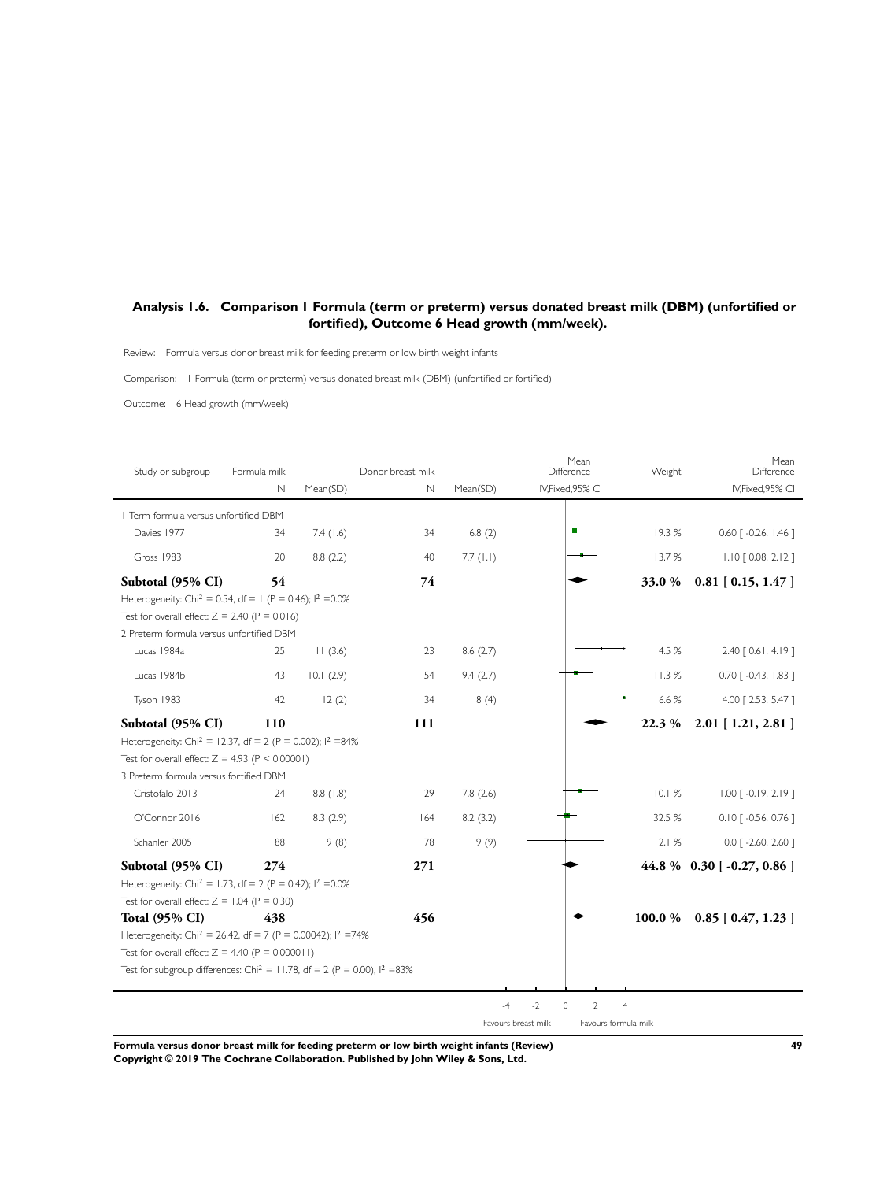## Analysis 1.6. Comparison 1 Formula (term or preterm) versus donated breast milk (DBM) (unfortified or fortified), Outcome 6 Head growth (mm/week).

Review: Formula versus donor breast milk for feeding preterm or low birth weight infants

Comparison: 1 Formula (term or preterm) versus donated breast milk (DBM) (unfortified or fortified)

Outcome: 6 Head growth (mm/week)

| Study or subgroup | Formula milk N | Formula milk Mean(SD) | Donor breast milk N | Donor breast milk Mean(SD) | Mean Difference IV,Fixed,95% CI | Weight | Mean Difference IV,Fixed,95% CI |
|---|---|---|---|---|---|---|---|
| **1 Term formula versus unfortified DBM** | | | | | | | |
| Davies 1977 | 34 | 7.4 (1.6) | 34 | 6.8 (2) | | 19.3 % | 0.60 [ -0.26, 1.46 ] |
| Gross 1983 | 20 | 8.8 (2.2) | 40 | 7.7 (1.1) | | 13.7 % | 1.10 [ 0.08, 2.12 ] |
| **Subtotal (95% CI)** | **54** | | **74** | | | **33.0 %** | **0.81 [ 0.15, 1.47 ]** |
| Heterogeneity: Chi$^2$ = 0.54, df = 1 (P = 0.46); I$^2$ =0.0% | | | | | | | |
| Test for overall effect: Z = 2.40 (P = 0.016) | | | | | | | |
| **2 Preterm formula versus unfortified DBM** | | | | | | | |
| Lucas 1984a | 25 | 11 (3.6) | 23 | 8.6 (2.7) | | 4.5 % | 2.40 [ 0.61, 4.19 ] |
| Lucas 1984b | 43 | 10.1 (2.9) | 54 | 9.4 (2.7) | | 11.3 % | 0.70 [ -0.43, 1.83 ] |
| Tyson 1983 | 42 | 12 (2) | 34 | 8 (4) | | 6.6 % | 4.00 [ 2.53, 5.47 ] |
| **Subtotal (95% CI)** | **110** | | **111** | | | **22.3 %** | **2.01 [ 1.21, 2.81 ]** |
| Heterogeneity: Chi$^2$ = 12.37, df = 2 (P = 0.002); I$^2$ =84% | | | | | | | |
| Test for overall effect: Z = 4.93 (P < 0.00001) | | | | | | | |
| **3 Preterm formula versus fortified DBM** | | | | | | | |
| Cristofalo 2013 | 24 | 8.8 (1.8) | 29 | 7.8 (2.6) | | 10.1 % | 1.00 [ -0.19, 2.19 ] |
| O'Connor 2016 | 162 | 8.3 (2.9) | 164 | 8.2 (3.2) | | 32.5 % | 0.10 [ -0.56, 0.76 ] |
| Schanler 2005 | 88 | 9 (8) | 78 | 9 (9) | | 2.1 % | 0.0 [ -2.60, 2.60 ] |
| **Subtotal (95% CI)** | **274** | | **271** | | | **44.8 %** | **0.30 [ -0.27, 0.86 ]** |
| Heterogeneity: Chi$^2$ = 1.73, df = 2 (P = 0.42); I$^2$ =0.0% | | | | | | | |
| Test for overall effect: Z = 1.04 (P = 0.30) | | | | | | | |
| **Total (95% CI)** | **438** | | **456** | | | **100.0 %** | **0.85 [ 0.47, 1.23 ]** |
| Heterogeneity: Chi$^2$ = 26.42, df = 7 (P = 0.00042); I$^2$ =74% | | | | | | | |
| Test for overall effect: Z = 4.40 (P = 0.000011) | | | | | | | |
| Test for subgroup differences: Chi$^2$ = 11.78, df = 2 (P = 0.00), I$^2$ =83% | | | | | | | |

-4 -2 0 2 4

Favours breast milk | Favours formula milk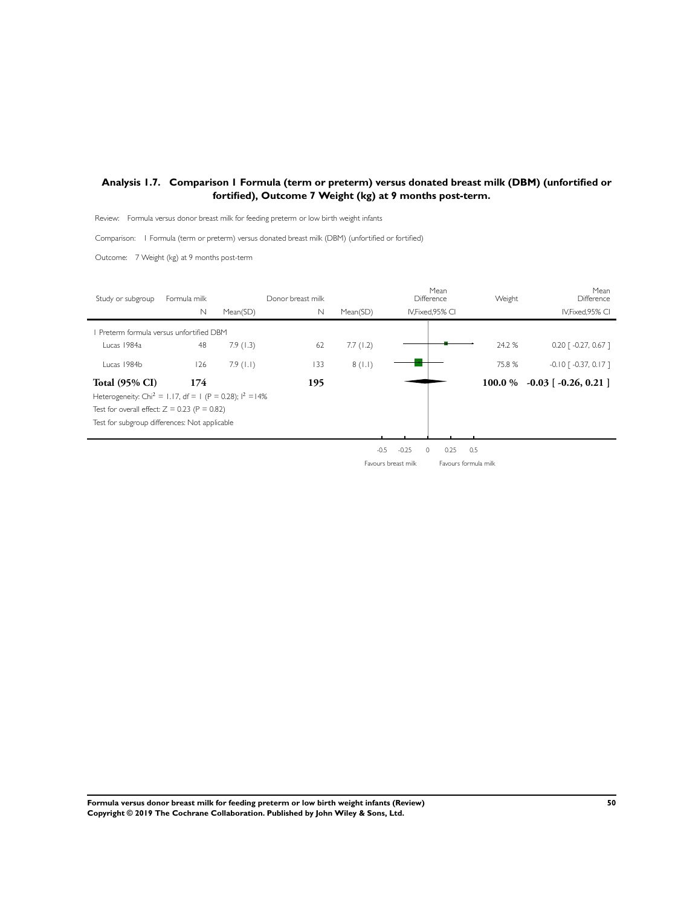## Analysis 1.7. Comparison 1 Formula (term or preterm) versus donated breast milk (DBM) (unfortified or fortified), Outcome 7 Weight (kg) at 9 months post-term.

Review: Formula versus donor breast milk for feeding preterm or low birth weight infants

Comparison: 1 Formula (term or preterm) versus donated breast milk (DBM) (unfortified or fortified)

Outcome: 7 Weight (kg) at 9 months post-term

| Study or subgroup | Formula milk | | Donor breast milk | | Mean Difference | Weight | Mean Difference |
|---|---|---|---|---|---|---|---|
| | N | Mean(SD) | N | Mean(SD) | IV,Fixed,95% CI | | IV,Fixed,95% CI |
| 1 Preterm formula versus unfortified DBM | | | | | | | |
| Lucas 1984a | 48 | 7.9 (1.3) | 62 | 7.7 (1.2) | | 24.2 % | 0.20 [ -0.27, 0.67 ] |
| Lucas 1984b | 126 | 7.9 (1.1) | 133 | 8 (1.1) | | 75.8 % | -0.10 [ -0.37, 0.17 ] |
| **Total (95% CI)** | **174** | | **195** | | | **100.0 %** | **-0.03 [ -0.26, 0.21 ]** |

Heterogeneity: $Chi^2 = 1.17$, df = 1 (P = 0.28); $I^2 = 14\%$

Test for overall effect: Z = 0.23 (P = 0.82)

Test for subgroup differences: Not applicable

-0.5 -0.25 0 0.25 0.5

Favours breast milk Favours formula milk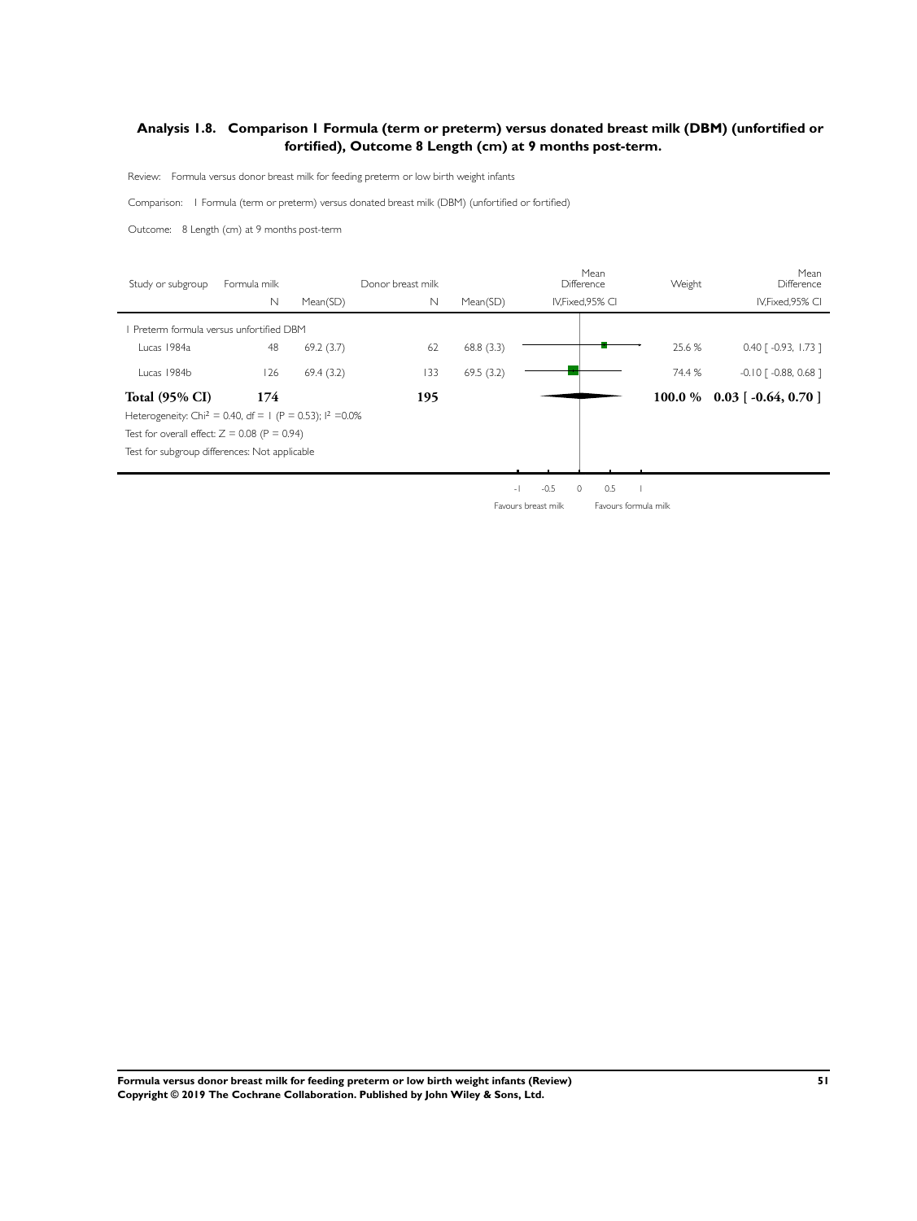## Analysis 1.8. Comparison 1 Formula (term or preterm) versus donated breast milk (DBM) (unfortified or fortified), Outcome 8 Length (cm) at 9 months post-term.

Review: Formula versus donor breast milk for feeding preterm or low birth weight infants

Comparison: 1 Formula (term or preterm) versus donated breast milk (DBM) (unfortified or fortified)

Outcome: 8 Length (cm) at 9 months post-term

| Study or subgroup | Formula milk N | Formula milk Mean(SD) | Donor breast milk N | Donor breast milk Mean(SD) | Mean Difference IV,Fixed,95% CI | Weight | Mean Difference IV,Fixed,95% CI |
|---|---|---|---|---|---|---|---|
| 1 Preterm formula versus unfortified DBM | | | | | | | |
| Lucas 1984a | 48 | 69.2 (3.7) | 62 | 68.8 (3.3) | | 25.6 % | 0.40 [ -0.93, 1.73 ] |
| Lucas 1984b | 126 | 69.4 (3.2) | 133 | 69.5 (3.2) | | 74.4 % | -0.10 [ -0.88, 0.68 ] |
| **Total (95% CI)** | **174** | | **195** | | | **100.0 %** | **0.03 [ -0.64, 0.70 ]** |

Heterogeneity: $Chi^2 = 0.40$, df = 1 (P = 0.53); $I^2 = 0.0\%$

Test for overall effect: Z = 0.08 (P = 0.94)

Test for subgroup differences: Not applicable

-1 -0.5 0 0.5 1

Favours breast milk Favours formula milk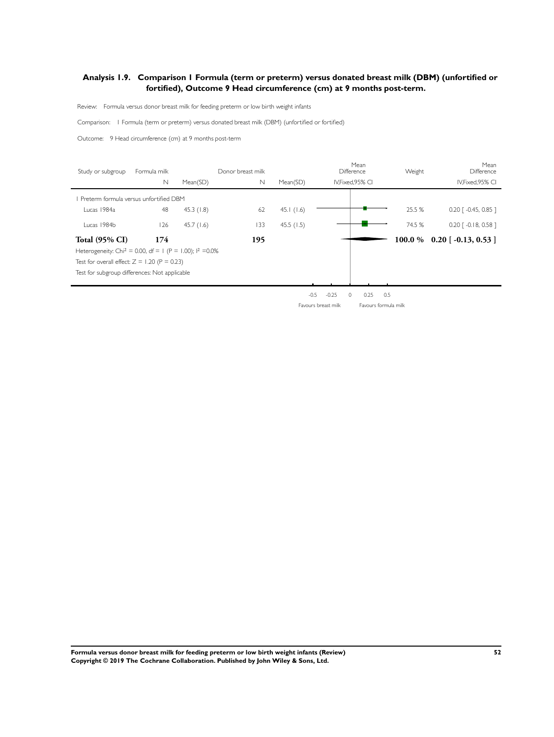## Analysis 1.9. Comparison 1 Formula (term or preterm) versus donated breast milk (DBM) (unfortified or fortified), Outcome 9 Head circumference (cm) at 9 months post-term.

Review: Formula versus donor breast milk for feeding preterm or low birth weight infants

Comparison: 1 Formula (term or preterm) versus donated breast milk (DBM) (unfortified or fortified)

Outcome: 9 Head circumference (cm) at 9 months post-term

| Study or subgroup | Formula milk N | Formula milk Mean(SD) | Donor breast milk N | Donor breast milk Mean(SD) | Mean Difference IV,Fixed,95% CI | Weight | Mean Difference IV,Fixed,95% CI |
|---|---|---|---|---|---|---|---|
| 1 Preterm formula versus unfortified DBM | | | | | | | |
| Lucas 1984a | 48 | 45.3 (1.8) | 62 | 45.1 (1.6) | | 25.5 % | 0.20 [ -0.45, 0.85 ] |
| Lucas 1984b | 126 | 45.7 (1.6) | 133 | 45.5 (1.5) | | 74.5 % | 0.20 [ -0.18, 0.58 ] |
| **Total (95% CI)** | **174** | | **195** | | | **100.0 %** | **0.20 [ -0.13, 0.53 ]** |

Heterogeneity: $Chi^2 = 0.00$, df = 1 (P = 1.00); $I^2 = 0.0\%$

Test for overall effect: Z = 1.20 (P = 0.23)

Test for subgroup differences: Not applicable

-0.5 -0.25 0 0.25 0.5

Favours breast milk Favours formula milk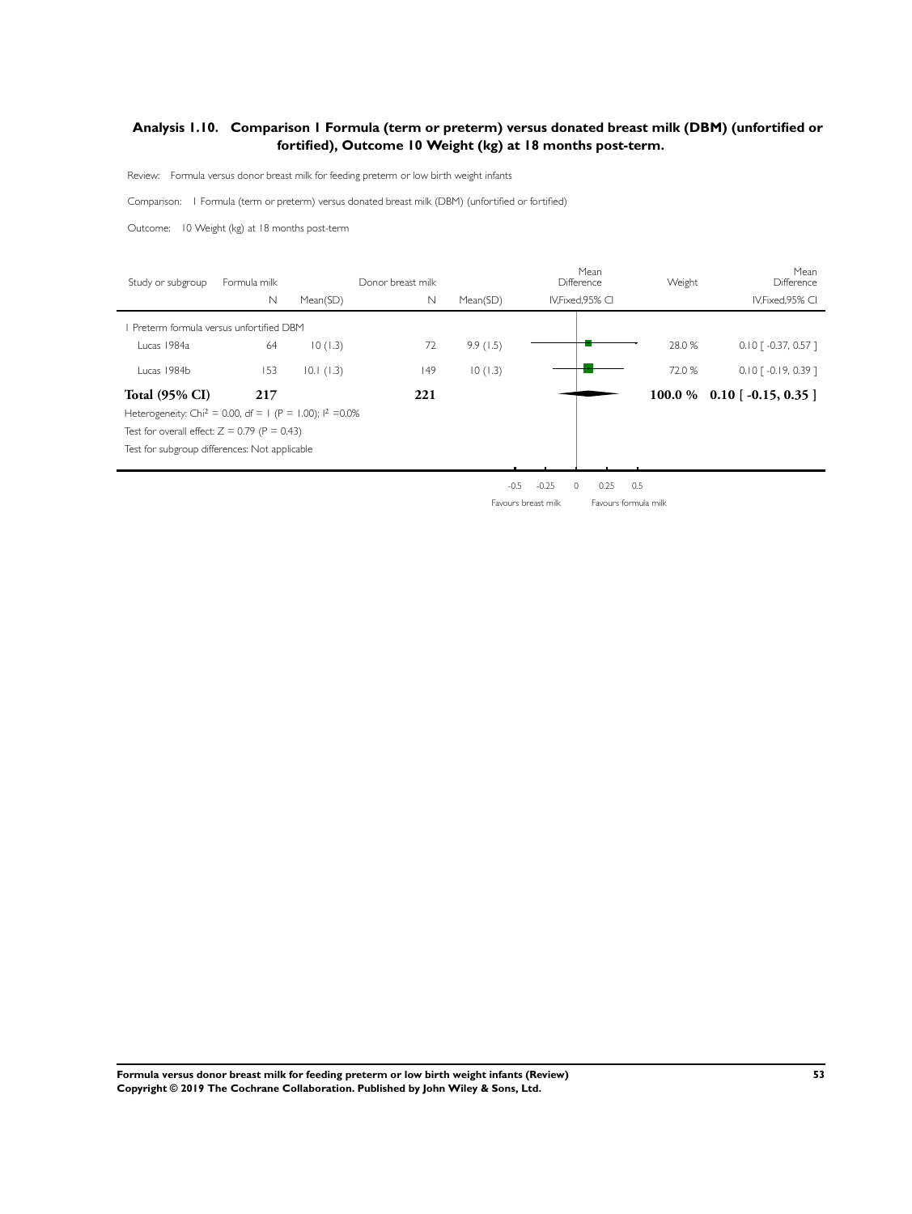## Analysis 1.10. Comparison 1 Formula (term or preterm) versus donated breast milk (DBM) (unfortified or fortified), Outcome 10 Weight (kg) at 18 months post-term.

Review: Formula versus donor breast milk for feeding preterm or low birth weight infants

Comparison: 1 Formula (term or preterm) versus donated breast milk (DBM) (unfortified or fortified)

Outcome: 10 Weight (kg) at 18 months post-term

| Study or subgroup | Formula milk | | Donor breast milk | | Mean Difference | Weight | Mean Difference |
|---|---|---|---|---|---|---|---|
| | N | Mean(SD) | N | Mean(SD) | IV,Fixed,95% CI | | IV,Fixed,95% CI |
| 1 Preterm formula versus unfortified DBM | | | | | | | |
| Lucas 1984a | 64 | 10 (1.3) | 72 | 9.9 (1.5) | | 28.0 % | 0.10 [ -0.37, 0.57 ] |
| Lucas 1984b | 153 | 10.1 (1.3) | 149 | 10 (1.3) | | 72.0 % | 0.10 [ -0.19, 0.39 ] |
| **Total (95% CI)** | **217** | | **221** | | | **100.0 %** | **0.10 [ -0.15, 0.35 ]** |

Heterogeneity: $Chi^2 = 0.00$, df = 1 (P = 1.00); $I^2 = 0.0\%$

Test for overall effect: Z = 0.79 (P = 0.43)

Test for subgroup differences: Not applicable

-0.5 -0.25 0 0.25 0.5

Favours breast milk Favours formula milk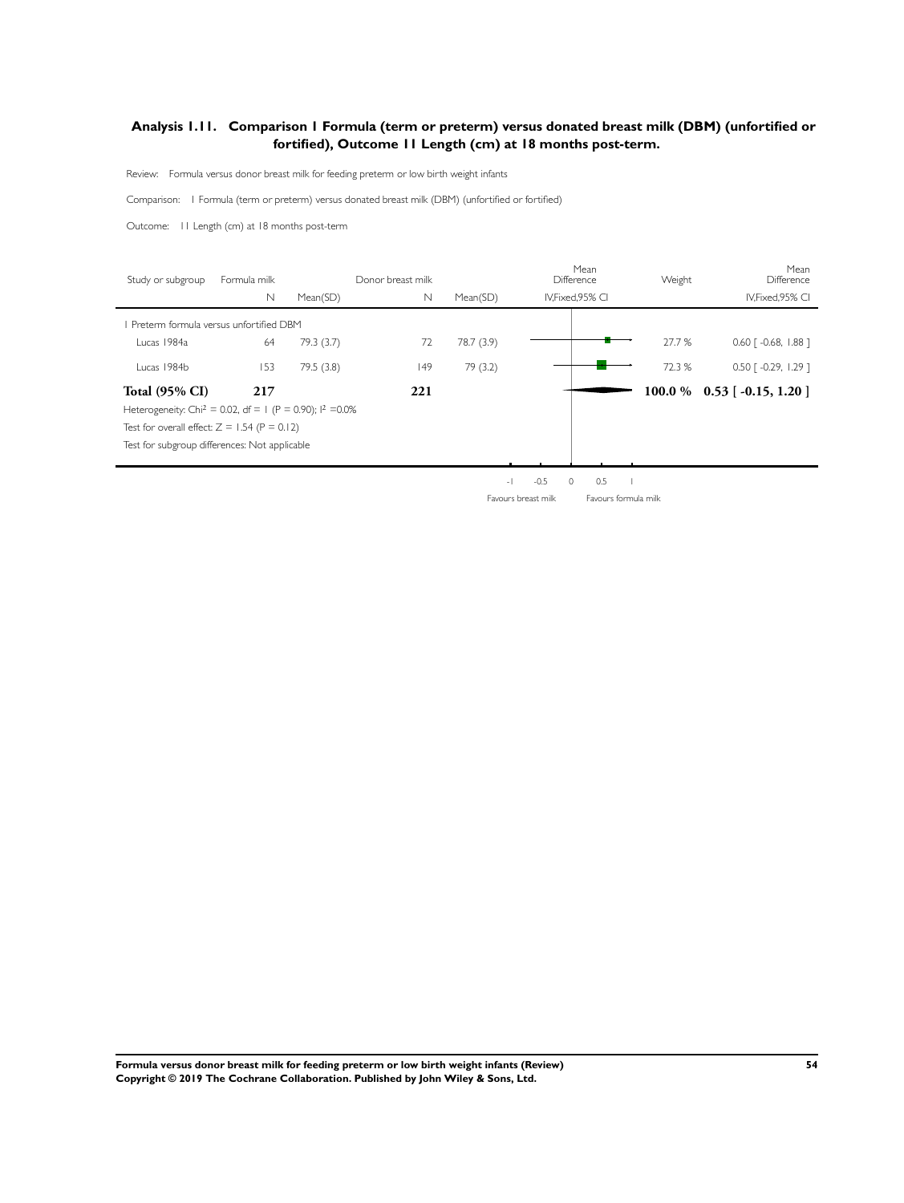## Analysis 1.11. Comparison 1 Formula (term or preterm) versus donated breast milk (DBM) (unfortified or fortified), Outcome 11 Length (cm) at 18 months post-term.

Review: Formula versus donor breast milk for feeding preterm or low birth weight infants

Comparison: 1 Formula (term or preterm) versus donated breast milk (DBM) (unfortified or fortified)

Outcome: 11 Length (cm) at 18 months post-term

| Study or subgroup | Formula milk N | Formula milk Mean(SD) | Donor breast milk N | Donor breast milk Mean(SD) | Mean Difference IV,Fixed,95% CI | Weight | Mean Difference IV,Fixed,95% CI |
|---|---|---|---|---|---|---|---|
| 1 Preterm formula versus unfortified DBM | | | | | | | |
| Lucas 1984a | 64 | 79.3 (3.7) | 72 | 78.7 (3.9) | | 27.7 % | 0.60 [ -0.68, 1.88 ] |
| Lucas 1984b | 153 | 79.5 (3.8) | 149 | 79 (3.2) | | 72.3 % | 0.50 [ -0.29, 1.29 ] |
| **Total (95% CI)** | **217** | | **221** | | | **100.0 %** | **0.53 [ -0.15, 1.20 ]** |

Heterogeneity: $Chi^2 = 0.02$, df = 1 (P = 0.90); $I^2 = 0.0\%$

Test for overall effect: Z = 1.54 (P = 0.12)

Test for subgroup differences: Not applicable

-1 -0.5 0 0.5 1

Favours breast milk Favours formula milk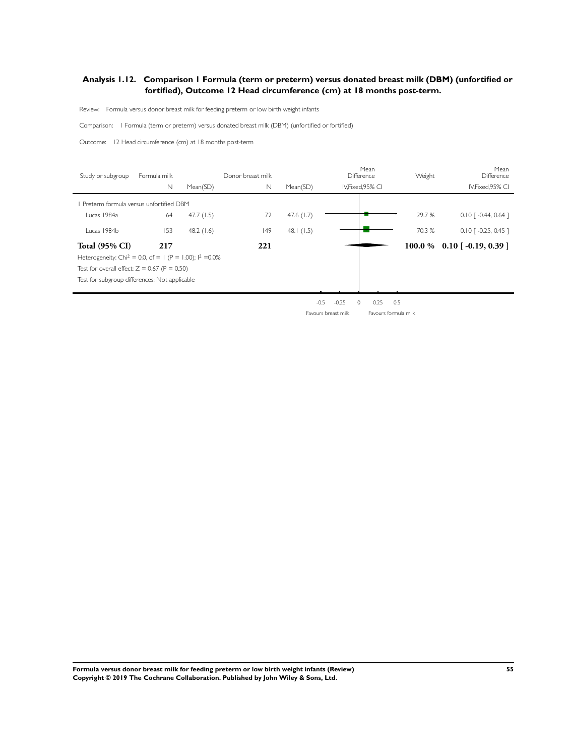## Analysis 1.12. Comparison 1 Formula (term or preterm) versus donated breast milk (DBM) (unfortified or fortified), Outcome 12 Head circumference (cm) at 18 months post-term.

Review: Formula versus donor breast milk for feeding preterm or low birth weight infants

Comparison: 1 Formula (term or preterm) versus donated breast milk (DBM) (unfortified or fortified)

Outcome: 12 Head circumference (cm) at 18 months post-term

| Study or subgroup | Formula milk N | Formula milk Mean(SD) | Donor breast milk N | Donor breast milk Mean(SD) | Mean Difference IV,Fixed,95% CI | Weight | Mean Difference IV,Fixed,95% CI |
|---|---|---|---|---|---|---|---|
| 1 Preterm formula versus unfortified DBM | | | | | | | |
| Lucas 1984a | 64 | 47.7 (1.5) | 72 | 47.6 (1.7) | | 29.7 % | 0.10 [ -0.44, 0.64 ] |
| Lucas 1984b | 153 | 48.2 (1.6) | 149 | 48.1 (1.5) | | 70.3 % | 0.10 [ -0.25, 0.45 ] |
| **Total (95% CI)** | **217** | | **221** | | | **100.0 %** | **0.10 [ -0.19, 0.39 ]** |

Heterogeneity: $Chi^2 = 0.0$, df = 1 (P = 1.00); $I^2$ =0.0%

Test for overall effect: Z = 0.67 (P = 0.50)

Test for subgroup differences: Not applicable

-0.5 -0.25 0 0.25 0.5

Favours breast milk Favours formula milk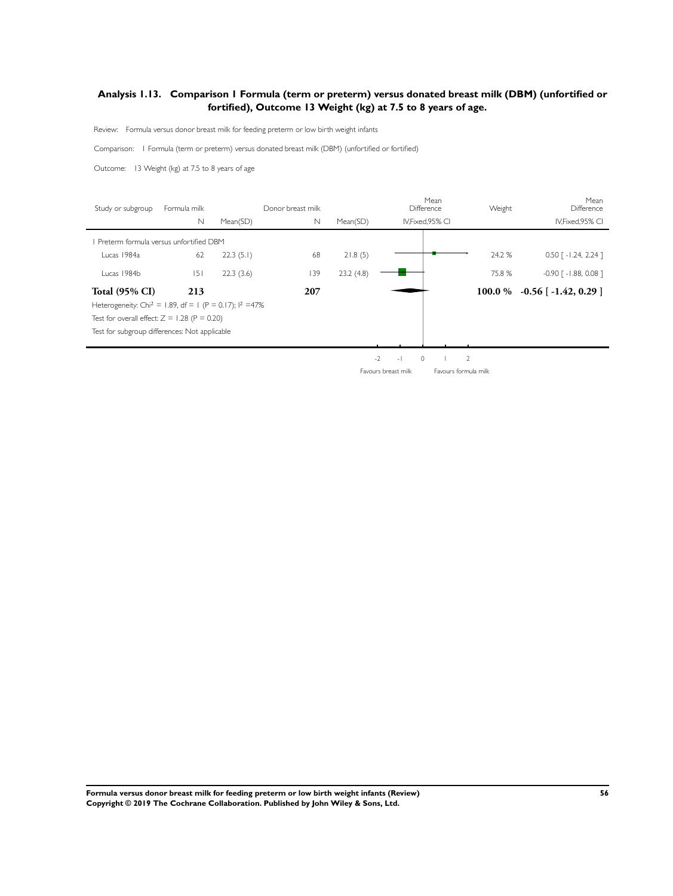## Analysis 1.13. Comparison 1 Formula (term or preterm) versus donated breast milk (DBM) (unfortified or fortified), Outcome 13 Weight (kg) at 7.5 to 8 years of age.

Review: Formula versus donor breast milk for feeding preterm or low birth weight infants

Comparison: 1 Formula (term or preterm) versus donated breast milk (DBM) (unfortified or fortified)

Outcome: 13 Weight (kg) at 7.5 to 8 years of age

| Study or subgroup | Formula milk N | Formula milk Mean(SD) | Donor breast milk N | Donor breast milk Mean(SD) | Mean Difference IV,Fixed,95% CI | Weight | Mean Difference IV,Fixed,95% CI |
|---|---|---|---|---|---|---|---|
| 1 Preterm formula versus unfortified DBM | | | | | | | |
| Lucas 1984a | 62 | 22.3 (5.1) | 68 | 21.8 (5) | | 24.2 % | 0.50 [ -1.24, 2.24 ] |
| Lucas 1984b | 151 | 22.3 (3.6) | 139 | 23.2 (4.8) | | 75.8 % | -0.90 [ -1.88, 0.08 ] |
| **Total (95% CI)** | **213** | | **207** | | | **100.0 %** | **-0.56 [ -1.42, 0.29 ]** |

Heterogeneity: $Chi^2 = 1.89$, df = 1 (P = 0.17); $I^2 = 47\%$

Test for overall effect: Z = 1.28 (P = 0.20)

Test for subgroup differences: Not applicable

-2 -1 0 1 2

Favours breast milk | Favours formula milk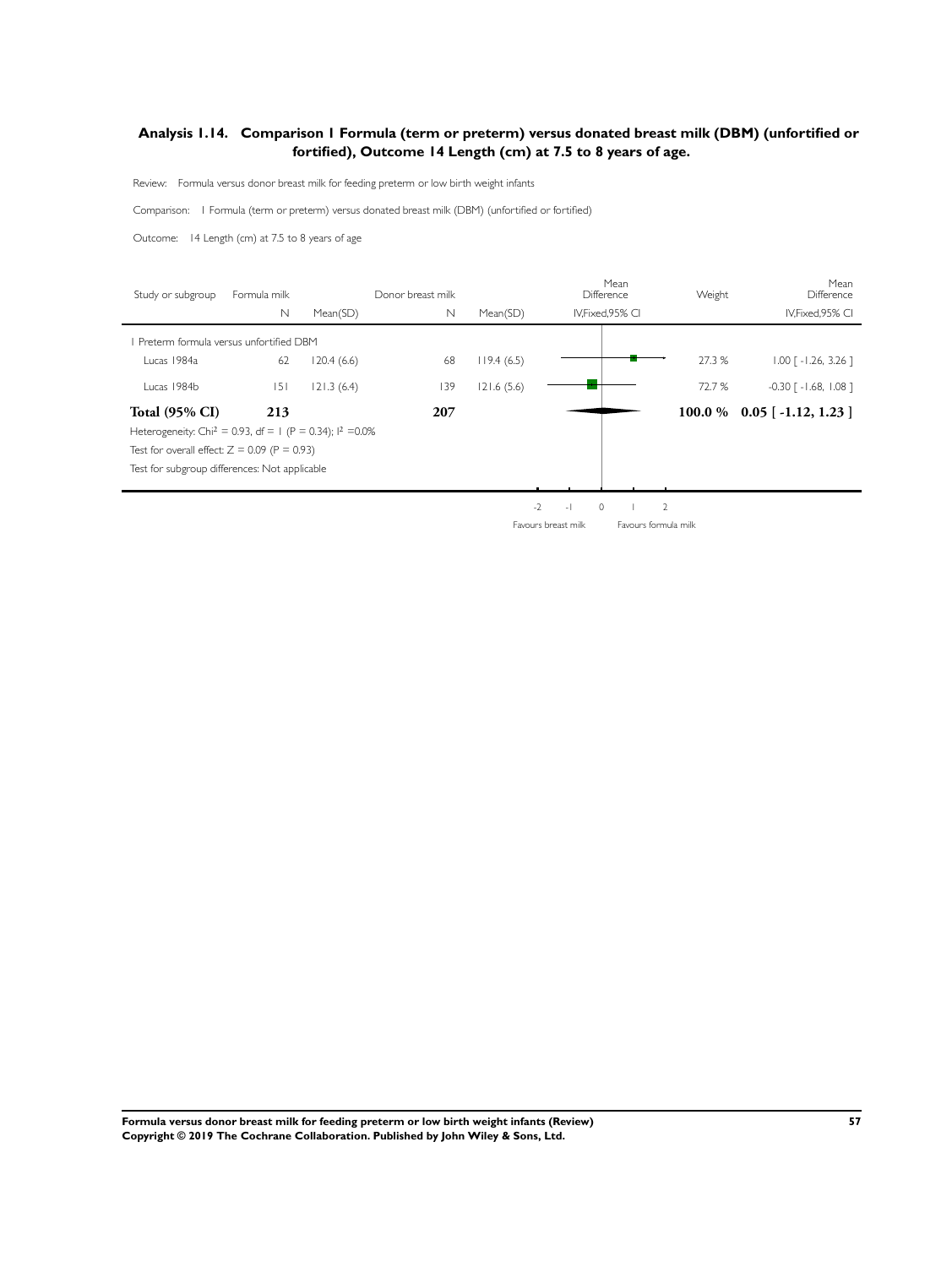## Analysis 1.14. Comparison 1 Formula (term or preterm) versus donated breast milk (DBM) (unfortified or fortified), Outcome 14 Length (cm) at 7.5 to 8 years of age.

Review: Formula versus donor breast milk for feeding preterm or low birth weight infants

Comparison: 1 Formula (term or preterm) versus donated breast milk (DBM) (unfortified or fortified)

Outcome: 14 Length (cm) at 7.5 to 8 years of age

| Study or subgroup | Formula milk N | Formula milk Mean(SD) | Donor breast milk N | Donor breast milk Mean(SD) | Mean Difference IV,Fixed,95% CI | Weight | Mean Difference IV,Fixed,95% CI |
|---|---|---|---|---|---|---|---|
| 1 Preterm formula versus unfortified DBM | | | | | | | |
| Lucas 1984a | 62 | 120.4 (6.6) | 68 | 119.4 (6.5) | | 27.3 % | 1.00 [ -1.26, 3.26 ] |
| Lucas 1984b | 151 | 121.3 (6.4) | 139 | 121.6 (5.6) | | 72.7 % | -0.30 [ -1.68, 1.08 ] |
| **Total (95% CI)** | **213** | | **207** | | | **100.0 %** | **0.05 [ -1.12, 1.23 ]** |

Heterogeneity: $Chi^2 = 0.93$, df = 1 ($P = 0.34$); $I^2 = 0.0\%$

Test for overall effect: $Z = 0.09$ ($P = 0.93$)

Test for subgroup differences: Not applicable

-2 -1 0 1 2

Favours breast milk | Favours formula milk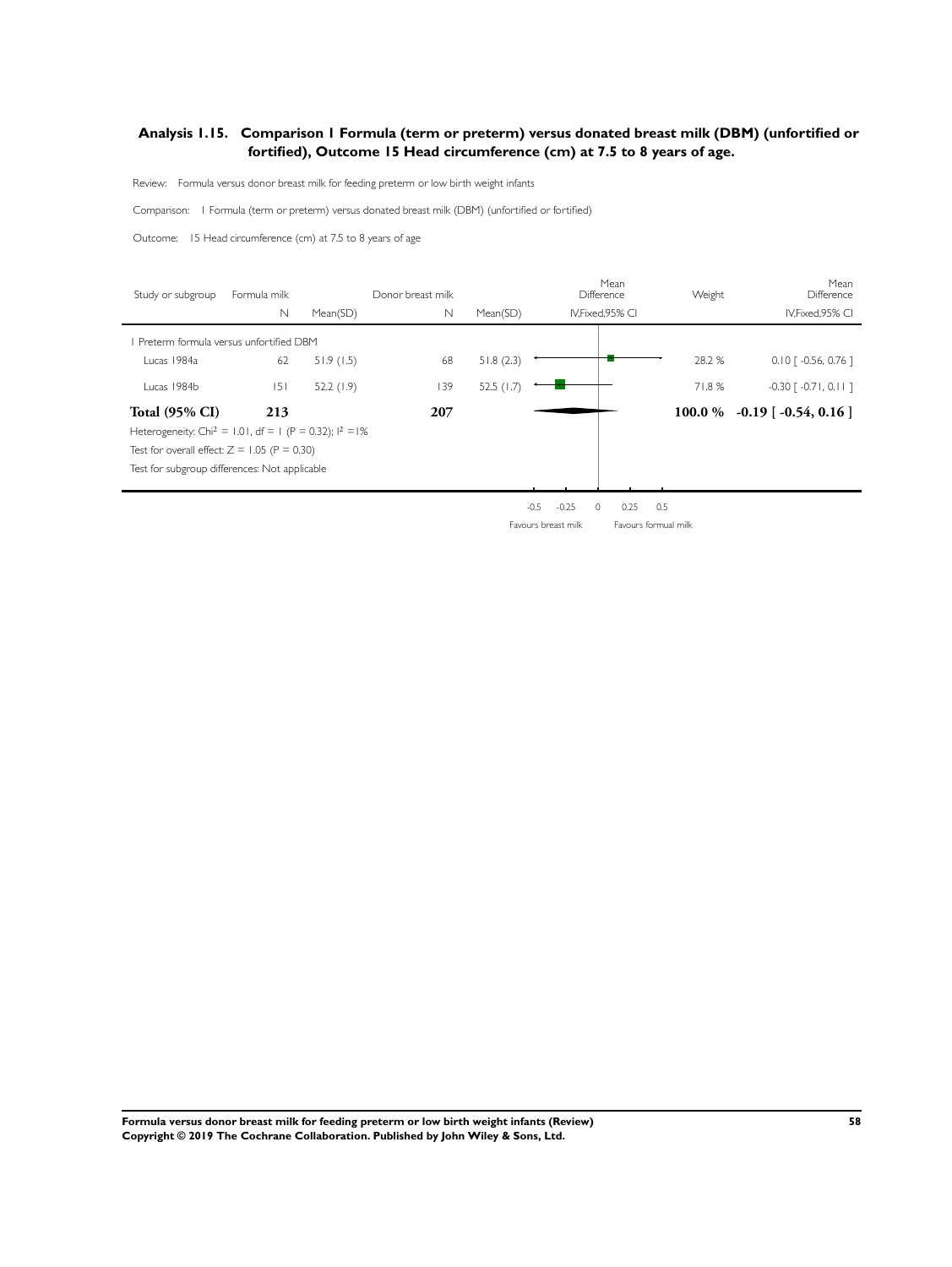## Analysis 1.15. Comparison 1 Formula (term or preterm) versus donated breast milk (DBM) (unfortified or fortified), Outcome 15 Head circumference (cm) at 7.5 to 8 years of age.

Review: Formula versus donor breast milk for feeding preterm or low birth weight infants

Comparison: 1 Formula (term or preterm) versus donated breast milk (DBM) (unfortified or fortified)

Outcome: 15 Head circumference (cm) at 7.5 to 8 years of age

| Study or subgroup | Formula milk N | Formula milk Mean(SD) | Donor breast milk N | Donor breast milk Mean(SD) | Mean Difference IV,Fixed,95% CI | Weight | Mean Difference IV,Fixed,95% CI |
|---|---|---|---|---|---|---|---|
| 1 Preterm formula versus unfortified DBM | | | | | | | |
| Lucas 1984a | 62 | 51.9 (1.5) | 68 | 51.8 (2.3) | | 28.2 % | 0.10 [ -0.56, 0.76 ] |
| Lucas 1984b | 151 | 52.2 (1.9) | 139 | 52.5 (1.7) | | 71.8 % | -0.30 [ -0.71, 0.11 ] |
| **Total (95% CI)** | **213** | | **207** | | | **100.0 %** | **-0.19 [ -0.54, 0.16 ]** |

Heterogeneity: $Chi^2 = 1.01$, $df = 1$ ($P = 0.32$); $I^2 = 1\%$

Test for overall effect: $Z = 1.05$ ($P = 0.30$)

Test for subgroup differences: Not applicable

-0.5 -0.25 0 0.25 0.5

Favours breast milk Favours formual milk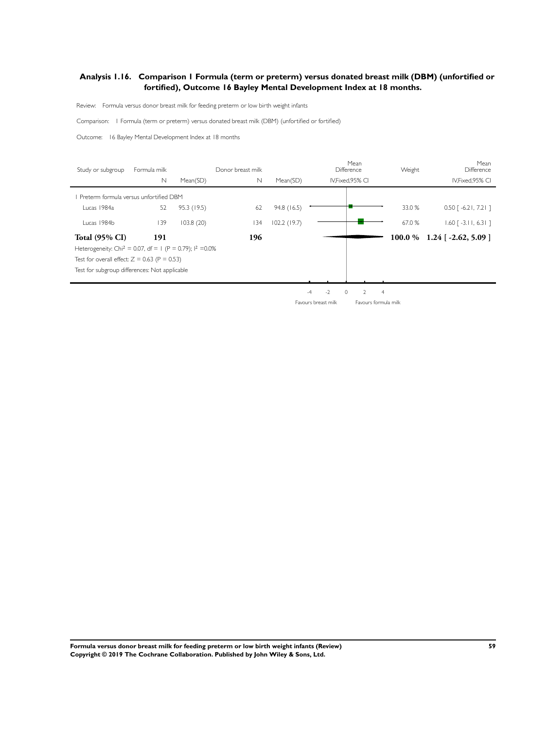## Analysis 1.16. Comparison 1 Formula (term or preterm) versus donated breast milk (DBM) (unfortified or fortified), Outcome 16 Bayley Mental Development Index at 18 months.

Review: Formula versus donor breast milk for feeding preterm or low birth weight infants

Comparison: 1 Formula (term or preterm) versus donated breast milk (DBM) (unfortified or fortified)

Outcome: 16 Bayley Mental Development Index at 18 months

| Study or subgroup | Formula milk N | Formula milk Mean(SD) | Donor breast milk N | Donor breast milk Mean(SD) | Mean Difference IV,Fixed,95% CI | Weight | Mean Difference IV,Fixed,95% CI |
|---|---|---|---|---|---|---|---|
| 1 Preterm formula versus unfortified DBM | | | | | | | |
| Lucas 1984a | 52 | 95.3 (19.5) | 62 | 94.8 (16.5) | | 33.0 % | 0.50 [ -6.21, 7.21 ] |
| Lucas 1984b | 139 | 103.8 (20) | 134 | 102.2 (19.7) | | 67.0 % | 1.60 [ -3.11, 6.31 ] |
| **Total (95% CI)** | **191** | | **196** | | | **100.0 %** | **1.24 [ -2.62, 5.09 ]** |

Heterogeneity: $Chi^2 = 0.07$, $df = 1$ ($P = 0.79$); $I^2 = 0.0\%$

Test for overall effect: $Z = 0.63$ ($P = 0.53$)

Test for subgroup differences: Not applicable

-4 -2 0 2 4

Favours breast milk Favours formula milk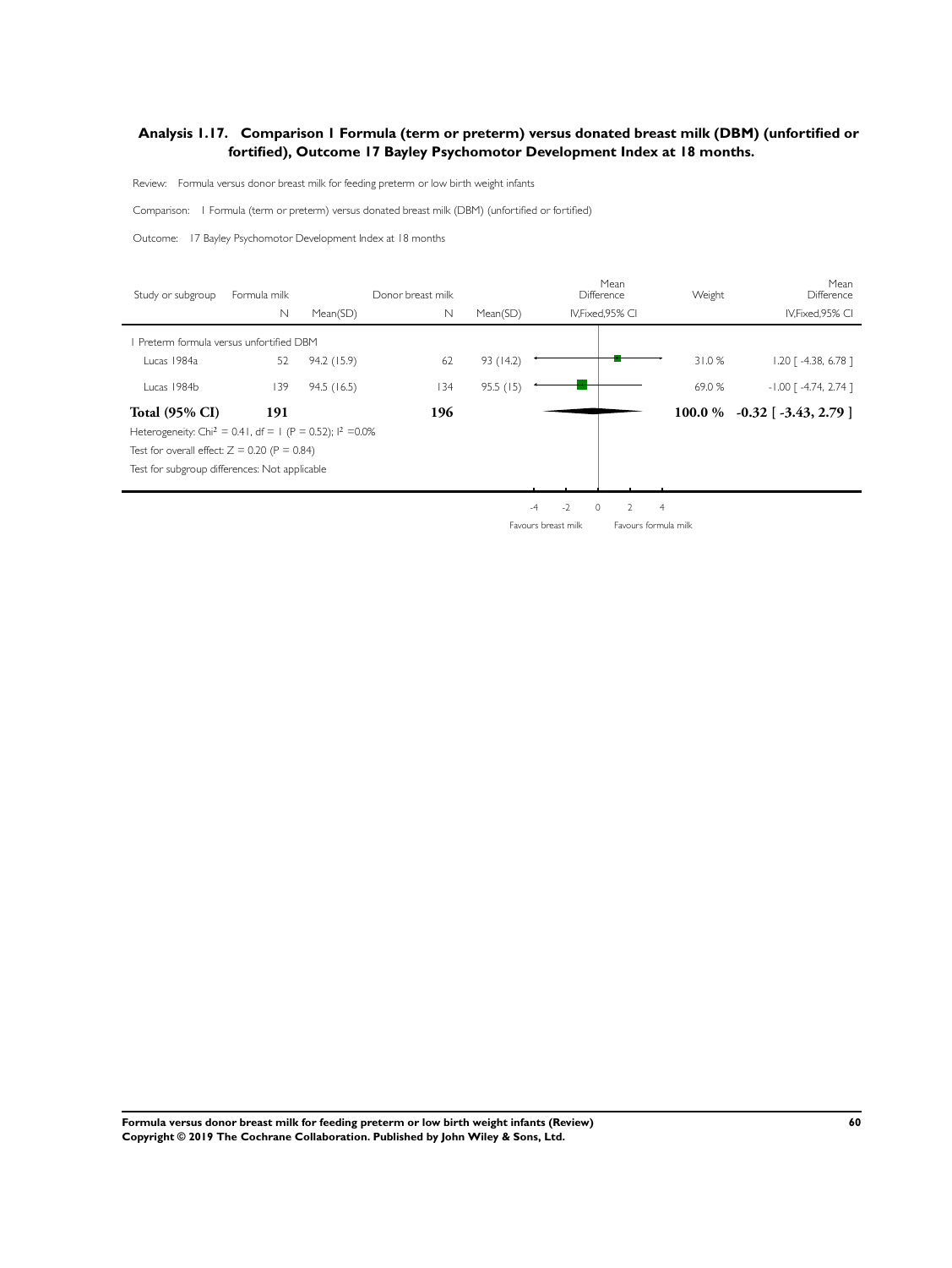## Analysis 1.17. Comparison 1 Formula (term or preterm) versus donated breast milk (DBM) (unfortified or fortified), Outcome 17 Bayley Psychomotor Development Index at 18 months.

Review: Formula versus donor breast milk for feeding preterm or low birth weight infants

Comparison: 1 Formula (term or preterm) versus donated breast milk (DBM) (unfortified or fortified)

Outcome: 17 Bayley Psychomotor Development Index at 18 months

| Study or subgroup | Formula milk N | Formula milk Mean(SD) | Donor breast milk N | Donor breast milk Mean(SD) | Mean Difference IV,Fixed,95% CI | Weight | Mean Difference IV,Fixed,95% CI |
|---|---|---|---|---|---|---|---|
| 1 Preterm formula versus unfortified DBM | | | | | | | |
| Lucas 1984a | 52 | 94.2 (15.9) | 62 | 93 (14.2) | | 31.0 % | 1.20 [ -4.38, 6.78 ] |
| Lucas 1984b | 139 | 94.5 (16.5) | 134 | 95.5 (15) | | 69.0 % | -1.00 [ -4.74, 2.74 ] |
| **Total (95% CI)** | **191** | | **196** | | | **100.0 %** | **-0.32 [ -3.43, 2.79 ]** |

Heterogeneity: $Chi^2 = 0.41$, $df = 1$ ($P = 0.52$); $I^2 = 0.0\%$

Test for overall effect: $Z = 0.20$ ($P = 0.84$)

Test for subgroup differences: Not applicable

-4 -2 0 2 4

Favours breast milk | Favours formula milk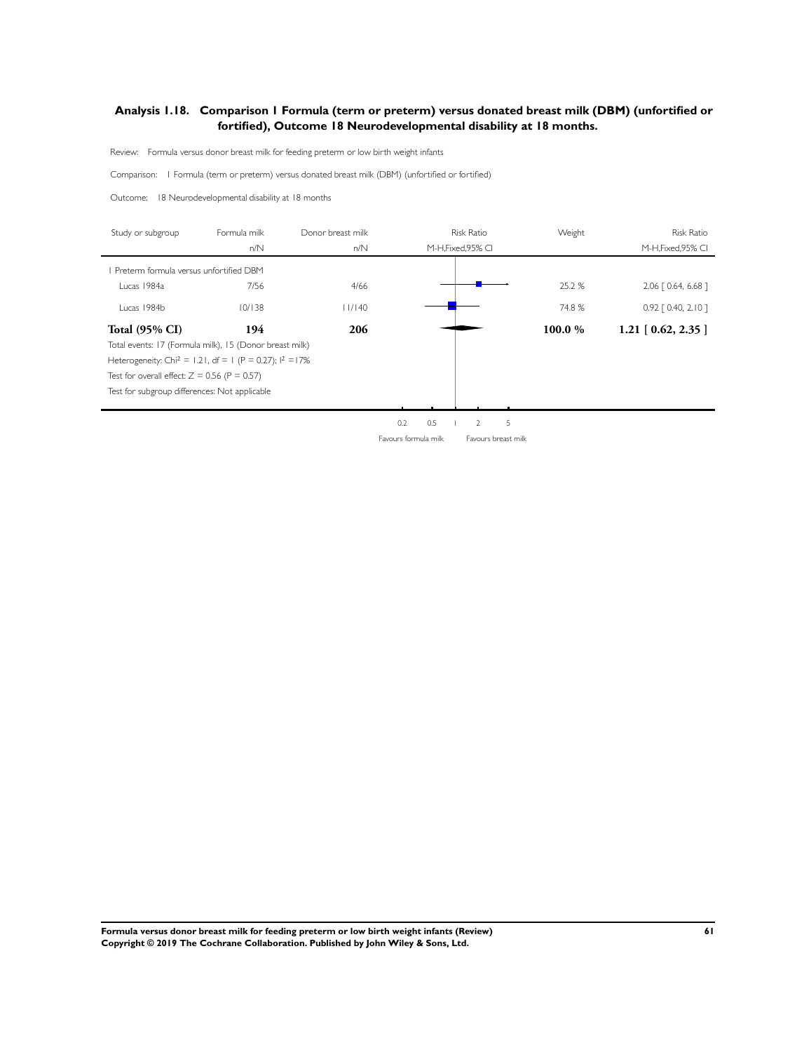## Analysis 1.18. Comparison 1 Formula (term or preterm) versus donated breast milk (DBM) (unfortified or fortified), Outcome 18 Neurodevelopmental disability at 18 months.

Review: Formula versus donor breast milk for feeding preterm or low birth weight infants

Comparison: 1 Formula (term or preterm) versus donated breast milk (DBM) (unfortified or fortified)

Outcome: 18 Neurodevelopmental disability at 18 months

| Study or subgroup | Formula milk n/N | Donor breast milk n/N | Risk Ratio M-H,Fixed,95% CI | Weight | Risk Ratio M-H,Fixed,95% CI |
|---|---|---|---|---|---|
| 1 Preterm formula versus unfortified DBM | | | | | |
| Lucas 1984a | 7/56 | 4/66 | | 25.2 % | 2.06 [ 0.64, 6.68 ] |
| Lucas 1984b | 10/138 | 11/140 | | 74.8 % | 0.92 [ 0.40, 2.10 ] |
| **Total (95% CI)** | **194** | **206** | | **100.0 %** | **1.21 [ 0.62, 2.35 ]** |

Total events: 17 (Formula milk), 15 (Donor breast milk)

Heterogeneity: $Chi^2 = 1.21$, df = 1 (P = 0.27); $I^2 = 17\%$

Test for overall effect: Z = 0.56 (P = 0.57)

Test for subgroup differences: Not applicable

0.2 0.5 1 2 5

Favours formula milk Favours breast milk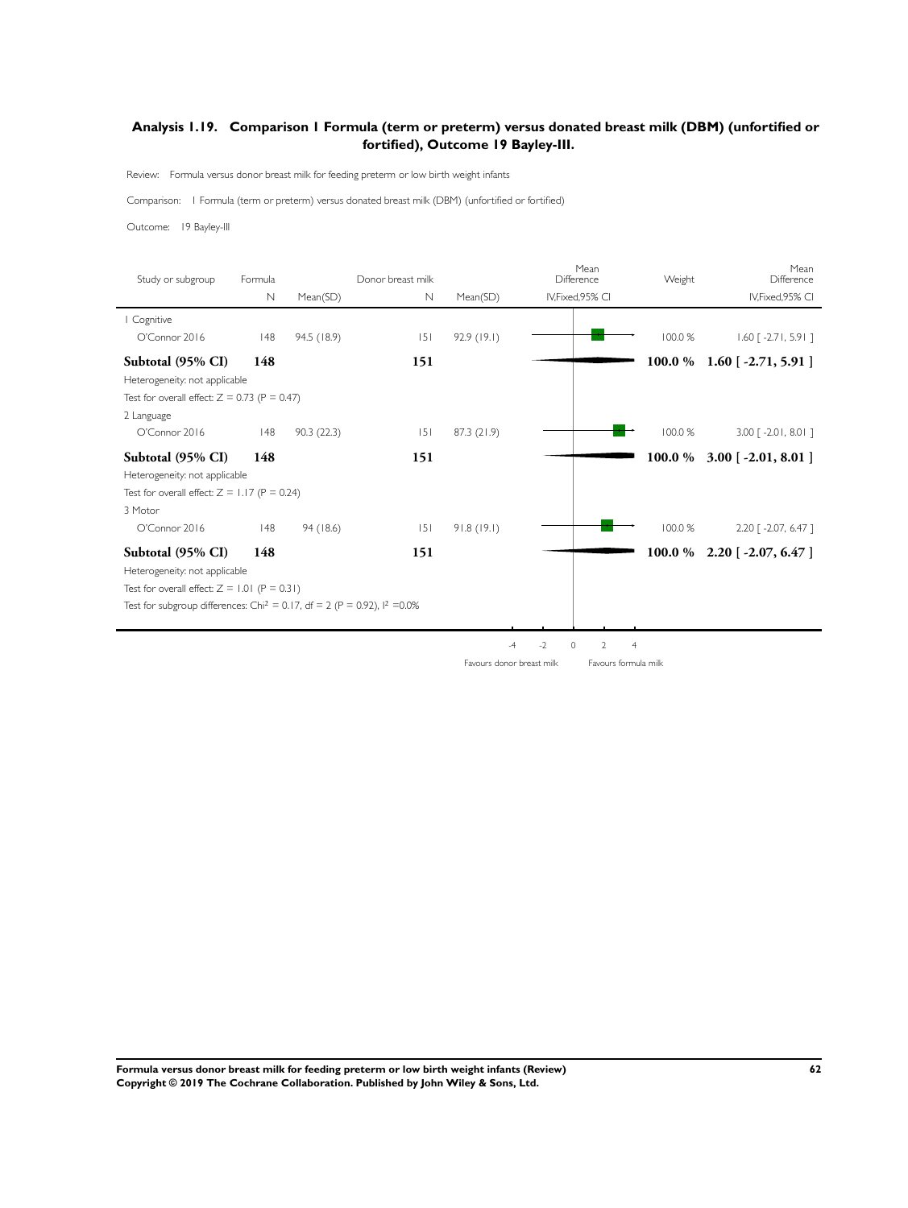## Analysis 1.19. Comparison 1 Formula (term or preterm) versus donated breast milk (DBM) (unfortified or fortified), Outcome 19 Bayley-III.

Review: Formula versus donor breast milk for feeding preterm or low birth weight infants

Comparison: 1 Formula (term or preterm) versus donated breast milk (DBM) (unfortified or fortified)

Outcome: 19 Bayley-III

| Study or subgroup | Formula N | Formula Mean(SD) | Donor breast milk N | Donor breast milk Mean(SD) | Weight | Mean Difference IV,Fixed,95% CI |
|---|---|---|---|---|---|---|
| 1 Cognitive | | | | | | |
| O'Connor 2016 | 148 | 94.5 (18.9) | 151 | 92.9 (19.1) | 100.0 % | 1.60 [ -2.71, 5.91 ] |
| **Subtotal (95% CI)** | **148** | | **151** | | **100.0 %** | **1.60 [ -2.71, 5.91 ]** |
| Heterogeneity: not applicable | | | | | | |
| Test for overall effect: Z = 0.73 (P = 0.47) | | | | | | |
| 2 Language | | | | | | |
| O'Connor 2016 | 148 | 90.3 (22.3) | 151 | 87.3 (21.9) | 100.0 % | 3.00 [ -2.01, 8.01 ] |
| **Subtotal (95% CI)** | **148** | | **151** | | **100.0 %** | **3.00 [ -2.01, 8.01 ]** |
| Heterogeneity: not applicable | | | | | | |
| Test for overall effect: Z = 1.17 (P = 0.24) | | | | | | |
| 3 Motor | | | | | | |
| O'Connor 2016 | 148 | 94 (18.6) | 151 | 91.8 (19.1) | 100.0 % | 2.20 [ -2.07, 6.47 ] |
| **Subtotal (95% CI)** | **148** | | **151** | | **100.0 %** | **2.20 [ -2.07, 6.47 ]** |
| Heterogeneity: not applicable | | | | | | |
| Test for overall effect: Z = 1.01 (P = 0.31) | | | | | | |
| Test for subgroup differences: $Chi^2 = 0.17$, df = 2 (P = 0.92), $I^2 = 0.0\%$ | | | | | | |

-4 -2 0 2 4

Favours donor breast milk | Favours formula milk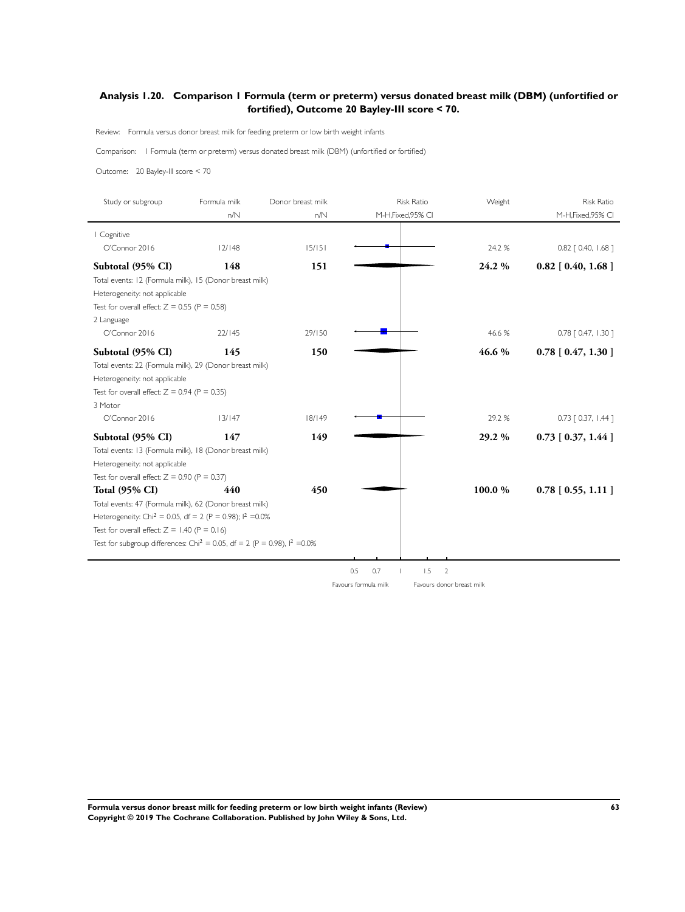### Analysis 1.20. Comparison 1 Formula (term or preterm) versus donated breast milk (DBM) (unfortified or fortified), Outcome 20 Bayley-III score < 70.

Review: Formula versus donor breast milk for feeding preterm or low birth weight infants

Comparison: 1 Formula (term or preterm) versus donated breast milk (DBM) (unfortified or fortified)

Outcome: 20 Bayley-III score < 70

| Study or subgroup | Formula milk n/N | Donor breast milk n/N | Risk Ratio M-H,Fixed,95% CI | Weight | Risk Ratio M-H,Fixed,95% CI |
|---|---|---|---|---|---|
| 1 Cognitive | | | | | |
| O'Connor 2016 | 12/148 | 15/151 | | 24.2 % | 0.82 [ 0.40, 1.68 ] |
| **Subtotal (95% CI)** | **148** | **151** | | **24.2 %** | **0.82 [ 0.40, 1.68 ]** |
| Total events: 12 (Formula milk), 15 (Donor breast milk) | | | | | |
| Heterogeneity: not applicable | | | | | |
| Test for overall effect: Z = 0.55 (P = 0.58) | | | | | |
| 2 Language | | | | | |
| O'Connor 2016 | 22/145 | 29/150 | | 46.6 % | 0.78 [ 0.47, 1.30 ] |
| **Subtotal (95% CI)** | **145** | **150** | | **46.6 %** | **0.78 [ 0.47, 1.30 ]** |
| Total events: 22 (Formula milk), 29 (Donor breast milk) | | | | | |
| Heterogeneity: not applicable | | | | | |
| Test for overall effect: Z = 0.94 (P = 0.35) | | | | | |
| 3 Motor | | | | | |
| O'Connor 2016 | 13/147 | 18/149 | | 29.2 % | 0.73 [ 0.37, 1.44 ] |
| **Subtotal (95% CI)** | **147** | **149** | | **29.2 %** | **0.73 [ 0.37, 1.44 ]** |
| Total events: 13 (Formula milk), 18 (Donor breast milk) | | | | | |
| Heterogeneity: not applicable | | | | | |
| Test for overall effect: Z = 0.90 (P = 0.37) | | | | | |
| **Total (95% CI)** | **440** | **450** | | **100.0 %** | **0.78 [ 0.55, 1.11 ]** |
| Total events: 47 (Formula milk), 62 (Donor breast milk) | | | | | |
| Heterogeneity: $Chi^2 = 0.05$, df = 2 (P = 0.98); $I^2$ =0.0% | | | | | |
| Test for overall effect: Z = 1.40 (P = 0.16) | | | | | |
| Test for subgroup differences: $Chi^2 = 0.05$, df = 2 (P = 0.98), $I^2$ =0.0% | | | | | |

0.5 0.7 1 1.5 2

Favours formula milk | Favours donor breast milk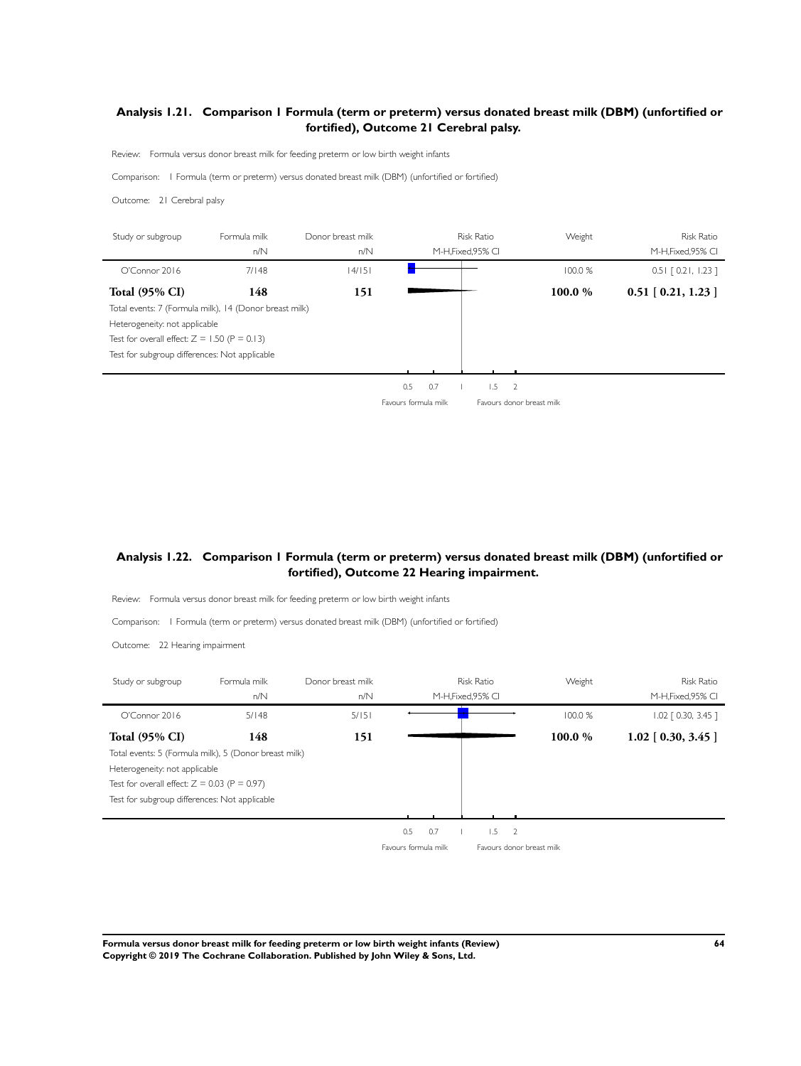## Analysis 1.21. Comparison 1 Formula (term or preterm) versus donated breast milk (DBM) (unfortified or fortified), Outcome 21 Cerebral palsy.

Review: Formula versus donor breast milk for feeding preterm or low birth weight infants

Comparison: 1 Formula (term or preterm) versus donated breast milk (DBM) (unfortified or fortified)

Outcome: 21 Cerebral palsy

| Study or subgroup | Formula milk n/N | Donor breast milk n/N | Risk Ratio M-H,Fixed,95% CI | Weight | Risk Ratio M-H,Fixed,95% CI |
|---|---|---|---|---|---|
| O'Connor 2016 | 7/148 | 14/151 | | 100.0 % | 0.51 [ 0.21, 1.23 ] |
| **Total (95% CI)** | **148** | **151** | | **100.0 %** | **0.51 [ 0.21, 1.23 ]** |

Total events: 7 (Formula milk), 14 (Donor breast milk)
Heterogeneity: not applicable
Test for overall effect: Z = 1.50 (P = 0.13)
Test for subgroup differences: Not applicable

0.5 0.7 1 1.5 2

Favours formula milk | Favours donor breast milk

## Analysis 1.22. Comparison 1 Formula (term or preterm) versus donated breast milk (DBM) (unfortified or fortified), Outcome 22 Hearing impairment.

Review: Formula versus donor breast milk for feeding preterm or low birth weight infants

Comparison: 1 Formula (term or preterm) versus donated breast milk (DBM) (unfortified or fortified)

Outcome: 22 Hearing impairment

| Study or subgroup | Formula milk n/N | Donor breast milk n/N | Risk Ratio M-H,Fixed,95% CI | Weight | Risk Ratio M-H,Fixed,95% CI |
|---|---|---|---|---|---|
| O'Connor 2016 | 5/148 | 5/151 | | 100.0 % | 1.02 [ 0.30, 3.45 ] |
| **Total (95% CI)** | **148** | **151** | | **100.0 %** | **1.02 [ 0.30, 3.45 ]** |

Total events: 5 (Formula milk), 5 (Donor breast milk)
Heterogeneity: not applicable
Test for overall effect: Z = 0.03 (P = 0.97)
Test for subgroup differences: Not applicable

0.5 0.7 1 1.5 2

Favours formula milk | Favours donor breast milk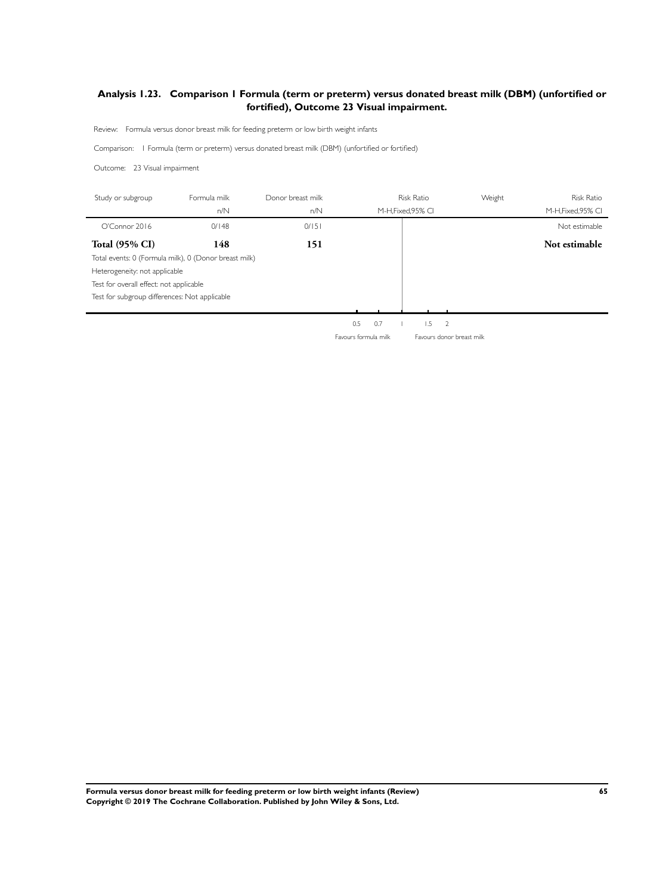## Analysis 1.23. Comparison 1 Formula (term or preterm) versus donated breast milk (DBM) (unfortified or fortified), Outcome 23 Visual impairment.

Review: Formula versus donor breast milk for feeding preterm or low birth weight infants

Comparison: 1 Formula (term or preterm) versus donated breast milk (DBM) (unfortified or fortified)

Outcome: 23 Visual impairment

| Study or subgroup | Formula milk n/N | Donor breast milk n/N | Risk Ratio M-H,Fixed,95% CI | Weight | Risk Ratio M-H,Fixed,95% CI |
|---|---|---|---|---|---|
| O'Connor 2016 | 0/148 | 0/151 | | | Not estimable |
| **Total (95% CI)** | **148** | **151** | | | **Not estimable** |

Total events: 0 (Formula milk), 0 (Donor breast milk)

Heterogeneity: not applicable

Test for overall effect: not applicable

Test for subgroup differences: Not applicable

0.5 0.7 1 1.5 2

Favours formula milk | Favours donor breast milk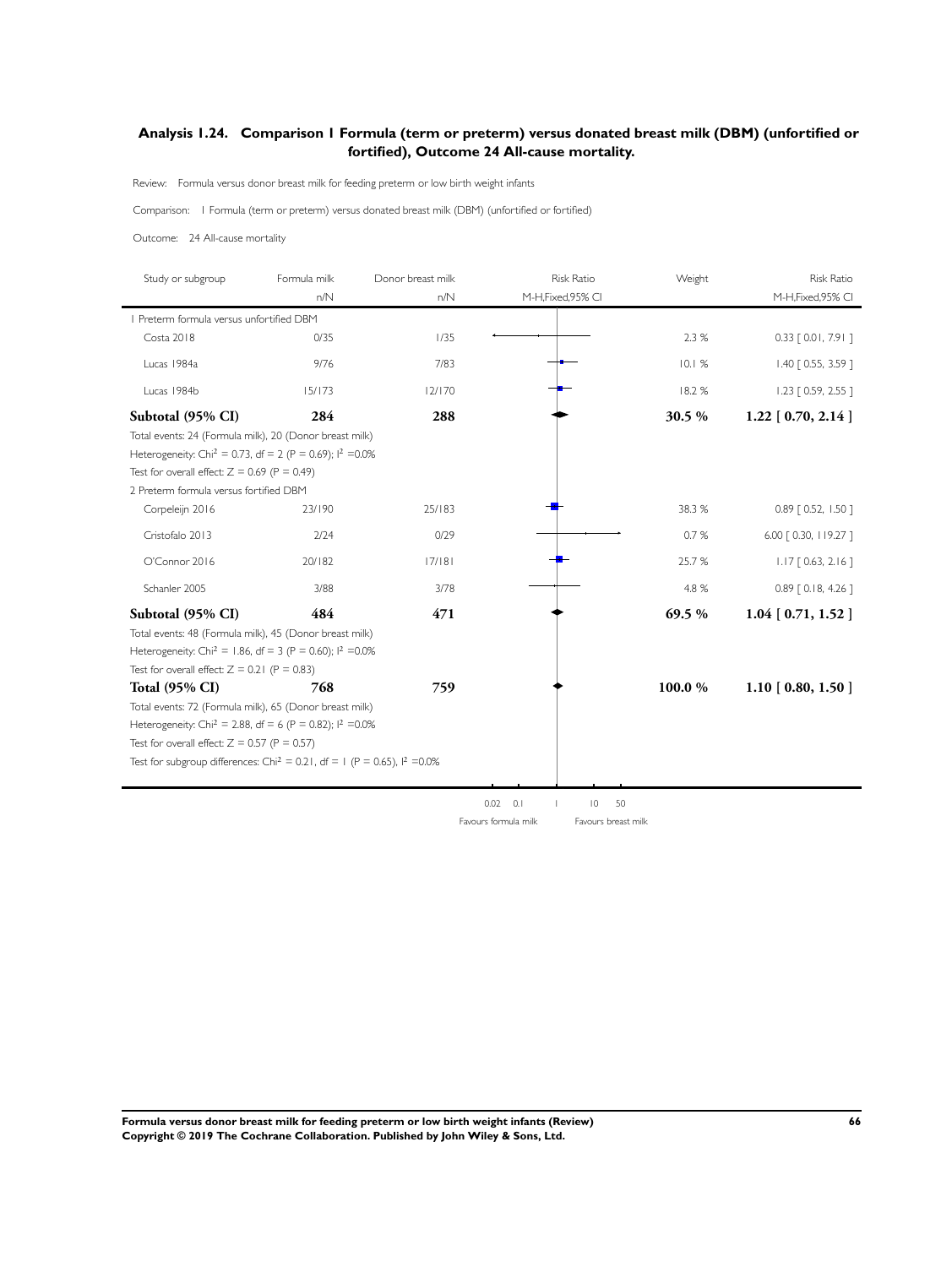## Analysis 1.24. Comparison 1 Formula (term or preterm) versus donated breast milk (DBM) (unfortified or fortified), Outcome 24 All-cause mortality.

Review: Formula versus donor breast milk for feeding preterm or low birth weight infants

Comparison: 1 Formula (term or preterm) versus donated breast milk (DBM) (unfortified or fortified)

Outcome: 24 All-cause mortality

| Study or subgroup | Formula milk n/N | Donor breast milk n/N | Risk Ratio M-H,Fixed,95% CI | Weight | Risk Ratio M-H,Fixed,95% CI |
|---|---|---|---|---|---|
| 1 Preterm formula versus unfortified DBM | | | | | |
| Costa 2018 | 0/35 | 1/35 | | 2.3 % | 0.33 [ 0.01, 7.91 ] |
| Lucas 1984a | 9/76 | 7/83 | | 10.1 % | 1.40 [ 0.55, 3.59 ] |
| Lucas 1984b | 15/173 | 12/170 | | 18.2 % | 1.23 [ 0.59, 2.55 ] |
| **Subtotal (95% CI)** | **284** | **288** | | **30.5 %** | **1.22 [ 0.70, 2.14 ]** |
| Total events: 24 (Formula milk), 20 (Donor breast milk) | | | | | |
| Heterogeneity: $Chi^2 = 0.73$, df = 2 (P = 0.69); $I^2 = 0.0\%$ | | | | | |
| Test for overall effect: Z = 0.69 (P = 0.49) | | | | | |
| 2 Preterm formula versus fortified DBM | | | | | |
| Corpeleijn 2016 | 23/190 | 25/183 | | 38.3 % | 0.89 [ 0.52, 1.50 ] |
| Cristofalo 2013 | 2/24 | 0/29 | | 0.7 % | 6.00 [ 0.30, 119.27 ] |
| O'Connor 2016 | 20/182 | 17/181 | | 25.7 % | 1.17 [ 0.63, 2.16 ] |
| Schanler 2005 | 3/88 | 3/78 | | 4.8 % | 0.89 [ 0.18, 4.26 ] |
| **Subtotal (95% CI)** | **484** | **471** | | **69.5 %** | **1.04 [ 0.71, 1.52 ]** |
| Total events: 48 (Formula milk), 45 (Donor breast milk) | | | | | |
| Heterogeneity: $Chi^2 = 1.86$, df = 3 (P = 0.60); $I^2 = 0.0\%$ | | | | | |
| Test for overall effect: Z = 0.21 (P = 0.83) | | | | | |
| **Total (95% CI)** | **768** | **759** | | **100.0 %** | **1.10 [ 0.80, 1.50 ]** |
| Total events: 72 (Formula milk), 65 (Donor breast milk) | | | | | |
| Heterogeneity: $Chi^2 = 2.88$, df = 6 (P = 0.82); $I^2 = 0.0\%$ | | | | | |
| Test for overall effect: Z = 0.57 (P = 0.57) | | | | | |
| Test for subgroup differences: $Chi^2 = 0.21$, df = 1 (P = 0.65), $I^2 = 0.0\%$ | | | | | |

0.02 0.1 1 10 50

Favours formula milk | Favours breast milk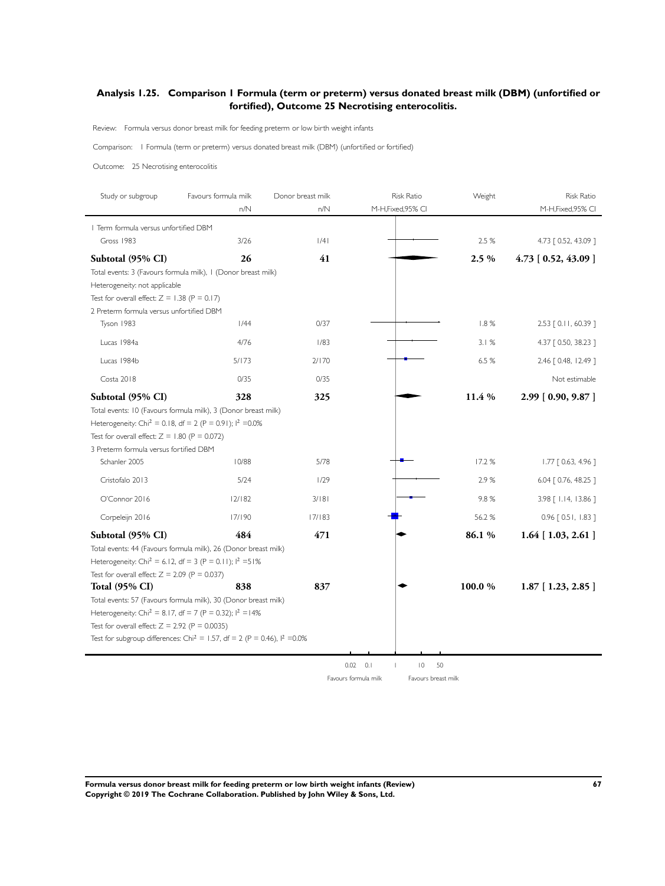## Analysis 1.25. Comparison 1 Formula (term or preterm) versus donated breast milk (DBM) (unfortified or fortified), Outcome 25 Necrotising enterocolitis.

Review: Formula versus donor breast milk for feeding preterm or low birth weight infants

Comparison: 1 Formula (term or preterm) versus donated breast milk (DBM) (unfortified or fortified)

Outcome: 25 Necrotising enterocolitis

| Study or subgroup | Favours formula milk n/N | Donor breast milk n/N | Weight | Risk Ratio M-H,Fixed,95% CI |
|---|---|---|---|---|
| 1 Term formula versus unfortified DBM | | | | |
| Gross 1983 | 3/26 | 1/41 | 2.5 % | 4.73 [ 0.52, 43.09 ] |
| **Subtotal (95% CI)** | **26** | **41** | **2.5 %** | **4.73 [ 0.52, 43.09 ]** |
| Total events: 3 (Favours formula milk), 1 (Donor breast milk) | | | | |
| Heterogeneity: not applicable | | | | |
| Test for overall effect: Z = 1.38 (P = 0.17) | | | | |
| 2 Preterm formula versus unfortified DBM | | | | |
| Tyson 1983 | 1/44 | 0/37 | 1.8 % | 2.53 [ 0.11, 60.39 ] |
| Lucas 1984a | 4/76 | 1/83 | 3.1 % | 4.37 [ 0.50, 38.23 ] |
| Lucas 1984b | 5/173 | 2/170 | 6.5 % | 2.46 [ 0.48, 12.49 ] |
| Costa 2018 | 0/35 | 0/35 | | Not estimable |
| **Subtotal (95% CI)** | **328** | **325** | **11.4 %** | **2.99 [ 0.90, 9.87 ]** |
| Total events: 10 (Favours formula milk), 3 (Donor breast milk) | | | | |
| Heterogeneity: $Chi^2$ = 0.18, df = 2 (P = 0.91); $I^2$ =0.0% | | | | |
| Test for overall effect: Z = 1.80 (P = 0.072) | | | | |
| 3 Preterm formula versus fortified DBM | | | | |
| Schanler 2005 | 10/88 | 5/78 | 17.2 % | 1.77 [ 0.63, 4.96 ] |
| Cristofalo 2013 | 5/24 | 1/29 | 2.9 % | 6.04 [ 0.76, 48.25 ] |
| O'Connor 2016 | 12/182 | 3/181 | 9.8 % | 3.98 [ 1.14, 13.86 ] |
| Corpeleijn 2016 | 17/190 | 17/183 | 56.2 % | 0.96 [ 0.51, 1.83 ] |
| **Subtotal (95% CI)** | **484** | **471** | **86.1 %** | **1.64 [ 1.03, 2.61 ]** |
| Total events: 44 (Favours formula milk), 26 (Donor breast milk) | | | | |
| Heterogeneity: $Chi^2$ = 6.12, df = 3 (P = 0.11); $I^2$ =51% | | | | |
| Test for overall effect: Z = 2.09 (P = 0.037) | | | | |
| **Total (95% CI)** | **838** | **837** | **100.0 %** | **1.87 [ 1.23, 2.85 ]** |
| Total events: 57 (Favours formula milk), 30 (Donor breast milk) | | | | |
| Heterogeneity: $Chi^2$ = 8.17, df = 7 (P = 0.32); $I^2$ =14% | | | | |
| Test for overall effect: Z = 2.92 (P = 0.0035) | | | | |
| Test for subgroup differences: $Chi^2$ = 1.57, df = 2 (P = 0.46), $I^2$ =0.0% | | | | |

0.02 0.1 1 10 50

Favours formula milk | Favours breast milk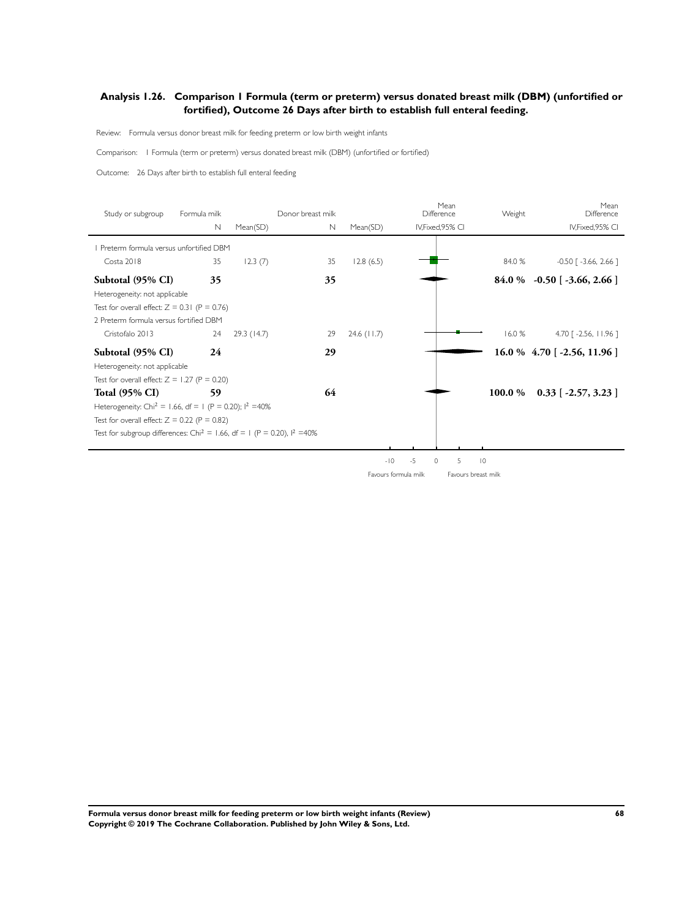### Analysis 1.26. Comparison 1 Formula (term or preterm) versus donated breast milk (DBM) (unfortified or fortified), Outcome 26 Days after birth to establish full enteral feeding.

Review: Formula versus donor breast milk for feeding preterm or low birth weight infants

Comparison: 1 Formula (term or preterm) versus donated breast milk (DBM) (unfortified or fortified)

Outcome: 26 Days after birth to establish full enteral feeding

| Study or subgroup | Formula milk N | Formula milk Mean(SD) | Donor breast milk N | Donor breast milk Mean(SD) | Mean Difference IV,Fixed,95% CI | Weight | Mean Difference IV,Fixed,95% CI |
|---|---|---|---|---|---|---|---|
| 1 Preterm formula versus unfortified DBM | | | | | | | |
| Costa 2018 | 35 | 12.3 (7) | 35 | 12.8 (6.5) | | 84.0 % | -0.50 [ -3.66, 2.66 ] |
| **Subtotal (95% CI)** | **35** | | **35** | | | **84.0 %** | **-0.50 [ -3.66, 2.66 ]** |
| Heterogeneity: not applicable | | | | | | | |
| Test for overall effect: Z = 0.31 (P = 0.76) | | | | | | | |
| 2 Preterm formula versus fortified DBM | | | | | | | |
| Cristofalo 2013 | 24 | 29.3 (14.7) | 29 | 24.6 (11.7) | | 16.0 % | 4.70 [ -2.56, 11.96 ] |
| **Subtotal (95% CI)** | **24** | | **29** | | | **16.0 %** | **4.70 [ -2.56, 11.96 ]** |
| Heterogeneity: not applicable | | | | | | | |
| Test for overall effect: Z = 1.27 (P = 0.20) | | | | | | | |
| **Total (95% CI)** | **59** | | **64** | | | **100.0 %** | **0.33 [ -2.57, 3.23 ]** |
| Heterogeneity: $Chi^2 = 1.66$, df = 1 (P = 0.20); $I^2$ =40% | | | | | | | |
| Test for overall effect: Z = 0.22 (P = 0.82) | | | | | | | |
| Test for subgroup differences: $Chi^2 = 1.66$, df = 1 (P = 0.20), $I^2$ =40% | | | | | | | |

-10 -5 0 5 10

Favours formula milk | Favours breast milk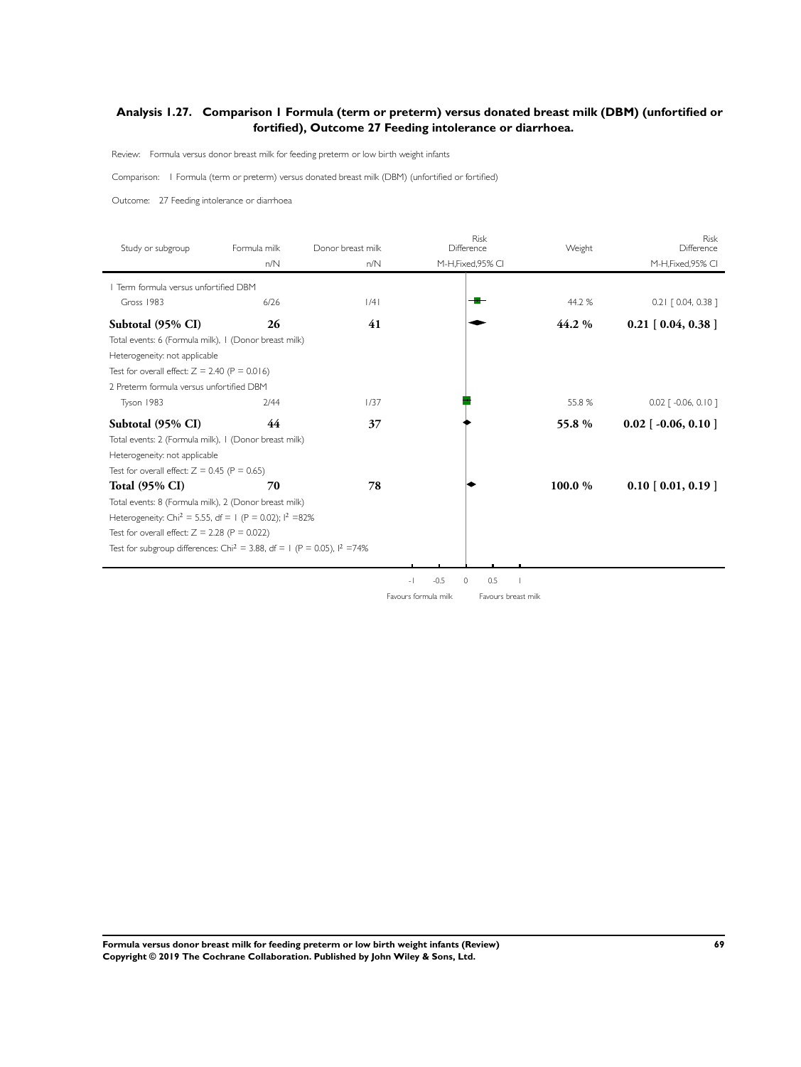## Analysis 1.27. Comparison 1 Formula (term or preterm) versus donated breast milk (DBM) (unfortified or fortified), Outcome 27 Feeding intolerance or diarrhoea.

Review: Formula versus donor breast milk for feeding preterm or low birth weight infants

Comparison: 1 Formula (term or preterm) versus donated breast milk (DBM) (unfortified or fortified)

Outcome: 27 Feeding intolerance or diarrhoea

| Study or subgroup | Formula milk n/N | Donor breast milk n/N | Weight | Risk Difference M-H,Fixed,95% CI |
|---|---|---|---|---|
| **1 Term formula versus unfortified DBM** | | | | |
| Gross 1983 | 6/26 | 1/41 | 44.2 % | 0.21 [ 0.04, 0.38 ] |
| **Subtotal (95% CI)** | **26** | **41** | **44.2 %** | **0.21 [ 0.04, 0.38 ]** |
| Total events: 6 (Formula milk), 1 (Donor breast milk) | | | | |
| Heterogeneity: not applicable | | | | |
| Test for overall effect: Z = 2.40 (P = 0.016) | | | | |
| **2 Preterm formula versus unfortified DBM** | | | | |
| Tyson 1983 | 2/44 | 1/37 | 55.8 % | 0.02 [ -0.06, 0.10 ] |
| **Subtotal (95% CI)** | **44** | **37** | **55.8 %** | **0.02 [ -0.06, 0.10 ]** |
| Total events: 2 (Formula milk), 1 (Donor breast milk) | | | | |
| Heterogeneity: not applicable | | | | |
| Test for overall effect: Z = 0.45 (P = 0.65) | | | | |
| **Total (95% CI)** | **70** | **78** | **100.0 %** | **0.10 [ 0.01, 0.19 ]** |
| Total events: 8 (Formula milk), 2 (Donor breast milk) | | | | |
| Heterogeneity: $Chi^2$ = 5.55, df = 1 (P = 0.02); $I^2$ =82% | | | | |
| Test for overall effect: Z = 2.28 (P = 0.022) | | | | |
| Test for subgroup differences: $Chi^2$ = 3.88, df = 1 (P = 0.05), $I^2$ =74% | | | | |

-1 -0.5 0 0.5 1

Favours formula milk Favours breast milk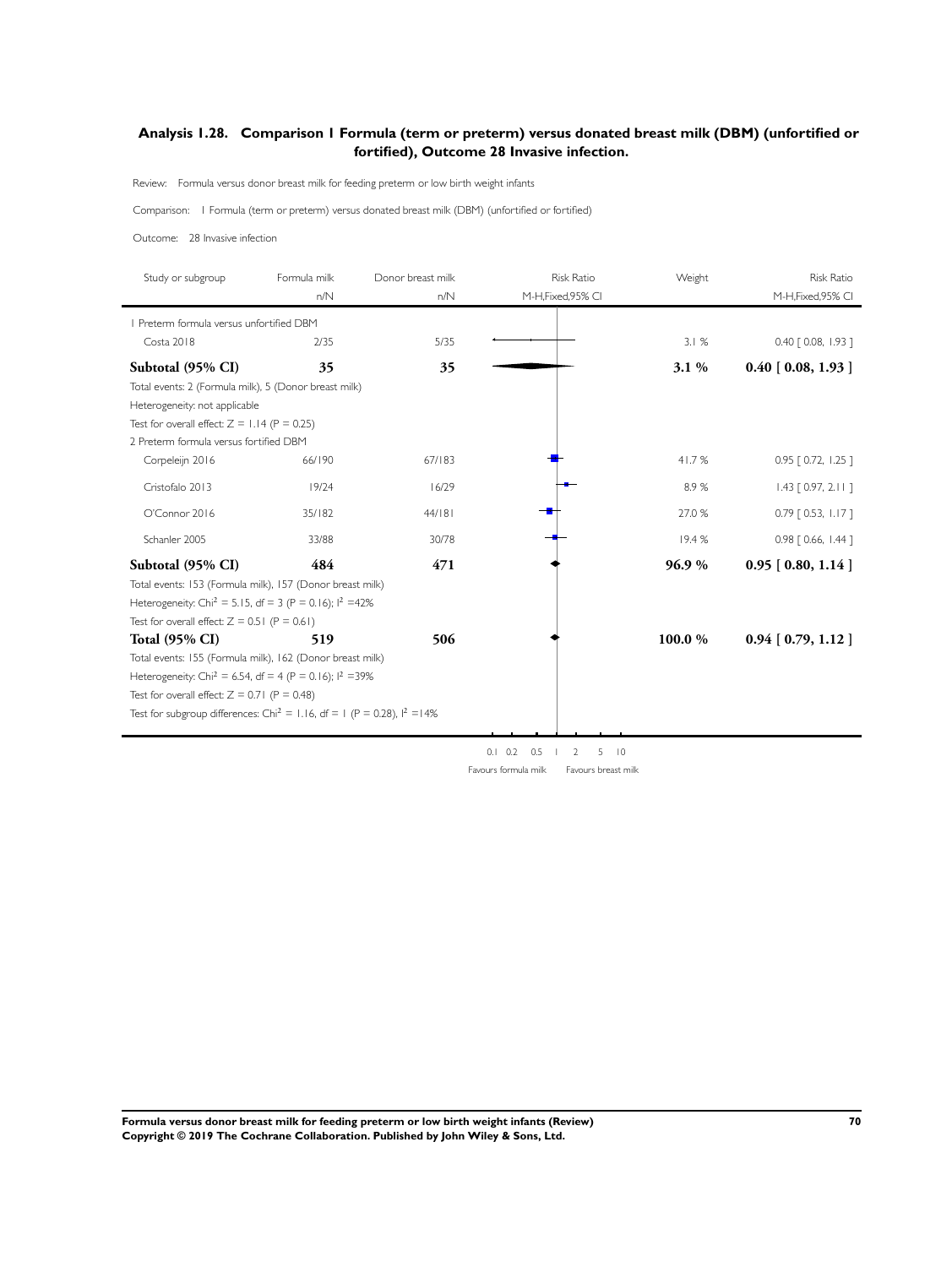## Analysis 1.28. Comparison 1 Formula (term or preterm) versus donated breast milk (DBM) (unfortified or fortified), Outcome 28 Invasive infection.

Review: Formula versus donor breast milk for feeding preterm or low birth weight infants

Comparison: 1 Formula (term or preterm) versus donated breast milk (DBM) (unfortified or fortified)

Outcome: 28 Invasive infection

| Study or subgroup | Formula milk n/N | Donor breast milk n/N | Weight | Risk Ratio M-H,Fixed,95% CI |
|---|---|---|---|---|
| **1 Preterm formula versus unfortified DBM** | | | | |
| Costa 2018 | 2/35 | 5/35 | 3.1 % | 0.40 [ 0.08, 1.93 ] |
| **Subtotal (95% CI)** | **35** | **35** | **3.1 %** | **0.40 [ 0.08, 1.93 ]** |
| Total events: 2 (Formula milk), 5 (Donor breast milk) | | | | |
| Heterogeneity: not applicable | | | | |
| Test for overall effect: Z = 1.14 (P = 0.25) | | | | |
| **2 Preterm formula versus fortified DBM** | | | | |
| Corpeleijn 2016 | 66/190 | 67/183 | 41.7 % | 0.95 [ 0.72, 1.25 ] |
| Cristofalo 2013 | 19/24 | 16/29 | 8.9 % | 1.43 [ 0.97, 2.11 ] |
| O'Connor 2016 | 35/182 | 44/181 | 27.0 % | 0.79 [ 0.53, 1.17 ] |
| Schanler 2005 | 33/88 | 30/78 | 19.4 % | 0.98 [ 0.66, 1.44 ] |
| **Subtotal (95% CI)** | **484** | **471** | **96.9 %** | **0.95 [ 0.80, 1.14 ]** |
| Total events: 153 (Formula milk), 157 (Donor breast milk) | | | | |
| Heterogeneity: $Chi^2 = 5.15$, df = 3 (P = 0.16); $I^2$ =42% | | | | |
| Test for overall effect: Z = 0.51 (P = 0.61) | | | | |
| **Total (95% CI)** | **519** | **506** | **100.0 %** | **0.94 [ 0.79, 1.12 ]** |
| Total events: 155 (Formula milk), 162 (Donor breast milk) | | | | |
| Heterogeneity: $Chi^2 = 6.54$, df = 4 (P = 0.16); $I^2$ =39% | | | | |
| Test for overall effect: Z = 0.71 (P = 0.48) | | | | |
| Test for subgroup differences: $Chi^2 = 1.16$, df = 1 (P = 0.28), $I^2$ =14% | | | | |

0.1 0.2 0.5 1 2 5 10

Favours formula milk Favours breast milk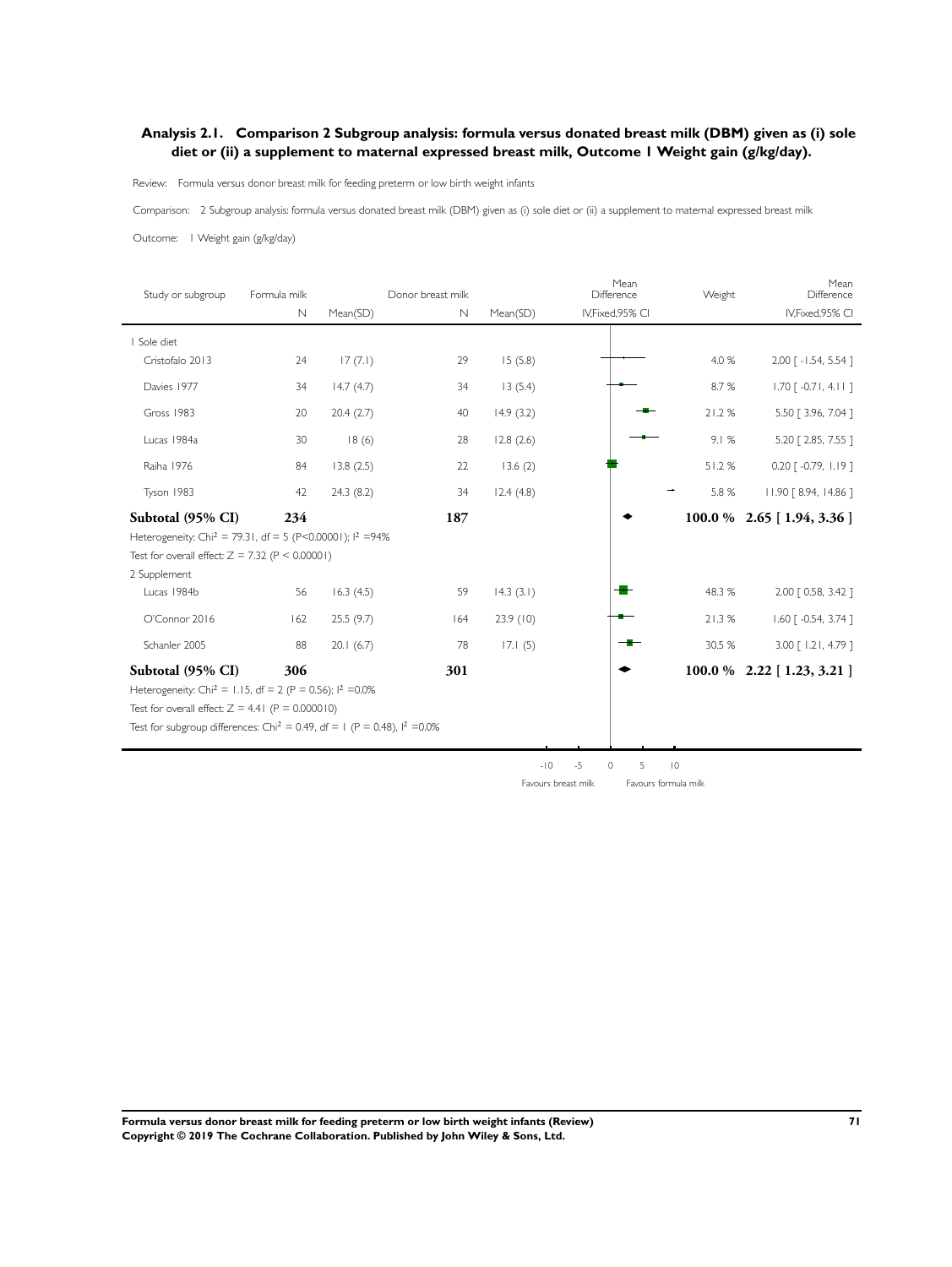## Analysis 2.1. Comparison 2 Subgroup analysis: formula versus donated breast milk (DBM) given as (i) sole diet or (ii) a supplement to maternal expressed breast milk, Outcome 1 Weight gain (g/kg/day).

Review: Formula versus donor breast milk for feeding preterm or low birth weight infants

Comparison: 2 Subgroup analysis: formula versus donated breast milk (DBM) given as (i) sole diet or (ii) a supplement to maternal expressed breast milk

Outcome: 1 Weight gain (g/kg/day)

| Study or subgroup | Formula milk N | Mean(SD) | Donor breast milk N | Mean(SD) | Mean Difference IV,Fixed,95% CI | Weight | Mean Difference IV,Fixed,95% CI |
|---|---|---|---|---|---|---|---|
| **1 Sole diet** | | | | | | | |
| Cristofalo 2013 | 24 | 17 (7.1) | 29 | 15 (5.8) | | 4.0 % | 2.00 [ -1.54, 5.54 ] |
| Davies 1977 | 34 | 14.7 (4.7) | 34 | 13 (5.4) | | 8.7 % | 1.70 [ -0.71, 4.11 ] |
| Gross 1983 | 20 | 20.4 (2.7) | 40 | 14.9 (3.2) | | 21.2 % | 5.50 [ 3.96, 7.04 ] |
| Lucas 1984a | 30 | 18 (6) | 28 | 12.8 (2.6) | | 9.1 % | 5.20 [ 2.85, 7.55 ] |
| Raiha 1976 | 84 | 13.8 (2.5) | 22 | 13.6 (2) | | 51.2 % | 0.20 [ -0.79, 1.19 ] |
| Tyson 1983 | 42 | 24.3 (8.2) | 34 | 12.4 (4.8) | | 5.8 % | 11.90 [ 8.94, 14.86 ] |
| **Subtotal (95% CI)** | **234** | | **187** | | | **100.0 %** | **2.65 [ 1.94, 3.36 ]** |
| Heterogeneity: $Chi^2 = 79.31$, df = 5 (P<0.00001); $I^2$ =94% | | | | | | | |
| Test for overall effect: Z = 7.32 (P < 0.00001) | | | | | | | |
| **2 Supplement** | | | | | | | |
| Lucas 1984b | 56 | 16.3 (4.5) | 59 | 14.3 (3.1) | | 48.3 % | 2.00 [ 0.58, 3.42 ] |
| O'Connor 2016 | 162 | 25.5 (9.7) | 164 | 23.9 (10) | | 21.3 % | 1.60 [ -0.54, 3.74 ] |
| Schanler 2005 | 88 | 20.1 (6.7) | 78 | 17.1 (5) | | 30.5 % | 3.00 [ 1.21, 4.79 ] |
| **Subtotal (95% CI)** | **306** | | **301** | | | **100.0 %** | **2.22 [ 1.23, 3.21 ]** |
| Heterogeneity: $Chi^2 = 1.15$, df = 2 (P = 0.56); $I^2$ =0.0% | | | | | | | |
| Test for overall effect: Z = 4.41 (P = 0.000010) | | | | | | | |
| Test for subgroup differences: $Chi^2 = 0.49$, df = 1 (P = 0.48), $I^2$ =0.0% | | | | | | | |

-10 -5 0 5 10

Favours breast milk Favours formula milk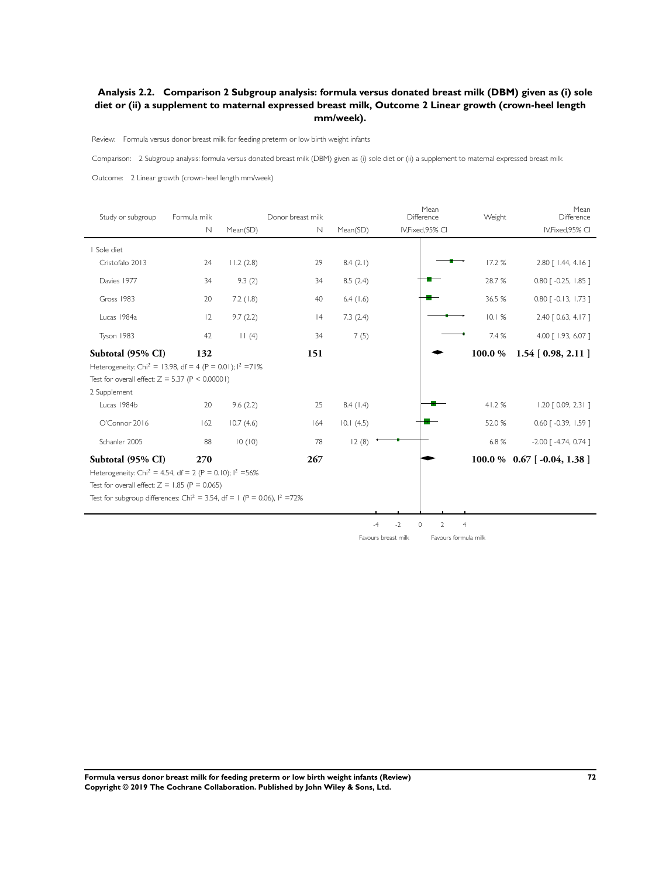### Analysis 2.2. Comparison 2 Subgroup analysis: formula versus donated breast milk (DBM) given as (i) sole diet or (ii) a supplement to maternal expressed breast milk, Outcome 2 Linear growth (crown-heel length mm/week).

Review: Formula versus donor breast milk for feeding preterm or low birth weight infants

Comparison: 2 Subgroup analysis: formula versus donated breast milk (DBM) given as (i) sole diet or (ii) a supplement to maternal expressed breast milk

Outcome: 2 Linear growth (crown-heel length mm/week)

| Study or subgroup | Formula milk N | Formula milk Mean(SD) | Donor breast milk N | Donor breast milk Mean(SD) | Mean Difference IV,Fixed,95% CI | Weight | Mean Difference IV,Fixed,95% CI |
|---|---|---|---|---|---|---|---|
| **1 Sole diet** | | | | | | | |
| Cristofalo 2013 | 24 | 11.2 (2.8) | 29 | 8.4 (2.1) | | 17.2 % | 2.80 [ 1.44, 4.16 ] |
| Davies 1977 | 34 | 9.3 (2) | 34 | 8.5 (2.4) | | 28.7 % | 0.80 [ -0.25, 1.85 ] |
| Gross 1983 | 20 | 7.2 (1.8) | 40 | 6.4 (1.6) | | 36.5 % | 0.80 [ -0.13, 1.73 ] |
| Lucas 1984a | 12 | 9.7 (2.2) | 14 | 7.3 (2.4) | | 10.1 % | 2.40 [ 0.63, 4.17 ] |
| Tyson 1983 | 42 | 11 (4) | 34 | 7 (5) | | 7.4 % | 4.00 [ 1.93, 6.07 ] |
| **Subtotal (95% CI)** | **132** | | **151** | | | **100.0 %** | **1.54 [ 0.98, 2.11 ]** |
| Heterogeneity: $Chi^2 = 13.98$, df = 4 (P = 0.01); $I^2 = 71\%$ | | | | | | | |
| Test for overall effect: Z = 5.37 (P < 0.00001) | | | | | | | |
| **2 Supplement** | | | | | | | |
| Lucas 1984b | 20 | 9.6 (2.2) | 25 | 8.4 (1.4) | | 41.2 % | 1.20 [ 0.09, 2.31 ] |
| O'Connor 2016 | 162 | 10.7 (4.6) | 164 | 10.1 (4.5) | | 52.0 % | 0.60 [ -0.39, 1.59 ] |
| Schanler 2005 | 88 | 10 (10) | 78 | 12 (8) | | 6.8 % | -2.00 [ -4.74, 0.74 ] |
| **Subtotal (95% CI)** | **270** | | **267** | | | **100.0 %** | **0.67 [ -0.04, 1.38 ]** |
| Heterogeneity: $Chi^2 = 4.54$, df = 2 (P = 0.10); $I^2 = 56\%$ | | | | | | | |
| Test for overall effect: Z = 1.85 (P = 0.065) | | | | | | | |
| Test for subgroup differences: $Chi^2 = 3.54$, df = 1 (P = 0.06), $I^2 = 72\%$ | | | | | | | |

-4 -2 0 2 4

Favours breast milk — Favours formula milk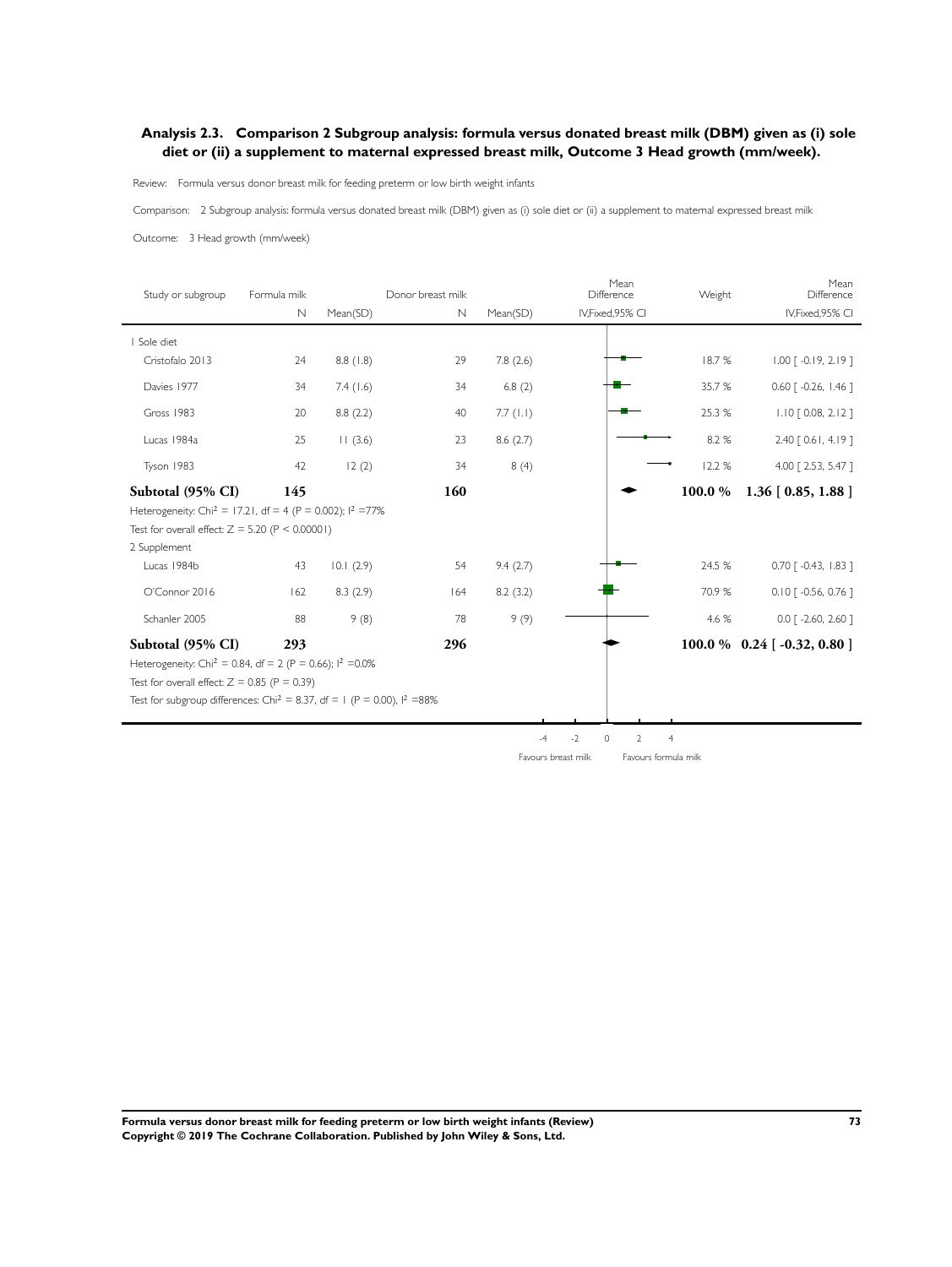## Analysis 2.3. Comparison 2 Subgroup analysis: formula versus donated breast milk (DBM) given as (i) sole diet or (ii) a supplement to maternal expressed breast milk, Outcome 3 Head growth (mm/week).

Review: Formula versus donor breast milk for feeding preterm or low birth weight infants

Comparison: 2 Subgroup analysis: formula versus donated breast milk (DBM) given as (i) sole diet or (ii) a supplement to maternal expressed breast milk

Outcome: 3 Head growth (mm/week)

| Study or subgroup | Formula milk N | Formula milk Mean(SD) | Donor breast milk N | Donor breast milk Mean(SD) | Mean Difference IV,Fixed,95% CI | Weight | Mean Difference IV,Fixed,95% CI |
|---|---|---|---|---|---|---|---|
| 1 Sole diet | | | | | | | |
| Cristofalo 2013 | 24 | 8.8 (1.8) | 29 | 7.8 (2.6) | | 18.7 % | 1.00 [ -0.19, 2.19 ] |
| Davies 1977 | 34 | 7.4 (1.6) | 34 | 6.8 (2) | | 35.7 % | 0.60 [ -0.26, 1.46 ] |
| Gross 1983 | 20 | 8.8 (2.2) | 40 | 7.7 (1.1) | | 25.3 % | 1.10 [ 0.08, 2.12 ] |
| Lucas 1984a | 25 | 11 (3.6) | 23 | 8.6 (2.7) | | 8.2 % | 2.40 [ 0.61, 4.19 ] |
| Tyson 1983 | 42 | 12 (2) | 34 | 8 (4) | | 12.2 % | 4.00 [ 2.53, 5.47 ] |
| **Subtotal (95% CI)** | **145** | | **160** | | | **100.0 %** | **1.36 [ 0.85, 1.88 ]** |
| Heterogeneity: $Chi^2$ = 17.21, df = 4 (P = 0.002); $I^2$ =77% | | | | | | | |
| Test for overall effect: Z = 5.20 (P < 0.00001) | | | | | | | |
| 2 Supplement | | | | | | | |
| Lucas 1984b | 43 | 10.1 (2.9) | 54 | 9.4 (2.7) | | 24.5 % | 0.70 [ -0.43, 1.83 ] |
| O'Connor 2016 | 162 | 8.3 (2.9) | 164 | 8.2 (3.2) | | 70.9 % | 0.10 [ -0.56, 0.76 ] |
| Schanler 2005 | 88 | 9 (8) | 78 | 9 (9) | | 4.6 % | 0.0 [ -2.60, 2.60 ] |
| **Subtotal (95% CI)** | **293** | | **296** | | | **100.0 %** | **0.24 [ -0.32, 0.80 ]** |
| Heterogeneity: $Chi^2$ = 0.84, df = 2 (P = 0.66); $I^2$ =0.0% | | | | | | | |
| Test for overall effect: Z = 0.85 (P = 0.39) | | | | | | | |
| Test for subgroup differences: $Chi^2$ = 8.37, df = 1 (P = 0.00), $I^2$ =88% | | | | | | | |

-4 -2 0 2 4

Favours breast milk Favours formula milk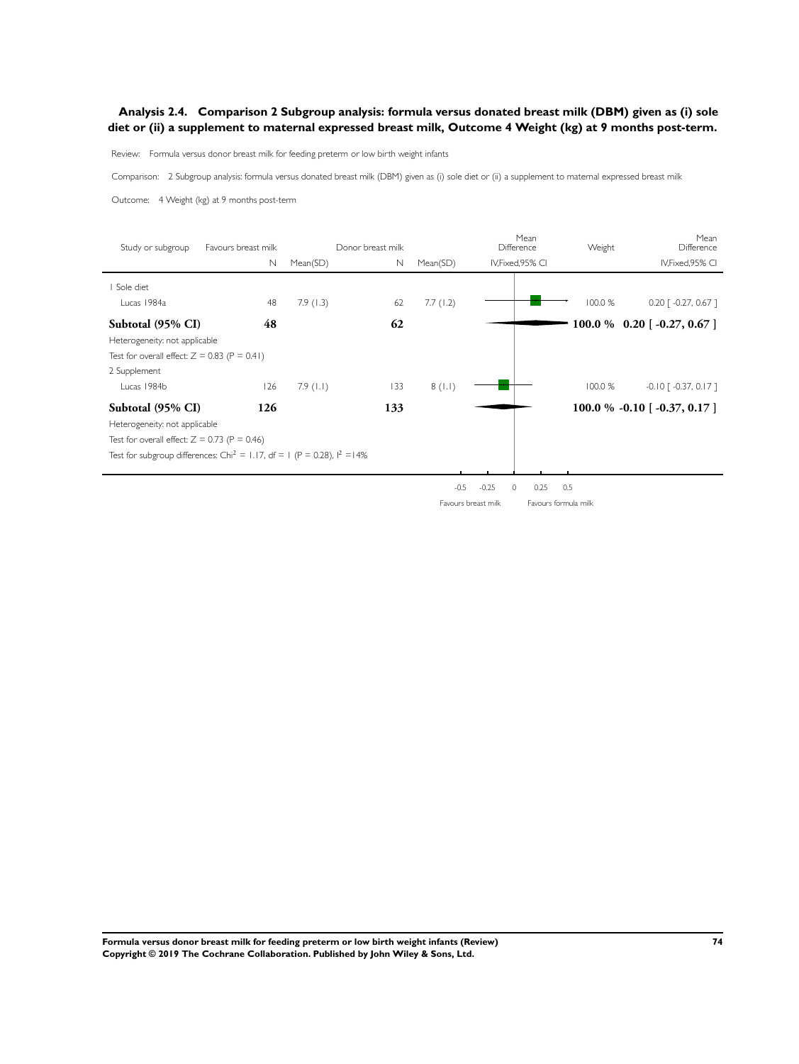### Analysis 2.4. Comparison 2 Subgroup analysis: formula versus donated breast milk (DBM) given as (i) sole diet or (ii) a supplement to maternal expressed breast milk, Outcome 4 Weight (kg) at 9 months post-term.

Review: Formula versus donor breast milk for feeding preterm or low birth weight infants

Comparison: 2 Subgroup analysis: formula versus donated breast milk (DBM) given as (i) sole diet or (ii) a supplement to maternal expressed breast milk

Outcome: 4 Weight (kg) at 9 months post-term

| Study or subgroup | Favours breast milk N | Mean(SD) | Donor breast milk N | Mean(SD) | Mean Difference IV,Fixed,95% CI | Weight | Mean Difference IV,Fixed,95% CI |
|---|---|---|---|---|---|---|---|
| 1 Sole diet | | | | | | | |
| Lucas 1984a | 48 | 7.9 (1.3) | 62 | 7.7 (1.2) | | 100.0 % | 0.20 [ -0.27, 0.67 ] |
| **Subtotal (95% CI)** | **48** | | **62** | | | **100.0 %** | **0.20 [ -0.27, 0.67 ]** |
| Heterogeneity: not applicable | | | | | | | |
| Test for overall effect: Z = 0.83 (P = 0.41) | | | | | | | |
| 2 Supplement | | | | | | | |
| Lucas 1984b | 126 | 7.9 (1.1) | 133 | 8 (1.1) | | 100.0 % | -0.10 [ -0.37, 0.17 ] |
| **Subtotal (95% CI)** | **126** | | **133** | | | **100.0 %** | **-0.10 [ -0.37, 0.17 ]** |
| Heterogeneity: not applicable | | | | | | | |
| Test for overall effect: Z = 0.73 (P = 0.46) | | | | | | | |
| Test for subgroup differences: $Chi^2$ = 1.17, df = 1 (P = 0.28), $I^2$ =14% | | | | | | | |

-0.5 -0.25 0 0.25 0.5

Favours breast milk Favours formula milk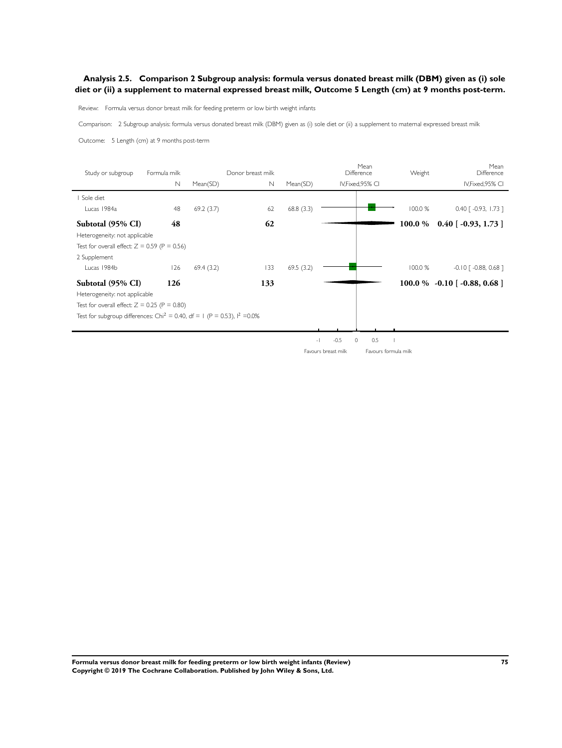### Analysis 2.5. Comparison 2 Subgroup analysis: formula versus donated breast milk (DBM) given as (i) sole diet or (ii) a supplement to maternal expressed breast milk, Outcome 5 Length (cm) at 9 months post-term.

Review: Formula versus donor breast milk for feeding preterm or low birth weight infants

Comparison: 2 Subgroup analysis: formula versus donated breast milk (DBM) given as (i) sole diet or (ii) a supplement to maternal expressed breast milk

Outcome: 5 Length (cm) at 9 months post-term

| Study or subgroup | Formula milk N | Formula milk Mean(SD) | Donor breast milk N | Donor breast milk Mean(SD) | Mean Difference IV,Fixed,95% CI | Weight | Mean Difference IV,Fixed,95% CI |
|---|---|---|---|---|---|---|---|
| 1 Sole diet | | | | | | | |
| Lucas 1984a | 48 | 69.2 (3.7) | 62 | 68.8 (3.3) | | 100.0 % | 0.40 [ -0.93, 1.73 ] |
| **Subtotal (95% CI)** | **48** | | **62** | | | **100.0 %** | **0.40 [ -0.93, 1.73 ]** |
| Heterogeneity: not applicable | | | | | | | |
| Test for overall effect: Z = 0.59 (P = 0.56) | | | | | | | |
| 2 Supplement | | | | | | | |
| Lucas 1984b | 126 | 69.4 (3.2) | 133 | 69.5 (3.2) | | 100.0 % | -0.10 [ -0.88, 0.68 ] |
| **Subtotal (95% CI)** | **126** | | **133** | | | **100.0 %** | **-0.10 [ -0.88, 0.68 ]** |
| Heterogeneity: not applicable | | | | | | | |
| Test for overall effect: Z = 0.25 (P = 0.80) | | | | | | | |
| Test for subgroup differences: $Chi^2 = 0.40$, df = 1 (P = 0.53), $I^2 = 0.0\%$ | | | | | | | |

-1 -0.5 0 0.5 1

Favours breast milk Favours formula milk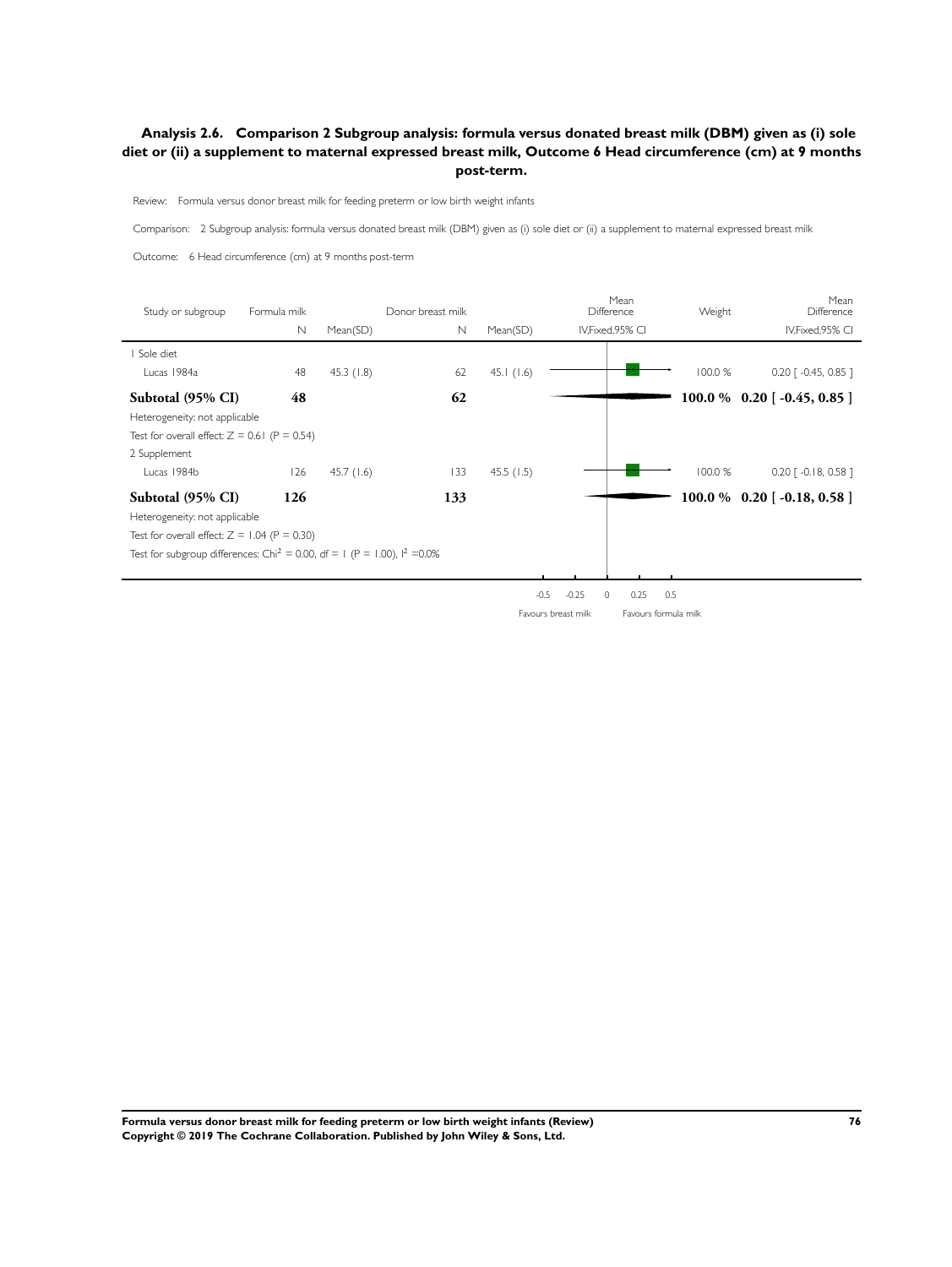### Analysis 2.6. Comparison 2 Subgroup analysis: formula versus donated breast milk (DBM) given as (i) sole diet or (ii) a supplement to maternal expressed breast milk, Outcome 6 Head circumference (cm) at 9 months post-term.

Review: Formula versus donor breast milk for feeding preterm or low birth weight infants

Comparison: 2 Subgroup analysis: formula versus donated breast milk (DBM) given as (i) sole diet or (ii) a supplement to maternal expressed breast milk

Outcome: 6 Head circumference (cm) at 9 months post-term

| Study or subgroup | Formula milk N | Formula milk Mean(SD) | Donor breast milk N | Donor breast milk Mean(SD) | Mean Difference IV,Fixed,95% CI | Weight | Mean Difference IV,Fixed,95% CI |
|---|---|---|---|---|---|---|---|
| 1 Sole diet | | | | | | | |
| Lucas 1984a | 48 | 45.3 (1.8) | 62 | 45.1 (1.6) | | 100.0 % | 0.20 [ -0.45, 0.85 ] |
| **Subtotal (95% CI)** | **48** | | **62** | | | **100.0 %** | **0.20 [ -0.45, 0.85 ]** |
| Heterogeneity: not applicable | | | | | | | |
| Test for overall effect: Z = 0.61 (P = 0.54) | | | | | | | |
| 2 Supplement | | | | | | | |
| Lucas 1984b | 126 | 45.7 (1.6) | 133 | 45.5 (1.5) | | 100.0 % | 0.20 [ -0.18, 0.58 ] |
| **Subtotal (95% CI)** | **126** | | **133** | | | **100.0 %** | **0.20 [ -0.18, 0.58 ]** |
| Heterogeneity: not applicable | | | | | | | |
| Test for overall effect: Z = 1.04 (P = 0.30) | | | | | | | |
| Test for subgroup differences: $Chi^2$ = 0.00, df = 1 (P = 1.00), $I^2$ =0.0% | | | | | | | |

-0.5 -0.25 0 0.25 0.5

Favours breast milk Favours formula milk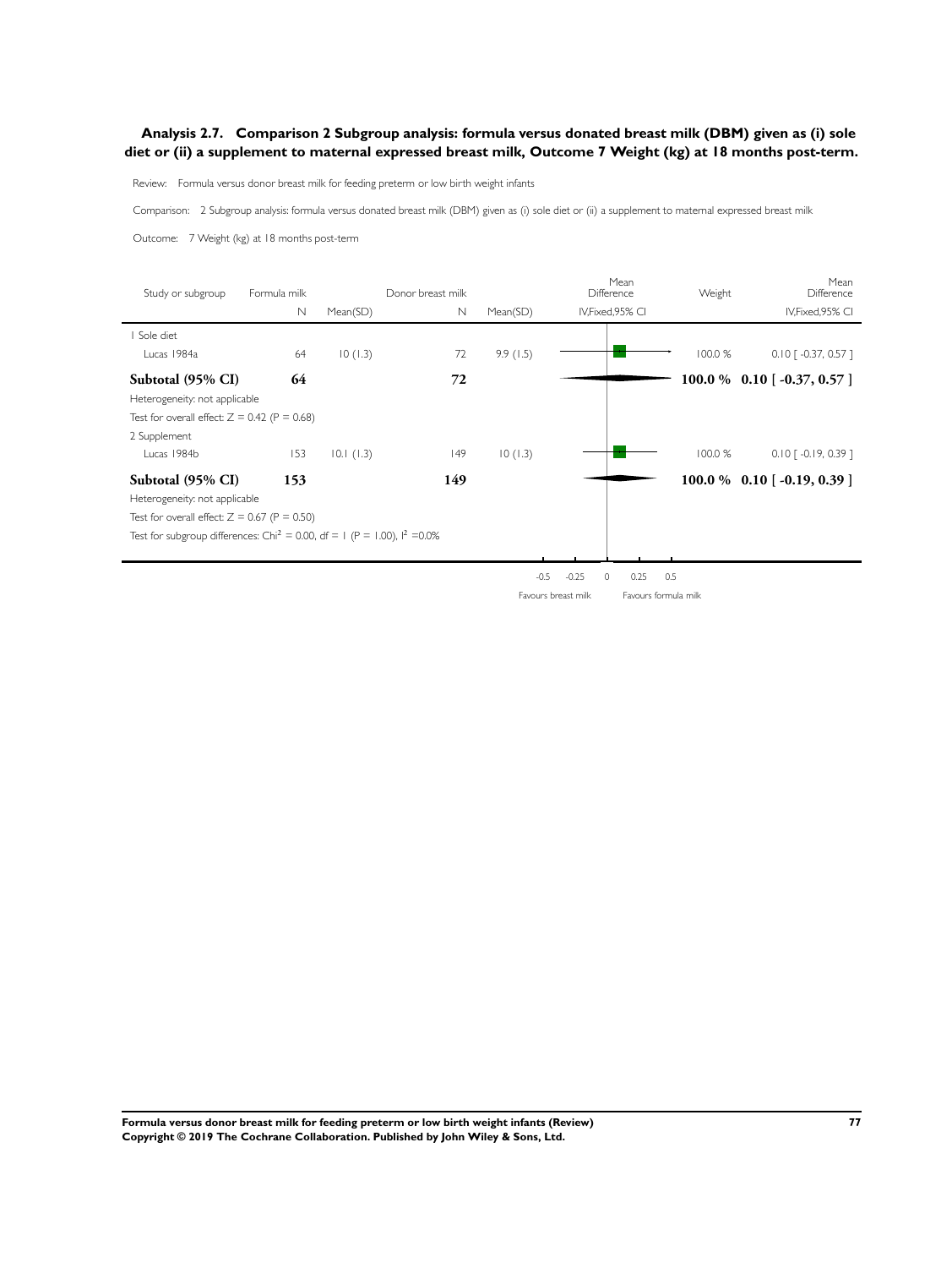### Analysis 2.7. Comparison 2 Subgroup analysis: formula versus donated breast milk (DBM) given as (i) sole diet or (ii) a supplement to maternal expressed breast milk, Outcome 7 Weight (kg) at 18 months post-term.

Review: Formula versus donor breast milk for feeding preterm or low birth weight infants

Comparison: 2 Subgroup analysis: formula versus donated breast milk (DBM) given as (i) sole diet or (ii) a supplement to maternal expressed breast milk

Outcome: 7 Weight (kg) at 18 months post-term

| Study or subgroup | Formula milk N | Formula milk Mean(SD) | Donor breast milk N | Donor breast milk Mean(SD) | Mean Difference IV,Fixed,95% CI | Weight | Mean Difference IV,Fixed,95% CI |
|---|---|---|---|---|---|---|---|
| 1 Sole diet | | | | | | | |
| Lucas 1984a | 64 | 10 (1.3) | 72 | 9.9 (1.5) | | 100.0 % | 0.10 [ -0.37, 0.57 ] |
| **Subtotal (95% CI)** | **64** | | **72** | | | **100.0 %** | **0.10 [ -0.37, 0.57 ]** |
| Heterogeneity: not applicable | | | | | | | |
| Test for overall effect: Z = 0.42 (P = 0.68) | | | | | | | |
| 2 Supplement | | | | | | | |
| Lucas 1984b | 153 | 10.1 (1.3) | 149 | 10 (1.3) | | 100.0 % | 0.10 [ -0.19, 0.39 ] |
| **Subtotal (95% CI)** | **153** | | **149** | | | **100.0 %** | **0.10 [ -0.19, 0.39 ]** |
| Heterogeneity: not applicable | | | | | | | |
| Test for overall effect: Z = 0.67 (P = 0.50) | | | | | | | |
| Test for subgroup differences: $Chi^2 = 0.00$, df = 1 (P = 1.00), $I^2 = 0.0\%$ | | | | | | | |

-0.5 -0.25 0 0.25 0.5

Favours breast milk | Favours formula milk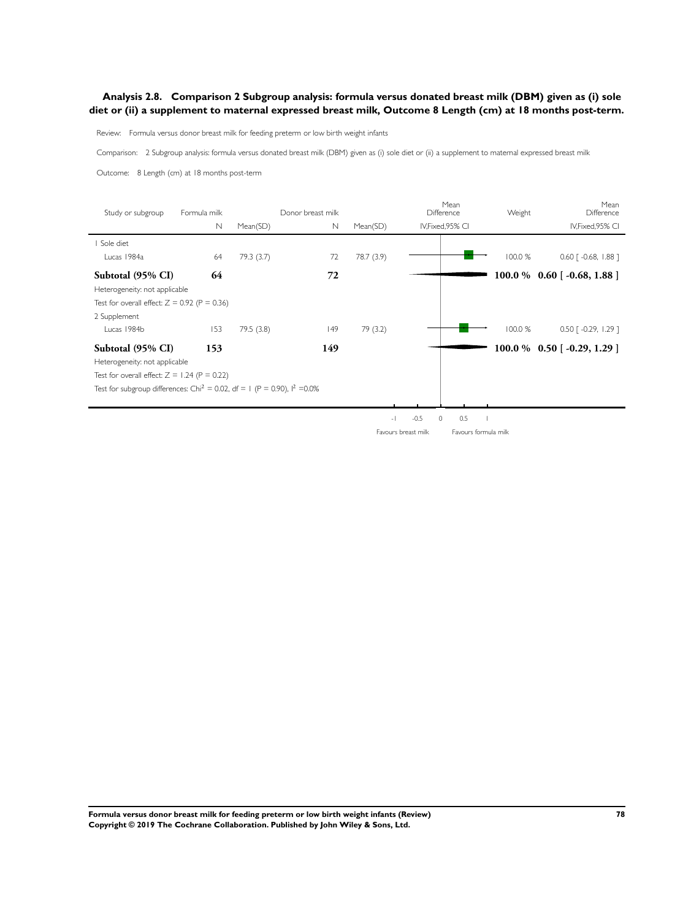### Analysis 2.8. Comparison 2 Subgroup analysis: formula versus donated breast milk (DBM) given as (i) sole diet or (ii) a supplement to maternal expressed breast milk, Outcome 8 Length (cm) at 18 months post-term.

Review: Formula versus donor breast milk for feeding preterm or low birth weight infants

Comparison: 2 Subgroup analysis: formula versus donated breast milk (DBM) given as (i) sole diet or (ii) a supplement to maternal expressed breast milk

Outcome: 8 Length (cm) at 18 months post-term

| Study or subgroup | Formula milk N | Formula milk Mean(SD) | Donor breast milk N | Donor breast milk Mean(SD) | Mean Difference IV,Fixed,95% CI | Weight | Mean Difference IV,Fixed,95% CI |
|---|---|---|---|---|---|---|---|
| 1 Sole diet | | | | | | | |
| Lucas 1984a | 64 | 79.3 (3.7) | 72 | 78.7 (3.9) | | 100.0 % | 0.60 [ -0.68, 1.88 ] |
| **Subtotal (95% CI)** | **64** | | **72** | | | **100.0 %** | **0.60 [ -0.68, 1.88 ]** |
| Heterogeneity: not applicable | | | | | | | |
| Test for overall effect: Z = 0.92 (P = 0.36) | | | | | | | |
| 2 Supplement | | | | | | | |
| Lucas 1984b | 153 | 79.5 (3.8) | 149 | 79 (3.2) | | 100.0 % | 0.50 [ -0.29, 1.29 ] |
| **Subtotal (95% CI)** | **153** | | **149** | | | **100.0 %** | **0.50 [ -0.29, 1.29 ]** |
| Heterogeneity: not applicable | | | | | | | |
| Test for overall effect: Z = 1.24 (P = 0.22) | | | | | | | |
| Test for subgroup differences: $Chi^2 = 0.02$, df = 1 (P = 0.90), $I^2 = 0.0\%$ | | | | | | | |

-1 -0.5 0 0.5 1

Favours breast milk Favours formula milk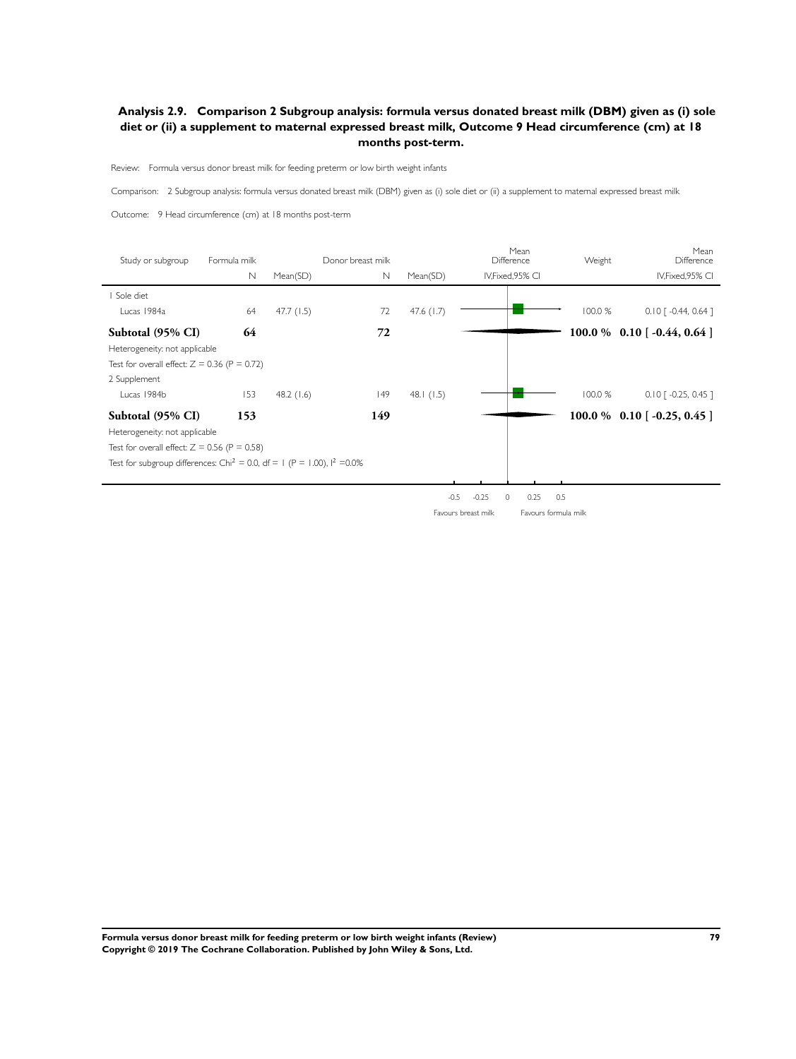### Analysis 2.9. Comparison 2 Subgroup analysis: formula versus donated breast milk (DBM) given as (i) sole diet or (ii) a supplement to maternal expressed breast milk, Outcome 9 Head circumference (cm) at 18 months post-term.

Review: Formula versus donor breast milk for feeding preterm or low birth weight infants

Comparison: 2 Subgroup analysis: formula versus donated breast milk (DBM) given as (i) sole diet or (ii) a supplement to maternal expressed breast milk

Outcome: 9 Head circumference (cm) at 18 months post-term

| Study or subgroup | Formula milk N | Mean(SD) | Donor breast milk N | Mean(SD) | Mean Difference IV,Fixed,95% CI | Weight | Mean Difference IV,Fixed,95% CI |
|---|---|---|---|---|---|---|---|
| 1 Sole diet | | | | | | | |
| Lucas 1984a | 64 | 47.7 (1.5) | 72 | 47.6 (1.7) | | 100.0 % | 0.10 [ -0.44, 0.64 ] |
| **Subtotal (95% CI)** | **64** | | **72** | | | **100.0 %** | **0.10 [ -0.44, 0.64 ]** |
| Heterogeneity: not applicable | | | | | | | |
| Test for overall effect: Z = 0.36 (P = 0.72) | | | | | | | |
| 2 Supplement | | | | | | | |
| Lucas 1984b | 153 | 48.2 (1.6) | 149 | 48.1 (1.5) | | 100.0 % | 0.10 [ -0.25, 0.45 ] |
| **Subtotal (95% CI)** | **153** | | **149** | | | **100.0 %** | **0.10 [ -0.25, 0.45 ]** |
| Heterogeneity: not applicable | | | | | | | |
| Test for overall effect: Z = 0.56 (P = 0.58) | | | | | | | |
| Test for subgroup differences: $Chi^2 = 0.0$, df = 1 (P = 1.00), $I^2$ =0.0% | | | | | | | |

-0.5 -0.25 0 0.25 0.5

Favours breast milk Favours formula milk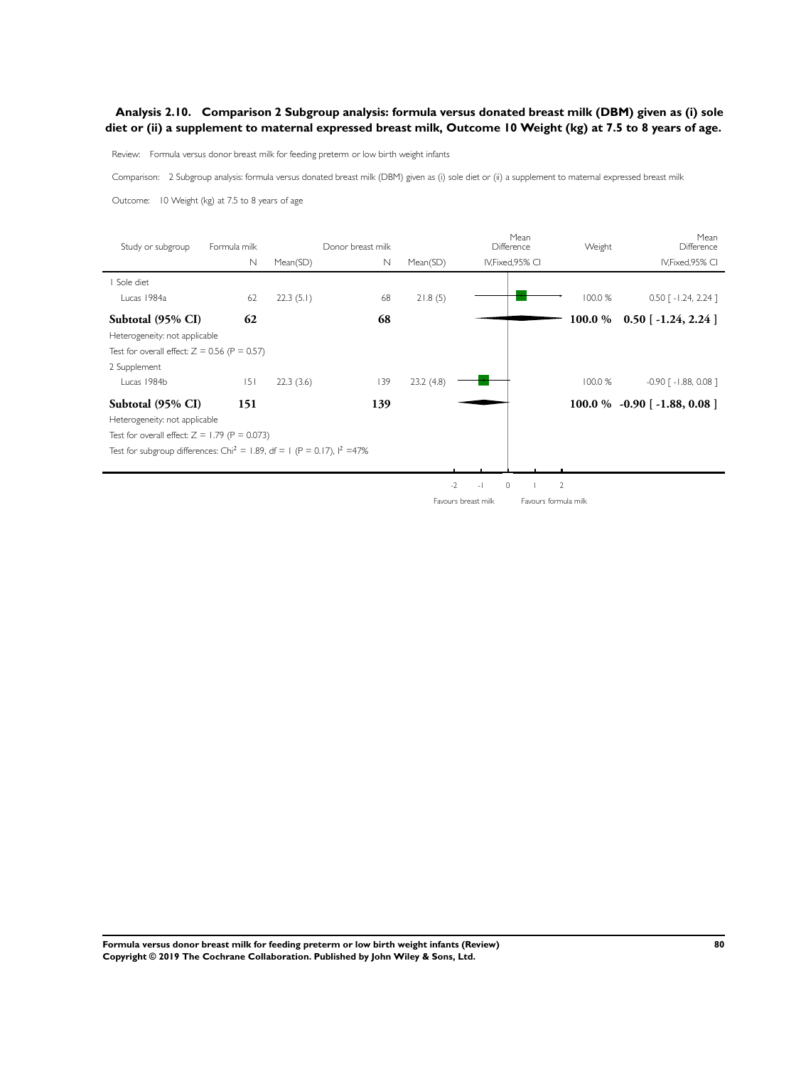### Analysis 2.10. Comparison 2 Subgroup analysis: formula versus donated breast milk (DBM) given as (i) sole diet or (ii) a supplement to maternal expressed breast milk, Outcome 10 Weight (kg) at 7.5 to 8 years of age.

Review: Formula versus donor breast milk for feeding preterm or low birth weight infants

Comparison: 2 Subgroup analysis: formula versus donated breast milk (DBM) given as (i) sole diet or (ii) a supplement to maternal expressed breast milk

Outcome: 10 Weight (kg) at 7.5 to 8 years of age

| Study or subgroup | Formula milk N | Formula milk Mean(SD) | Donor breast milk N | Donor breast milk Mean(SD) | Mean Difference IV,Fixed,95% CI | Weight | Mean Difference IV,Fixed,95% CI |
|---|---|---|---|---|---|---|---|
| **1 Sole diet** | | | | | | | |
| Lucas 1984a | 62 | 22.3 (5.1) | 68 | 21.8 (5) | | 100.0 % | 0.50 [ -1.24, 2.24 ] |
| **Subtotal (95% CI)** | **62** | | **68** | | | **100.0 %** | **0.50 [ -1.24, 2.24 ]** |
| Heterogeneity: not applicable | | | | | | | |
| Test for overall effect: Z = 0.56 (P = 0.57) | | | | | | | |
| **2 Supplement** | | | | | | | |
| Lucas 1984b | 151 | 22.3 (3.6) | 139 | 23.2 (4.8) | | 100.0 % | -0.90 [ -1.88, 0.08 ] |
| **Subtotal (95% CI)** | **151** | | **139** | | | **100.0 %** | **-0.90 [ -1.88, 0.08 ]** |
| Heterogeneity: not applicable | | | | | | | |
| Test for overall effect: Z = 1.79 (P = 0.073) | | | | | | | |
| Test for subgroup differences: $Chi^2 = 1.89$, df = 1 (P = 0.17), $I^2 = 47\%$ | | | | | | | |

Axis: -2 -1 0 1 2

Favours breast milk | Favours formula milk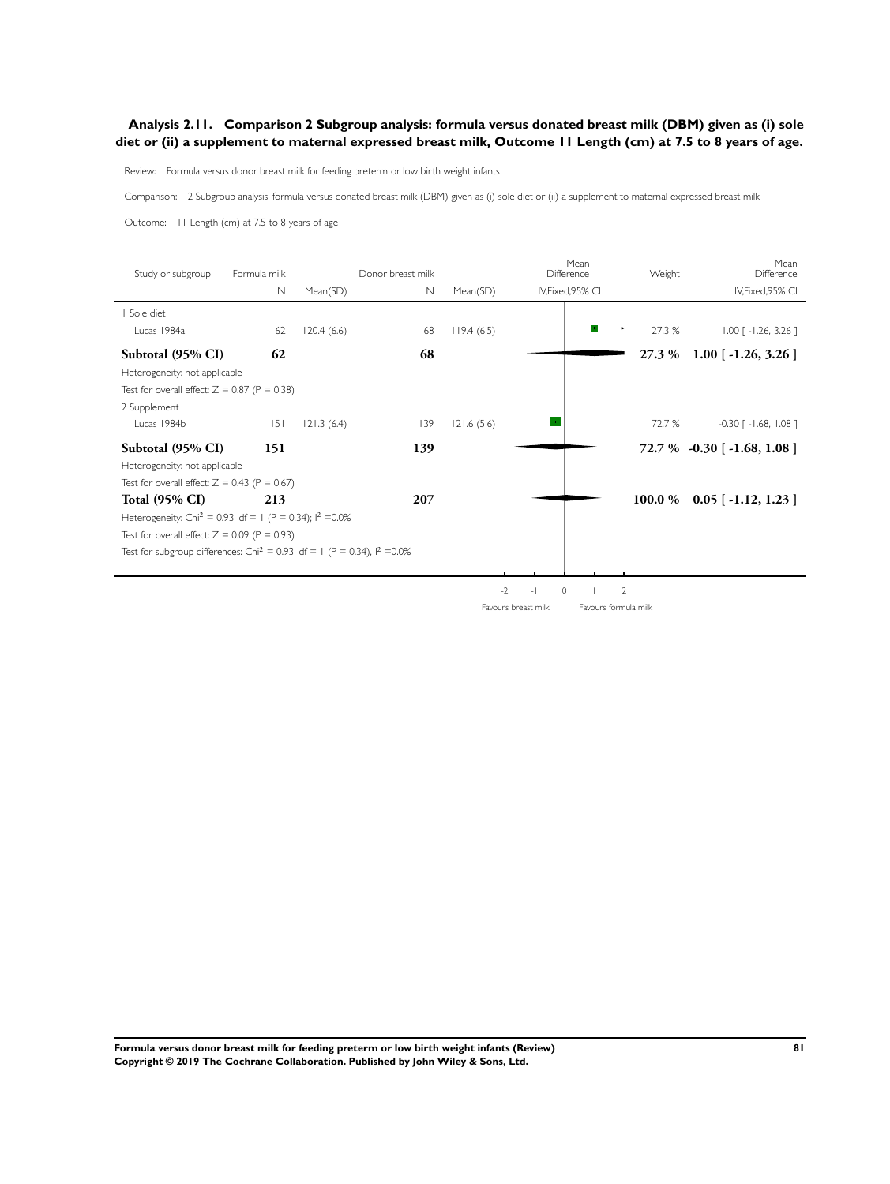### Analysis 2.11. Comparison 2 Subgroup analysis: formula versus donated breast milk (DBM) given as (i) sole diet or (ii) a supplement to maternal expressed breast milk, Outcome 11 Length (cm) at 7.5 to 8 years of age.

Review: Formula versus donor breast milk for feeding preterm or low birth weight infants

Comparison: 2 Subgroup analysis: formula versus donated breast milk (DBM) given as (i) sole diet or (ii) a supplement to maternal expressed breast milk

Outcome: 11 Length (cm) at 7.5 to 8 years of age

| Study or subgroup | Formula milk N | Formula milk Mean(SD) | Donor breast milk N | Donor breast milk Mean(SD) | Mean Difference IV,Fixed,95% CI | Weight | Mean Difference IV,Fixed,95% CI |
|---|---|---|---|---|---|---|---|
| 1 Sole diet | | | | | | | |
| Lucas 1984a | 62 | 120.4 (6.6) | 68 | 119.4 (6.5) | | 27.3 % | 1.00 [ -1.26, 3.26 ] |
| **Subtotal (95% CI)** | **62** | | **68** | | | **27.3 %** | **1.00 [ -1.26, 3.26 ]** |
| Heterogeneity: not applicable | | | | | | | |
| Test for overall effect: Z = 0.87 (P = 0.38) | | | | | | | |
| 2 Supplement | | | | | | | |
| Lucas 1984b | 151 | 121.3 (6.4) | 139 | 121.6 (5.6) | | 72.7 % | -0.30 [ -1.68, 1.08 ] |
| **Subtotal (95% CI)** | **151** | | **139** | | | **72.7 %** | **-0.30 [ -1.68, 1.08 ]** |
| Heterogeneity: not applicable | | | | | | | |
| Test for overall effect: Z = 0.43 (P = 0.67) | | | | | | | |
| **Total (95% CI)** | **213** | | **207** | | | **100.0 %** | **0.05 [ -1.12, 1.23 ]** |
| Heterogeneity: $Chi^2 = 0.93$, df = 1 (P = 0.34); $I^2 = 0.0\%$ | | | | | | | |
| Test for overall effect: Z = 0.09 (P = 0.93) | | | | | | | |
| Test for subgroup differences: $Chi^2 = 0.93$, df = 1 (P = 0.34), $I^2 = 0.0\%$ | | | | | | | |

-2 -1 0 1 2

Favours breast milk Favours formula milk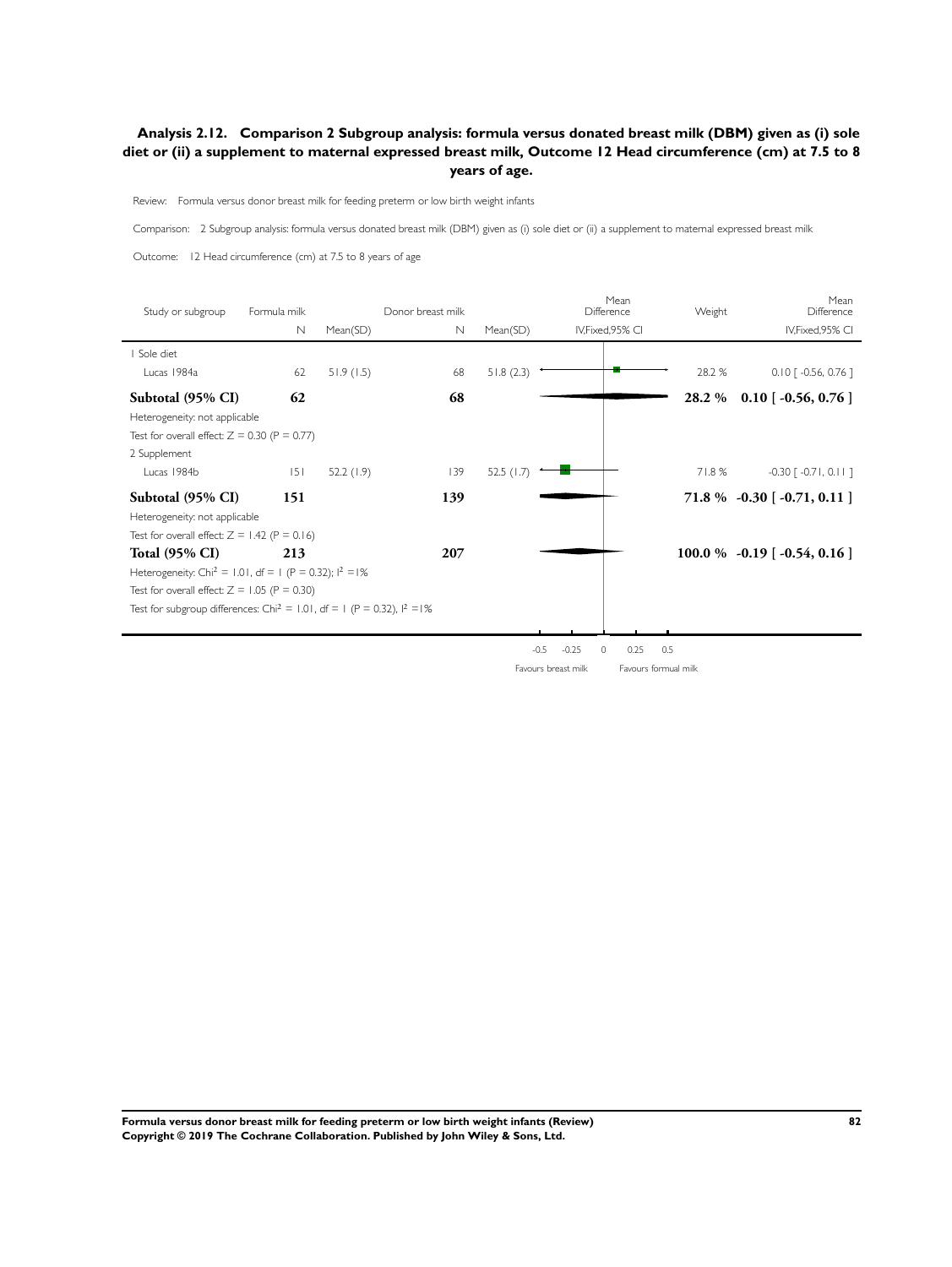## Analysis 2.12. Comparison 2 Subgroup analysis: formula versus donated breast milk (DBM) given as (i) sole diet or (ii) a supplement to maternal expressed breast milk, Outcome 12 Head circumference (cm) at 7.5 to 8 years of age.

Review: Formula versus donor breast milk for feeding preterm or low birth weight infants

Comparison: 2 Subgroup analysis: formula versus donated breast milk (DBM) given as (i) sole diet or (ii) a supplement to maternal expressed breast milk

Outcome: 12 Head circumference (cm) at 7.5 to 8 years of age

| Study or subgroup | Formula milk N | Mean(SD) | Donor breast milk N | Mean(SD) | Mean Difference IV,Fixed,95% CI | Weight | Mean Difference IV,Fixed,95% CI |
|---|---|---|---|---|---|---|---|
| 1 Sole diet | | | | | | | |
| Lucas 1984a | 62 | 51.9 (1.5) | 68 | 51.8 (2.3) | | 28.2 % | 0.10 [ -0.56, 0.76 ] |
| **Subtotal (95% CI)** | **62** | | **68** | | | **28.2 %** | **0.10 [ -0.56, 0.76 ]** |
| Heterogeneity: not applicable | | | | | | | |
| Test for overall effect: Z = 0.30 (P = 0.77) | | | | | | | |
| 2 Supplement | | | | | | | |
| Lucas 1984b | 151 | 52.2 (1.9) | 139 | 52.5 (1.7) | | 71.8 % | -0.30 [ -0.71, 0.11 ] |
| **Subtotal (95% CI)** | **151** | | **139** | | | **71.8 %** | **-0.30 [ -0.71, 0.11 ]** |
| Heterogeneity: not applicable | | | | | | | |
| Test for overall effect: Z = 1.42 (P = 0.16) | | | | | | | |
| **Total (95% CI)** | **213** | | **207** | | | **100.0 %** | **-0.19 [ -0.54, 0.16 ]** |
| Heterogeneity: $Chi^2 = 1.01$, df = 1 (P = 0.32); $I^2$ =1% | | | | | | | |
| Test for overall effect: Z = 1.05 (P = 0.30) | | | | | | | |
| Test for subgroup differences: $Chi^2 = 1.01$, df = 1 (P = 0.32), $I^2$ =1% | | | | | | | |

-0.5 -0.25 0 0.25 0.5

Favours breast milk | Favours formual milk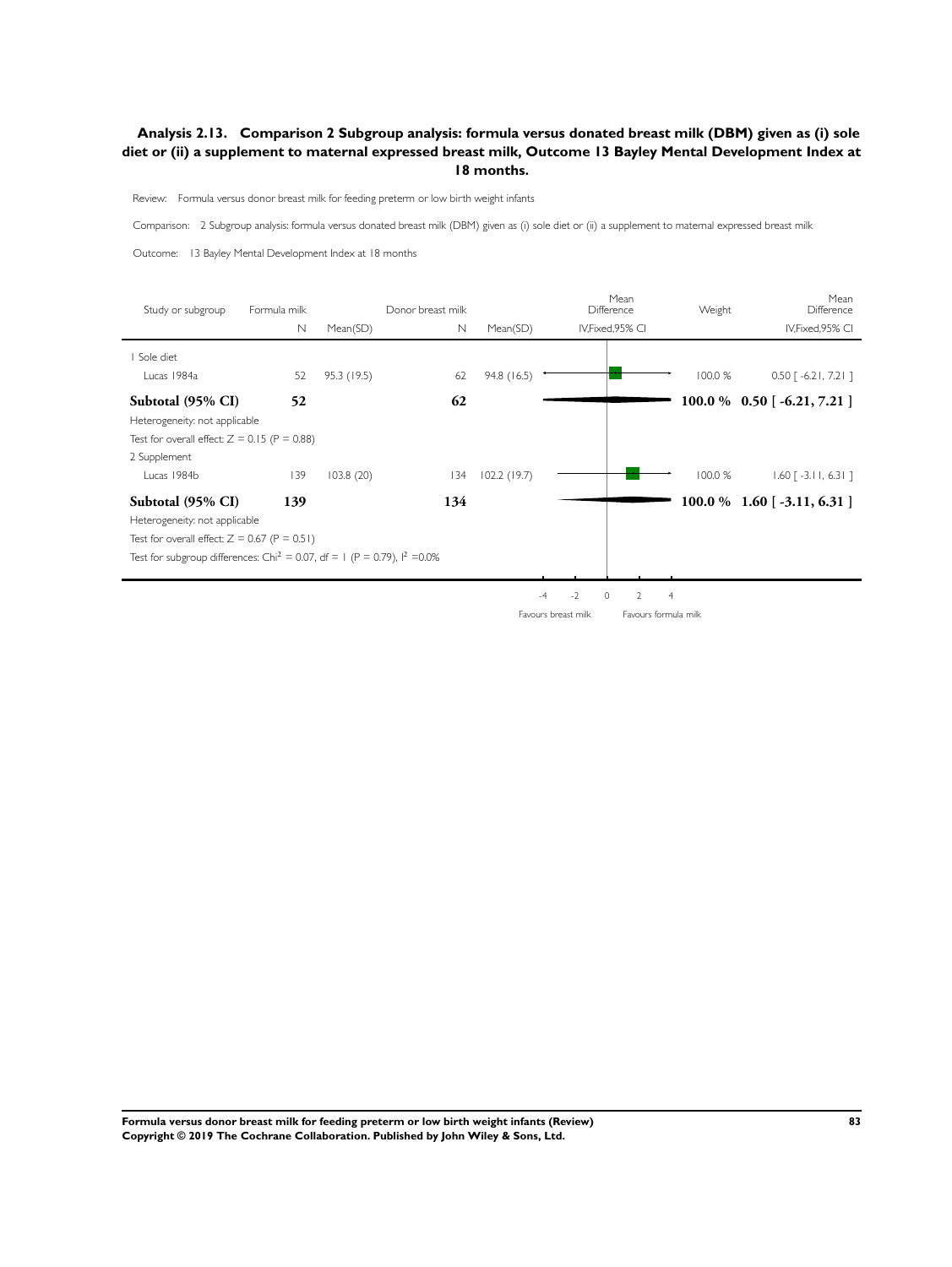## Analysis 2.13. Comparison 2 Subgroup analysis: formula versus donated breast milk (DBM) given as (i) sole diet or (ii) a supplement to maternal expressed breast milk, Outcome 13 Bayley Mental Development Index at 18 months.

Review: Formula versus donor breast milk for feeding preterm or low birth weight infants

Comparison: 2 Subgroup analysis: formula versus donated breast milk (DBM) given as (i) sole diet or (ii) a supplement to maternal expressed breast milk

Outcome: 13 Bayley Mental Development Index at 18 months

| Study or subgroup | Formula milk N | Mean(SD) | Donor breast milk N | Mean(SD) | Mean Difference IV,Fixed,95% CI | Weight | Mean Difference IV,Fixed,95% CI |
|---|---|---|---|---|---|---|---|
| 1 Sole diet | | | | | | | |
| Lucas 1984a | 52 | 95.3 (19.5) | 62 | 94.8 (16.5) | | 100.0 % | 0.50 [ -6.21, 7.21 ] |
| **Subtotal (95% CI)** | **52** | | **62** | | | **100.0 %** | **0.50 [ -6.21, 7.21 ]** |
| Heterogeneity: not applicable | | | | | | | |
| Test for overall effect: Z = 0.15 (P = 0.88) | | | | | | | |
| 2 Supplement | | | | | | | |
| Lucas 1984b | 139 | 103.8 (20) | 134 | 102.2 (19.7) | | 100.0 % | 1.60 [ -3.11, 6.31 ] |
| **Subtotal (95% CI)** | **139** | | **134** | | | **100.0 %** | **1.60 [ -3.11, 6.31 ]** |
| Heterogeneity: not applicable | | | | | | | |
| Test for overall effect: Z = 0.67 (P = 0.51) | | | | | | | |
| Test for subgroup differences: $Chi^2$ = 0.07, df = 1 (P = 0.79), $I^2$ =0.0% | | | | | | | |

-4 -2 0 2 4

Favours breast milk | Favours formula milk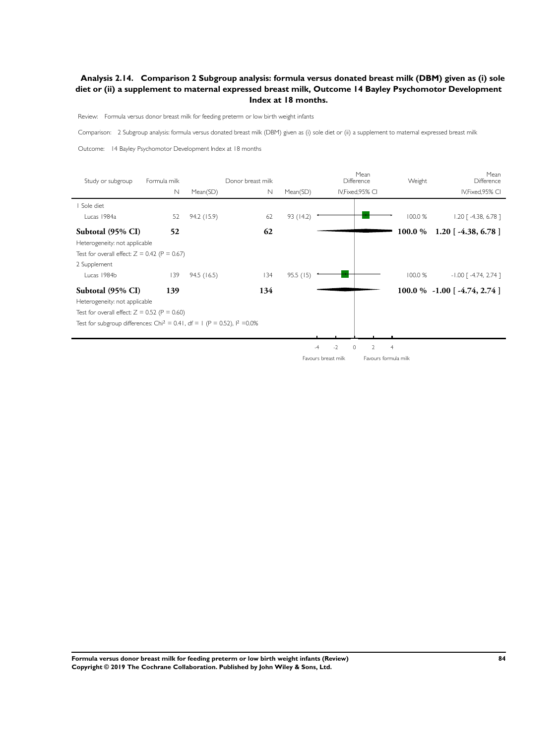## Analysis 2.14. Comparison 2 Subgroup analysis: formula versus donated breast milk (DBM) given as (i) sole diet or (ii) a supplement to maternal expressed breast milk, Outcome 14 Bayley Psychomotor Development Index at 18 months.

Review: Formula versus donor breast milk for feeding preterm or low birth weight infants

Comparison: 2 Subgroup analysis: formula versus donated breast milk (DBM) given as (i) sole diet or (ii) a supplement to maternal expressed breast milk

Outcome: 14 Bayley Psychomotor Development Index at 18 months

| Study or subgroup | Formula milk N | Formula milk Mean(SD) | Donor breast milk N | Donor breast milk Mean(SD) | Mean Difference IV,Fixed,95% CI | Weight | Mean Difference IV,Fixed,95% CI |
|---|---|---|---|---|---|---|---|
| 1 Sole diet | | | | | | | |
| Lucas 1984a | 52 | 94.2 (15.9) | 62 | 93 (14.2) | | 100.0 % | 1.20 [ -4.38, 6.78 ] |
| **Subtotal (95% CI)** | **52** | | **62** | | | **100.0 %** | **1.20 [ -4.38, 6.78 ]** |
| Heterogeneity: not applicable | | | | | | | |
| Test for overall effect: Z = 0.42 (P = 0.67) | | | | | | | |
| 2 Supplement | | | | | | | |
| Lucas 1984b | 139 | 94.5 (16.5) | 134 | 95.5 (15) | | 100.0 % | -1.00 [ -4.74, 2.74 ] |
| **Subtotal (95% CI)** | **139** | | **134** | | | **100.0 %** | **-1.00 [ -4.74, 2.74 ]** |
| Heterogeneity: not applicable | | | | | | | |
| Test for overall effect: Z = 0.52 (P = 0.60) | | | | | | | |
| Test for subgroup differences: $Chi^2 = 0.41$, df = 1 (P = 0.52), $I^2 = 0.0\%$ | | | | | | | |

-4 -2 0 2 4

Favours breast milk — Favours formula milk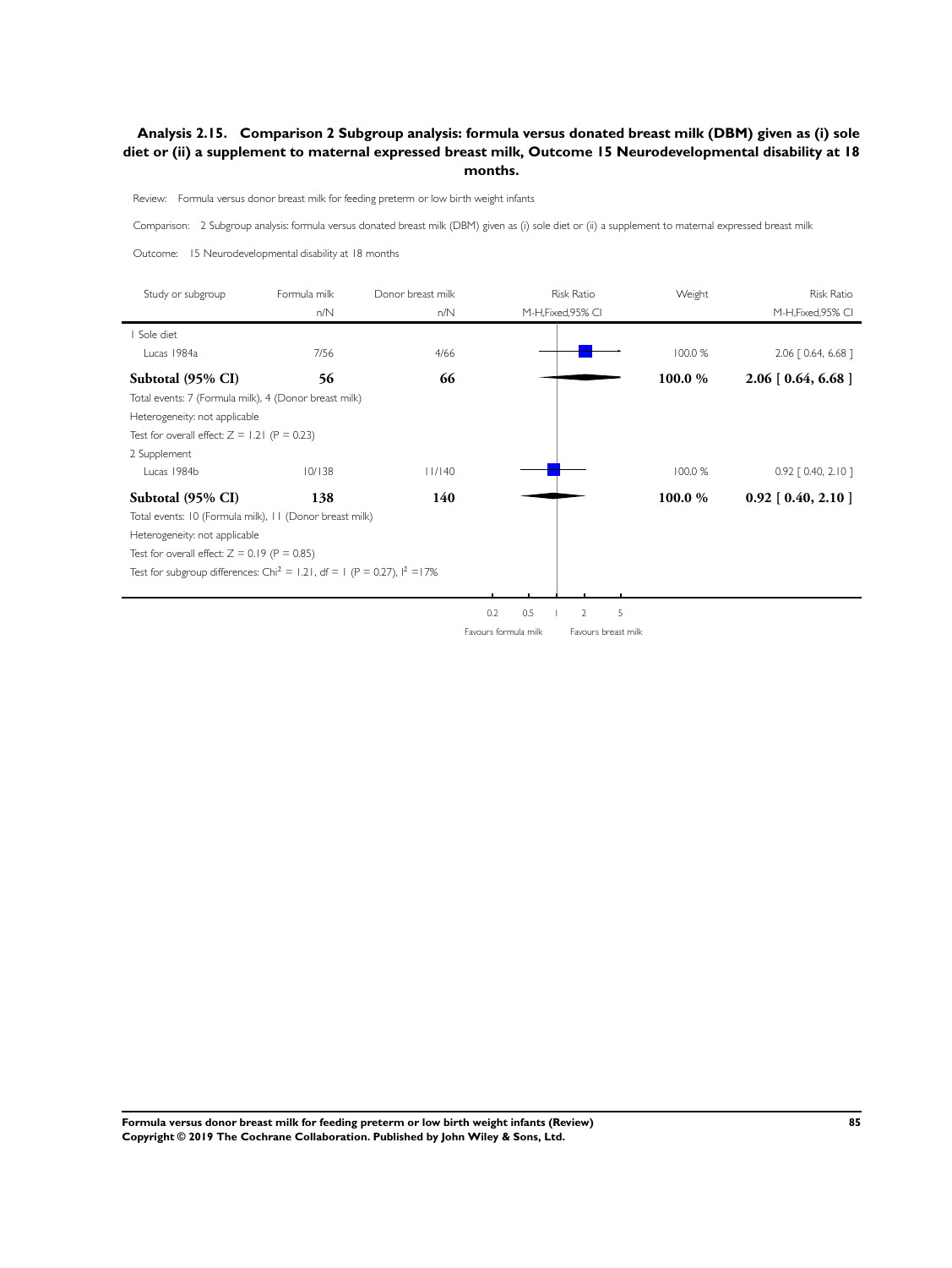### Analysis 2.15. Comparison 2 Subgroup analysis: formula versus donated breast milk (DBM) given as (i) sole diet or (ii) a supplement to maternal expressed breast milk, Outcome 15 Neurodevelopmental disability at 18 months.

Review: Formula versus donor breast milk for feeding preterm or low birth weight infants

Comparison: 2 Subgroup analysis: formula versus donated breast milk (DBM) given as (i) sole diet or (ii) a supplement to maternal expressed breast milk

Outcome: 15 Neurodevelopmental disability at 18 months

| Study or subgroup | Formula milk n/N | Donor breast milk n/N | Risk Ratio M-H,Fixed,95% CI | Weight | Risk Ratio M-H,Fixed,95% CI |
|---|---|---|---|---|---|
| 1 Sole diet | | | | | |
| Lucas 1984a | 7/56 | 4/66 | | 100.0 % | 2.06 [ 0.64, 6.68 ] |
| **Subtotal (95% CI)** | **56** | **66** | | **100.0 %** | **2.06 [ 0.64, 6.68 ]** |
| Total events: 7 (Formula milk), 4 (Donor breast milk) | | | | | |
| Heterogeneity: not applicable | | | | | |
| Test for overall effect: Z = 1.21 (P = 0.23) | | | | | |
| 2 Supplement | | | | | |
| Lucas 1984b | 10/138 | 11/140 | | 100.0 % | 0.92 [ 0.40, 2.10 ] |
| **Subtotal (95% CI)** | **138** | **140** | | **100.0 %** | **0.92 [ 0.40, 2.10 ]** |
| Total events: 10 (Formula milk), 11 (Donor breast milk) | | | | | |
| Heterogeneity: not applicable | | | | | |
| Test for overall effect: Z = 0.19 (P = 0.85) | | | | | |
| Test for subgroup differences: $Chi^2$ = 1.21, df = 1 (P = 0.27), $I^2$ =17% | | | | | |

0.2 0.5 1 2 5

Favours formula milk Favours breast milk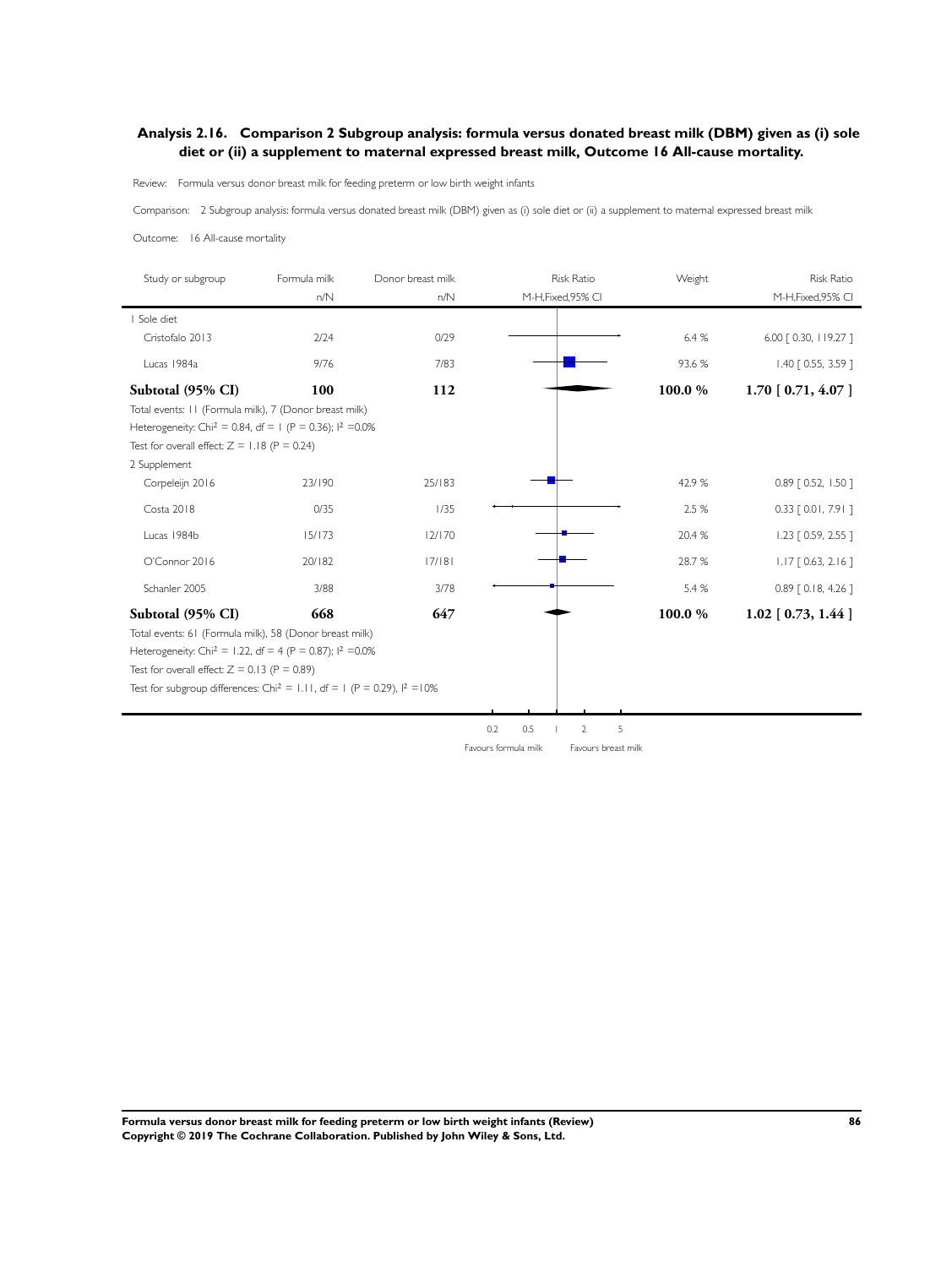## Analysis 2.16. Comparison 2 Subgroup analysis: formula versus donated breast milk (DBM) given as (i) sole diet or (ii) a supplement to maternal expressed breast milk, Outcome 16 All-cause mortality.

Review: Formula versus donor breast milk for feeding preterm or low birth weight infants

Comparison: 2 Subgroup analysis: formula versus donated breast milk (DBM) given as (i) sole diet or (ii) a supplement to maternal expressed breast milk

Outcome: 16 All-cause mortality

| Study or subgroup | Formula milk n/N | Donor breast milk n/N | Weight | Risk Ratio M-H,Fixed,95% CI |
|---|---|---|---|---|
| 1 Sole diet | | | | |
| Cristofalo 2013 | 2/24 | 0/29 | 6.4 % | 6.00 [ 0.30, 119.27 ] |
| Lucas 1984a | 9/76 | 7/83 | 93.6 % | 1.40 [ 0.55, 3.59 ] |
| **Subtotal (95% CI)** | **100** | **112** | **100.0 %** | **1.70 [ 0.71, 4.07 ]** |
| Total events: 11 (Formula milk), 7 (Donor breast milk) | | | | |
| Heterogeneity: $Chi^2 = 0.84$, df = 1 (P = 0.36); $I^2 = 0.0\%$ | | | | |
| Test for overall effect: Z = 1.18 (P = 0.24) | | | | |
| 2 Supplement | | | | |
| Corpeleijn 2016 | 23/190 | 25/183 | 42.9 % | 0.89 [ 0.52, 1.50 ] |
| Costa 2018 | 0/35 | 1/35 | 2.5 % | 0.33 [ 0.01, 7.91 ] |
| Lucas 1984b | 15/173 | 12/170 | 20.4 % | 1.23 [ 0.59, 2.55 ] |
| O'Connor 2016 | 20/182 | 17/181 | 28.7 % | 1.17 [ 0.63, 2.16 ] |
| Schanler 2005 | 3/88 | 3/78 | 5.4 % | 0.89 [ 0.18, 4.26 ] |
| **Subtotal (95% CI)** | **668** | **647** | **100.0 %** | **1.02 [ 0.73, 1.44 ]** |
| Total events: 61 (Formula milk), 58 (Donor breast milk) | | | | |
| Heterogeneity: $Chi^2 = 1.22$, df = 4 (P = 0.87); $I^2 = 0.0\%$ | | | | |
| Test for overall effect: Z = 0.13 (P = 0.89) | | | | |
| Test for subgroup differences: $Chi^2 = 1.11$, df = 1 (P = 0.29), $I^2 = 10\%$ | | | | |

0.2 0.5 1 2 5

Favours formula milk | Favours breast milk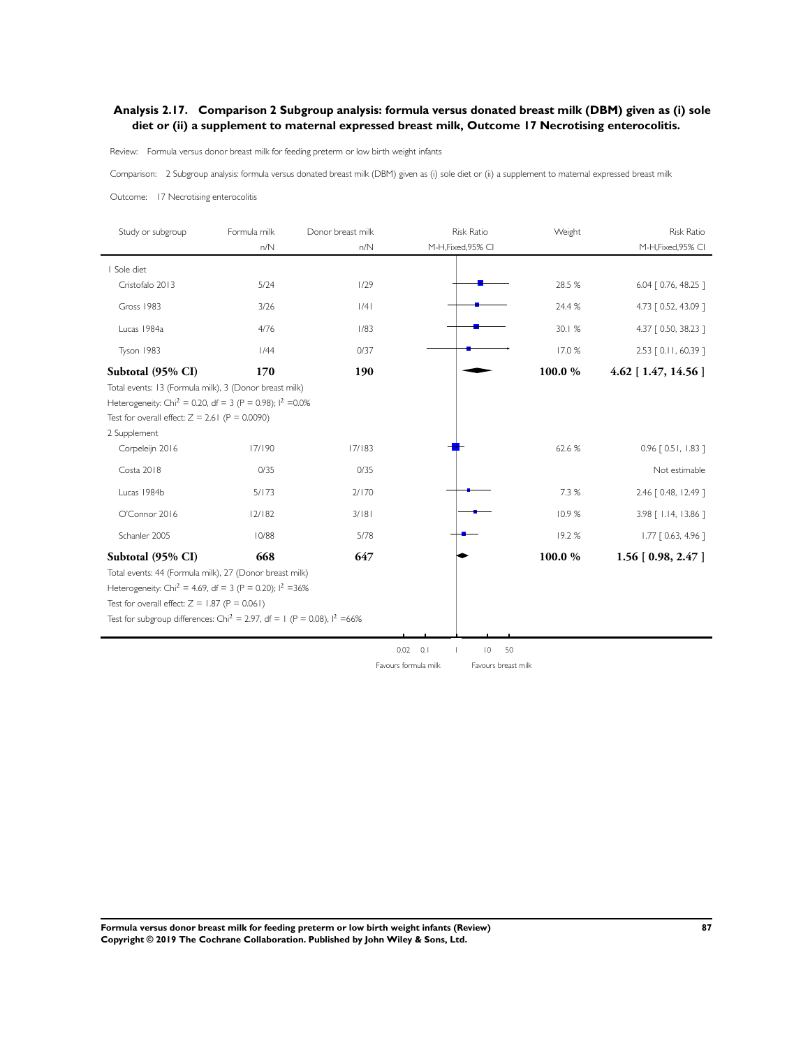## Analysis 2.17. Comparison 2 Subgroup analysis: formula versus donated breast milk (DBM) given as (i) sole diet or (ii) a supplement to maternal expressed breast milk, Outcome 17 Necrotising enterocolitis.

Review: Formula versus donor breast milk for feeding preterm or low birth weight infants

Comparison: 2 Subgroup analysis: formula versus donated breast milk (DBM) given as (i) sole diet or (ii) a supplement to maternal expressed breast milk

Outcome: 17 Necrotising enterocolitis

| Study or subgroup | Formula milk n/N | Donor breast milk n/N | Risk Ratio M-H,Fixed,95% CI | Weight | Risk Ratio M-H,Fixed,95% CI |
|---|---|---|---|---|---|
| 1 Sole diet | | | | | |
| Cristofalo 2013 | 5/24 | 1/29 | | 28.5 % | 6.04 [ 0.76, 48.25 ] |
| Gross 1983 | 3/26 | 1/41 | | 24.4 % | 4.73 [ 0.52, 43.09 ] |
| Lucas 1984a | 4/76 | 1/83 | | 30.1 % | 4.37 [ 0.50, 38.23 ] |
| Tyson 1983 | 1/44 | 0/37 | | 17.0 % | 2.53 [ 0.11, 60.39 ] |
| **Subtotal (95% CI)** | **170** | **190** | | **100.0 %** | **4.62 [ 1.47, 14.56 ]** |
| Total events: 13 (Formula milk), 3 (Donor breast milk) | | | | | |
| Heterogeneity: $Chi^2 = 0.20$, df = 3 (P = 0.98); $I^2 = 0.0\%$ | | | | | |
| Test for overall effect: Z = 2.61 (P = 0.0090) | | | | | |
| 2 Supplement | | | | | |
| Corpeleijn 2016 | 17/190 | 17/183 | | 62.6 % | 0.96 [ 0.51, 1.83 ] |
| Costa 2018 | 0/35 | 0/35 | | | Not estimable |
| Lucas 1984b | 5/173 | 2/170 | | 7.3 % | 2.46 [ 0.48, 12.49 ] |
| O'Connor 2016 | 12/182 | 3/181 | | 10.9 % | 3.98 [ 1.14, 13.86 ] |
| Schanler 2005 | 10/88 | 5/78 | | 19.2 % | 1.77 [ 0.63, 4.96 ] |
| **Subtotal (95% CI)** | **668** | **647** | | **100.0 %** | **1.56 [ 0.98, 2.47 ]** |
| Total events: 44 (Formula milk), 27 (Donor breast milk) | | | | | |
| Heterogeneity: $Chi^2 = 4.69$, df = 3 (P = 0.20); $I^2 = 36\%$ | | | | | |
| Test for overall effect: Z = 1.87 (P = 0.061) | | | | | |
| Test for subgroup differences: $Chi^2 = 2.97$, df = 1 (P = 0.08), $I^2 = 66\%$ | | | | | |

0.02 0.1 1 10 50

Favours formula milk Favours breast milk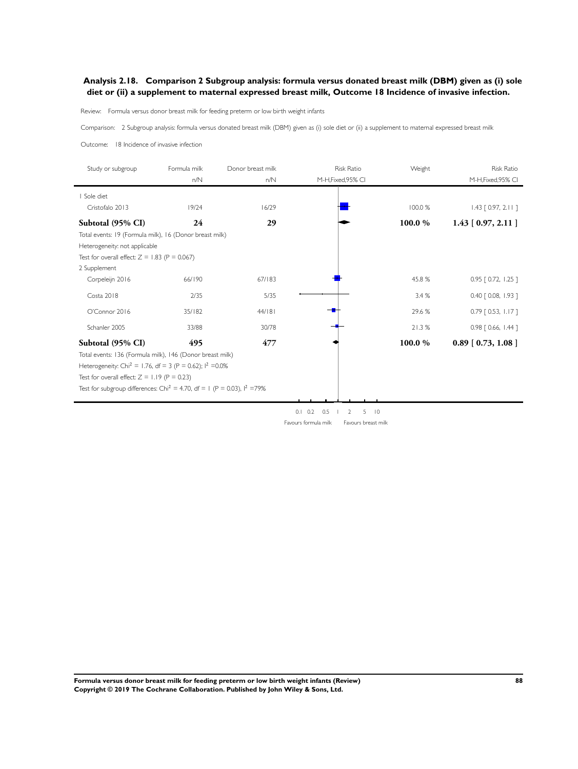## Analysis 2.18. Comparison 2 Subgroup analysis: formula versus donated breast milk (DBM) given as (i) sole diet or (ii) a supplement to maternal expressed breast milk, Outcome 18 Incidence of invasive infection.

Review: Formula versus donor breast milk for feeding preterm or low birth weight infants

Comparison: 2 Subgroup analysis: formula versus donated breast milk (DBM) given as (i) sole diet or (ii) a supplement to maternal expressed breast milk

Outcome: 18 Incidence of invasive infection

| Study or subgroup | Formula milk n/N | Donor breast milk n/N | Weight | Risk Ratio M-H,Fixed,95% CI |
|---|---|---|---|---|
| **1 Sole diet** | | | | |
| Cristofalo 2013 | 19/24 | 16/29 | 100.0 % | 1.43 [ 0.97, 2.11 ] |
| **Subtotal (95% CI)** | **24** | **29** | **100.0 %** | **1.43 [ 0.97, 2.11 ]** |
| Total events: 19 (Formula milk), 16 (Donor breast milk) | | | | |
| Heterogeneity: not applicable | | | | |
| Test for overall effect: Z = 1.83 (P = 0.067) | | | | |
| **2 Supplement** | | | | |
| Corpeleijn 2016 | 66/190 | 67/183 | 45.8 % | 0.95 [ 0.72, 1.25 ] |
| Costa 2018 | 2/35 | 5/35 | 3.4 % | 0.40 [ 0.08, 1.93 ] |
| O'Connor 2016 | 35/182 | 44/181 | 29.6 % | 0.79 [ 0.53, 1.17 ] |
| Schanler 2005 | 33/88 | 30/78 | 21.3 % | 0.98 [ 0.66, 1.44 ] |
| **Subtotal (95% CI)** | **495** | **477** | **100.0 %** | **0.89 [ 0.73, 1.08 ]** |
| Total events: 136 (Formula milk), 146 (Donor breast milk) | | | | |
| Heterogeneity: $Chi^2 = 1.76$, df = 3 (P = 0.62); $I^2 = 0.0\%$ | | | | |
| Test for overall effect: Z = 1.19 (P = 0.23) | | | | |
| Test for subgroup differences: $Chi^2 = 4.70$, df = 1 (P = 0.03), $I^2 = 79\%$ | | | | |

0.1 0.2 0.5 1 2 5 10

Favours formula milk — Favours breast milk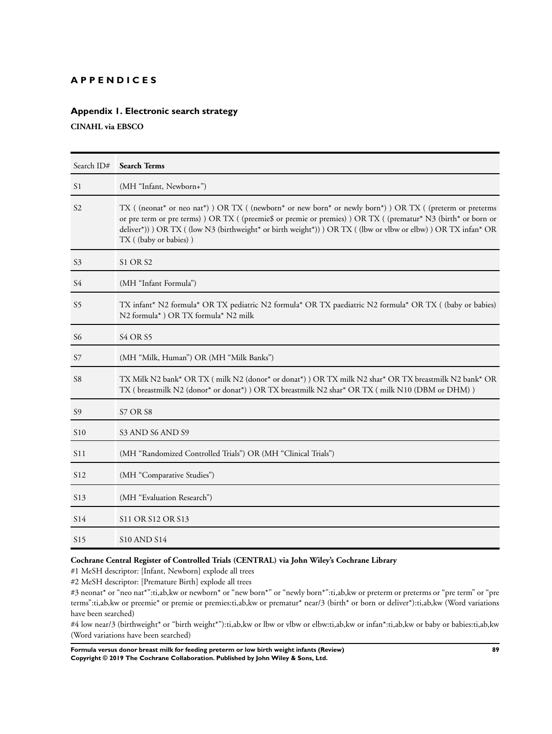# APPENDICES

## Appendix 1. Electronic search strategy

**CINAHL via EBSCO**

| Search ID# | Search Terms |
|---|---|
| S1 | (MH "Infant, Newborn+") |
| S2 | TX ( (neonat* or neo nat*) ) OR TX ( (newborn* or new born* or newly born*) ) OR TX ( (preterm or preterms or pre term or pre terms) ) OR TX ( (preemie$ or premie or premies) ) OR TX ( (prematur* N3 (birth* or born or deliver*)) ) OR TX ( (low N3 (birthweight* or birth weight*)) ) OR TX ( (lbw or vlbw or elbw) ) OR TX infan* OR TX ( (baby or babies) ) |
| S3 | S1 OR S2 |
| S4 | (MH "Infant Formula") |
| S5 | TX infant* N2 formula* OR TX pediatric N2 formula* OR TX paediatric N2 formula* OR TX ( (baby or babies) N2 formula* ) OR TX formula* N2 milk |
| S6 | S4 OR S5 |
| S7 | (MH "Milk, Human") OR (MH "Milk Banks") |
| S8 | TX Milk N2 bank* OR TX ( milk N2 (donor* or donat*) ) OR TX milk N2 shar* OR TX breastmilk N2 bank* OR TX ( breastmilk N2 (donor* or donat*) ) OR TX breastmilk N2 shar* OR TX ( milk N10 (DBM or DHM) ) |
| S9 | S7 OR S8 |
| S10 | S3 AND S6 AND S9 |
| S11 | (MH "Randomized Controlled Trials") OR (MH "Clinical Trials") |
| S12 | (MH "Comparative Studies") |
| S13 | (MH "Evaluation Research") |
| S14 | S11 OR S12 OR S13 |
| S15 | S10 AND S14 |

**Cochrane Central Register of Controlled Trials (CENTRAL) via John Wiley's Cochrane Library**

#1 MeSH descriptor: [Infant, Newborn] explode all trees

#2 MeSH descriptor: [Premature Birth] explode all trees

#3 neonat* or "neo nat*":ti,ab,kw or newborn* or "new born*" or "newly born*":ti,ab,kw or preterm or preterms or "pre term" or "pre terms":ti,ab,kw or preemie* or premie or premies:ti,ab,kw or prematur* near/3 (birth* or born or deliver*):ti,ab,kw (Word variations have been searched)

#4 low near/3 (birthweight* or "birth weight*"):ti,ab,kw or lbw or vlbw or elbw:ti,ab,kw or infan*:ti,ab,kw or baby or babies:ti,ab,kw (Word variations have been searched)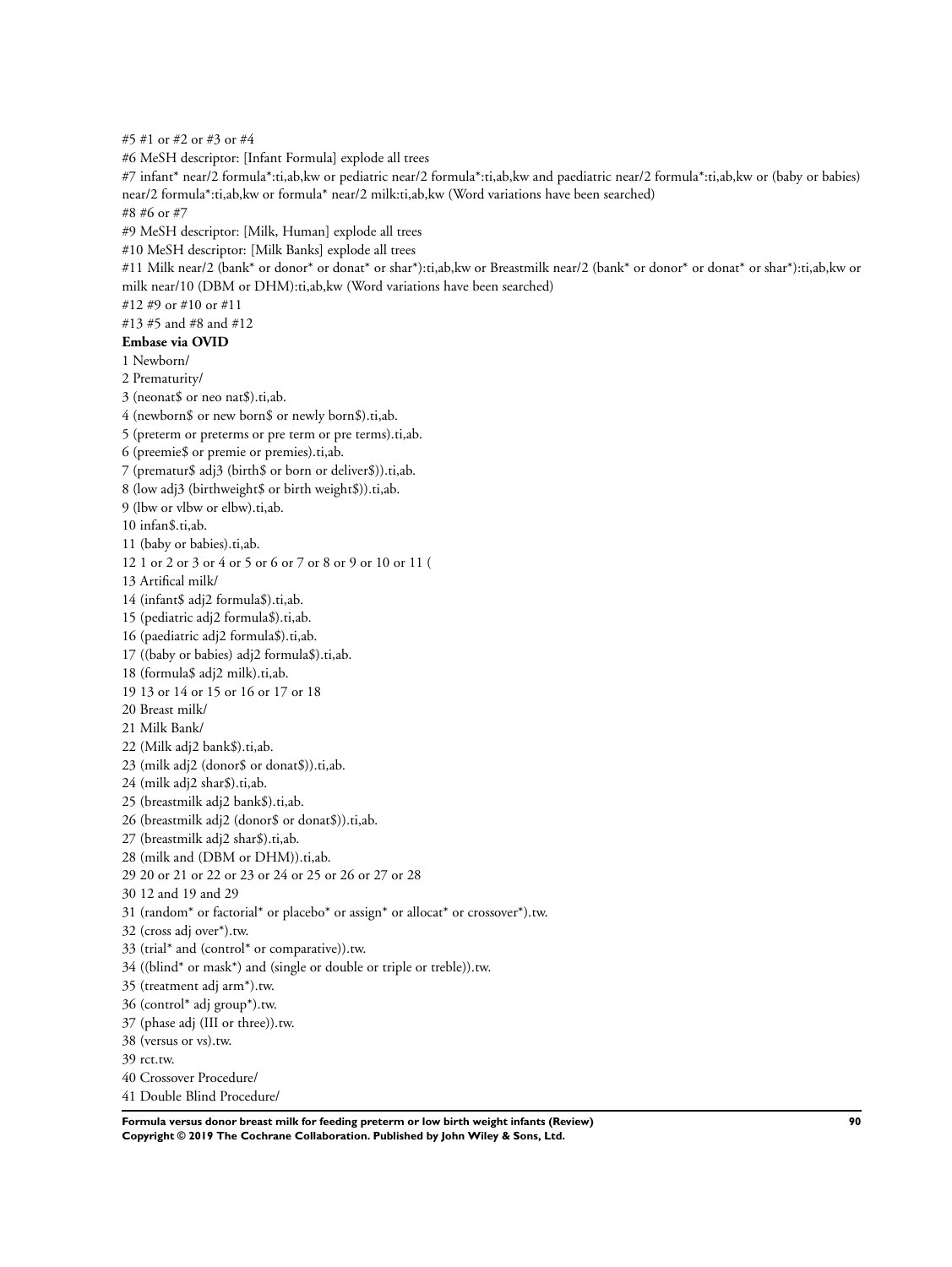#5 #1 or #2 or #3 or #4

#6 MeSH descriptor: [Infant Formula] explode all trees

#7 infant* near/2 formula*:ti,ab,kw or pediatric near/2 formula*:ti,ab,kw and paediatric near/2 formula*:ti,ab,kw or (baby or babies) near/2 formula*:ti,ab,kw or formula* near/2 milk:ti,ab,kw (Word variations have been searched)

#8 #6 or #7

#9 MeSH descriptor: [Milk, Human] explode all trees

#10 MeSH descriptor: [Milk Banks] explode all trees

#11 Milk near/2 (bank* or donor* or donat* or shar*):ti,ab,kw or Breastmilk near/2 (bank* or donor* or donat* or shar*):ti,ab,kw or milk near/10 (DBM or DHM):ti,ab,kw (Word variations have been searched)

#12 #9 or #10 or #11

#13 #5 and #8 and #12

**Embase via OVID**

1 Newborn/

2 Prematurity/

3 (neonat$ or neo nat$).ti,ab.

4 (newborn$ or new born$ or newly born$).ti,ab.

5 (preterm or preterms or pre term or pre terms).ti,ab.

6 (preemie$ or premie or premies).ti,ab.

7 (prematur$ adj3 (birth$ or born or deliver$)).ti,ab.

8 (low adj3 (birthweight$ or birth weight$)).ti,ab.

9 (lbw or vlbw or elbw).ti,ab.

10 infan$.ti,ab.

11 (baby or babies).ti,ab.

12 1 or 2 or 3 or 4 or 5 or 6 or 7 or 8 or 9 or 10 or 11 (

13 Artifical milk/

14 (infant$ adj2 formula$).ti,ab.

15 (pediatric adj2 formula$).ti,ab.

16 (paediatric adj2 formula$).ti,ab.

17 ((baby or babies) adj2 formula$).ti,ab.

18 (formula$ adj2 milk).ti,ab.

19 13 or 14 or 15 or 16 or 17 or 18

20 Breast milk/

21 Milk Bank/

22 (Milk adj2 bank$).ti,ab.

23 (milk adj2 (donor$ or donat$)).ti,ab.

24 (milk adj2 shar$).ti,ab.

25 (breastmilk adj2 bank$).ti,ab.

26 (breastmilk adj2 (donor$ or donat$)).ti,ab.

27 (breastmilk adj2 shar$).ti,ab.

28 (milk and (DBM or DHM)).ti,ab.

29 20 or 21 or 22 or 23 or 24 or 25 or 26 or 27 or 28

30 12 and 19 and 29

31 (random* or factorial* or placebo* or assign* or allocat* or crossover*).tw.

32 (cross adj over*).tw.

33 (trial* and (control* or comparative)).tw.

34 ((blind* or mask*) and (single or double or triple or treble)).tw.

35 (treatment adj arm*).tw.

36 (control* adj group*).tw.

37 (phase adj (III or three)).tw.

38 (versus or vs).tw.

39 rct.tw.

40 Crossover Procedure/

41 Double Blind Procedure/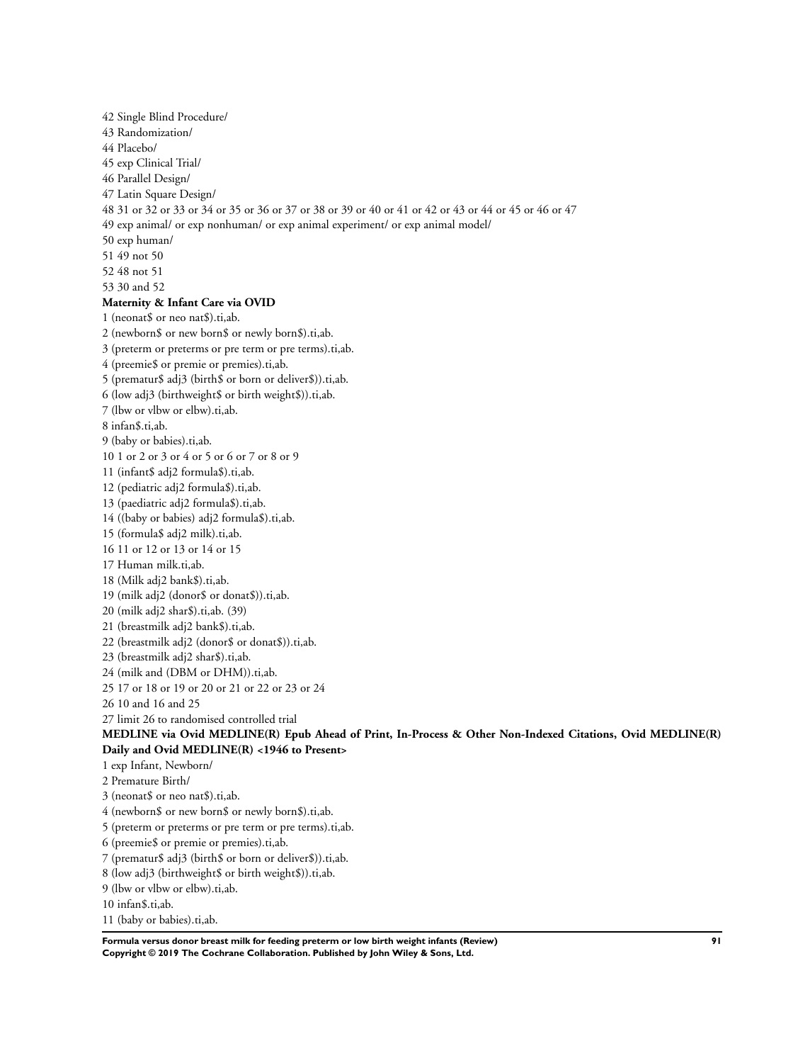42 Single Blind Procedure/
43 Randomization/
44 Placebo/
45 exp Clinical Trial/
46 Parallel Design/
47 Latin Square Design/
48 31 or 32 or 33 or 34 or 35 or 36 or 37 or 38 or 39 or 40 or 41 or 42 or 43 or 44 or 45 or 46 or 47
49 exp animal/ or exp nonhuman/ or exp animal experiment/ or exp animal model/
50 exp human/
51 49 not 50
52 48 not 51
53 30 and 52

**Maternity & Infant Care via OVID**

1 (neonat$ or neo nat$).ti,ab.
2 (newborn$ or new born$ or newly born$).ti,ab.
3 (preterm or preterms or pre term or pre terms).ti,ab.
4 (preemie$ or premie or premies).ti,ab.
5 (prematur$ adj3 (birth$ or born or deliver$)).ti,ab.
6 (low adj3 (birthweight$ or birth weight$)).ti,ab.
7 (lbw or vlbw or elbw).ti,ab.
8 infan$.ti,ab.
9 (baby or babies).ti,ab.
10 1 or 2 or 3 or 4 or 5 or 6 or 7 or 8 or 9
11 (infant$ adj2 formula$).ti,ab.
12 (pediatric adj2 formula$).ti,ab.
13 (paediatric adj2 formula$).ti,ab.
14 ((baby or babies) adj2 formula$).ti,ab.
15 (formula$ adj2 milk).ti,ab.
16 11 or 12 or 13 or 14 or 15
17 Human milk.ti,ab.
18 (Milk adj2 bank$).ti,ab.
19 (milk adj2 (donor$ or donat$)).ti,ab.
20 (milk adj2 shar$).ti,ab. (39)
21 (breastmilk adj2 bank$).ti,ab.
22 (breastmilk adj2 (donor$ or donat$)).ti,ab.
23 (breastmilk adj2 shar$).ti,ab.
24 (milk and (DBM or DHM)).ti,ab.
25 17 or 18 or 19 or 20 or 21 or 22 or 23 or 24
26 10 and 16 and 25
27 limit 26 to randomised controlled trial

**MEDLINE via Ovid MEDLINE(R) Epub Ahead of Print, In-Process & Other Non-Indexed Citations, Ovid MEDLINE(R) Daily and Ovid MEDLINE(R) <1946 to Present>**

1 exp Infant, Newborn/
2 Premature Birth/
3 (neonat$ or neo nat$).ti,ab.
4 (newborn$ or new born$ or newly born$).ti,ab.
5 (preterm or preterms or pre term or pre terms).ti,ab.
6 (preemie$ or premie or premies).ti,ab.
7 (prematur$ adj3 (birth$ or born or deliver$)).ti,ab.
8 (low adj3 (birthweight$ or birth weight$)).ti,ab.
9 (lbw or vlbw or elbw).ti,ab.
10 infan$.ti,ab.
11 (baby or babies).ti,ab.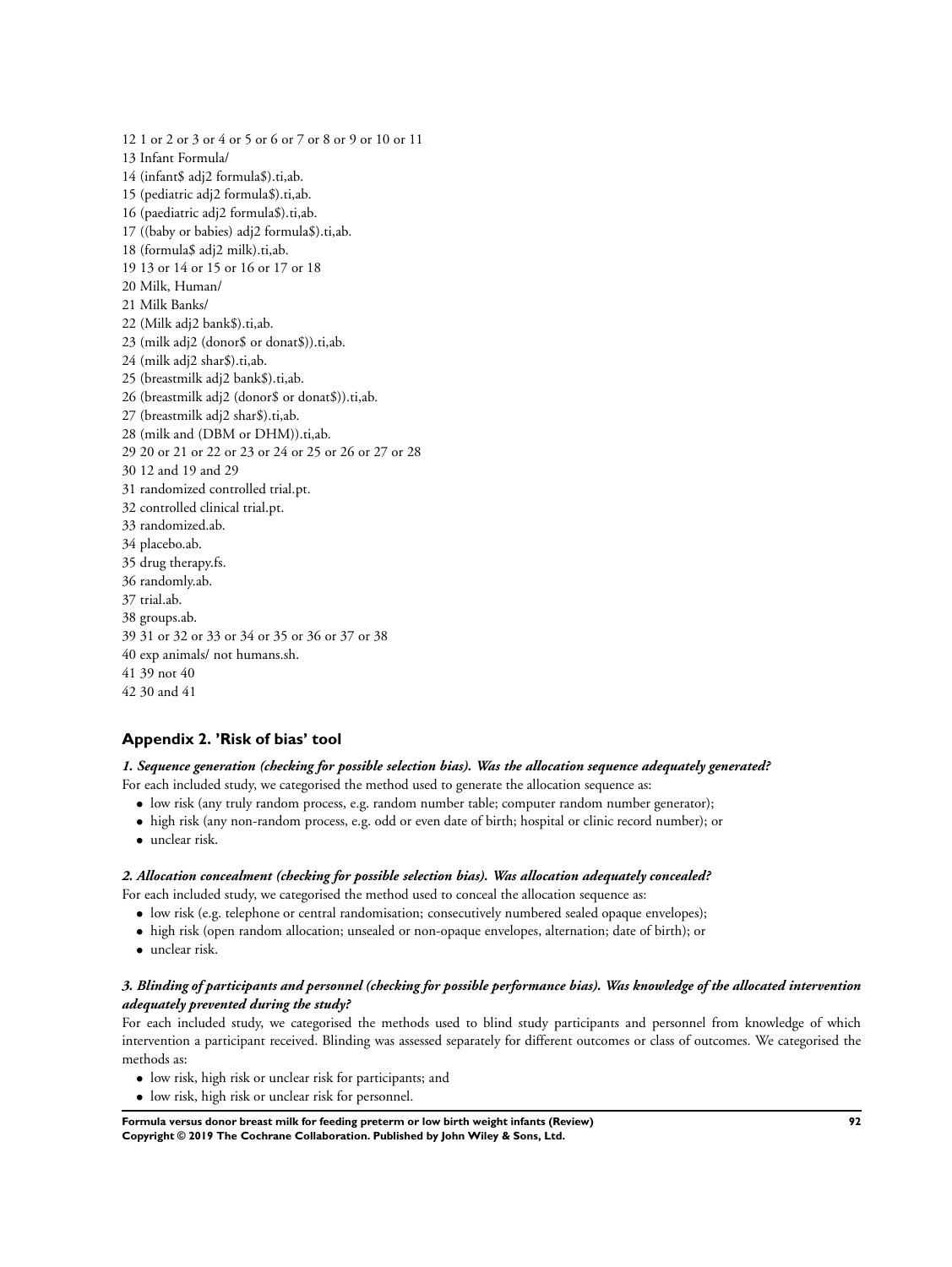12 1 or 2 or 3 or 4 or 5 or 6 or 7 or 8 or 9 or 10 or 11
13 Infant Formula/
14 (infant$ adj2 formula$).ti,ab.
15 (pediatric adj2 formula$).ti,ab.
16 (paediatric adj2 formula$).ti,ab.
17 ((baby or babies) adj2 formula$).ti,ab.
18 (formula$ adj2 milk).ti,ab.
19 13 or 14 or 15 or 16 or 17 or 18
20 Milk, Human/
21 Milk Banks/
22 (Milk adj2 bank$).ti,ab.
23 (milk adj2 (donor$ or donat$)).ti,ab.
24 (milk adj2 shar$).ti,ab.
25 (breastmilk adj2 bank$).ti,ab.
26 (breastmilk adj2 (donor$ or donat$)).ti,ab.
27 (breastmilk adj2 shar$).ti,ab.
28 (milk and (DBM or DHM)).ti,ab.
29 20 or 21 or 22 or 23 or 24 or 25 or 26 or 27 or 28
30 12 and 19 and 29
31 randomized controlled trial.pt.
32 controlled clinical trial.pt.
33 randomized.ab.
34 placebo.ab.
35 drug therapy.fs.
36 randomly.ab.
37 trial.ab.
38 groups.ab.
39 31 or 32 or 33 or 34 or 35 or 36 or 37 or 38
40 exp animals/ not humans.sh.
41 39 not 40
42 30 and 41

## Appendix 2. 'Risk of bias' tool

***1. Sequence generation (checking for possible selection bias). Was the allocation sequence adequately generated?***

For each included study, we categorised the method used to generate the allocation sequence as:

- low risk (any truly random process, e.g. random number table; computer random number generator);
- high risk (any non-random process, e.g. odd or even date of birth; hospital or clinic record number); or
- unclear risk.

***2. Allocation concealment (checking for possible selection bias). Was allocation adequately concealed?***

For each included study, we categorised the method used to conceal the allocation sequence as:

- low risk (e.g. telephone or central randomisation; consecutively numbered sealed opaque envelopes);
- high risk (open random allocation; unsealed or non-opaque envelopes, alternation; date of birth); or
- unclear risk.

***3. Blinding of participants and personnel (checking for possible performance bias). Was knowledge of the allocated intervention adequately prevented during the study?***

For each included study, we categorised the methods used to blind study participants and personnel from knowledge of which intervention a participant received. Blinding was assessed separately for different outcomes or class of outcomes. We categorised the methods as:

- low risk, high risk or unclear risk for participants; and
- low risk, high risk or unclear risk for personnel.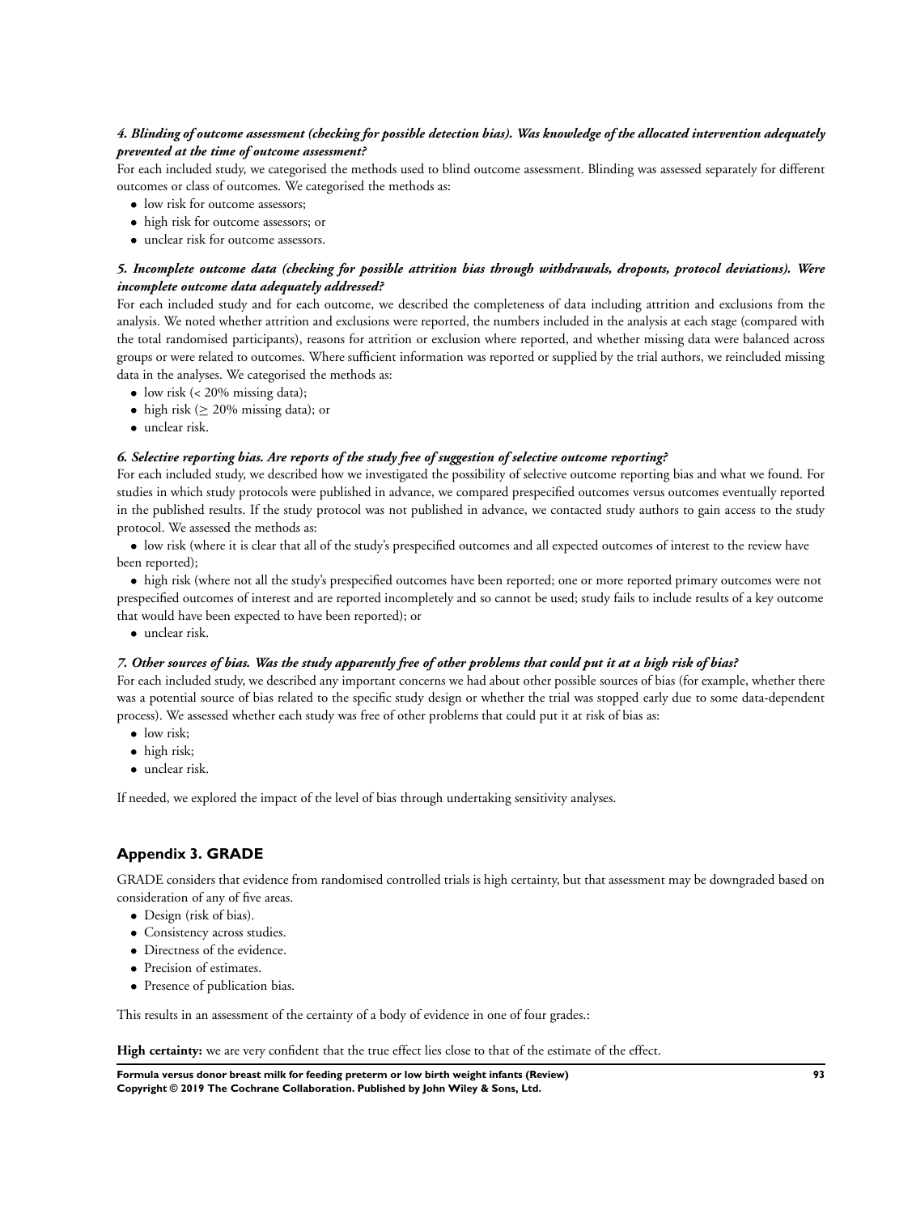***4. Blinding of outcome assessment (checking for possible detection bias). Was knowledge of the allocated intervention adequately prevented at the time of outcome assessment?***

For each included study, we categorised the methods used to blind outcome assessment. Blinding was assessed separately for different outcomes or class of outcomes. We categorised the methods as:

- low risk for outcome assessors;
- high risk for outcome assessors; or
- unclear risk for outcome assessors.

***5. Incomplete outcome data (checking for possible attrition bias through withdrawals, dropouts, protocol deviations). Were incomplete outcome data adequately addressed?***

For each included study and for each outcome, we described the completeness of data including attrition and exclusions from the analysis. We noted whether attrition and exclusions were reported, the numbers included in the analysis at each stage (compared with the total randomised participants), reasons for attrition or exclusion where reported, and whether missing data were balanced across groups or were related to outcomes. Where sufficient information was reported or supplied by the trial authors, we reincluded missing data in the analyses. We categorised the methods as:

- low risk (< 20% missing data);
- high risk (≥ 20% missing data); or
- unclear risk.

***6. Selective reporting bias. Are reports of the study free of suggestion of selective outcome reporting?***

For each included study, we described how we investigated the possibility of selective outcome reporting bias and what we found. For studies in which study protocols were published in advance, we compared prespecified outcomes versus outcomes eventually reported in the published results. If the study protocol was not published in advance, we contacted study authors to gain access to the study protocol. We assessed the methods as:

- low risk (where it is clear that all of the study's prespecified outcomes and all expected outcomes of interest to the review have been reported);
- high risk (where not all the study's prespecified outcomes have been reported; one or more reported primary outcomes were not prespecified outcomes of interest and are reported incompletely and so cannot be used; study fails to include results of a key outcome that would have been expected to have been reported); or
- unclear risk.

***7. Other sources of bias. Was the study apparently free of other problems that could put it at a high risk of bias?***

For each included study, we described any important concerns we had about other possible sources of bias (for example, whether there was a potential source of bias related to the specific study design or whether the trial was stopped early due to some data-dependent process). We assessed whether each study was free of other problems that could put it at risk of bias as:

- low risk;
- high risk;
- unclear risk.

If needed, we explored the impact of the level of bias through undertaking sensitivity analyses.

## Appendix 3. GRADE

GRADE considers that evidence from randomised controlled trials is high certainty, but that assessment may be downgraded based on consideration of any of five areas.

- Design (risk of bias).
- Consistency across studies.
- Directness of the evidence.
- Precision of estimates.
- Presence of publication bias.

This results in an assessment of the certainty of a body of evidence in one of four grades.:

**High certainty:** we are very confident that the true effect lies close to that of the estimate of the effect.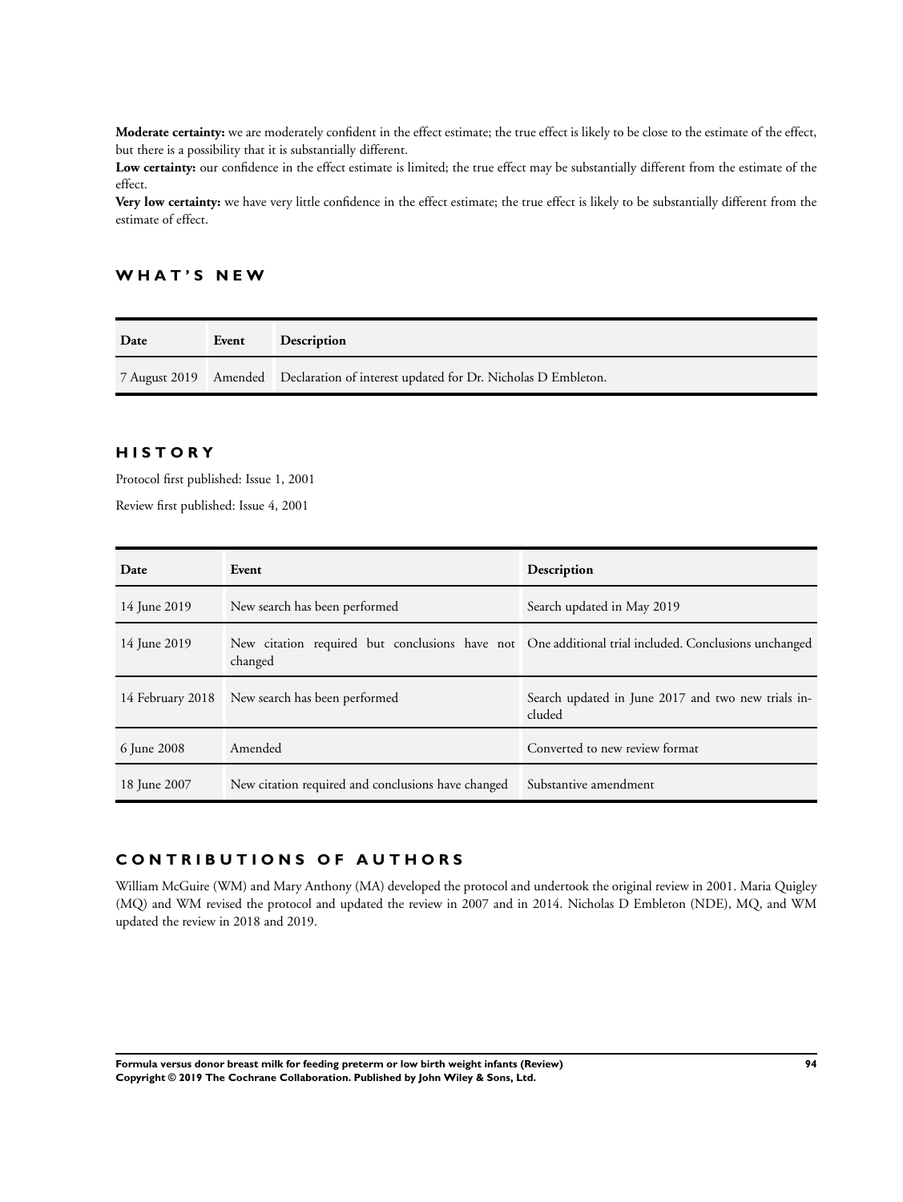**Moderate certainty:** we are moderately confident in the effect estimate; the true effect is likely to be close to the estimate of the effect, but there is a possibility that it is substantially different.

**Low certainty:** our confidence in the effect estimate is limited; the true effect may be substantially different from the estimate of the effect.

**Very low certainty:** we have very little confidence in the effect estimate; the true effect is likely to be substantially different from the estimate of effect.

## WHAT'S NEW

| Date | Event | Description |
| --- | --- | --- |
| 7 August 2019 | Amended | Declaration of interest updated for Dr. Nicholas D Embleton. |

## HISTORY

Protocol first published: Issue 1, 2001

Review first published: Issue 4, 2001

| Date | Event | Description |
| --- | --- | --- |
| 14 June 2019 | New search has been performed | Search updated in May 2019 |
| 14 June 2019 | New citation required but conclusions have not changed | One additional trial included. Conclusions unchanged |
| 14 February 2018 | New search has been performed | Search updated in June 2017 and two new trials included |
| 6 June 2008 | Amended | Converted to new review format |
| 18 June 2007 | New citation required and conclusions have changed | Substantive amendment |

## CONTRIBUTIONS OF AUTHORS

William McGuire (WM) and Mary Anthony (MA) developed the protocol and undertook the original review in 2001. Maria Quigley (MQ) and WM revised the protocol and updated the review in 2007 and in 2014. Nicholas D Embleton (NDE), MQ, and WM updated the review in 2018 and 2019.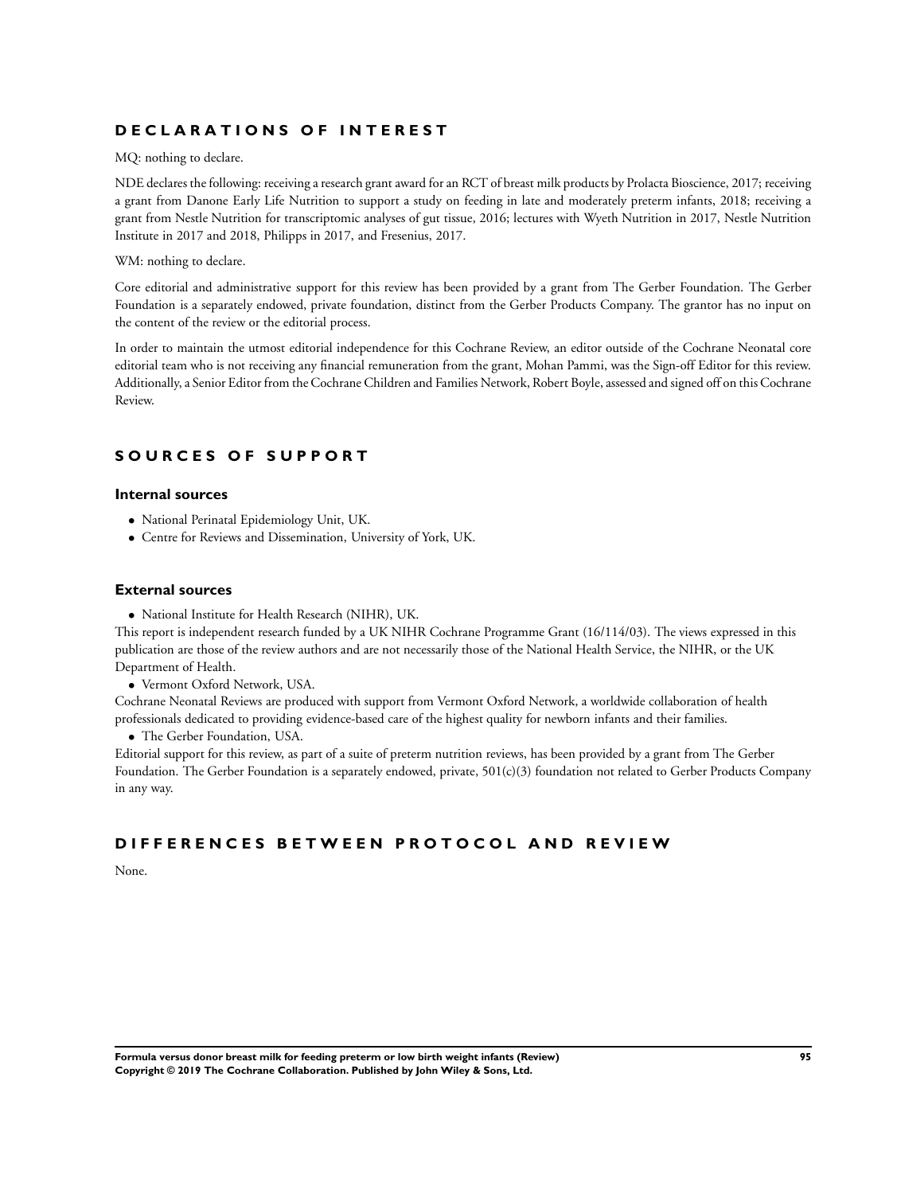## DECLARATIONS OF INTEREST

MQ: nothing to declare.

NDE declares the following: receiving a research grant award for an RCT of breast milk products by Prolacta Bioscience, 2017; receiving a grant from Danone Early Life Nutrition to support a study on feeding in late and moderately preterm infants, 2018; receiving a grant from Nestle Nutrition for transcriptomic analyses of gut tissue, 2016; lectures with Wyeth Nutrition in 2017, Nestle Nutrition Institute in 2017 and 2018, Philipps in 2017, and Fresenius, 2017.

WM: nothing to declare.

Core editorial and administrative support for this review has been provided by a grant from The Gerber Foundation. The Gerber Foundation is a separately endowed, private foundation, distinct from the Gerber Products Company. The grantor has no input on the content of the review or the editorial process.

In order to maintain the utmost editorial independence for this Cochrane Review, an editor outside of the Cochrane Neonatal core editorial team who is not receiving any financial remuneration from the grant, Mohan Pammi, was the Sign-off Editor for this review. Additionally, a Senior Editor from the Cochrane Children and Families Network, Robert Boyle, assessed and signed off on this Cochrane Review.

## SOURCES OF SUPPORT

### Internal sources

- National Perinatal Epidemiology Unit, UK.
- Centre for Reviews and Dissemination, University of York, UK.

### External sources

- National Institute for Health Research (NIHR), UK.

This report is independent research funded by a UK NIHR Cochrane Programme Grant (16/114/03). The views expressed in this publication are those of the review authors and are not necessarily those of the National Health Service, the NIHR, or the UK Department of Health.

- Vermont Oxford Network, USA.

Cochrane Neonatal Reviews are produced with support from Vermont Oxford Network, a worldwide collaboration of health professionals dedicated to providing evidence-based care of the highest quality for newborn infants and their families.

- The Gerber Foundation, USA.

Editorial support for this review, as part of a suite of preterm nutrition reviews, has been provided by a grant from The Gerber Foundation. The Gerber Foundation is a separately endowed, private, 501(c)(3) foundation not related to Gerber Products Company in any way.

## DIFFERENCES BETWEEN PROTOCOL AND REVIEW

None.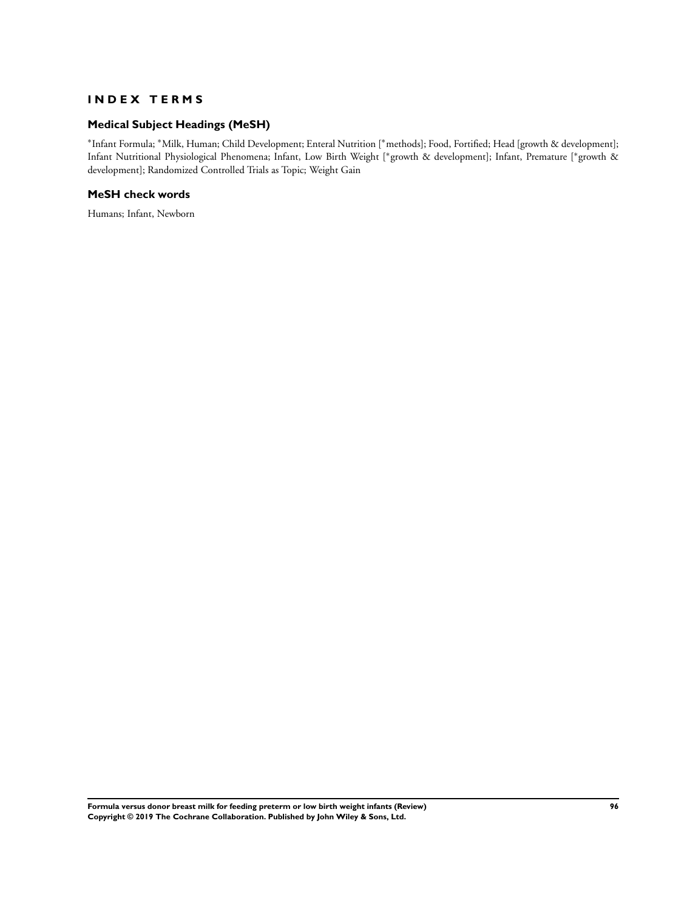## INDEX TERMS

### Medical Subject Headings (MeSH)

*Infant Formula; *Milk, Human; Child Development; Enteral Nutrition [*methods]; Food, Fortified; Head [growth & development]; Infant Nutritional Physiological Phenomena; Infant, Low Birth Weight [*growth & development]; Infant, Premature [*growth & development]; Randomized Controlled Trials as Topic; Weight Gain

### MeSH check words

Humans; Infant, Newborn